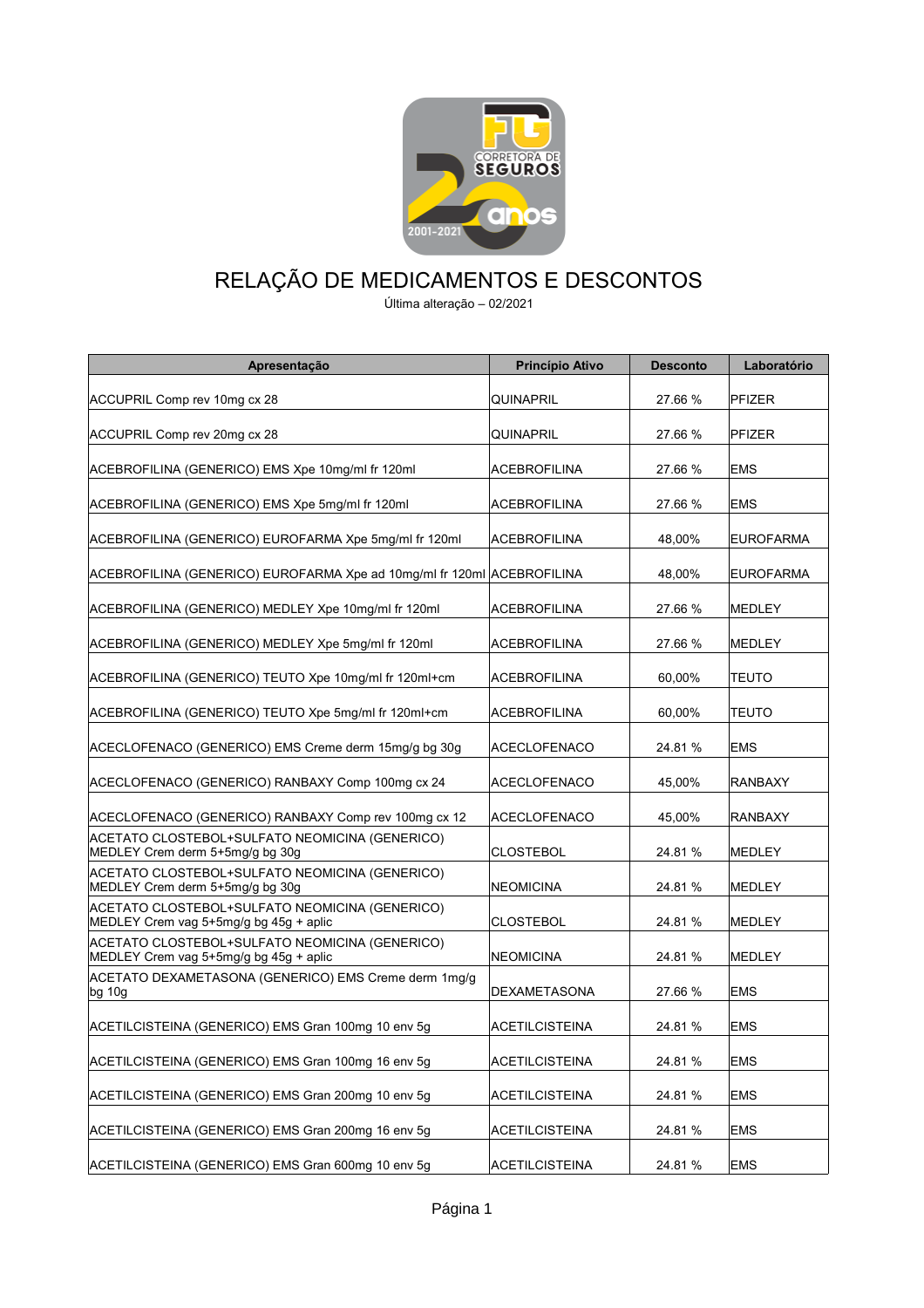# RELAÇÃO DE MEDICAMENTOS E DESCONTOS

Última alteração – 02/2021

| Apresentação | Princípio Ativo | Desconto | Laboratório |
|---|---|---|---|
| ACCUPRIL Comp rev 10mg cx 28 | QUINAPRIL | 27.66 % | PFIZER |
| ACCUPRIL Comp rev 20mg cx 28 | QUINAPRIL | 27.66 % | PFIZER |
| ACEBROFILINA (GENERICO) EMS Xpe 10mg/ml fr 120ml | ACEBROFILINA | 27.66 % | EMS |
| ACEBROFILINA (GENERICO) EMS Xpe 5mg/ml fr 120ml | ACEBROFILINA | 27.66 % | EMS |
| ACEBROFILINA (GENERICO) EUROFARMA Xpe 5mg/ml fr 120ml | ACEBROFILINA | 48,00% | EUROFARMA |
| ACEBROFILINA (GENERICO) EUROFARMA Xpe ad 10mg/ml fr 120ml | ACEBROFILINA | 48,00% | EUROFARMA |
| ACEBROFILINA (GENERICO) MEDLEY Xpe 10mg/ml fr 120ml | ACEBROFILINA | 27.66 % | MEDLEY |
| ACEBROFILINA (GENERICO) MEDLEY Xpe 5mg/ml fr 120ml | ACEBROFILINA | 27.66 % | MEDLEY |
| ACEBROFILINA (GENERICO) TEUTO Xpe 10mg/ml fr 120ml+cm | ACEBROFILINA | 60,00% | TEUTO |
| ACEBROFILINA (GENERICO) TEUTO Xpe 5mg/ml fr 120ml+cm | ACEBROFILINA | 60,00% | TEUTO |
| ACECLOFENACO (GENERICO) EMS Creme derm 15mg/g bg 30g | ACECLOFENACO | 24.81 % | EMS |
| ACECLOFENACO (GENERICO) RANBAXY Comp 100mg cx 24 | ACECLOFENACO | 45,00% | RANBAXY |
| ACECLOFENACO (GENERICO) RANBAXY Comp rev 100mg cx 12 | ACECLOFENACO | 45,00% | RANBAXY |
| ACETATO CLOSTEBOL+SULFATO NEOMICINA (GENERICO) MEDLEY Crem derm 5+5mg/g bg 30g | CLOSTEBOL | 24.81 % | MEDLEY |
| ACETATO CLOSTEBOL+SULFATO NEOMICINA (GENERICO) MEDLEY Crem derm 5+5mg/g bg 30g | NEOMICINA | 24.81 % | MEDLEY |
| ACETATO CLOSTEBOL+SULFATO NEOMICINA (GENERICO) MEDLEY Crem vag 5+5mg/g bg 45g + aplic | CLOSTEBOL | 24.81 % | MEDLEY |
| ACETATO CLOSTEBOL+SULFATO NEOMICINA (GENERICO) MEDLEY Crem vag 5+5mg/g bg 45g + aplic | NEOMICINA | 24.81 % | MEDLEY |
| ACETATO DEXAMETASONA (GENERICO) EMS Creme derm 1mg/g bg 10g | DEXAMETASONA | 27.66 % | EMS |
| ACETILCISTEINA (GENERICO) EMS Gran 100mg 10 env 5g | ACETILCISTEINA | 24.81 % | EMS |
| ACETILCISTEINA (GENERICO) EMS Gran 100mg 16 env 5g | ACETILCISTEINA | 24.81 % | EMS |
| ACETILCISTEINA (GENERICO) EMS Gran 200mg 10 env 5g | ACETILCISTEINA | 24.81 % | EMS |
| ACETILCISTEINA (GENERICO) EMS Gran 200mg 16 env 5g | ACETILCISTEINA | 24.81 % | EMS |
| ACETILCISTEINA (GENERICO) EMS Gran 600mg 10 env 5g | ACETILCISTEINA | 24.81 % | EMS |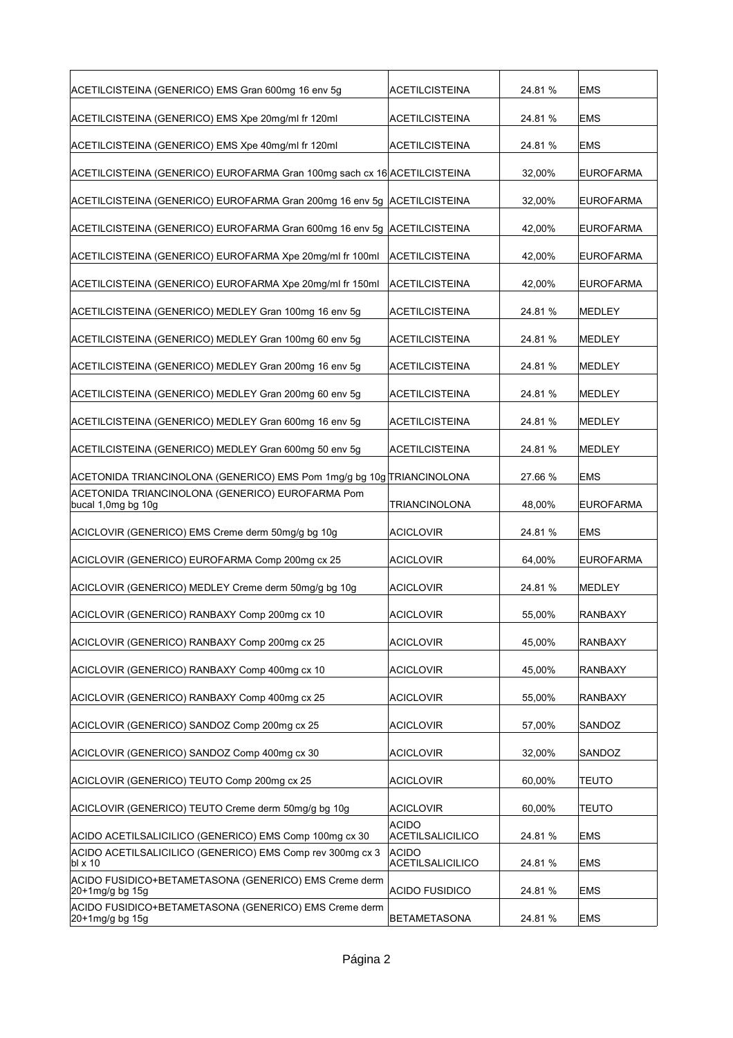| | | | |
|---|---|---|---|
| ACETILCISTEINA (GENERICO) EMS Gran 600mg 16 env 5g | ACETILCISTEINA | 24.81 % | EMS |
| ACETILCISTEINA (GENERICO) EMS Xpe 20mg/ml fr 120ml | ACETILCISTEINA | 24.81 % | EMS |
| ACETILCISTEINA (GENERICO) EMS Xpe 40mg/ml fr 120ml | ACETILCISTEINA | 24.81 % | EMS |
| ACETILCISTEINA (GENERICO) EUROFARMA Gran 100mg sach cx 16 | ACETILCISTEINA | 32,00% | EUROFARMA |
| ACETILCISTEINA (GENERICO) EUROFARMA Gran 200mg 16 env 5g | ACETILCISTEINA | 32,00% | EUROFARMA |
| ACETILCISTEINA (GENERICO) EUROFARMA Gran 600mg 16 env 5g | ACETILCISTEINA | 42,00% | EUROFARMA |
| ACETILCISTEINA (GENERICO) EUROFARMA Xpe 20mg/ml fr 100ml | ACETILCISTEINA | 42,00% | EUROFARMA |
| ACETILCISTEINA (GENERICO) EUROFARMA Xpe 20mg/ml fr 150ml | ACETILCISTEINA | 42,00% | EUROFARMA |
| ACETILCISTEINA (GENERICO) MEDLEY Gran 100mg 16 env 5g | ACETILCISTEINA | 24.81 % | MEDLEY |
| ACETILCISTEINA (GENERICO) MEDLEY Gran 100mg 60 env 5g | ACETILCISTEINA | 24.81 % | MEDLEY |
| ACETILCISTEINA (GENERICO) MEDLEY Gran 200mg 16 env 5g | ACETILCISTEINA | 24.81 % | MEDLEY |
| ACETILCISTEINA (GENERICO) MEDLEY Gran 200mg 60 env 5g | ACETILCISTEINA | 24.81 % | MEDLEY |
| ACETILCISTEINA (GENERICO) MEDLEY Gran 600mg 16 env 5g | ACETILCISTEINA | 24.81 % | MEDLEY |
| ACETILCISTEINA (GENERICO) MEDLEY Gran 600mg 50 env 5g | ACETILCISTEINA | 24.81 % | MEDLEY |
| ACETONIDA TRIANCINOLONA (GENERICO) EMS Pom 1mg/g bg 10g | TRIANCINOLONA | 27.66 % | EMS |
| ACETONIDA TRIANCINOLONA (GENERICO) EUROFARMA Pom bucal 1,0mg bg 10g | TRIANCINOLONA | 48,00% | EUROFARMA |
| ACICLOVIR (GENERICO) EMS Creme derm 50mg/g bg 10g | ACICLOVIR | 24.81 % | EMS |
| ACICLOVIR (GENERICO) EUROFARMA Comp 200mg cx 25 | ACICLOVIR | 64,00% | EUROFARMA |
| ACICLOVIR (GENERICO) MEDLEY Creme derm 50mg/g bg 10g | ACICLOVIR | 24.81 % | MEDLEY |
| ACICLOVIR (GENERICO) RANBAXY Comp 200mg cx 10 | ACICLOVIR | 55,00% | RANBAXY |
| ACICLOVIR (GENERICO) RANBAXY Comp 200mg cx 25 | ACICLOVIR | 45,00% | RANBAXY |
| ACICLOVIR (GENERICO) RANBAXY Comp 400mg cx 10 | ACICLOVIR | 45,00% | RANBAXY |
| ACICLOVIR (GENERICO) RANBAXY Comp 400mg cx 25 | ACICLOVIR | 55,00% | RANBAXY |
| ACICLOVIR (GENERICO) SANDOZ Comp 200mg cx 25 | ACICLOVIR | 57,00% | SANDOZ |
| ACICLOVIR (GENERICO) SANDOZ Comp 400mg cx 30 | ACICLOVIR | 32,00% | SANDOZ |
| ACICLOVIR (GENERICO) TEUTO Comp 200mg cx 25 | ACICLOVIR | 60,00% | TEUTO |
| ACICLOVIR (GENERICO) TEUTO Creme derm 50mg/g bg 10g | ACICLOVIR | 60,00% | TEUTO |
| ACIDO ACETILSALICILICO (GENERICO) EMS Comp 100mg cx 30 | ACIDO ACETILSALICILICO | 24.81 % | EMS |
| ACIDO ACETILSALICILICO (GENERICO) EMS Comp rev 300mg cx 3 bl x 10 | ACIDO ACETILSALICILICO | 24.81 % | EMS |
| ACIDO FUSIDICO+BETAMETASONA (GENERICO) EMS Creme derm 20+1mg/g bg 15g | ACIDO FUSIDICO | 24.81 % | EMS |
| ACIDO FUSIDICO+BETAMETASONA (GENERICO) EMS Creme derm 20+1mg/g bg 15g | BETAMETASONA | 24.81 % | EMS |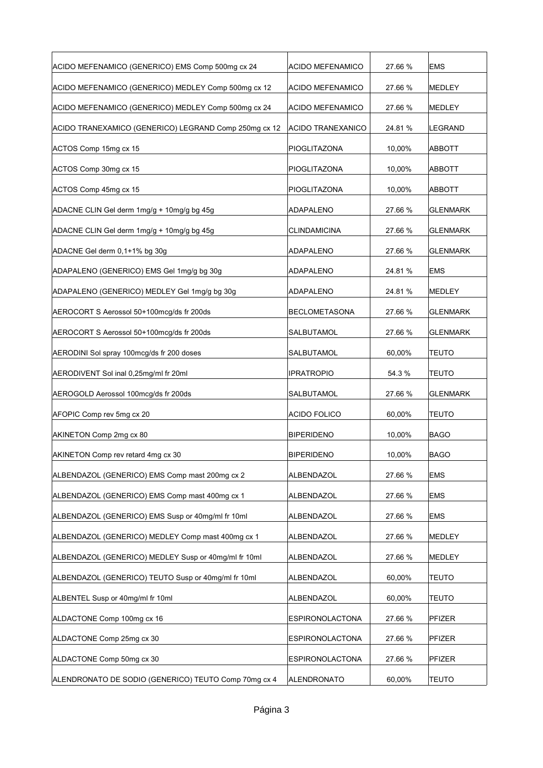| | | | |
|---|---|---|---|
| ACIDO MEFENAMICO (GENERICO) EMS Comp 500mg cx 24 | ACIDO MEFENAMICO | 27.66 % | EMS |
| ACIDO MEFENAMICO (GENERICO) MEDLEY Comp 500mg cx 12 | ACIDO MEFENAMICO | 27.66 % | MEDLEY |
| ACIDO MEFENAMICO (GENERICO) MEDLEY Comp 500mg cx 24 | ACIDO MEFENAMICO | 27.66 % | MEDLEY |
| ACIDO TRANEXAMICO (GENERICO) LEGRAND Comp 250mg cx 12 | ACIDO TRANEXANICO | 24.81 % | LEGRAND |
| ACTOS Comp 15mg cx 15 | PIOGLITAZONA | 10,00% | ABBOTT |
| ACTOS Comp 30mg cx 15 | PIOGLITAZONA | 10,00% | ABBOTT |
| ACTOS Comp 45mg cx 15 | PIOGLITAZONA | 10,00% | ABBOTT |
| ADACNE CLIN Gel derm 1mg/g + 10mg/g bg 45g | ADAPALENO | 27.66 % | GLENMARK |
| ADACNE CLIN Gel derm 1mg/g + 10mg/g bg 45g | CLINDAMICINA | 27.66 % | GLENMARK |
| ADACNE Gel derm 0,1+1% bg 30g | ADAPALENO | 27.66 % | GLENMARK |
| ADAPALENO (GENERICO) EMS Gel 1mg/g bg 30g | ADAPALENO | 24.81 % | EMS |
| ADAPALENO (GENERICO) MEDLEY Gel 1mg/g bg 30g | ADAPALENO | 24.81 % | MEDLEY |
| AEROCORT S Aerossol 50+100mcg/ds fr 200ds | BECLOMETASONA | 27.66 % | GLENMARK |
| AEROCORT S Aerossol 50+100mcg/ds fr 200ds | SALBUTAMOL | 27.66 % | GLENMARK |
| AERODINI Sol spray 100mcg/ds fr 200 doses | SALBUTAMOL | 60,00% | TEUTO |
| AERODIVENT Sol inal 0,25mg/ml fr 20ml | IPRATROPIO | 54.3 % | TEUTO |
| AEROGOLD Aerossol 100mcg/ds fr 200ds | SALBUTAMOL | 27.66 % | GLENMARK |
| AFOPIC Comp rev 5mg cx 20 | ACIDO FOLICO | 60,00% | TEUTO |
| AKINETON Comp 2mg cx 80 | BIPERIDENO | 10,00% | BAGO |
| AKINETON Comp rev retard 4mg cx 30 | BIPERIDENO | 10,00% | BAGO |
| ALBENDAZOL (GENERICO) EMS Comp mast 200mg cx 2 | ALBENDAZOL | 27.66 % | EMS |
| ALBENDAZOL (GENERICO) EMS Comp mast 400mg cx 1 | ALBENDAZOL | 27.66 % | EMS |
| ALBENDAZOL (GENERICO) EMS Susp or 40mg/ml fr 10ml | ALBENDAZOL | 27.66 % | EMS |
| ALBENDAZOL (GENERICO) MEDLEY Comp mast 400mg cx 1 | ALBENDAZOL | 27.66 % | MEDLEY |
| ALBENDAZOL (GENERICO) MEDLEY Susp or 40mg/ml fr 10ml | ALBENDAZOL | 27.66 % | MEDLEY |
| ALBENDAZOL (GENERICO) TEUTO Susp or 40mg/ml fr 10ml | ALBENDAZOL | 60,00% | TEUTO |
| ALBENTEL Susp or 40mg/ml fr 10ml | ALBENDAZOL | 60,00% | TEUTO |
| ALDACTONE Comp 100mg cx 16 | ESPIRONOLACTONA | 27.66 % | PFIZER |
| ALDACTONE Comp 25mg cx 30 | ESPIRONOLACTONA | 27.66 % | PFIZER |
| ALDACTONE Comp 50mg cx 30 | ESPIRONOLACTONA | 27.66 % | PFIZER |
| ALENDRONATO DE SODIO (GENERICO) TEUTO Comp 70mg cx 4 | ALENDRONATO | 60,00% | TEUTO |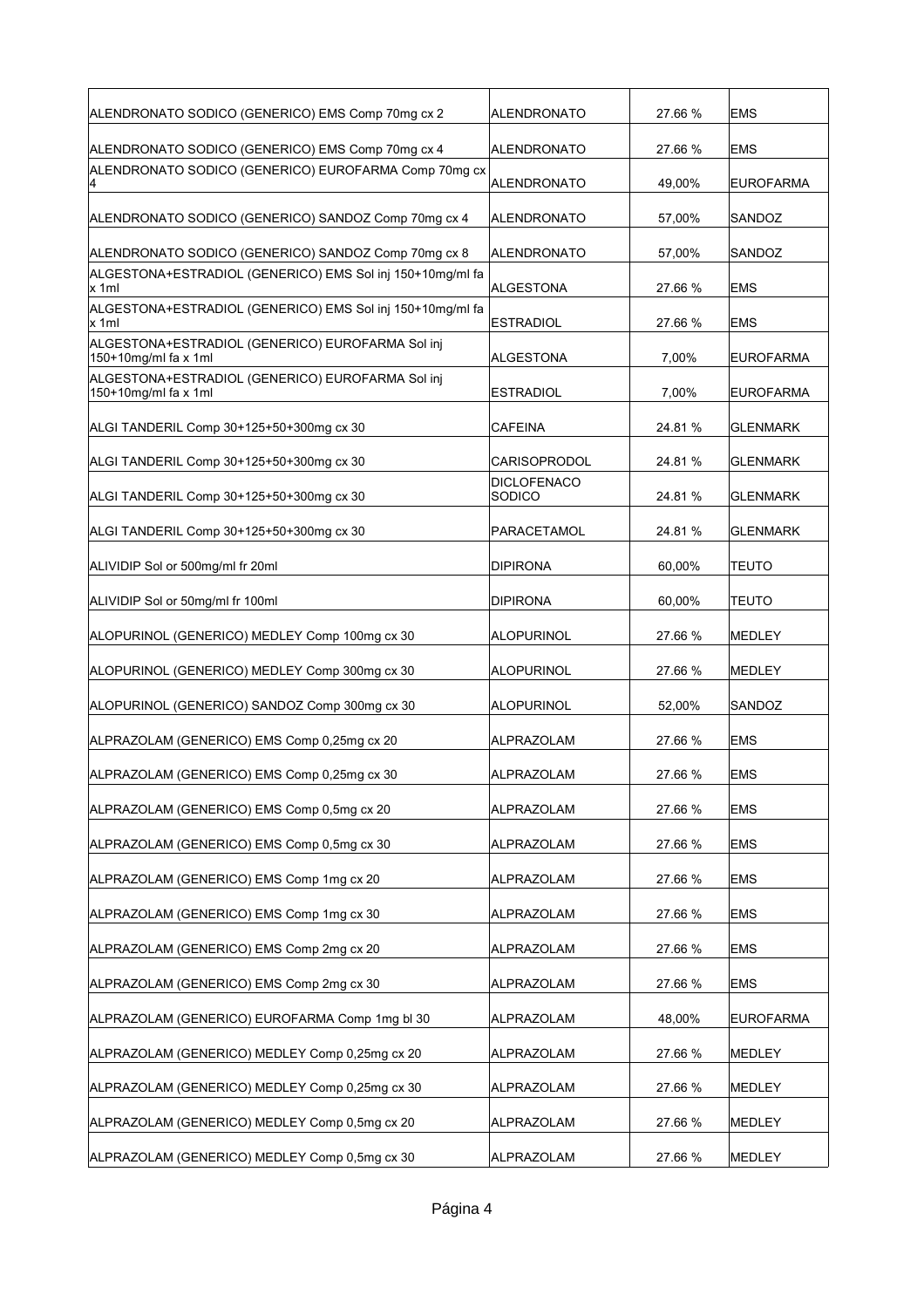| | | | |
|---|---|---|---|
| ALENDRONATO SODICO (GENERICO) EMS Comp 70mg cx 2 | ALENDRONATO | 27.66 % | EMS |
| ALENDRONATO SODICO (GENERICO) EMS Comp 70mg cx 4 | ALENDRONATO | 27.66 % | EMS |
| ALENDRONATO SODICO (GENERICO) EUROFARMA Comp 70mg cx 4 | ALENDRONATO | 49,00% | EUROFARMA |
| ALENDRONATO SODICO (GENERICO) SANDOZ Comp 70mg cx 4 | ALENDRONATO | 57,00% | SANDOZ |
| ALENDRONATO SODICO (GENERICO) SANDOZ Comp 70mg cx 8 | ALENDRONATO | 57,00% | SANDOZ |
| ALGESTONA+ESTRADIOL (GENERICO) EMS Sol inj 150+10mg/ml fa x 1ml | ALGESTONA | 27.66 % | EMS |
| ALGESTONA+ESTRADIOL (GENERICO) EMS Sol inj 150+10mg/ml fa x 1ml | ESTRADIOL | 27.66 % | EMS |
| ALGESTONA+ESTRADIOL (GENERICO) EUROFARMA Sol inj 150+10mg/ml fa x 1ml | ALGESTONA | 7,00% | EUROFARMA |
| ALGESTONA+ESTRADIOL (GENERICO) EUROFARMA Sol inj 150+10mg/ml fa x 1ml | ESTRADIOL | 7,00% | EUROFARMA |
| ALGI TANDERIL Comp 30+125+50+300mg cx 30 | CAFEINA | 24.81 % | GLENMARK |
| ALGI TANDERIL Comp 30+125+50+300mg cx 30 | CARISOPRODOL | 24.81 % | GLENMARK |
| ALGI TANDERIL Comp 30+125+50+300mg cx 30 | DICLOFENACO SODICO | 24.81 % | GLENMARK |
| ALGI TANDERIL Comp 30+125+50+300mg cx 30 | PARACETAMOL | 24.81 % | GLENMARK |
| ALIVIDIP Sol or 500mg/ml fr 20ml | DIPIRONA | 60,00% | TEUTO |
| ALIVIDIP Sol or 50mg/ml fr 100ml | DIPIRONA | 60,00% | TEUTO |
| ALOPURINOL (GENERICO) MEDLEY Comp 100mg cx 30 | ALOPURINOL | 27.66 % | MEDLEY |
| ALOPURINOL (GENERICO) MEDLEY Comp 300mg cx 30 | ALOPURINOL | 27.66 % | MEDLEY |
| ALOPURINOL (GENERICO) SANDOZ Comp 300mg cx 30 | ALOPURINOL | 52,00% | SANDOZ |
| ALPRAZOLAM (GENERICO) EMS Comp 0,25mg cx 20 | ALPRAZOLAM | 27.66 % | EMS |
| ALPRAZOLAM (GENERICO) EMS Comp 0,25mg cx 30 | ALPRAZOLAM | 27.66 % | EMS |
| ALPRAZOLAM (GENERICO) EMS Comp 0,5mg cx 20 | ALPRAZOLAM | 27.66 % | EMS |
| ALPRAZOLAM (GENERICO) EMS Comp 0,5mg cx 30 | ALPRAZOLAM | 27.66 % | EMS |
| ALPRAZOLAM (GENERICO) EMS Comp 1mg cx 20 | ALPRAZOLAM | 27.66 % | EMS |
| ALPRAZOLAM (GENERICO) EMS Comp 1mg cx 30 | ALPRAZOLAM | 27.66 % | EMS |
| ALPRAZOLAM (GENERICO) EMS Comp 2mg cx 20 | ALPRAZOLAM | 27.66 % | EMS |
| ALPRAZOLAM (GENERICO) EMS Comp 2mg cx 30 | ALPRAZOLAM | 27.66 % | EMS |
| ALPRAZOLAM (GENERICO) EUROFARMA Comp 1mg bl 30 | ALPRAZOLAM | 48,00% | EUROFARMA |
| ALPRAZOLAM (GENERICO) MEDLEY Comp 0,25mg cx 20 | ALPRAZOLAM | 27.66 % | MEDLEY |
| ALPRAZOLAM (GENERICO) MEDLEY Comp 0,25mg cx 30 | ALPRAZOLAM | 27.66 % | MEDLEY |
| ALPRAZOLAM (GENERICO) MEDLEY Comp 0,5mg cx 20 | ALPRAZOLAM | 27.66 % | MEDLEY |
| ALPRAZOLAM (GENERICO) MEDLEY Comp 0,5mg cx 30 | ALPRAZOLAM | 27.66 % | MEDLEY |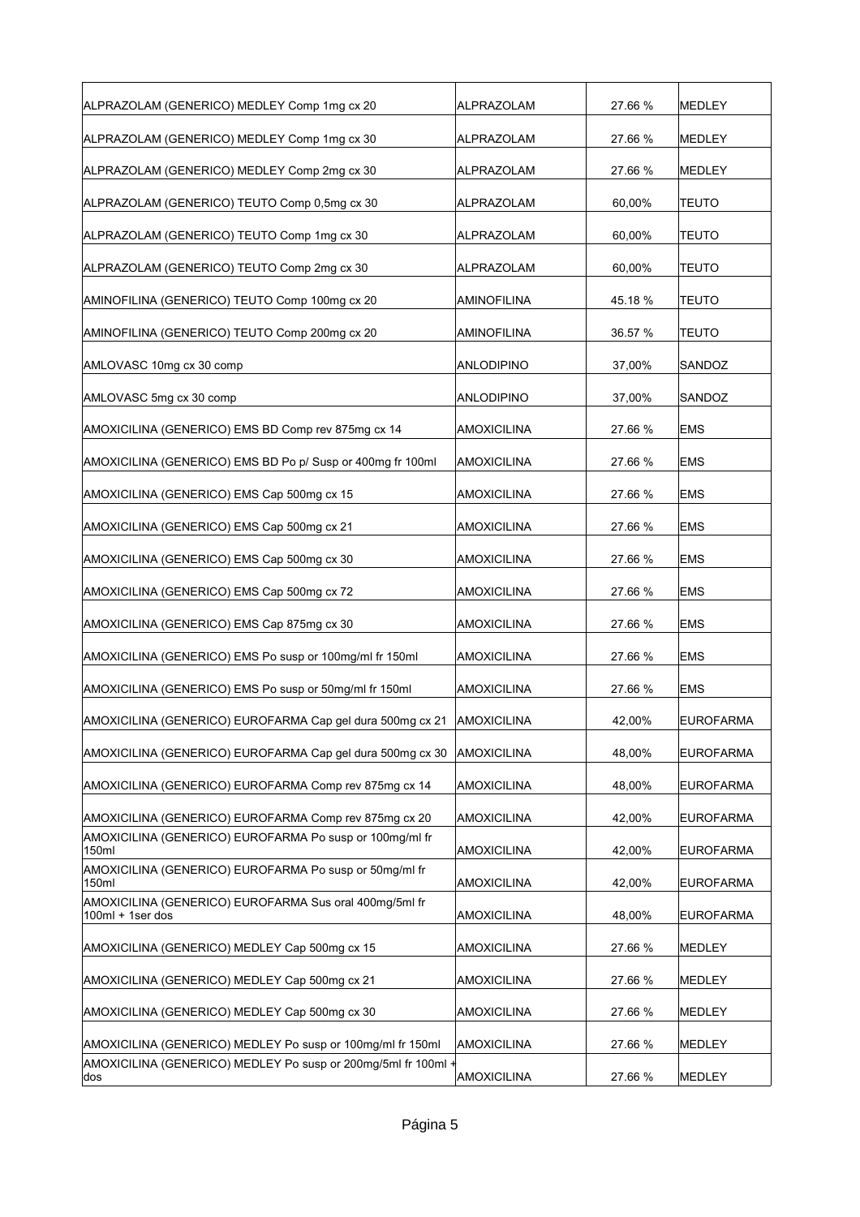| | | | |
|---|---|---|---|
| ALPRAZOLAM (GENERICO) MEDLEY Comp 1mg cx 20 | ALPRAZOLAM | 27.66 % | MEDLEY |
| ALPRAZOLAM (GENERICO) MEDLEY Comp 1mg cx 30 | ALPRAZOLAM | 27.66 % | MEDLEY |
| ALPRAZOLAM (GENERICO) MEDLEY Comp 2mg cx 30 | ALPRAZOLAM | 27.66 % | MEDLEY |
| ALPRAZOLAM (GENERICO) TEUTO Comp 0,5mg cx 30 | ALPRAZOLAM | 60,00% | TEUTO |
| ALPRAZOLAM (GENERICO) TEUTO Comp 1mg cx 30 | ALPRAZOLAM | 60,00% | TEUTO |
| ALPRAZOLAM (GENERICO) TEUTO Comp 2mg cx 30 | ALPRAZOLAM | 60,00% | TEUTO |
| AMINOFILINA (GENERICO) TEUTO Comp 100mg cx 20 | AMINOFILINA | 45.18 % | TEUTO |
| AMINOFILINA (GENERICO) TEUTO Comp 200mg cx 20 | AMINOFILINA | 36.57 % | TEUTO |
| AMLOVASC 10mg cx 30 comp | ANLODIPINO | 37,00% | SANDOZ |
| AMLOVASC 5mg cx 30 comp | ANLODIPINO | 37,00% | SANDOZ |
| AMOXICILINA (GENERICO) EMS BD Comp rev 875mg cx 14 | AMOXICILINA | 27.66 % | EMS |
| AMOXICILINA (GENERICO) EMS BD Po p/ Susp or 400mg fr 100ml | AMOXICILINA | 27.66 % | EMS |
| AMOXICILINA (GENERICO) EMS Cap 500mg cx 15 | AMOXICILINA | 27.66 % | EMS |
| AMOXICILINA (GENERICO) EMS Cap 500mg cx 21 | AMOXICILINA | 27.66 % | EMS |
| AMOXICILINA (GENERICO) EMS Cap 500mg cx 30 | AMOXICILINA | 27.66 % | EMS |
| AMOXICILINA (GENERICO) EMS Cap 500mg cx 72 | AMOXICILINA | 27.66 % | EMS |
| AMOXICILINA (GENERICO) EMS Cap 875mg cx 30 | AMOXICILINA | 27.66 % | EMS |
| AMOXICILINA (GENERICO) EMS Po susp or 100mg/ml fr 150ml | AMOXICILINA | 27.66 % | EMS |
| AMOXICILINA (GENERICO) EMS Po susp or 50mg/ml fr 150ml | AMOXICILINA | 27.66 % | EMS |
| AMOXICILINA (GENERICO) EUROFARMA Cap gel dura 500mg cx 21 | AMOXICILINA | 42,00% | EUROFARMA |
| AMOXICILINA (GENERICO) EUROFARMA Cap gel dura 500mg cx 30 | AMOXICILINA | 48,00% | EUROFARMA |
| AMOXICILINA (GENERICO) EUROFARMA Comp rev 875mg cx 14 | AMOXICILINA | 48,00% | EUROFARMA |
| AMOXICILINA (GENERICO) EUROFARMA Comp rev 875mg cx 20 | AMOXICILINA | 42,00% | EUROFARMA |
| AMOXICILINA (GENERICO) EUROFARMA Po susp or 100mg/ml fr 150ml | AMOXICILINA | 42,00% | EUROFARMA |
| AMOXICILINA (GENERICO) EUROFARMA Po susp or 50mg/ml fr 150ml | AMOXICILINA | 42,00% | EUROFARMA |
| AMOXICILINA (GENERICO) EUROFARMA Sus oral 400mg/5ml fr 100ml + 1ser dos | AMOXICILINA | 48,00% | EUROFARMA |
| AMOXICILINA (GENERICO) MEDLEY Cap 500mg cx 15 | AMOXICILINA | 27.66 % | MEDLEY |
| AMOXICILINA (GENERICO) MEDLEY Cap 500mg cx 21 | AMOXICILINA | 27.66 % | MEDLEY |
| AMOXICILINA (GENERICO) MEDLEY Cap 500mg cx 30 | AMOXICILINA | 27.66 % | MEDLEY |
| AMOXICILINA (GENERICO) MEDLEY Po susp or 100mg/ml fr 150ml | AMOXICILINA | 27.66 % | MEDLEY |
| AMOXICILINA (GENERICO) MEDLEY Po susp or 200mg/5ml fr 100ml + dos | AMOXICILINA | 27.66 % | MEDLEY |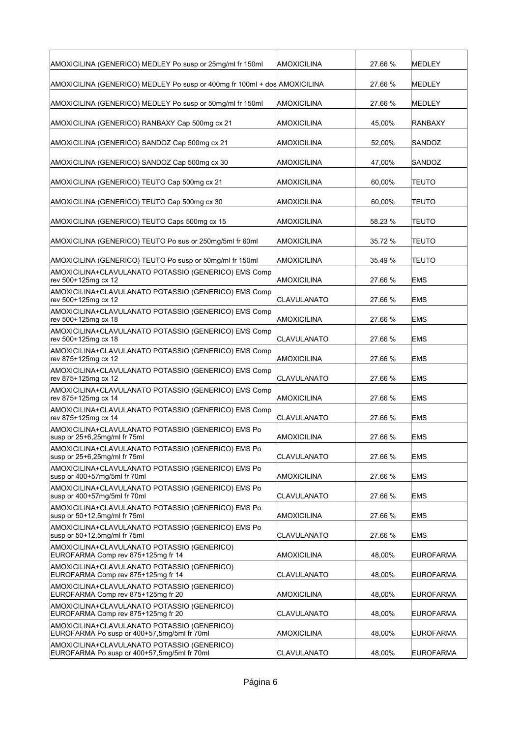| | | | |
|---|---|---|---|
| AMOXICILINA (GENERICO) MEDLEY Po susp or 25mg/ml fr 150ml | AMOXICILINA | 27.66 % | MEDLEY |
| AMOXICILINA (GENERICO) MEDLEY Po susp or 400mg fr 100ml + dos | AMOXICILINA | 27.66 % | MEDLEY |
| AMOXICILINA (GENERICO) MEDLEY Po susp or 50mg/ml fr 150ml | AMOXICILINA | 27.66 % | MEDLEY |
| AMOXICILINA (GENERICO) RANBAXY Cap 500mg cx 21 | AMOXICILINA | 45,00% | RANBAXY |
| AMOXICILINA (GENERICO) SANDOZ Cap 500mg cx 21 | AMOXICILINA | 52,00% | SANDOZ |
| AMOXICILINA (GENERICO) SANDOZ Cap 500mg cx 30 | AMOXICILINA | 47,00% | SANDOZ |
| AMOXICILINA (GENERICO) TEUTO Cap 500mg cx 21 | AMOXICILINA | 60,00% | TEUTO |
| AMOXICILINA (GENERICO) TEUTO Cap 500mg cx 30 | AMOXICILINA | 60,00% | TEUTO |
| AMOXICILINA (GENERICO) TEUTO Caps 500mg cx 15 | AMOXICILINA | 58.23 % | TEUTO |
| AMOXICILINA (GENERICO) TEUTO Po sus or 250mg/5ml fr 60ml | AMOXICILINA | 35.72 % | TEUTO |
| AMOXICILINA (GENERICO) TEUTO Po susp or 50mg/ml fr 150ml | AMOXICILINA | 35.49 % | TEUTO |
| AMOXICILINA+CLAVULANATO POTASSIO (GENERICO) EMS Comp rev 500+125mg cx 12 | AMOXICILINA | 27.66 % | EMS |
| AMOXICILINA+CLAVULANATO POTASSIO (GENERICO) EMS Comp rev 500+125mg cx 12 | CLAVULANATO | 27.66 % | EMS |
| AMOXICILINA+CLAVULANATO POTASSIO (GENERICO) EMS Comp rev 500+125mg cx 18 | AMOXICILINA | 27.66 % | EMS |
| AMOXICILINA+CLAVULANATO POTASSIO (GENERICO) EMS Comp rev 500+125mg cx 18 | CLAVULANATO | 27.66 % | EMS |
| AMOXICILINA+CLAVULANATO POTASSIO (GENERICO) EMS Comp rev 875+125mg cx 12 | AMOXICILINA | 27.66 % | EMS |
| AMOXICILINA+CLAVULANATO POTASSIO (GENERICO) EMS Comp rev 875+125mg cx 12 | CLAVULANATO | 27.66 % | EMS |
| AMOXICILINA+CLAVULANATO POTASSIO (GENERICO) EMS Comp rev 875+125mg cx 14 | AMOXICILINA | 27.66 % | EMS |
| AMOXICILINA+CLAVULANATO POTASSIO (GENERICO) EMS Comp rev 875+125mg cx 14 | CLAVULANATO | 27.66 % | EMS |
| AMOXICILINA+CLAVULANATO POTASSIO (GENERICO) EMS Po susp or 25+6,25mg/ml fr 75ml | AMOXICILINA | 27.66 % | EMS |
| AMOXICILINA+CLAVULANATO POTASSIO (GENERICO) EMS Po susp or 25+6,25mg/ml fr 75ml | CLAVULANATO | 27.66 % | EMS |
| AMOXICILINA+CLAVULANATO POTASSIO (GENERICO) EMS Po susp or 400+57mg/5ml fr 70ml | AMOXICILINA | 27.66 % | EMS |
| AMOXICILINA+CLAVULANATO POTASSIO (GENERICO) EMS Po susp or 400+57mg/5ml fr 70ml | CLAVULANATO | 27.66 % | EMS |
| AMOXICILINA+CLAVULANATO POTASSIO (GENERICO) EMS Po susp or 50+12,5mg/ml fr 75ml | AMOXICILINA | 27.66 % | EMS |
| AMOXICILINA+CLAVULANATO POTASSIO (GENERICO) EMS Po susp or 50+12,5mg/ml fr 75ml | CLAVULANATO | 27.66 % | EMS |
| AMOXICILINA+CLAVULANATO POTASSIO (GENERICO) EUROFARMA Comp rev 875+125mg fr 14 | AMOXICILINA | 48,00% | EUROFARMA |
| AMOXICILINA+CLAVULANATO POTASSIO (GENERICO) EUROFARMA Comp rev 875+125mg fr 14 | CLAVULANATO | 48,00% | EUROFARMA |
| AMOXICILINA+CLAVULANATO POTASSIO (GENERICO) EUROFARMA Comp rev 875+125mg fr 20 | AMOXICILINA | 48,00% | EUROFARMA |
| AMOXICILINA+CLAVULANATO POTASSIO (GENERICO) EUROFARMA Comp rev 875+125mg fr 20 | CLAVULANATO | 48,00% | EUROFARMA |
| AMOXICILINA+CLAVULANATO POTASSIO (GENERICO) EUROFARMA Po susp or 400+57,5mg/5ml fr 70ml | AMOXICILINA | 48,00% | EUROFARMA |
| AMOXICILINA+CLAVULANATO POTASSIO (GENERICO) EUROFARMA Po susp or 400+57,5mg/5ml fr 70ml | CLAVULANATO | 48,00% | EUROFARMA |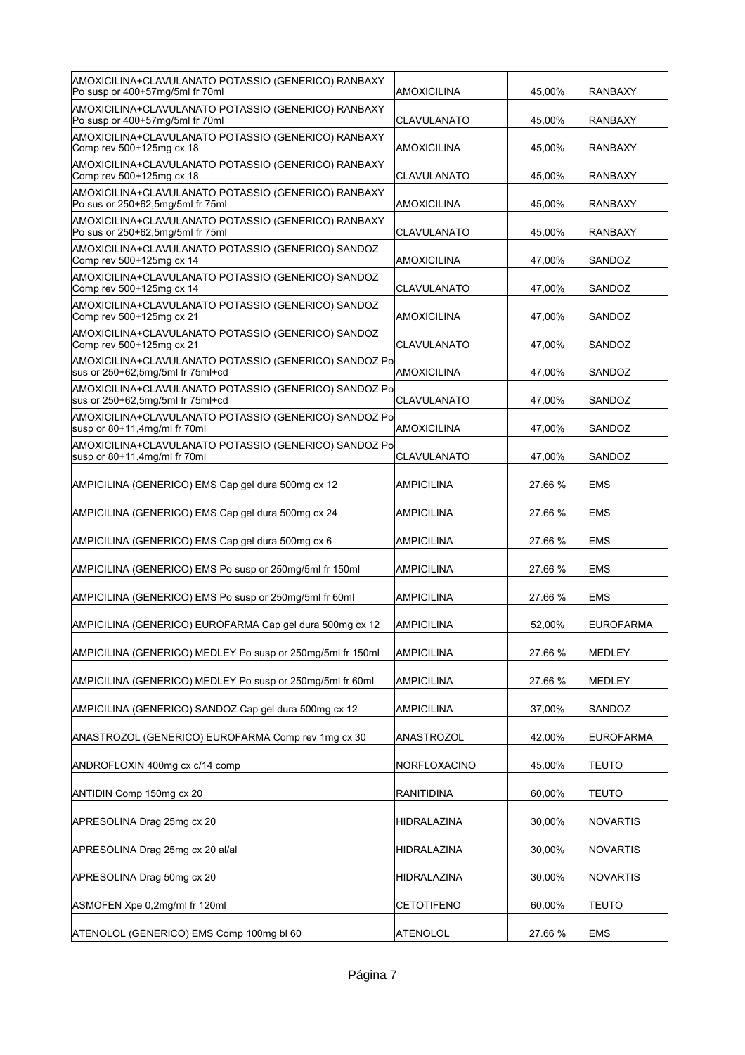| | | | |
|---|---|---|---|
| AMOXICILINA+CLAVULANATO POTASSIO (GENERICO) RANBAXY Po susp or 400+57mg/5ml fr 70ml | AMOXICILINA | 45,00% | RANBAXY |
| AMOXICILINA+CLAVULANATO POTASSIO (GENERICO) RANBAXY Po susp or 400+57mg/5ml fr 70ml | CLAVULANATO | 45,00% | RANBAXY |
| AMOXICILINA+CLAVULANATO POTASSIO (GENERICO) RANBAXY Comp rev 500+125mg cx 18 | AMOXICILINA | 45,00% | RANBAXY |
| AMOXICILINA+CLAVULANATO POTASSIO (GENERICO) RANBAXY Comp rev 500+125mg cx 18 | CLAVULANATO | 45,00% | RANBAXY |
| AMOXICILINA+CLAVULANATO POTASSIO (GENERICO) RANBAXY Po sus or 250+62,5mg/5ml fr 75ml | AMOXICILINA | 45,00% | RANBAXY |
| AMOXICILINA+CLAVULANATO POTASSIO (GENERICO) RANBAXY Po sus or 250+62,5mg/5ml fr 75ml | CLAVULANATO | 45,00% | RANBAXY |
| AMOXICILINA+CLAVULANATO POTASSIO (GENERICO) SANDOZ Comp rev 500+125mg cx 14 | AMOXICILINA | 47,00% | SANDOZ |
| AMOXICILINA+CLAVULANATO POTASSIO (GENERICO) SANDOZ Comp rev 500+125mg cx 14 | CLAVULANATO | 47,00% | SANDOZ |
| AMOXICILINA+CLAVULANATO POTASSIO (GENERICO) SANDOZ Comp rev 500+125mg cx 21 | AMOXICILINA | 47,00% | SANDOZ |
| AMOXICILINA+CLAVULANATO POTASSIO (GENERICO) SANDOZ Comp rev 500+125mg cx 21 | CLAVULANATO | 47,00% | SANDOZ |
| AMOXICILINA+CLAVULANATO POTASSIO (GENERICO) SANDOZ Po sus or 250+62,5mg/5ml fr 75ml+cd | AMOXICILINA | 47,00% | SANDOZ |
| AMOXICILINA+CLAVULANATO POTASSIO (GENERICO) SANDOZ Po sus or 250+62,5mg/5ml fr 75ml+cd | CLAVULANATO | 47,00% | SANDOZ |
| AMOXICILINA+CLAVULANATO POTASSIO (GENERICO) SANDOZ Po susp or 80+11,4mg/ml fr 70ml | AMOXICILINA | 47,00% | SANDOZ |
| AMOXICILINA+CLAVULANATO POTASSIO (GENERICO) SANDOZ Po susp or 80+11,4mg/ml fr 70ml | CLAVULANATO | 47,00% | SANDOZ |
| AMPICILINA (GENERICO) EMS Cap gel dura 500mg cx 12 | AMPICILINA | 27.66 % | EMS |
| AMPICILINA (GENERICO) EMS Cap gel dura 500mg cx 24 | AMPICILINA | 27.66 % | EMS |
| AMPICILINA (GENERICO) EMS Cap gel dura 500mg cx 6 | AMPICILINA | 27.66 % | EMS |
| AMPICILINA (GENERICO) EMS Po susp or 250mg/5ml fr 150ml | AMPICILINA | 27.66 % | EMS |
| AMPICILINA (GENERICO) EMS Po susp or 250mg/5ml fr 60ml | AMPICILINA | 27.66 % | EMS |
| AMPICILINA (GENERICO) EUROFARMA Cap gel dura 500mg cx 12 | AMPICILINA | 52,00% | EUROFARMA |
| AMPICILINA (GENERICO) MEDLEY Po susp or 250mg/5ml fr 150ml | AMPICILINA | 27.66 % | MEDLEY |
| AMPICILINA (GENERICO) MEDLEY Po susp or 250mg/5ml fr 60ml | AMPICILINA | 27.66 % | MEDLEY |
| AMPICILINA (GENERICO) SANDOZ Cap gel dura 500mg cx 12 | AMPICILINA | 37,00% | SANDOZ |
| ANASTROZOL (GENERICO) EUROFARMA Comp rev 1mg cx 30 | ANASTROZOL | 42,00% | EUROFARMA |
| ANDROFLOXIN 400mg cx c/14 comp | NORFLOXACINO | 45,00% | TEUTO |
| ANTIDIN Comp 150mg cx 20 | RANITIDINA | 60,00% | TEUTO |
| APRESOLINA Drag 25mg cx 20 | HIDRALAZINA | 30,00% | NOVARTIS |
| APRESOLINA Drag 25mg cx 20 al/al | HIDRALAZINA | 30,00% | NOVARTIS |
| APRESOLINA Drag 50mg cx 20 | HIDRALAZINA | 30,00% | NOVARTIS |
| ASMOFEN Xpe 0,2mg/ml fr 120ml | CETOTIFENO | 60,00% | TEUTO |
| ATENOLOL (GENERICO) EMS Comp 100mg bl 60 | ATENOLOL | 27.66 % | EMS |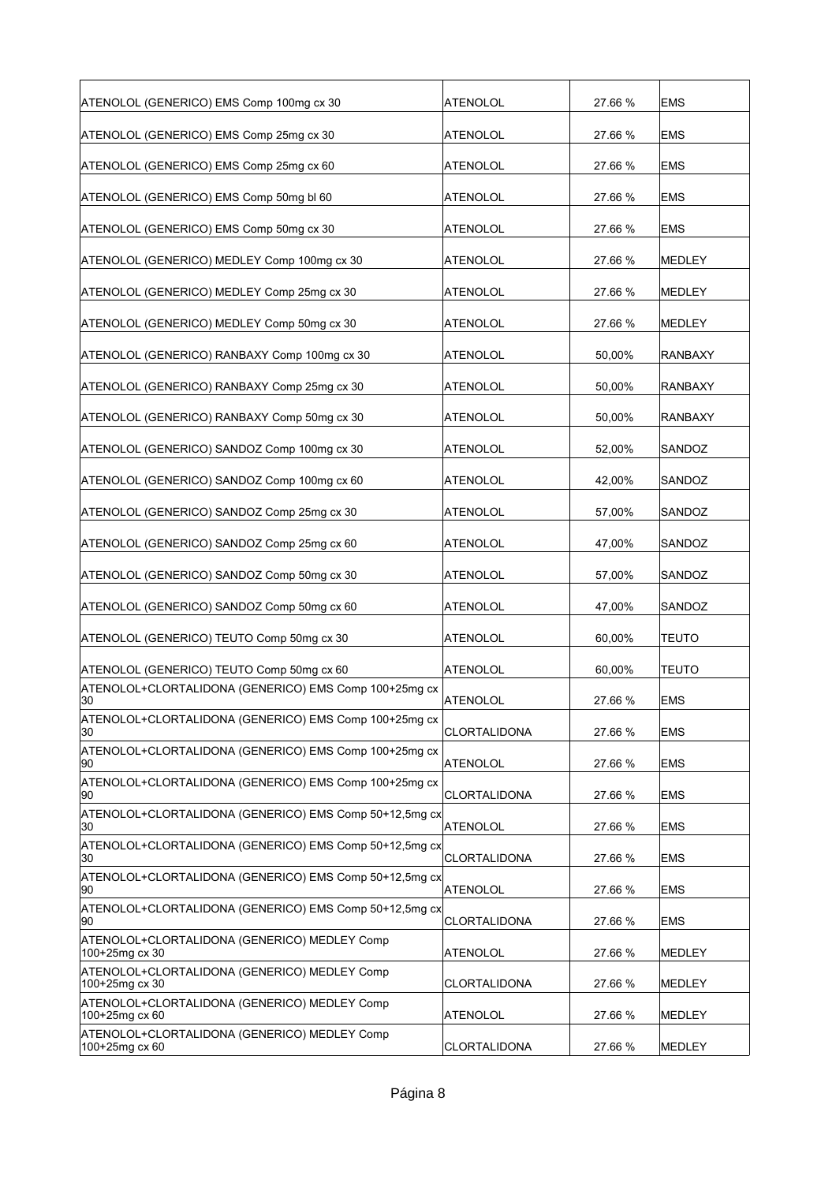| | | | |
|---|---|---|---|
| ATENOLOL (GENERICO) EMS Comp 100mg cx 30 | ATENOLOL | 27.66 % | EMS |
| ATENOLOL (GENERICO) EMS Comp 25mg cx 30 | ATENOLOL | 27.66 % | EMS |
| ATENOLOL (GENERICO) EMS Comp 25mg cx 60 | ATENOLOL | 27.66 % | EMS |
| ATENOLOL (GENERICO) EMS Comp 50mg bl 60 | ATENOLOL | 27.66 % | EMS |
| ATENOLOL (GENERICO) EMS Comp 50mg cx 30 | ATENOLOL | 27.66 % | EMS |
| ATENOLOL (GENERICO) MEDLEY Comp 100mg cx 30 | ATENOLOL | 27.66 % | MEDLEY |
| ATENOLOL (GENERICO) MEDLEY Comp 25mg cx 30 | ATENOLOL | 27.66 % | MEDLEY |
| ATENOLOL (GENERICO) MEDLEY Comp 50mg cx 30 | ATENOLOL | 27.66 % | MEDLEY |
| ATENOLOL (GENERICO) RANBAXY Comp 100mg cx 30 | ATENOLOL | 50,00% | RANBAXY |
| ATENOLOL (GENERICO) RANBAXY Comp 25mg cx 30 | ATENOLOL | 50,00% | RANBAXY |
| ATENOLOL (GENERICO) RANBAXY Comp 50mg cx 30 | ATENOLOL | 50,00% | RANBAXY |
| ATENOLOL (GENERICO) SANDOZ Comp 100mg cx 30 | ATENOLOL | 52,00% | SANDOZ |
| ATENOLOL (GENERICO) SANDOZ Comp 100mg cx 60 | ATENOLOL | 42,00% | SANDOZ |
| ATENOLOL (GENERICO) SANDOZ Comp 25mg cx 30 | ATENOLOL | 57,00% | SANDOZ |
| ATENOLOL (GENERICO) SANDOZ Comp 25mg cx 60 | ATENOLOL | 47,00% | SANDOZ |
| ATENOLOL (GENERICO) SANDOZ Comp 50mg cx 30 | ATENOLOL | 57,00% | SANDOZ |
| ATENOLOL (GENERICO) SANDOZ Comp 50mg cx 60 | ATENOLOL | 47,00% | SANDOZ |
| ATENOLOL (GENERICO) TEUTO Comp 50mg cx 30 | ATENOLOL | 60,00% | TEUTO |
| ATENOLOL (GENERICO) TEUTO Comp 50mg cx 60 | ATENOLOL | 60,00% | TEUTO |
| ATENOLOL+CLORTALIDONA (GENERICO) EMS Comp 100+25mg cx 30 | ATENOLOL | 27.66 % | EMS |
| ATENOLOL+CLORTALIDONA (GENERICO) EMS Comp 100+25mg cx 30 | CLORTALIDONA | 27.66 % | EMS |
| ATENOLOL+CLORTALIDONA (GENERICO) EMS Comp 100+25mg cx 90 | ATENOLOL | 27.66 % | EMS |
| ATENOLOL+CLORTALIDONA (GENERICO) EMS Comp 100+25mg cx 90 | CLORTALIDONA | 27.66 % | EMS |
| ATENOLOL+CLORTALIDONA (GENERICO) EMS Comp 50+12,5mg cx 30 | ATENOLOL | 27.66 % | EMS |
| ATENOLOL+CLORTALIDONA (GENERICO) EMS Comp 50+12,5mg cx 30 | CLORTALIDONA | 27.66 % | EMS |
| ATENOLOL+CLORTALIDONA (GENERICO) EMS Comp 50+12,5mg cx 90 | ATENOLOL | 27.66 % | EMS |
| ATENOLOL+CLORTALIDONA (GENERICO) EMS Comp 50+12,5mg cx 90 | CLORTALIDONA | 27.66 % | EMS |
| ATENOLOL+CLORTALIDONA (GENERICO) MEDLEY Comp 100+25mg cx 30 | ATENOLOL | 27.66 % | MEDLEY |
| ATENOLOL+CLORTALIDONA (GENERICO) MEDLEY Comp 100+25mg cx 30 | CLORTALIDONA | 27.66 % | MEDLEY |
| ATENOLOL+CLORTALIDONA (GENERICO) MEDLEY Comp 100+25mg cx 60 | ATENOLOL | 27.66 % | MEDLEY |
| ATENOLOL+CLORTALIDONA (GENERICO) MEDLEY Comp 100+25mg cx 60 | CLORTALIDONA | 27.66 % | MEDLEY |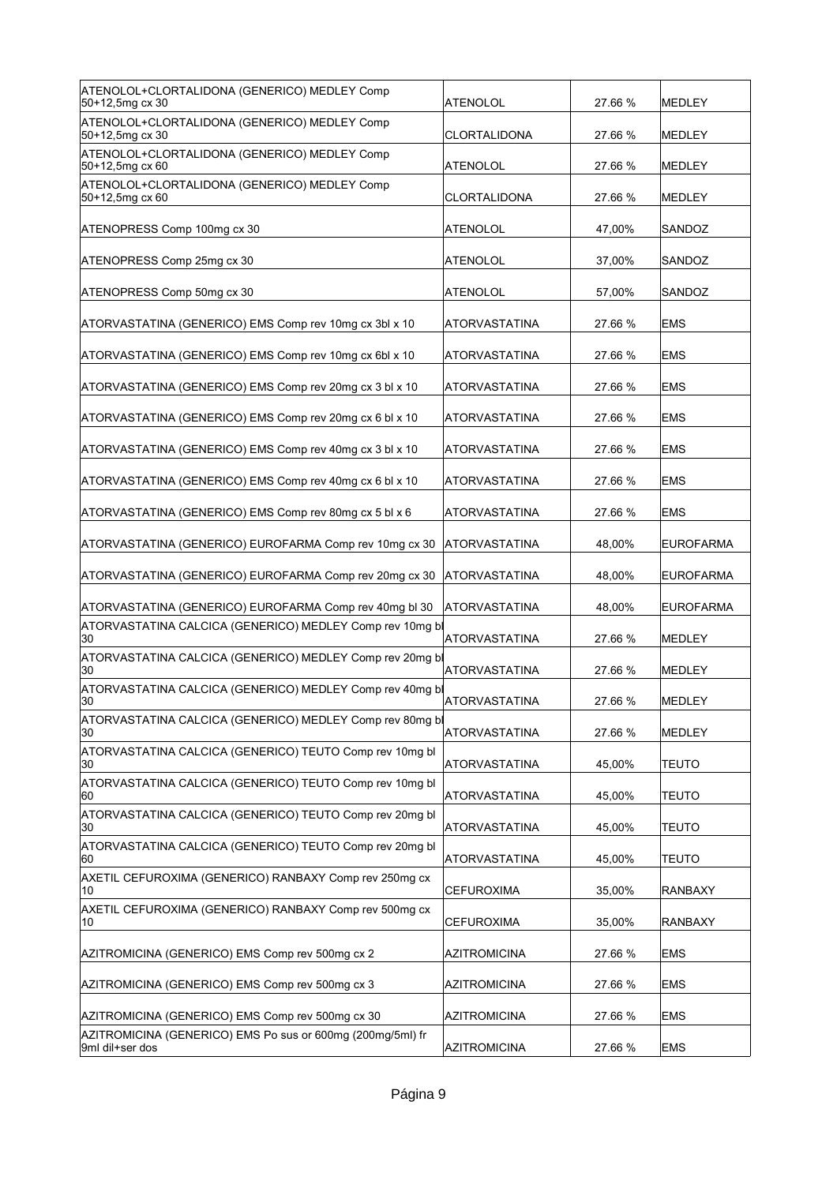| | | | |
|---|---|---|---|
| ATENOLOL+CLORTALIDONA (GENERICO) MEDLEY Comp 50+12,5mg cx 30 | ATENOLOL | 27.66 % | MEDLEY |
| ATENOLOL+CLORTALIDONA (GENERICO) MEDLEY Comp 50+12,5mg cx 30 | CLORTALIDONA | 27.66 % | MEDLEY |
| ATENOLOL+CLORTALIDONA (GENERICO) MEDLEY Comp 50+12,5mg cx 60 | ATENOLOL | 27.66 % | MEDLEY |
| ATENOLOL+CLORTALIDONA (GENERICO) MEDLEY Comp 50+12,5mg cx 60 | CLORTALIDONA | 27.66 % | MEDLEY |
| ATENOPRESS Comp 100mg cx 30 | ATENOLOL | 47,00% | SANDOZ |
| ATENOPRESS Comp 25mg cx 30 | ATENOLOL | 37,00% | SANDOZ |
| ATENOPRESS Comp 50mg cx 30 | ATENOLOL | 57,00% | SANDOZ |
| ATORVASTATINA (GENERICO) EMS Comp rev 10mg cx 3bl x 10 | ATORVASTATINA | 27.66 % | EMS |
| ATORVASTATINA (GENERICO) EMS Comp rev 10mg cx 6bl x 10 | ATORVASTATINA | 27.66 % | EMS |
| ATORVASTATINA (GENERICO) EMS Comp rev 20mg cx 3 bl x 10 | ATORVASTATINA | 27.66 % | EMS |
| ATORVASTATINA (GENERICO) EMS Comp rev 20mg cx 6 bl x 10 | ATORVASTATINA | 27.66 % | EMS |
| ATORVASTATINA (GENERICO) EMS Comp rev 40mg cx 3 bl x 10 | ATORVASTATINA | 27.66 % | EMS |
| ATORVASTATINA (GENERICO) EMS Comp rev 40mg cx 6 bl x 10 | ATORVASTATINA | 27.66 % | EMS |
| ATORVASTATINA (GENERICO) EMS Comp rev 80mg cx 5 bl x 6 | ATORVASTATINA | 27.66 % | EMS |
| ATORVASTATINA (GENERICO) EUROFARMA Comp rev 10mg cx 30 | ATORVASTATINA | 48,00% | EUROFARMA |
| ATORVASTATINA (GENERICO) EUROFARMA Comp rev 20mg cx 30 | ATORVASTATINA | 48,00% | EUROFARMA |
| ATORVASTATINA (GENERICO) EUROFARMA Comp rev 40mg bl 30 | ATORVASTATINA | 48,00% | EUROFARMA |
| ATORVASTATINA CALCICA (GENERICO) MEDLEY Comp rev 10mg bl 30 | ATORVASTATINA | 27.66 % | MEDLEY |
| ATORVASTATINA CALCICA (GENERICO) MEDLEY Comp rev 20mg bl 30 | ATORVASTATINA | 27.66 % | MEDLEY |
| ATORVASTATINA CALCICA (GENERICO) MEDLEY Comp rev 40mg bl 30 | ATORVASTATINA | 27.66 % | MEDLEY |
| ATORVASTATINA CALCICA (GENERICO) MEDLEY Comp rev 80mg bl 30 | ATORVASTATINA | 27.66 % | MEDLEY |
| ATORVASTATINA CALCICA (GENERICO) TEUTO Comp rev 10mg bl 30 | ATORVASTATINA | 45,00% | TEUTO |
| ATORVASTATINA CALCICA (GENERICO) TEUTO Comp rev 10mg bl 60 | ATORVASTATINA | 45,00% | TEUTO |
| ATORVASTATINA CALCICA (GENERICO) TEUTO Comp rev 20mg bl 30 | ATORVASTATINA | 45,00% | TEUTO |
| ATORVASTATINA CALCICA (GENERICO) TEUTO Comp rev 20mg bl 60 | ATORVASTATINA | 45,00% | TEUTO |
| AXETIL CEFUROXIMA (GENERICO) RANBAXY Comp rev 250mg cx 10 | CEFUROXIMA | 35,00% | RANBAXY |
| AXETIL CEFUROXIMA (GENERICO) RANBAXY Comp rev 500mg cx 10 | CEFUROXIMA | 35,00% | RANBAXY |
| AZITROMICINA (GENERICO) EMS Comp rev 500mg cx 2 | AZITROMICINA | 27.66 % | EMS |
| AZITROMICINA (GENERICO) EMS Comp rev 500mg cx 3 | AZITROMICINA | 27.66 % | EMS |
| AZITROMICINA (GENERICO) EMS Comp rev 500mg cx 30 | AZITROMICINA | 27.66 % | EMS |
| AZITROMICINA (GENERICO) EMS Po sus or 600mg (200mg/5ml) fr 9ml dil+ser dos | AZITROMICINA | 27.66 % | EMS |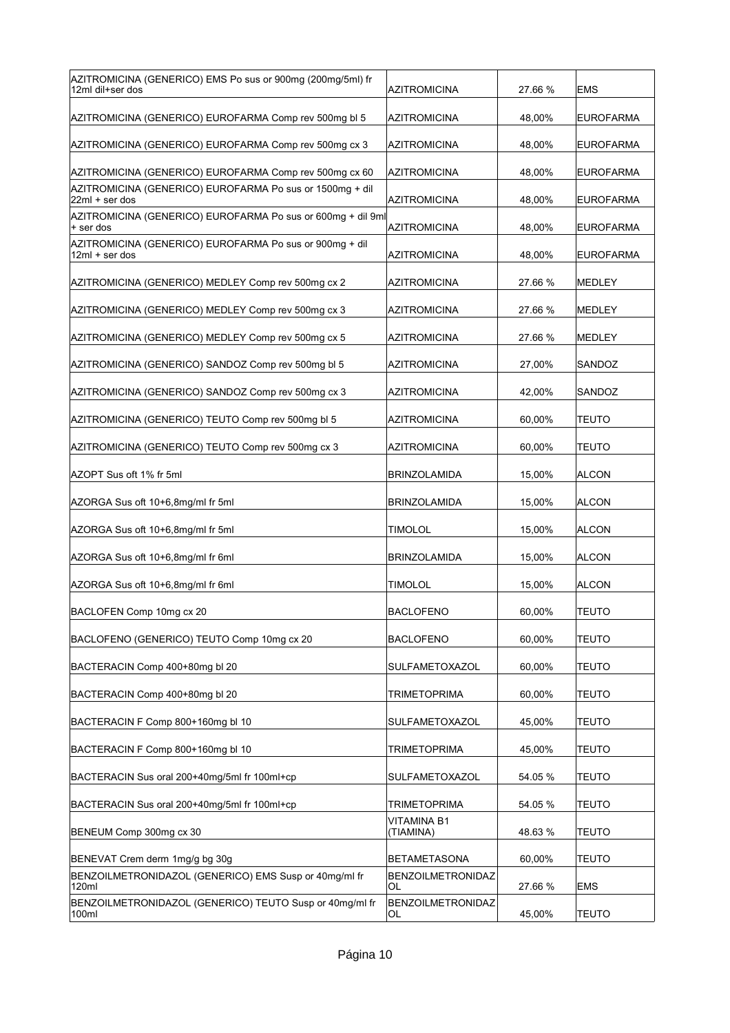| | | | |
|---|---|---|---|
| AZITROMICINA (GENERICO) EMS Po sus or 900mg (200mg/5ml) fr 12ml dil+ser dos | AZITROMICINA | 27.66 % | EMS |
| AZITROMICINA (GENERICO) EUROFARMA Comp rev 500mg bl 5 | AZITROMICINA | 48,00% | EUROFARMA |
| AZITROMICINA (GENERICO) EUROFARMA Comp rev 500mg cx 3 | AZITROMICINA | 48,00% | EUROFARMA |
| AZITROMICINA (GENERICO) EUROFARMA Comp rev 500mg cx 60 | AZITROMICINA | 48,00% | EUROFARMA |
| AZITROMICINA (GENERICO) EUROFARMA Po sus or 1500mg + dil 22ml + ser dos | AZITROMICINA | 48,00% | EUROFARMA |
| AZITROMICINA (GENERICO) EUROFARMA Po sus or 600mg + dil 9ml + ser dos | AZITROMICINA | 48,00% | EUROFARMA |
| AZITROMICINA (GENERICO) EUROFARMA Po sus or 900mg + dil 12ml + ser dos | AZITROMICINA | 48,00% | EUROFARMA |
| AZITROMICINA (GENERICO) MEDLEY Comp rev 500mg cx 2 | AZITROMICINA | 27.66 % | MEDLEY |
| AZITROMICINA (GENERICO) MEDLEY Comp rev 500mg cx 3 | AZITROMICINA | 27.66 % | MEDLEY |
| AZITROMICINA (GENERICO) MEDLEY Comp rev 500mg cx 5 | AZITROMICINA | 27.66 % | MEDLEY |
| AZITROMICINA (GENERICO) SANDOZ Comp rev 500mg bl 5 | AZITROMICINA | 27,00% | SANDOZ |
| AZITROMICINA (GENERICO) SANDOZ Comp rev 500mg cx 3 | AZITROMICINA | 42,00% | SANDOZ |
| AZITROMICINA (GENERICO) TEUTO Comp rev 500mg bl 5 | AZITROMICINA | 60,00% | TEUTO |
| AZITROMICINA (GENERICO) TEUTO Comp rev 500mg cx 3 | AZITROMICINA | 60,00% | TEUTO |
| AZOPT Sus oft 1% fr 5ml | BRINZOLAMIDA | 15,00% | ALCON |
| AZORGA Sus oft 10+6,8mg/ml fr 5ml | BRINZOLAMIDA | 15,00% | ALCON |
| AZORGA Sus oft 10+6,8mg/ml fr 5ml | TIMOLOL | 15,00% | ALCON |
| AZORGA Sus oft 10+6,8mg/ml fr 6ml | BRINZOLAMIDA | 15,00% | ALCON |
| AZORGA Sus oft 10+6,8mg/ml fr 6ml | TIMOLOL | 15,00% | ALCON |
| BACLOFEN Comp 10mg cx 20 | BACLOFENO | 60,00% | TEUTO |
| BACLOFENO (GENERICO) TEUTO Comp 10mg cx 20 | BACLOFENO | 60,00% | TEUTO |
| BACTERACIN Comp 400+80mg bl 20 | SULFAMETOXAZOL | 60,00% | TEUTO |
| BACTERACIN Comp 400+80mg bl 20 | TRIMETOPRIMA | 60,00% | TEUTO |
| BACTERACIN F Comp 800+160mg bl 10 | SULFAMETOXAZOL | 45,00% | TEUTO |
| BACTERACIN F Comp 800+160mg bl 10 | TRIMETOPRIMA | 45,00% | TEUTO |
| BACTERACIN Sus oral 200+40mg/5ml fr 100ml+cp | SULFAMETOXAZOL | 54.05 % | TEUTO |
| BACTERACIN Sus oral 200+40mg/5ml fr 100ml+cp | TRIMETOPRIMA | 54.05 % | TEUTO |
| BENEUM Comp 300mg cx 30 | VITAMINA B1 (TIAMINA) | 48.63 % | TEUTO |
| BENEVAT Crem derm 1mg/g bg 30g | BETAMETASONA | 60,00% | TEUTO |
| BENZOILMETRONIDAZOL (GENERICO) EMS Susp or 40mg/ml fr 120ml | BENZOILMETRONIDAZOL | 27.66 % | EMS |
| BENZOILMETRONIDAZOL (GENERICO) TEUTO Susp or 40mg/ml fr 100ml | BENZOILMETRONIDAZOL | 45,00% | TEUTO |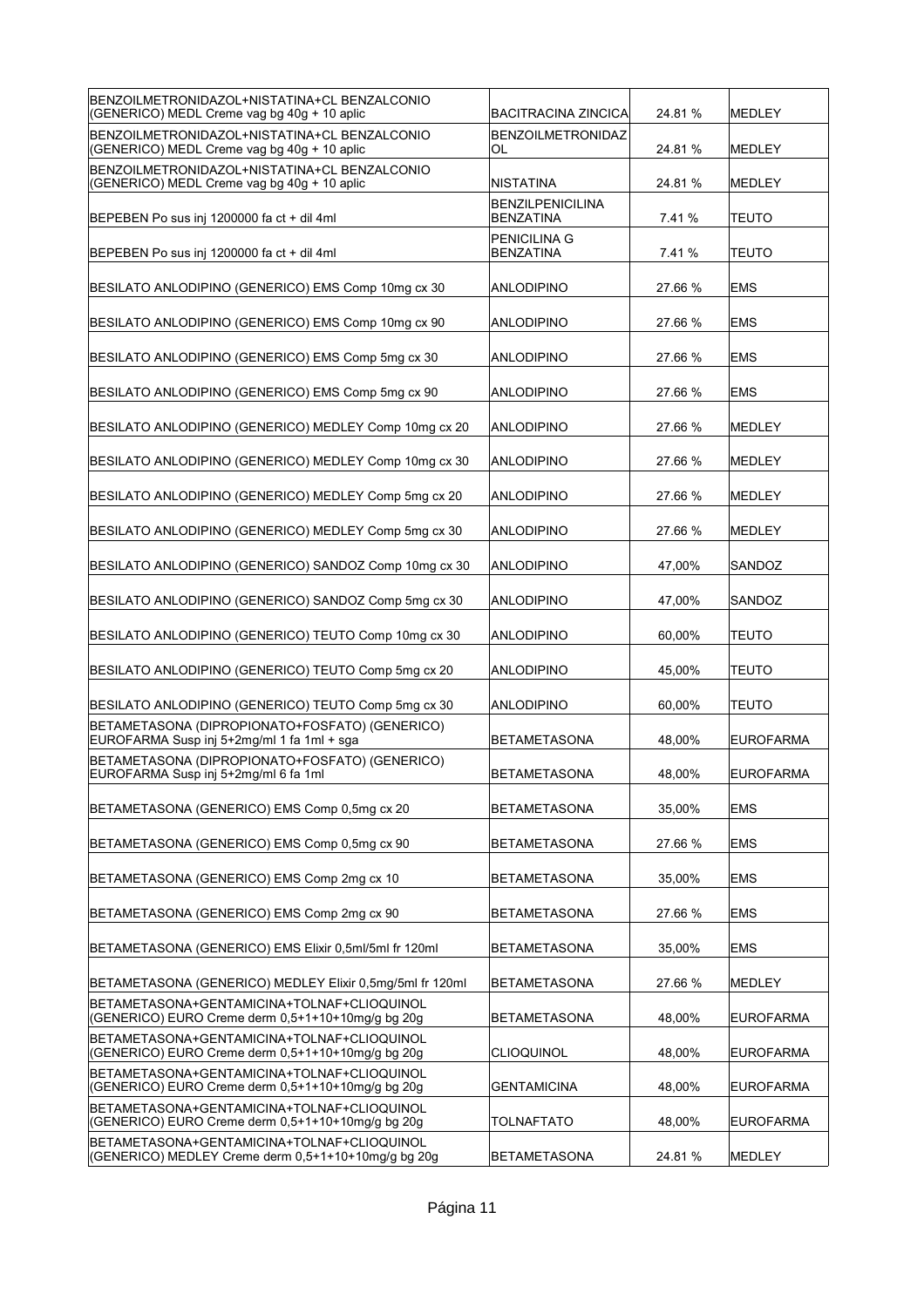| | | | |
|---|---|---|---|
| BENZOILMETRONIDAZOL+NISTATINA+CL BENZALCONIO (GENERICO) MEDL Creme vag bg 40g + 10 aplic | BACITRACINA ZINCICA | 24.81 % | MEDLEY |
| BENZOILMETRONIDAZOL+NISTATINA+CL BENZALCONIO (GENERICO) MEDL Creme vag bg 40g + 10 aplic | BENZOILMETRONIDAZOL | 24.81 % | MEDLEY |
| BENZOILMETRONIDAZOL+NISTATINA+CL BENZALCONIO (GENERICO) MEDL Creme vag bg 40g + 10 aplic | NISTATINA | 24.81 % | MEDLEY |
| BEPEBEN Po sus inj 1200000 fa ct + dil 4ml | BENZILPENICILINA BENZATINA | 7.41 % | TEUTO |
| BEPEBEN Po sus inj 1200000 fa ct + dil 4ml | PENICILINA G BENZATINA | 7.41 % | TEUTO |
| BESILATO ANLODIPINO (GENERICO) EMS Comp 10mg cx 30 | ANLODIPINO | 27.66 % | EMS |
| BESILATO ANLODIPINO (GENERICO) EMS Comp 10mg cx 90 | ANLODIPINO | 27.66 % | EMS |
| BESILATO ANLODIPINO (GENERICO) EMS Comp 5mg cx 30 | ANLODIPINO | 27.66 % | EMS |
| BESILATO ANLODIPINO (GENERICO) EMS Comp 5mg cx 90 | ANLODIPINO | 27.66 % | EMS |
| BESILATO ANLODIPINO (GENERICO) MEDLEY Comp 10mg cx 20 | ANLODIPINO | 27.66 % | MEDLEY |
| BESILATO ANLODIPINO (GENERICO) MEDLEY Comp 10mg cx 30 | ANLODIPINO | 27.66 % | MEDLEY |
| BESILATO ANLODIPINO (GENERICO) MEDLEY Comp 5mg cx 20 | ANLODIPINO | 27.66 % | MEDLEY |
| BESILATO ANLODIPINO (GENERICO) MEDLEY Comp 5mg cx 30 | ANLODIPINO | 27.66 % | MEDLEY |
| BESILATO ANLODIPINO (GENERICO) SANDOZ Comp 10mg cx 30 | ANLODIPINO | 47,00% | SANDOZ |
| BESILATO ANLODIPINO (GENERICO) SANDOZ Comp 5mg cx 30 | ANLODIPINO | 47,00% | SANDOZ |
| BESILATO ANLODIPINO (GENERICO) TEUTO Comp 10mg cx 30 | ANLODIPINO | 60,00% | TEUTO |
| BESILATO ANLODIPINO (GENERICO) TEUTO Comp 5mg cx 20 | ANLODIPINO | 45,00% | TEUTO |
| BESILATO ANLODIPINO (GENERICO) TEUTO Comp 5mg cx 30 | ANLODIPINO | 60,00% | TEUTO |
| BETAMETASONA (DIPROPIONATO+FOSFATO) (GENERICO) EUROFARMA Susp inj 5+2mg/ml 1 fa 1ml + sga | BETAMETASONA | 48,00% | EUROFARMA |
| BETAMETASONA (DIPROPIONATO+FOSFATO) (GENERICO) EUROFARMA Susp inj 5+2mg/ml 6 fa 1ml | BETAMETASONA | 48,00% | EUROFARMA |
| BETAMETASONA (GENERICO) EMS Comp 0,5mg cx 20 | BETAMETASONA | 35,00% | EMS |
| BETAMETASONA (GENERICO) EMS Comp 0,5mg cx 90 | BETAMETASONA | 27.66 % | EMS |
| BETAMETASONA (GENERICO) EMS Comp 2mg cx 10 | BETAMETASONA | 35,00% | EMS |
| BETAMETASONA (GENERICO) EMS Comp 2mg cx 90 | BETAMETASONA | 27.66 % | EMS |
| BETAMETASONA (GENERICO) EMS Elixir 0,5ml/5ml fr 120ml | BETAMETASONA | 35,00% | EMS |
| BETAMETASONA (GENERICO) MEDLEY Elixir 0,5mg/5ml fr 120ml | BETAMETASONA | 27.66 % | MEDLEY |
| BETAMETASONA+GENTAMICINA+TOLNAF+CLIOQUINOL (GENERICO) EURO Creme derm 0,5+1+10+10mg/g bg 20g | BETAMETASONA | 48,00% | EUROFARMA |
| BETAMETASONA+GENTAMICINA+TOLNAF+CLIOQUINOL (GENERICO) EURO Creme derm 0,5+1+10+10mg/g bg 20g | CLIOQUINOL | 48,00% | EUROFARMA |
| BETAMETASONA+GENTAMICINA+TOLNAF+CLIOQUINOL (GENERICO) EURO Creme derm 0,5+1+10+10mg/g bg 20g | GENTAMICINA | 48,00% | EUROFARMA |
| BETAMETASONA+GENTAMICINA+TOLNAF+CLIOQUINOL (GENERICO) EURO Creme derm 0,5+1+10+10mg/g bg 20g | TOLNAFTATO | 48,00% | EUROFARMA |
| BETAMETASONA+GENTAMICINA+TOLNAF+CLIOQUINOL (GENERICO) MEDLEY Creme derm 0,5+1+10+10mg/g bg 20g | BETAMETASONA | 24.81 % | MEDLEY |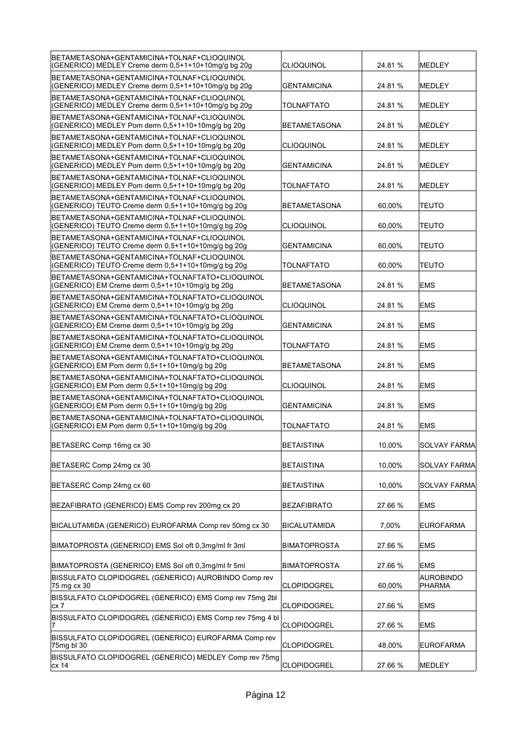| | | | |
|---|---|---|---|
| BETAMETASONA+GENTAMICINA+TOLNAF+CLIOQUINOL (GENERICO) MEDLEY Creme derm 0,5+1+10+10mg/g bg 20g | CLIOQUINOL | 24.81 % | MEDLEY |
| BETAMETASONA+GENTAMICINA+TOLNAF+CLIOQUINOL (GENERICO) MEDLEY Creme derm 0,5+1+10+10mg/g bg 20g | GENTAMICINA | 24.81 % | MEDLEY |
| BETAMETASONA+GENTAMICINA+TOLNAF+CLIOQUINOL (GENERICO) MEDLEY Creme derm 0,5+1+10+10mg/g bg 20g | TOLNAFTATO | 24.81 % | MEDLEY |
| BETAMETASONA+GENTAMICINA+TOLNAF+CLIOQUINOL (GENERICO) MEDLEY Pom derm 0,5+1+10+10mg/g bg 20g | BETAMETASONA | 24.81 % | MEDLEY |
| BETAMETASONA+GENTAMICINA+TOLNAF+CLIOQUINOL (GENERICO) MEDLEY Pom derm 0,5+1+10+10mg/g bg 20g | CLIOQUINOL | 24.81 % | MEDLEY |
| BETAMETASONA+GENTAMICINA+TOLNAF+CLIOQUINOL (GENERICO) MEDLEY Pom derm 0,5+1+10+10mg/g bg 20g | GENTAMICINA | 24.81 % | MEDLEY |
| BETAMETASONA+GENTAMICINA+TOLNAF+CLIOQUINOL (GENERICO) MEDLEY Pom derm 0,5+1+10+10mg/g bg 20g | TOLNAFTATO | 24.81 % | MEDLEY |
| BETAMETASONA+GENTAMICINA+TOLNAF+CLIOQUINOL (GENERICO) TEUTO Creme derm 0,5+1+10+10mg/g bg 20g | BETAMETASONA | 60,00% | TEUTO |
| BETAMETASONA+GENTAMICINA+TOLNAF+CLIOQUINOL (GENERICO) TEUTO Creme derm 0,5+1+10+10mg/g bg 20g | CLIOQUINOL | 60,00% | TEUTO |
| BETAMETASONA+GENTAMICINA+TOLNAF+CLIOQUINOL (GENERICO) TEUTO Creme derm 0,5+1+10+10mg/g bg 20g | GENTAMICINA | 60,00% | TEUTO |
| BETAMETASONA+GENTAMICINA+TOLNAF+CLIOQUINOL (GENERICO) TEUTO Creme derm 0,5+1+10+10mg/g bg 20g | TOLNAFTATO | 60,00% | TEUTO |
| BETAMETASONA+GENTAMICINA+TOLNAFTATO+CLIOQUINOL (GENERICO) EM Creme derm 0,5+1+10+10mg/g bg 20g | BETAMETASONA | 24.81 % | EMS |
| BETAMETASONA+GENTAMICINA+TOLNAFTATO+CLIOQUINOL (GENERICO) EM Creme derm 0,5+1+10+10mg/g bg 20g | CLIOQUINOL | 24.81 % | EMS |
| BETAMETASONA+GENTAMICINA+TOLNAFTATO+CLIOQUINOL (GENERICO) EM Creme derm 0,5+1+10+10mg/g bg 20g | GENTAMICINA | 24.81 % | EMS |
| BETAMETASONA+GENTAMICINA+TOLNAFTATO+CLIOQUINOL (GENERICO) EM Creme derm 0,5+1+10+10mg/g bg 20g | TOLNAFTATO | 24.81 % | EMS |
| BETAMETASONA+GENTAMICINA+TOLNAFTATO+CLIOQUINOL (GENERICO) EM Pom derm 0,5+1+10+10mg/g bg 20g | BETAMETASONA | 24.81 % | EMS |
| BETAMETASONA+GENTAMICINA+TOLNAFTATO+CLIOQUINOL (GENERICO) EM Pom derm 0,5+1+10+10mg/g bg 20g | CLIOQUINOL | 24.81 % | EMS |
| BETAMETASONA+GENTAMICINA+TOLNAFTATO+CLIOQUINOL (GENERICO) EM Pom derm 0,5+1+10+10mg/g bg 20g | GENTAMICINA | 24.81 % | EMS |
| BETAMETASONA+GENTAMICINA+TOLNAFTATO+CLIOQUINOL (GENERICO) EM Pom derm 0,5+1+10+10mg/g bg 20g | TOLNAFTATO | 24.81 % | EMS |
| BETASERC Comp 16mg cx 30 | BETAISTINA | 10,00% | SOLVAY FARMA |
| BETASERC Comp 24mg cx 30 | BETAISTINA | 10,00% | SOLVAY FARMA |
| BETASERC Comp 24mg cx 60 | BETAISTINA | 10,00% | SOLVAY FARMA |
| BEZAFIBRATO (GENERICO) EMS Comp rev 200mg cx 20 | BEZAFIBRATO | 27.66 % | EMS |
| BICALUTAMIDA (GENERICO) EUROFARMA Comp rev 50mg cx 30 | BICALUTAMIDA | 7,00% | EUROFARMA |
| BIMATOPROSTA (GENERICO) EMS Sol oft 0,3mg/ml fr 3ml | BIMATOPROSTA | 27.66 % | EMS |
| BIMATOPROSTA (GENERICO) EMS Sol oft 0,3mg/ml fr 5ml | BIMATOPROSTA | 27.66 % | EMS |
| BISSULFATO CLOPIDOGREL (GENERICO) AUROBINDO Comp rev 75 mg cx 30 | CLOPIDOGREL | 60,00% | AUROBINDO PHARMA |
| BISSULFATO CLOPIDOGREL (GENERICO) EMS Comp rev 75mg 2bl cx 7 | CLOPIDOGREL | 27.66 % | EMS |
| BISSULFATO CLOPIDOGREL (GENERICO) EMS Comp rev 75mg 4 bl 7 | CLOPIDOGREL | 27.66 % | EMS |
| BISSULFATO CLOPIDOGREL (GENERICO) EUROFARMA Comp rev 75mg bl 30 | CLOPIDOGREL | 48,00% | EUROFARMA |
| BISSULFATO CLOPIDOGREL (GENERICO) MEDLEY Comp rev 75mg cx 14 | CLOPIDOGREL | 27.66 % | MEDLEY |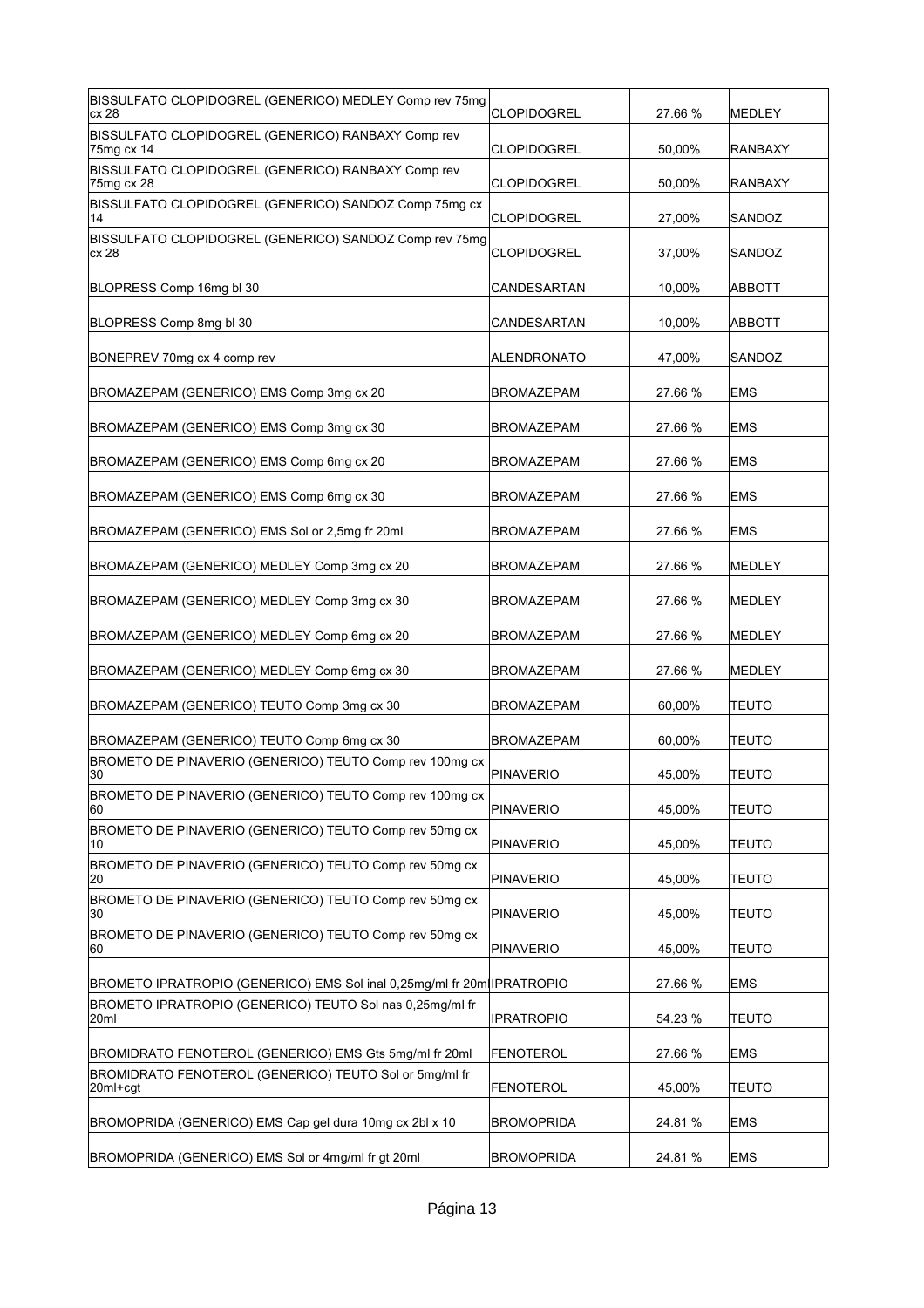| | | | |
|---|---|---|---|
| BISSULFATO CLOPIDOGREL (GENERICO) MEDLEY Comp rev 75mg cx 28 | CLOPIDOGREL | 27.66 % | MEDLEY |
| BISSULFATO CLOPIDOGREL (GENERICO) RANBAXY Comp rev 75mg cx 14 | CLOPIDOGREL | 50,00% | RANBAXY |
| BISSULFATO CLOPIDOGREL (GENERICO) RANBAXY Comp rev 75mg cx 28 | CLOPIDOGREL | 50,00% | RANBAXY |
| BISSULFATO CLOPIDOGREL (GENERICO) SANDOZ Comp 75mg cx 14 | CLOPIDOGREL | 27,00% | SANDOZ |
| BISSULFATO CLOPIDOGREL (GENERICO) SANDOZ Comp rev 75mg cx 28 | CLOPIDOGREL | 37,00% | SANDOZ |
| BLOPRESS Comp 16mg bl 30 | CANDESARTAN | 10,00% | ABBOTT |
| BLOPRESS Comp 8mg bl 30 | CANDESARTAN | 10,00% | ABBOTT |
| BONEPREV 70mg cx 4 comp rev | ALENDRONATO | 47,00% | SANDOZ |
| BROMAZEPAM (GENERICO) EMS Comp 3mg cx 20 | BROMAZEPAM | 27.66 % | EMS |
| BROMAZEPAM (GENERICO) EMS Comp 3mg cx 30 | BROMAZEPAM | 27.66 % | EMS |
| BROMAZEPAM (GENERICO) EMS Comp 6mg cx 20 | BROMAZEPAM | 27.66 % | EMS |
| BROMAZEPAM (GENERICO) EMS Comp 6mg cx 30 | BROMAZEPAM | 27.66 % | EMS |
| BROMAZEPAM (GENERICO) EMS Sol or 2,5mg fr 20ml | BROMAZEPAM | 27.66 % | EMS |
| BROMAZEPAM (GENERICO) MEDLEY Comp 3mg cx 20 | BROMAZEPAM | 27.66 % | MEDLEY |
| BROMAZEPAM (GENERICO) MEDLEY Comp 3mg cx 30 | BROMAZEPAM | 27.66 % | MEDLEY |
| BROMAZEPAM (GENERICO) MEDLEY Comp 6mg cx 20 | BROMAZEPAM | 27.66 % | MEDLEY |
| BROMAZEPAM (GENERICO) MEDLEY Comp 6mg cx 30 | BROMAZEPAM | 27.66 % | MEDLEY |
| BROMAZEPAM (GENERICO) TEUTO Comp 3mg cx 30 | BROMAZEPAM | 60,00% | TEUTO |
| BROMAZEPAM (GENERICO) TEUTO Comp 6mg cx 30 | BROMAZEPAM | 60,00% | TEUTO |
| BROMETO DE PINAVERIO (GENERICO) TEUTO Comp rev 100mg cx 30 | PINAVERIO | 45,00% | TEUTO |
| BROMETO DE PINAVERIO (GENERICO) TEUTO Comp rev 100mg cx 60 | PINAVERIO | 45,00% | TEUTO |
| BROMETO DE PINAVERIO (GENERICO) TEUTO Comp rev 50mg cx 10 | PINAVERIO | 45,00% | TEUTO |
| BROMETO DE PINAVERIO (GENERICO) TEUTO Comp rev 50mg cx 20 | PINAVERIO | 45,00% | TEUTO |
| BROMETO DE PINAVERIO (GENERICO) TEUTO Comp rev 50mg cx 30 | PINAVERIO | 45,00% | TEUTO |
| BROMETO DE PINAVERIO (GENERICO) TEUTO Comp rev 50mg cx 60 | PINAVERIO | 45,00% | TEUTO |
| BROMETO IPRATROPIO (GENERICO) EMS Sol inal 0,25mg/ml fr 20ml | IPRATROPIO | 27.66 % | EMS |
| BROMETO IPRATROPIO (GENERICO) TEUTO Sol nas 0,25mg/ml fr 20ml | IPRATROPIO | 54.23 % | TEUTO |
| BROMIDRATO FENOTEROL (GENERICO) EMS Gts 5mg/ml fr 20ml | FENOTEROL | 27.66 % | EMS |
| BROMIDRATO FENOTEROL (GENERICO) TEUTO Sol or 5mg/ml fr 20ml+cgt | FENOTEROL | 45,00% | TEUTO |
| BROMOPRIDA (GENERICO) EMS Cap gel dura 10mg cx 2bl x 10 | BROMOPRIDA | 24.81 % | EMS |
| BROMOPRIDA (GENERICO) EMS Sol or 4mg/ml fr gt 20ml | BROMOPRIDA | 24.81 % | EMS |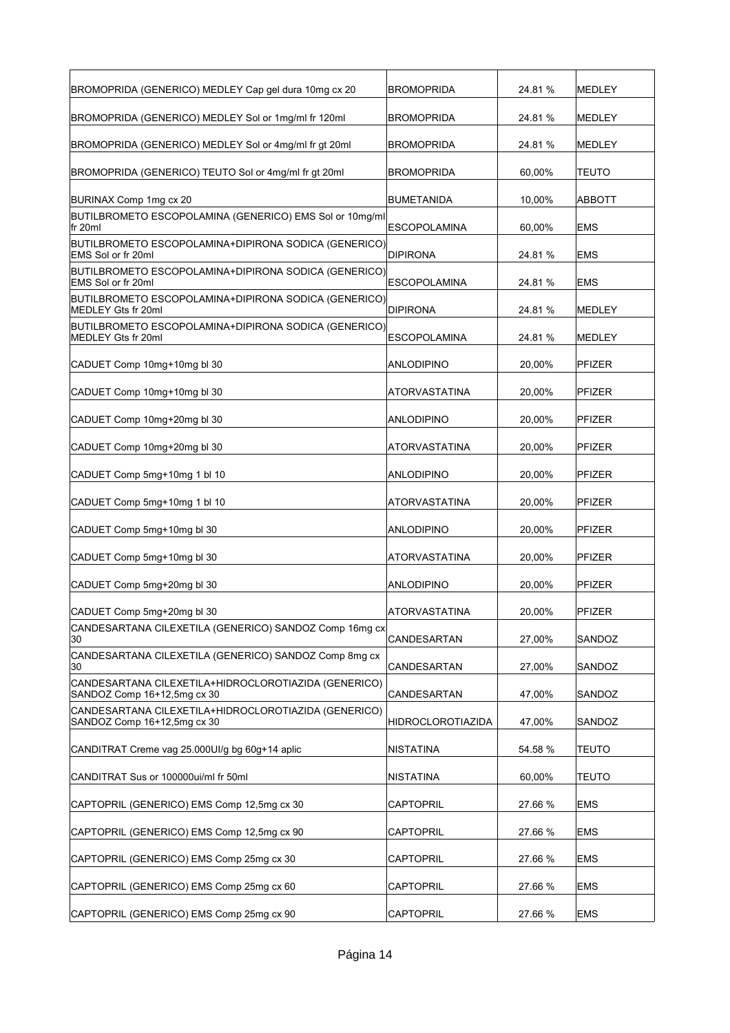| | | | |
|---|---|---|---|
| BROMOPRIDA (GENERICO) MEDLEY Cap gel dura 10mg cx 20 | BROMOPRIDA | 24.81 % | MEDLEY |
| BROMOPRIDA (GENERICO) MEDLEY Sol or 1mg/ml fr 120ml | BROMOPRIDA | 24.81 % | MEDLEY |
| BROMOPRIDA (GENERICO) MEDLEY Sol or 4mg/ml fr gt 20ml | BROMOPRIDA | 24.81 % | MEDLEY |
| BROMOPRIDA (GENERICO) TEUTO Sol or 4mg/ml fr gt 20ml | BROMOPRIDA | 60,00% | TEUTO |
| BURINAX Comp 1mg cx 20 | BUMETANIDA | 10,00% | ABBOTT |
| BUTILBROMETO ESCOPOLAMINA (GENERICO) EMS Sol or 10mg/ml fr 20ml | ESCOPOLAMINA | 60,00% | EMS |
| BUTILBROMETO ESCOPOLAMINA+DIPIRONA SODICA (GENERICO) EMS Sol or fr 20ml | DIPIRONA | 24.81 % | EMS |
| BUTILBROMETO ESCOPOLAMINA+DIPIRONA SODICA (GENERICO) EMS Sol or fr 20ml | ESCOPOLAMINA | 24.81 % | EMS |
| BUTILBROMETO ESCOPOLAMINA+DIPIRONA SODICA (GENERICO) MEDLEY Gts fr 20ml | DIPIRONA | 24.81 % | MEDLEY |
| BUTILBROMETO ESCOPOLAMINA+DIPIRONA SODICA (GENERICO) MEDLEY Gts fr 20ml | ESCOPOLAMINA | 24.81 % | MEDLEY |
| CADUET Comp 10mg+10mg bl 30 | ANLODIPINO | 20,00% | PFIZER |
| CADUET Comp 10mg+10mg bl 30 | ATORVASTATINA | 20,00% | PFIZER |
| CADUET Comp 10mg+20mg bl 30 | ANLODIPINO | 20,00% | PFIZER |
| CADUET Comp 10mg+20mg bl 30 | ATORVASTATINA | 20,00% | PFIZER |
| CADUET Comp 5mg+10mg 1 bl 10 | ANLODIPINO | 20,00% | PFIZER |
| CADUET Comp 5mg+10mg 1 bl 10 | ATORVASTATINA | 20,00% | PFIZER |
| CADUET Comp 5mg+10mg bl 30 | ANLODIPINO | 20,00% | PFIZER |
| CADUET Comp 5mg+10mg bl 30 | ATORVASTATINA | 20,00% | PFIZER |
| CADUET Comp 5mg+20mg bl 30 | ANLODIPINO | 20,00% | PFIZER |
| CADUET Comp 5mg+20mg bl 30 | ATORVASTATINA | 20,00% | PFIZER |
| CANDESARTANA CILEXETILA (GENERICO) SANDOZ Comp 16mg cx 30 | CANDESARTAN | 27,00% | SANDOZ |
| CANDESARTANA CILEXETILA (GENERICO) SANDOZ Comp 8mg cx 30 | CANDESARTAN | 27,00% | SANDOZ |
| CANDESARTANA CILEXETILA+HIDROCLOROTIAZIDA (GENERICO) SANDOZ Comp 16+12,5mg cx 30 | CANDESARTAN | 47,00% | SANDOZ |
| CANDESARTANA CILEXETILA+HIDROCLOROTIAZIDA (GENERICO) SANDOZ Comp 16+12,5mg cx 30 | HIDROCLOROTIAZIDA | 47,00% | SANDOZ |
| CANDITRAT Creme vag 25.000UI/g bg 60g+14 aplic | NISTATINA | 54.58 % | TEUTO |
| CANDITRAT Sus or 100000ui/ml fr 50ml | NISTATINA | 60,00% | TEUTO |
| CAPTOPRIL (GENERICO) EMS Comp 12,5mg cx 30 | CAPTOPRIL | 27.66 % | EMS |
| CAPTOPRIL (GENERICO) EMS Comp 12,5mg cx 90 | CAPTOPRIL | 27.66 % | EMS |
| CAPTOPRIL (GENERICO) EMS Comp 25mg cx 30 | CAPTOPRIL | 27.66 % | EMS |
| CAPTOPRIL (GENERICO) EMS Comp 25mg cx 60 | CAPTOPRIL | 27.66 % | EMS |
| CAPTOPRIL (GENERICO) EMS Comp 25mg cx 90 | CAPTOPRIL | 27.66 % | EMS |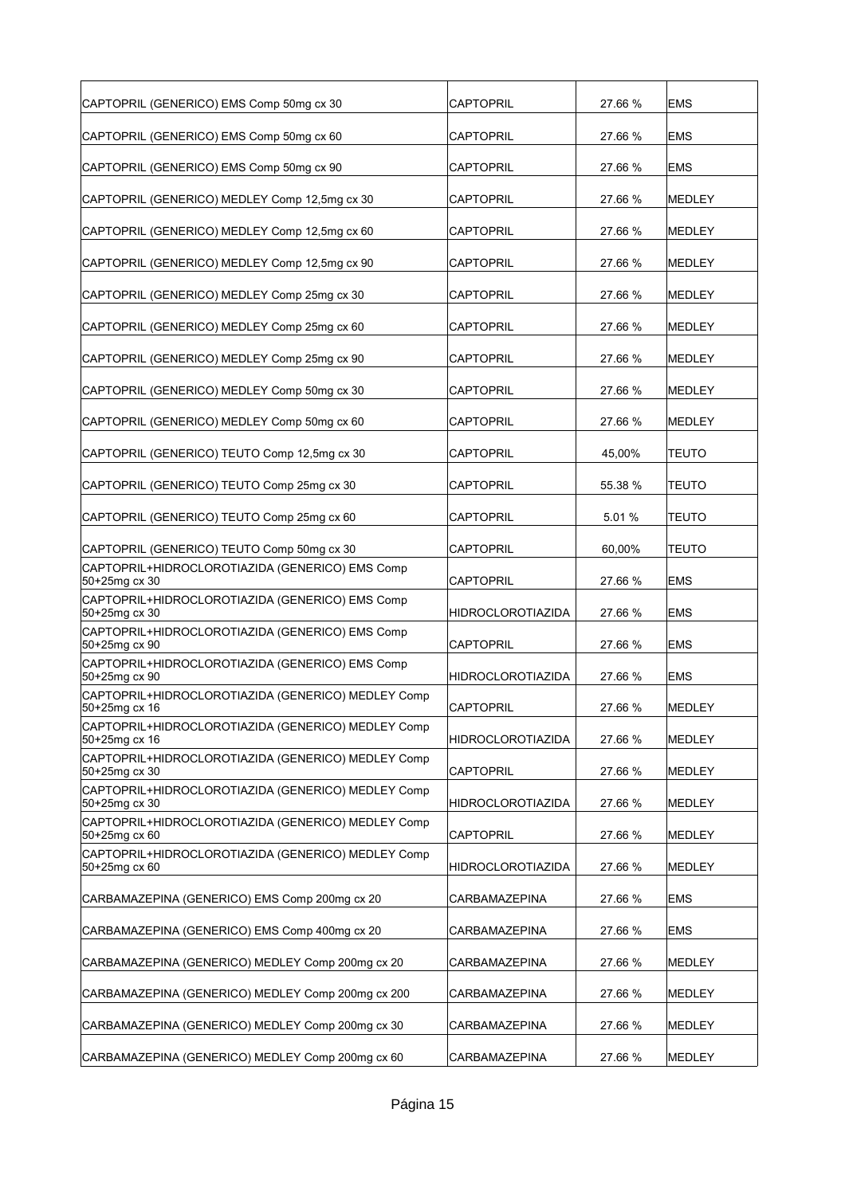| | | | |
|---|---|---|---|
| CAPTOPRIL (GENERICO) EMS Comp 50mg cx 30 | CAPTOPRIL | 27.66 % | EMS |
| CAPTOPRIL (GENERICO) EMS Comp 50mg cx 60 | CAPTOPRIL | 27.66 % | EMS |
| CAPTOPRIL (GENERICO) EMS Comp 50mg cx 90 | CAPTOPRIL | 27.66 % | EMS |
| CAPTOPRIL (GENERICO) MEDLEY Comp 12,5mg cx 30 | CAPTOPRIL | 27.66 % | MEDLEY |
| CAPTOPRIL (GENERICO) MEDLEY Comp 12,5mg cx 60 | CAPTOPRIL | 27.66 % | MEDLEY |
| CAPTOPRIL (GENERICO) MEDLEY Comp 12,5mg cx 90 | CAPTOPRIL | 27.66 % | MEDLEY |
| CAPTOPRIL (GENERICO) MEDLEY Comp 25mg cx 30 | CAPTOPRIL | 27.66 % | MEDLEY |
| CAPTOPRIL (GENERICO) MEDLEY Comp 25mg cx 60 | CAPTOPRIL | 27.66 % | MEDLEY |
| CAPTOPRIL (GENERICO) MEDLEY Comp 25mg cx 90 | CAPTOPRIL | 27.66 % | MEDLEY |
| CAPTOPRIL (GENERICO) MEDLEY Comp 50mg cx 30 | CAPTOPRIL | 27.66 % | MEDLEY |
| CAPTOPRIL (GENERICO) MEDLEY Comp 50mg cx 60 | CAPTOPRIL | 27.66 % | MEDLEY |
| CAPTOPRIL (GENERICO) TEUTO Comp 12,5mg cx 30 | CAPTOPRIL | 45,00% | TEUTO |
| CAPTOPRIL (GENERICO) TEUTO Comp 25mg cx 30 | CAPTOPRIL | 55.38 % | TEUTO |
| CAPTOPRIL (GENERICO) TEUTO Comp 25mg cx 60 | CAPTOPRIL | 5.01 % | TEUTO |
| CAPTOPRIL (GENERICO) TEUTO Comp 50mg cx 30 | CAPTOPRIL | 60,00% | TEUTO |
| CAPTOPRIL+HIDROCLOROTIAZIDA (GENERICO) EMS Comp 50+25mg cx 30 | CAPTOPRIL | 27.66 % | EMS |
| CAPTOPRIL+HIDROCLOROTIAZIDA (GENERICO) EMS Comp 50+25mg cx 30 | HIDROCLOROTIAZIDA | 27.66 % | EMS |
| CAPTOPRIL+HIDROCLOROTIAZIDA (GENERICO) EMS Comp 50+25mg cx 90 | CAPTOPRIL | 27.66 % | EMS |
| CAPTOPRIL+HIDROCLOROTIAZIDA (GENERICO) EMS Comp 50+25mg cx 90 | HIDROCLOROTIAZIDA | 27.66 % | EMS |
| CAPTOPRIL+HIDROCLOROTIAZIDA (GENERICO) MEDLEY Comp 50+25mg cx 16 | CAPTOPRIL | 27.66 % | MEDLEY |
| CAPTOPRIL+HIDROCLOROTIAZIDA (GENERICO) MEDLEY Comp 50+25mg cx 16 | HIDROCLOROTIAZIDA | 27.66 % | MEDLEY |
| CAPTOPRIL+HIDROCLOROTIAZIDA (GENERICO) MEDLEY Comp 50+25mg cx 30 | CAPTOPRIL | 27.66 % | MEDLEY |
| CAPTOPRIL+HIDROCLOROTIAZIDA (GENERICO) MEDLEY Comp 50+25mg cx 30 | HIDROCLOROTIAZIDA | 27.66 % | MEDLEY |
| CAPTOPRIL+HIDROCLOROTIAZIDA (GENERICO) MEDLEY Comp 50+25mg cx 60 | CAPTOPRIL | 27.66 % | MEDLEY |
| CAPTOPRIL+HIDROCLOROTIAZIDA (GENERICO) MEDLEY Comp 50+25mg cx 60 | HIDROCLOROTIAZIDA | 27.66 % | MEDLEY |
| CARBAMAZEPINA (GENERICO) EMS Comp 200mg cx 20 | CARBAMAZEPINA | 27.66 % | EMS |
| CARBAMAZEPINA (GENERICO) EMS Comp 400mg cx 20 | CARBAMAZEPINA | 27.66 % | EMS |
| CARBAMAZEPINA (GENERICO) MEDLEY Comp 200mg cx 20 | CARBAMAZEPINA | 27.66 % | MEDLEY |
| CARBAMAZEPINA (GENERICO) MEDLEY Comp 200mg cx 200 | CARBAMAZEPINA | 27.66 % | MEDLEY |
| CARBAMAZEPINA (GENERICO) MEDLEY Comp 200mg cx 30 | CARBAMAZEPINA | 27.66 % | MEDLEY |
| CARBAMAZEPINA (GENERICO) MEDLEY Comp 200mg cx 60 | CARBAMAZEPINA | 27.66 % | MEDLEY |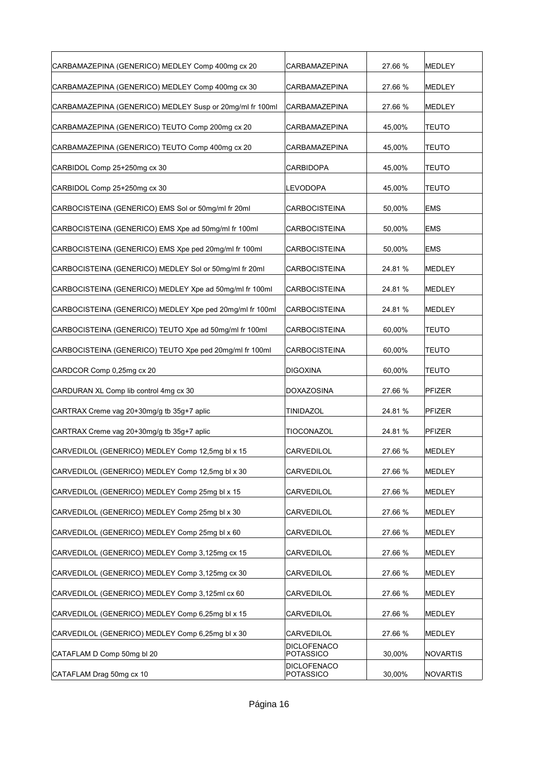| | | | |
|---|---|---|---|
| CARBAMAZEPINA (GENERICO) MEDLEY Comp 400mg cx 20 | CARBAMAZEPINA | 27.66 % | MEDLEY |
| CARBAMAZEPINA (GENERICO) MEDLEY Comp 400mg cx 30 | CARBAMAZEPINA | 27.66 % | MEDLEY |
| CARBAMAZEPINA (GENERICO) MEDLEY Susp or 20mg/ml fr 100ml | CARBAMAZEPINA | 27.66 % | MEDLEY |
| CARBAMAZEPINA (GENERICO) TEUTO Comp 200mg cx 20 | CARBAMAZEPINA | 45,00% | TEUTO |
| CARBAMAZEPINA (GENERICO) TEUTO Comp 400mg cx 20 | CARBAMAZEPINA | 45,00% | TEUTO |
| CARBIDOL Comp 25+250mg cx 30 | CARBIDOPA | 45,00% | TEUTO |
| CARBIDOL Comp 25+250mg cx 30 | LEVODOPA | 45,00% | TEUTO |
| CARBOCISTEINA (GENERICO) EMS Sol or 50mg/ml fr 20ml | CARBOCISTEINA | 50,00% | EMS |
| CARBOCISTEINA (GENERICO) EMS Xpe ad 50mg/ml fr 100ml | CARBOCISTEINA | 50,00% | EMS |
| CARBOCISTEINA (GENERICO) EMS Xpe ped 20mg/ml fr 100ml | CARBOCISTEINA | 50,00% | EMS |
| CARBOCISTEINA (GENERICO) MEDLEY Sol or 50mg/ml fr 20ml | CARBOCISTEINA | 24.81 % | MEDLEY |
| CARBOCISTEINA (GENERICO) MEDLEY Xpe ad 50mg/ml fr 100ml | CARBOCISTEINA | 24.81 % | MEDLEY |
| CARBOCISTEINA (GENERICO) MEDLEY Xpe ped 20mg/ml fr 100ml | CARBOCISTEINA | 24.81 % | MEDLEY |
| CARBOCISTEINA (GENERICO) TEUTO Xpe ad 50mg/ml fr 100ml | CARBOCISTEINA | 60,00% | TEUTO |
| CARBOCISTEINA (GENERICO) TEUTO Xpe ped 20mg/ml fr 100ml | CARBOCISTEINA | 60,00% | TEUTO |
| CARDCOR Comp 0,25mg cx 20 | DIGOXINA | 60,00% | TEUTO |
| CARDURAN XL Comp lib control 4mg cx 30 | DOXAZOSINA | 27.66 % | PFIZER |
| CARTRAX Creme vag 20+30mg/g tb 35g+7 aplic | TINIDAZOL | 24.81 % | PFIZER |
| CARTRAX Creme vag 20+30mg/g tb 35g+7 aplic | TIOCONAZOL | 24.81 % | PFIZER |
| CARVEDILOL (GENERICO) MEDLEY Comp 12,5mg bl x 15 | CARVEDILOL | 27.66 % | MEDLEY |
| CARVEDILOL (GENERICO) MEDLEY Comp 12,5mg bl x 30 | CARVEDILOL | 27.66 % | MEDLEY |
| CARVEDILOL (GENERICO) MEDLEY Comp 25mg bl x 15 | CARVEDILOL | 27.66 % | MEDLEY |
| CARVEDILOL (GENERICO) MEDLEY Comp 25mg bl x 30 | CARVEDILOL | 27.66 % | MEDLEY |
| CARVEDILOL (GENERICO) MEDLEY Comp 25mg bl x 60 | CARVEDILOL | 27.66 % | MEDLEY |
| CARVEDILOL (GENERICO) MEDLEY Comp 3,125mg cx 15 | CARVEDILOL | 27.66 % | MEDLEY |
| CARVEDILOL (GENERICO) MEDLEY Comp 3,125mg cx 30 | CARVEDILOL | 27.66 % | MEDLEY |
| CARVEDILOL (GENERICO) MEDLEY Comp 3,125ml cx 60 | CARVEDILOL | 27.66 % | MEDLEY |
| CARVEDILOL (GENERICO) MEDLEY Comp 6,25mg bl x 15 | CARVEDILOL | 27.66 % | MEDLEY |
| CARVEDILOL (GENERICO) MEDLEY Comp 6,25mg bl x 30 | CARVEDILOL | 27.66 % | MEDLEY |
| CATAFLAM D Comp 50mg bl 20 | DICLOFENACO POTASSICO | 30,00% | NOVARTIS |
| CATAFLAM Drag 50mg cx 10 | DICLOFENACO POTASSICO | 30,00% | NOVARTIS |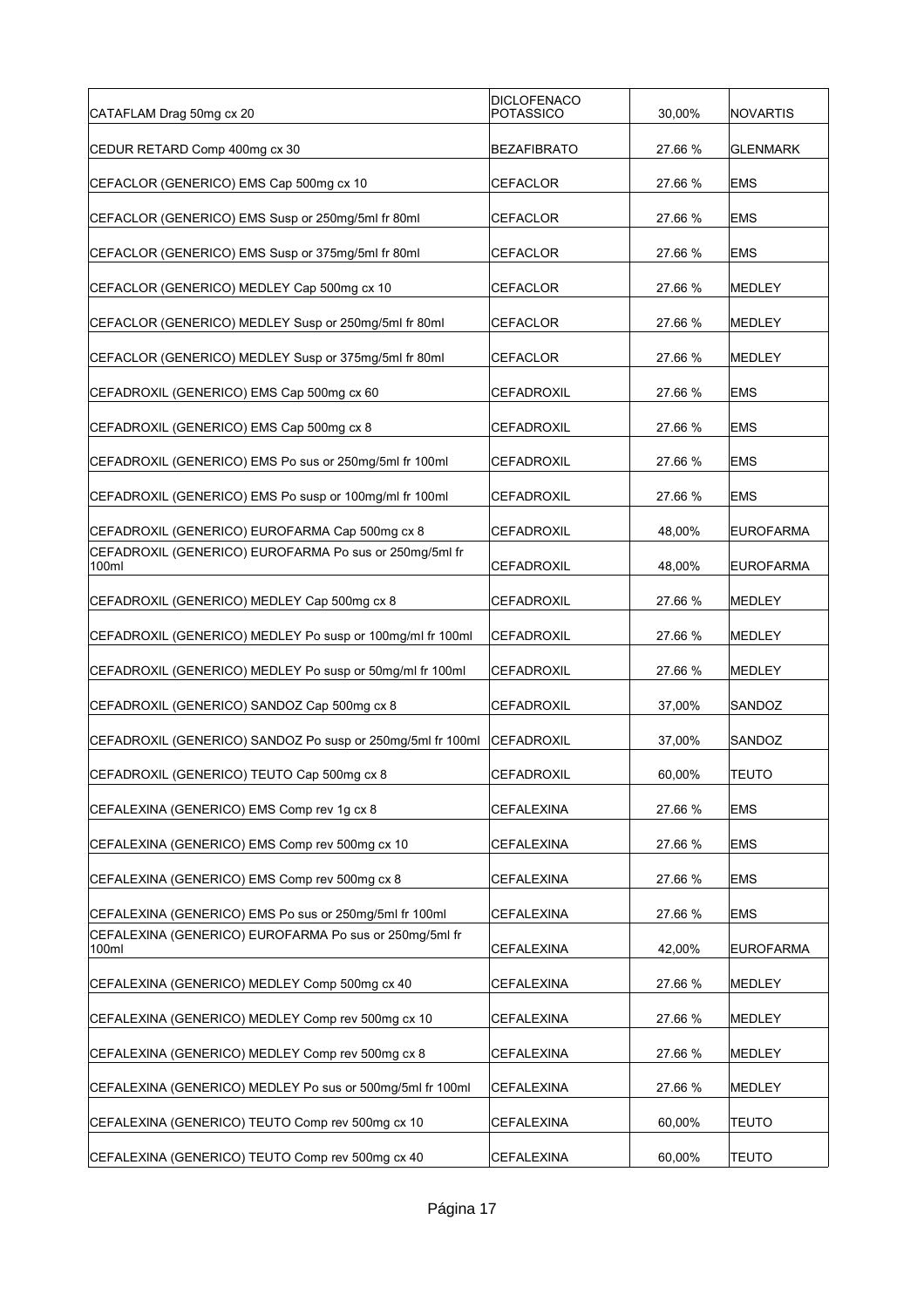| | | | |
|---|---|---|---|
| CATAFLAM Drag 50mg cx 20 | DICLOFENACO POTASSICO | 30,00% | NOVARTIS |
| CEDUR RETARD Comp 400mg cx 30 | BEZAFIBRATO | 27.66 % | GLENMARK |
| CEFACLOR (GENERICO) EMS Cap 500mg cx 10 | CEFACLOR | 27.66 % | EMS |
| CEFACLOR (GENERICO) EMS Susp or 250mg/5ml fr 80ml | CEFACLOR | 27.66 % | EMS |
| CEFACLOR (GENERICO) EMS Susp or 375mg/5ml fr 80ml | CEFACLOR | 27.66 % | EMS |
| CEFACLOR (GENERICO) MEDLEY Cap 500mg cx 10 | CEFACLOR | 27.66 % | MEDLEY |
| CEFACLOR (GENERICO) MEDLEY Susp or 250mg/5ml fr 80ml | CEFACLOR | 27.66 % | MEDLEY |
| CEFACLOR (GENERICO) MEDLEY Susp or 375mg/5ml fr 80ml | CEFACLOR | 27.66 % | MEDLEY |
| CEFADROXIL (GENERICO) EMS Cap 500mg cx 60 | CEFADROXIL | 27.66 % | EMS |
| CEFADROXIL (GENERICO) EMS Cap 500mg cx 8 | CEFADROXIL | 27.66 % | EMS |
| CEFADROXIL (GENERICO) EMS Po sus or 250mg/5ml fr 100ml | CEFADROXIL | 27.66 % | EMS |
| CEFADROXIL (GENERICO) EMS Po susp or 100mg/ml fr 100ml | CEFADROXIL | 27.66 % | EMS |
| CEFADROXIL (GENERICO) EUROFARMA Cap 500mg cx 8 | CEFADROXIL | 48,00% | EUROFARMA |
| CEFADROXIL (GENERICO) EUROFARMA Po sus or 250mg/5ml fr 100ml | CEFADROXIL | 48,00% | EUROFARMA |
| CEFADROXIL (GENERICO) MEDLEY Cap 500mg cx 8 | CEFADROXIL | 27.66 % | MEDLEY |
| CEFADROXIL (GENERICO) MEDLEY Po susp or 100mg/ml fr 100ml | CEFADROXIL | 27.66 % | MEDLEY |
| CEFADROXIL (GENERICO) MEDLEY Po susp or 50mg/ml fr 100ml | CEFADROXIL | 27.66 % | MEDLEY |
| CEFADROXIL (GENERICO) SANDOZ Cap 500mg cx 8 | CEFADROXIL | 37,00% | SANDOZ |
| CEFADROXIL (GENERICO) SANDOZ Po susp or 250mg/5ml fr 100ml | CEFADROXIL | 37,00% | SANDOZ |
| CEFADROXIL (GENERICO) TEUTO Cap 500mg cx 8 | CEFADROXIL | 60,00% | TEUTO |
| CEFALEXINA (GENERICO) EMS Comp rev 1g cx 8 | CEFALEXINA | 27.66 % | EMS |
| CEFALEXINA (GENERICO) EMS Comp rev 500mg cx 10 | CEFALEXINA | 27.66 % | EMS |
| CEFALEXINA (GENERICO) EMS Comp rev 500mg cx 8 | CEFALEXINA | 27.66 % | EMS |
| CEFALEXINA (GENERICO) EMS Po sus or 250mg/5ml fr 100ml | CEFALEXINA | 27.66 % | EMS |
| CEFALEXINA (GENERICO) EUROFARMA Po sus or 250mg/5ml fr 100ml | CEFALEXINA | 42,00% | EUROFARMA |
| CEFALEXINA (GENERICO) MEDLEY Comp 500mg cx 40 | CEFALEXINA | 27.66 % | MEDLEY |
| CEFALEXINA (GENERICO) MEDLEY Comp rev 500mg cx 10 | CEFALEXINA | 27.66 % | MEDLEY |
| CEFALEXINA (GENERICO) MEDLEY Comp rev 500mg cx 8 | CEFALEXINA | 27.66 % | MEDLEY |
| CEFALEXINA (GENERICO) MEDLEY Po sus or 500mg/5ml fr 100ml | CEFALEXINA | 27.66 % | MEDLEY |
| CEFALEXINA (GENERICO) TEUTO Comp rev 500mg cx 10 | CEFALEXINA | 60,00% | TEUTO |
| CEFALEXINA (GENERICO) TEUTO Comp rev 500mg cx 40 | CEFALEXINA | 60,00% | TEUTO |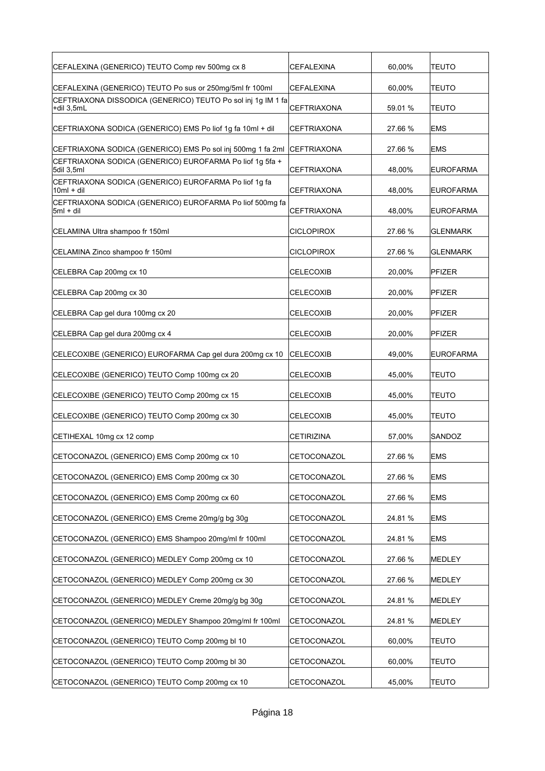| | | | |
|---|---|---|---|
| CEFALEXINA (GENERICO) TEUTO Comp rev 500mg cx 8 | CEFALEXINA | 60,00% | TEUTO |
| CEFALEXINA (GENERICO) TEUTO Po sus or 250mg/5ml fr 100ml | CEFALEXINA | 60,00% | TEUTO |
| CEFTRIAXONA DISSODICA (GENERICO) TEUTO Po sol inj 1g IM 1 fa +dil 3,5mL | CEFTRIAXONA | 59.01 % | TEUTO |
| CEFTRIAXONA SODICA (GENERICO) EMS Po liof 1g fa 10ml + dil | CEFTRIAXONA | 27.66 % | EMS |
| CEFTRIAXONA SODICA (GENERICO) EMS Po sol inj 500mg 1 fa 2ml | CEFTRIAXONA | 27.66 % | EMS |
| CEFTRIAXONA SODICA (GENERICO) EUROFARMA Po liof 1g 5fa + 5dil 3,5ml | CEFTRIAXONA | 48,00% | EUROFARMA |
| CEFTRIAXONA SODICA (GENERICO) EUROFARMA Po liof 1g fa 10ml + dil | CEFTRIAXONA | 48,00% | EUROFARMA |
| CEFTRIAXONA SODICA (GENERICO) EUROFARMA Po liof 500mg fa 5ml + dil | CEFTRIAXONA | 48,00% | EUROFARMA |
| CELAMINA Ultra shampoo fr 150ml | CICLOPIROX | 27.66 % | GLENMARK |
| CELAMINA Zinco shampoo fr 150ml | CICLOPIROX | 27.66 % | GLENMARK |
| CELEBRA Cap 200mg cx 10 | CELECOXIB | 20,00% | PFIZER |
| CELEBRA Cap 200mg cx 30 | CELECOXIB | 20,00% | PFIZER |
| CELEBRA Cap gel dura 100mg cx 20 | CELECOXIB | 20,00% | PFIZER |
| CELEBRA Cap gel dura 200mg cx 4 | CELECOXIB | 20,00% | PFIZER |
| CELECOXIBE (GENERICO) EUROFARMA Cap gel dura 200mg cx 10 | CELECOXIB | 49,00% | EUROFARMA |
| CELECOXIBE (GENERICO) TEUTO Comp 100mg cx 20 | CELECOXIB | 45,00% | TEUTO |
| CELECOXIBE (GENERICO) TEUTO Comp 200mg cx 15 | CELECOXIB | 45,00% | TEUTO |
| CELECOXIBE (GENERICO) TEUTO Comp 200mg cx 30 | CELECOXIB | 45,00% | TEUTO |
| CETIHEXAL 10mg cx 12 comp | CETIRIZINA | 57,00% | SANDOZ |
| CETOCONAZOL (GENERICO) EMS Comp 200mg cx 10 | CETOCONAZOL | 27.66 % | EMS |
| CETOCONAZOL (GENERICO) EMS Comp 200mg cx 30 | CETOCONAZOL | 27.66 % | EMS |
| CETOCONAZOL (GENERICO) EMS Comp 200mg cx 60 | CETOCONAZOL | 27.66 % | EMS |
| CETOCONAZOL (GENERICO) EMS Creme 20mg/g bg 30g | CETOCONAZOL | 24.81 % | EMS |
| CETOCONAZOL (GENERICO) EMS Shampoo 20mg/ml fr 100ml | CETOCONAZOL | 24.81 % | EMS |
| CETOCONAZOL (GENERICO) MEDLEY Comp 200mg cx 10 | CETOCONAZOL | 27.66 % | MEDLEY |
| CETOCONAZOL (GENERICO) MEDLEY Comp 200mg cx 30 | CETOCONAZOL | 27.66 % | MEDLEY |
| CETOCONAZOL (GENERICO) MEDLEY Creme 20mg/g bg 30g | CETOCONAZOL | 24.81 % | MEDLEY |
| CETOCONAZOL (GENERICO) MEDLEY Shampoo 20mg/ml fr 100ml | CETOCONAZOL | 24.81 % | MEDLEY |
| CETOCONAZOL (GENERICO) TEUTO Comp 200mg bl 10 | CETOCONAZOL | 60,00% | TEUTO |
| CETOCONAZOL (GENERICO) TEUTO Comp 200mg bl 30 | CETOCONAZOL | 60,00% | TEUTO |
| CETOCONAZOL (GENERICO) TEUTO Comp 200mg cx 10 | CETOCONAZOL | 45,00% | TEUTO |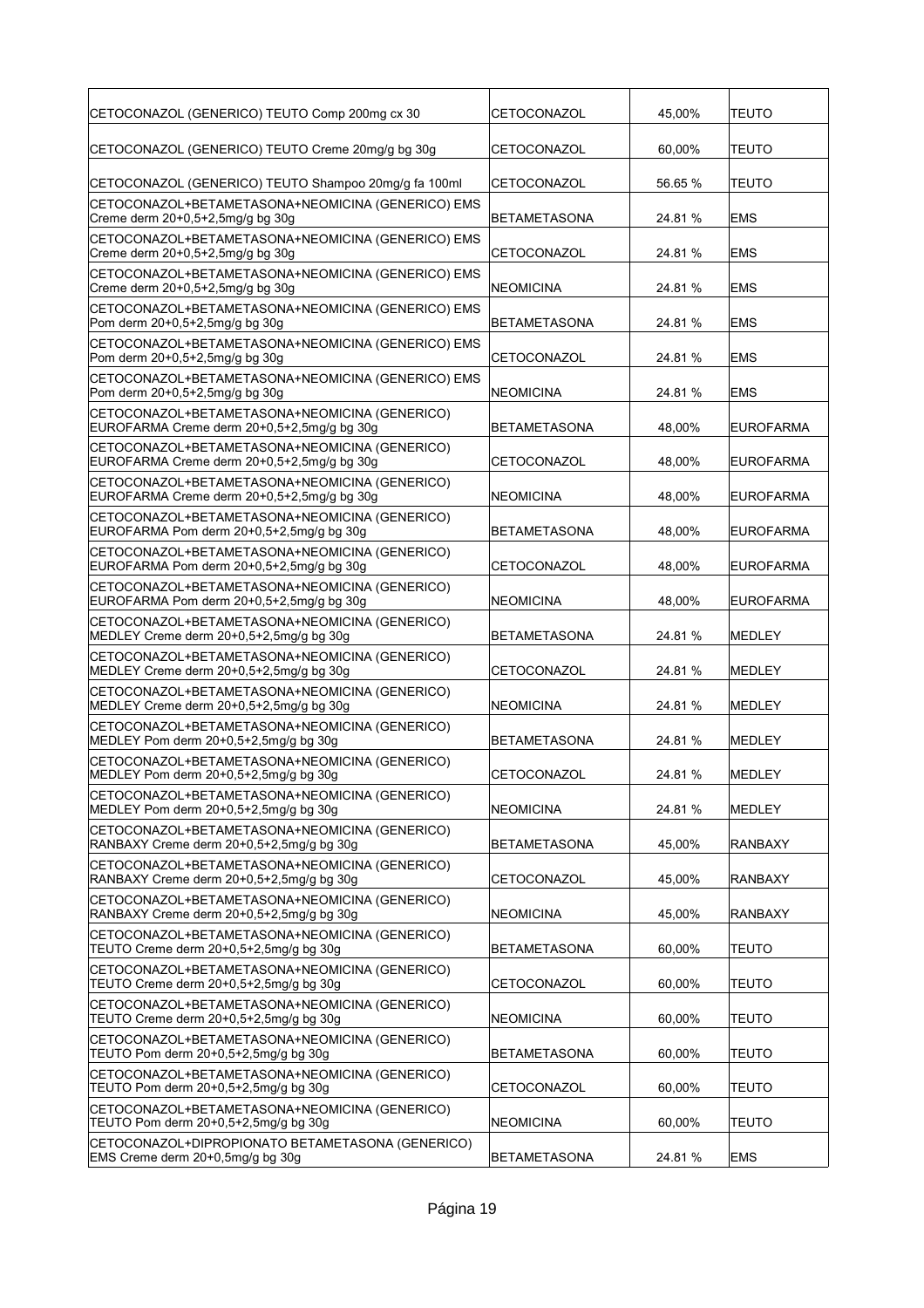| | | | |
|---|---|---|---|
| CETOCONAZOL (GENERICO) TEUTO Comp 200mg cx 30 | CETOCONAZOL | 45,00% | TEUTO |
| CETOCONAZOL (GENERICO) TEUTO Creme 20mg/g bg 30g | CETOCONAZOL | 60,00% | TEUTO |
| CETOCONAZOL (GENERICO) TEUTO Shampoo 20mg/g fa 100ml | CETOCONAZOL | 56.65 % | TEUTO |
| CETOCONAZOL+BETAMETASONA+NEOMICINA (GENERICO) EMS Creme derm 20+0,5+2,5mg/g bg 30g | BETAMETASONA | 24.81 % | EMS |
| CETOCONAZOL+BETAMETASONA+NEOMICINA (GENERICO) EMS Creme derm 20+0,5+2,5mg/g bg 30g | CETOCONAZOL | 24.81 % | EMS |
| CETOCONAZOL+BETAMETASONA+NEOMICINA (GENERICO) EMS Creme derm 20+0,5+2,5mg/g bg 30g | NEOMICINA | 24.81 % | EMS |
| CETOCONAZOL+BETAMETASONA+NEOMICINA (GENERICO) EMS Pom derm 20+0,5+2,5mg/g bg 30g | BETAMETASONA | 24.81 % | EMS |
| CETOCONAZOL+BETAMETASONA+NEOMICINA (GENERICO) EMS Pom derm 20+0,5+2,5mg/g bg 30g | CETOCONAZOL | 24.81 % | EMS |
| CETOCONAZOL+BETAMETASONA+NEOMICINA (GENERICO) EMS Pom derm 20+0,5+2,5mg/g bg 30g | NEOMICINA | 24.81 % | EMS |
| CETOCONAZOL+BETAMETASONA+NEOMICINA (GENERICO) EUROFARMA Creme derm 20+0,5+2,5mg/g bg 30g | BETAMETASONA | 48,00% | EUROFARMA |
| CETOCONAZOL+BETAMETASONA+NEOMICINA (GENERICO) EUROFARMA Creme derm 20+0,5+2,5mg/g bg 30g | CETOCONAZOL | 48,00% | EUROFARMA |
| CETOCONAZOL+BETAMETASONA+NEOMICINA (GENERICO) EUROFARMA Creme derm 20+0,5+2,5mg/g bg 30g | NEOMICINA | 48,00% | EUROFARMA |
| CETOCONAZOL+BETAMETASONA+NEOMICINA (GENERICO) EUROFARMA Pom derm 20+0,5+2,5mg/g bg 30g | BETAMETASONA | 48,00% | EUROFARMA |
| CETOCONAZOL+BETAMETASONA+NEOMICINA (GENERICO) EUROFARMA Pom derm 20+0,5+2,5mg/g bg 30g | CETOCONAZOL | 48,00% | EUROFARMA |
| CETOCONAZOL+BETAMETASONA+NEOMICINA (GENERICO) EUROFARMA Pom derm 20+0,5+2,5mg/g bg 30g | NEOMICINA | 48,00% | EUROFARMA |
| CETOCONAZOL+BETAMETASONA+NEOMICINA (GENERICO) MEDLEY Creme derm 20+0,5+2,5mg/g bg 30g | BETAMETASONA | 24.81 % | MEDLEY |
| CETOCONAZOL+BETAMETASONA+NEOMICINA (GENERICO) MEDLEY Creme derm 20+0,5+2,5mg/g bg 30g | CETOCONAZOL | 24.81 % | MEDLEY |
| CETOCONAZOL+BETAMETASONA+NEOMICINA (GENERICO) MEDLEY Creme derm 20+0,5+2,5mg/g bg 30g | NEOMICINA | 24.81 % | MEDLEY |
| CETOCONAZOL+BETAMETASONA+NEOMICINA (GENERICO) MEDLEY Pom derm 20+0,5+2,5mg/g bg 30g | BETAMETASONA | 24.81 % | MEDLEY |
| CETOCONAZOL+BETAMETASONA+NEOMICINA (GENERICO) MEDLEY Pom derm 20+0,5+2,5mg/g bg 30g | CETOCONAZOL | 24.81 % | MEDLEY |
| CETOCONAZOL+BETAMETASONA+NEOMICINA (GENERICO) MEDLEY Pom derm 20+0,5+2,5mg/g bg 30g | NEOMICINA | 24.81 % | MEDLEY |
| CETOCONAZOL+BETAMETASONA+NEOMICINA (GENERICO) RANBAXY Creme derm 20+0,5+2,5mg/g bg 30g | BETAMETASONA | 45,00% | RANBAXY |
| CETOCONAZOL+BETAMETASONA+NEOMICINA (GENERICO) RANBAXY Creme derm 20+0,5+2,5mg/g bg 30g | CETOCONAZOL | 45,00% | RANBAXY |
| CETOCONAZOL+BETAMETASONA+NEOMICINA (GENERICO) RANBAXY Creme derm 20+0,5+2,5mg/g bg 30g | NEOMICINA | 45,00% | RANBAXY |
| CETOCONAZOL+BETAMETASONA+NEOMICINA (GENERICO) TEUTO Creme derm 20+0,5+2,5mg/g bg 30g | BETAMETASONA | 60,00% | TEUTO |
| CETOCONAZOL+BETAMETASONA+NEOMICINA (GENERICO) TEUTO Creme derm 20+0,5+2,5mg/g bg 30g | CETOCONAZOL | 60,00% | TEUTO |
| CETOCONAZOL+BETAMETASONA+NEOMICINA (GENERICO) TEUTO Creme derm 20+0,5+2,5mg/g bg 30g | NEOMICINA | 60,00% | TEUTO |
| CETOCONAZOL+BETAMETASONA+NEOMICINA (GENERICO) TEUTO Pom derm 20+0,5+2,5mg/g bg 30g | BETAMETASONA | 60,00% | TEUTO |
| CETOCONAZOL+BETAMETASONA+NEOMICINA (GENERICO) TEUTO Pom derm 20+0,5+2,5mg/g bg 30g | CETOCONAZOL | 60,00% | TEUTO |
| CETOCONAZOL+BETAMETASONA+NEOMICINA (GENERICO) TEUTO Pom derm 20+0,5+2,5mg/g bg 30g | NEOMICINA | 60,00% | TEUTO |
| CETOCONAZOL+DIPROPIONATO BETAMETASONA (GENERICO) EMS Creme derm 20+0,5mg/g bg 30g | BETAMETASONA | 24.81 % | EMS |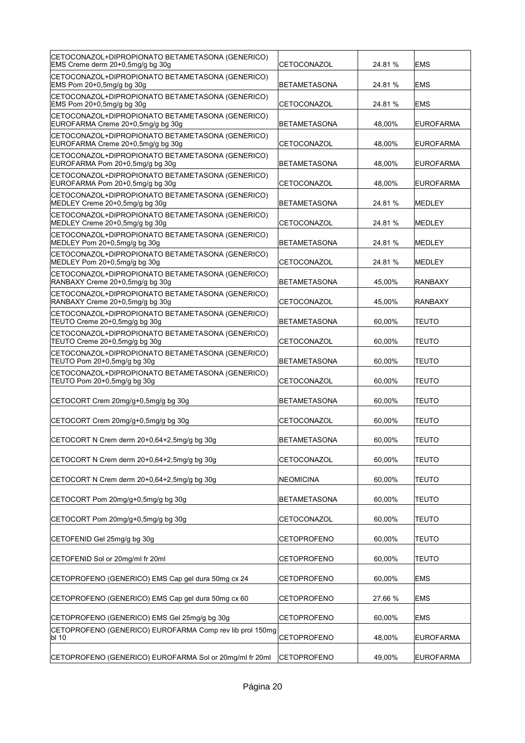| | | | |
|---|---|---|---|
| CETOCONAZOL+DIPROPIONATO BETAMETASONA (GENERICO) EMS Creme derm 20+0,5mg/g bg 30g | CETOCONAZOL | 24.81 % | EMS |
| CETOCONAZOL+DIPROPIONATO BETAMETASONA (GENERICO) EMS Pom 20+0,5mg/g bg 30g | BETAMETASONA | 24.81 % | EMS |
| CETOCONAZOL+DIPROPIONATO BETAMETASONA (GENERICO) EMS Pom 20+0,5mg/g bg 30g | CETOCONAZOL | 24.81 % | EMS |
| CETOCONAZOL+DIPROPIONATO BETAMETASONA (GENERICO) EUROFARMA Creme 20+0,5mg/g bg 30g | BETAMETASONA | 48,00% | EUROFARMA |
| CETOCONAZOL+DIPROPIONATO BETAMETASONA (GENERICO) EUROFARMA Creme 20+0,5mg/g bg 30g | CETOCONAZOL | 48,00% | EUROFARMA |
| CETOCONAZOL+DIPROPIONATO BETAMETASONA (GENERICO) EUROFARMA Pom 20+0,5mg/g bg 30g | BETAMETASONA | 48,00% | EUROFARMA |
| CETOCONAZOL+DIPROPIONATO BETAMETASONA (GENERICO) EUROFARMA Pom 20+0,5mg/g bg 30g | CETOCONAZOL | 48,00% | EUROFARMA |
| CETOCONAZOL+DIPROPIONATO BETAMETASONA (GENERICO) MEDLEY Creme 20+0,5mg/g bg 30g | BETAMETASONA | 24.81 % | MEDLEY |
| CETOCONAZOL+DIPROPIONATO BETAMETASONA (GENERICO) MEDLEY Creme 20+0,5mg/g bg 30g | CETOCONAZOL | 24.81 % | MEDLEY |
| CETOCONAZOL+DIPROPIONATO BETAMETASONA (GENERICO) MEDLEY Pom 20+0,5mg/g bg 30g | BETAMETASONA | 24.81 % | MEDLEY |
| CETOCONAZOL+DIPROPIONATO BETAMETASONA (GENERICO) MEDLEY Pom 20+0,5mg/g bg 30g | CETOCONAZOL | 24.81 % | MEDLEY |
| CETOCONAZOL+DIPROPIONATO BETAMETASONA (GENERICO) RANBAXY Creme 20+0,5mg/g bg 30g | BETAMETASONA | 45,00% | RANBAXY |
| CETOCONAZOL+DIPROPIONATO BETAMETASONA (GENERICO) RANBAXY Creme 20+0,5mg/g bg 30g | CETOCONAZOL | 45,00% | RANBAXY |
| CETOCONAZOL+DIPROPIONATO BETAMETASONA (GENERICO) TEUTO Creme 20+0,5mg/g bg 30g | BETAMETASONA | 60,00% | TEUTO |
| CETOCONAZOL+DIPROPIONATO BETAMETASONA (GENERICO) TEUTO Creme 20+0,5mg/g bg 30g | CETOCONAZOL | 60,00% | TEUTO |
| CETOCONAZOL+DIPROPIONATO BETAMETASONA (GENERICO) TEUTO Pom 20+0,5mg/g bg 30g | BETAMETASONA | 60,00% | TEUTO |
| CETOCONAZOL+DIPROPIONATO BETAMETASONA (GENERICO) TEUTO Pom 20+0,5mg/g bg 30g | CETOCONAZOL | 60,00% | TEUTO |
| CETOCORT Crem 20mg/g+0,5mg/g bg 30g | BETAMETASONA | 60,00% | TEUTO |
| CETOCORT Crem 20mg/g+0,5mg/g bg 30g | CETOCONAZOL | 60,00% | TEUTO |
| CETOCORT N Crem derm 20+0,64+2,5mg/g bg 30g | BETAMETASONA | 60,00% | TEUTO |
| CETOCORT N Crem derm 20+0,64+2,5mg/g bg 30g | CETOCONAZOL | 60,00% | TEUTO |
| CETOCORT N Crem derm 20+0,64+2,5mg/g bg 30g | NEOMICINA | 60,00% | TEUTO |
| CETOCORT Pom 20mg/g+0,5mg/g bg 30g | BETAMETASONA | 60,00% | TEUTO |
| CETOCORT Pom 20mg/g+0,5mg/g bg 30g | CETOCONAZOL | 60,00% | TEUTO |
| CETOFENID Gel 25mg/g bg 30g | CETOPROFENO | 60,00% | TEUTO |
| CETOFENID Sol or 20mg/ml fr 20ml | CETOPROFENO | 60,00% | TEUTO |
| CETOPROFENO (GENERICO) EMS Cap gel dura 50mg cx 24 | CETOPROFENO | 60,00% | EMS |
| CETOPROFENO (GENERICO) EMS Cap gel dura 50mg cx 60 | CETOPROFENO | 27.66 % | EMS |
| CETOPROFENO (GENERICO) EMS Gel 25mg/g bg 30g | CETOPROFENO | 60,00% | EMS |
| CETOPROFENO (GENERICO) EUROFARMA Comp rev lib prol 150mg bl 10 | CETOPROFENO | 48,00% | EUROFARMA |
| CETOPROFENO (GENERICO) EUROFARMA Sol or 20mg/ml fr 20ml | CETOPROFENO | 49,00% | EUROFARMA |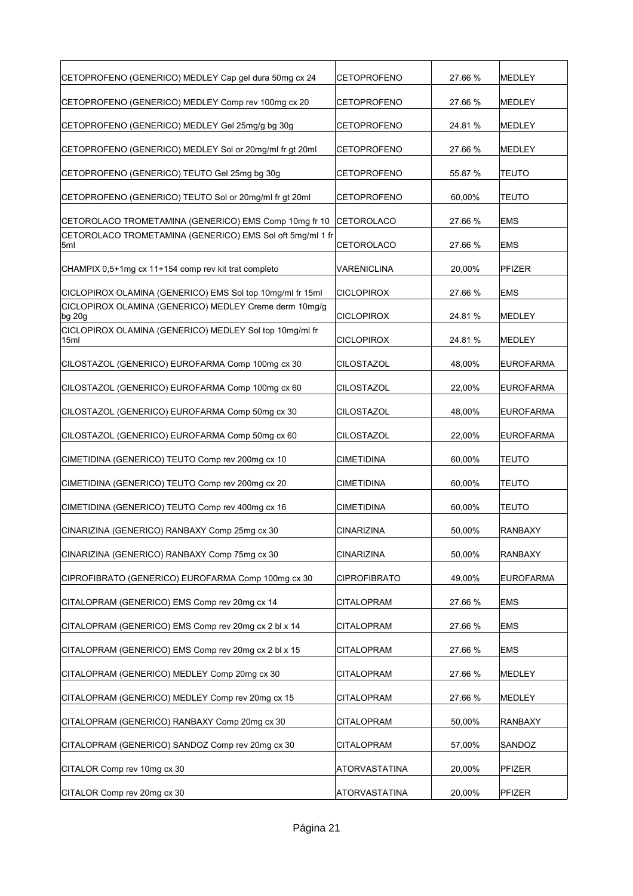| | | | |
|---|---|---|---|
| CETOPROFENO (GENERICO) MEDLEY Cap gel dura 50mg cx 24 | CETOPROFENO | 27.66 % | MEDLEY |
| CETOPROFENO (GENERICO) MEDLEY Comp rev 100mg cx 20 | CETOPROFENO | 27.66 % | MEDLEY |
| CETOPROFENO (GENERICO) MEDLEY Gel 25mg/g bg 30g | CETOPROFENO | 24.81 % | MEDLEY |
| CETOPROFENO (GENERICO) MEDLEY Sol or 20mg/ml fr gt 20ml | CETOPROFENO | 27.66 % | MEDLEY |
| CETOPROFENO (GENERICO) TEUTO Gel 25mg bg 30g | CETOPROFENO | 55.87 % | TEUTO |
| CETOPROFENO (GENERICO) TEUTO Sol or 20mg/ml fr gt 20ml | CETOPROFENO | 60,00% | TEUTO |
| CETOROLACO TROMETAMINA (GENERICO) EMS Comp 10mg fr 10 | CETOROLACO | 27.66 % | EMS |
| CETOROLACO TROMETAMINA (GENERICO) EMS Sol oft 5mg/ml 1 fr 5ml | CETOROLACO | 27.66 % | EMS |
| CHAMPIX 0,5+1mg cx 11+154 comp rev kit trat completo | VARENICLINA | 20,00% | PFIZER |
| CICLOPIROX OLAMINA (GENERICO) EMS Sol top 10mg/ml fr 15ml | CICLOPIROX | 27.66 % | EMS |
| CICLOPIROX OLAMINA (GENERICO) MEDLEY Creme derm 10mg/g bg 20g | CICLOPIROX | 24.81 % | MEDLEY |
| CICLOPIROX OLAMINA (GENERICO) MEDLEY Sol top 10mg/ml fr 15ml | CICLOPIROX | 24.81 % | MEDLEY |
| CILOSTAZOL (GENERICO) EUROFARMA Comp 100mg cx 30 | CILOSTAZOL | 48,00% | EUROFARMA |
| CILOSTAZOL (GENERICO) EUROFARMA Comp 100mg cx 60 | CILOSTAZOL | 22,00% | EUROFARMA |
| CILOSTAZOL (GENERICO) EUROFARMA Comp 50mg cx 30 | CILOSTAZOL | 48,00% | EUROFARMA |
| CILOSTAZOL (GENERICO) EUROFARMA Comp 50mg cx 60 | CILOSTAZOL | 22,00% | EUROFARMA |
| CIMETIDINA (GENERICO) TEUTO Comp rev 200mg cx 10 | CIMETIDINA | 60,00% | TEUTO |
| CIMETIDINA (GENERICO) TEUTO Comp rev 200mg cx 20 | CIMETIDINA | 60,00% | TEUTO |
| CIMETIDINA (GENERICO) TEUTO Comp rev 400mg cx 16 | CIMETIDINA | 60,00% | TEUTO |
| CINARIZINA (GENERICO) RANBAXY Comp 25mg cx 30 | CINARIZINA | 50,00% | RANBAXY |
| CINARIZINA (GENERICO) RANBAXY Comp 75mg cx 30 | CINARIZINA | 50,00% | RANBAXY |
| CIPROFIBRATO (GENERICO) EUROFARMA Comp 100mg cx 30 | CIPROFIBRATO | 49,00% | EUROFARMA |
| CITALOPRAM (GENERICO) EMS Comp rev 20mg cx 14 | CITALOPRAM | 27.66 % | EMS |
| CITALOPRAM (GENERICO) EMS Comp rev 20mg cx 2 bl x 14 | CITALOPRAM | 27.66 % | EMS |
| CITALOPRAM (GENERICO) EMS Comp rev 20mg cx 2 bl x 15 | CITALOPRAM | 27.66 % | EMS |
| CITALOPRAM (GENERICO) MEDLEY Comp 20mg cx 30 | CITALOPRAM | 27.66 % | MEDLEY |
| CITALOPRAM (GENERICO) MEDLEY Comp rev 20mg cx 15 | CITALOPRAM | 27.66 % | MEDLEY |
| CITALOPRAM (GENERICO) RANBAXY Comp 20mg cx 30 | CITALOPRAM | 50,00% | RANBAXY |
| CITALOPRAM (GENERICO) SANDOZ Comp rev 20mg cx 30 | CITALOPRAM | 57,00% | SANDOZ |
| CITALOR Comp rev 10mg cx 30 | ATORVASTATINA | 20,00% | PFIZER |
| CITALOR Comp rev 20mg cx 30 | ATORVASTATINA | 20,00% | PFIZER |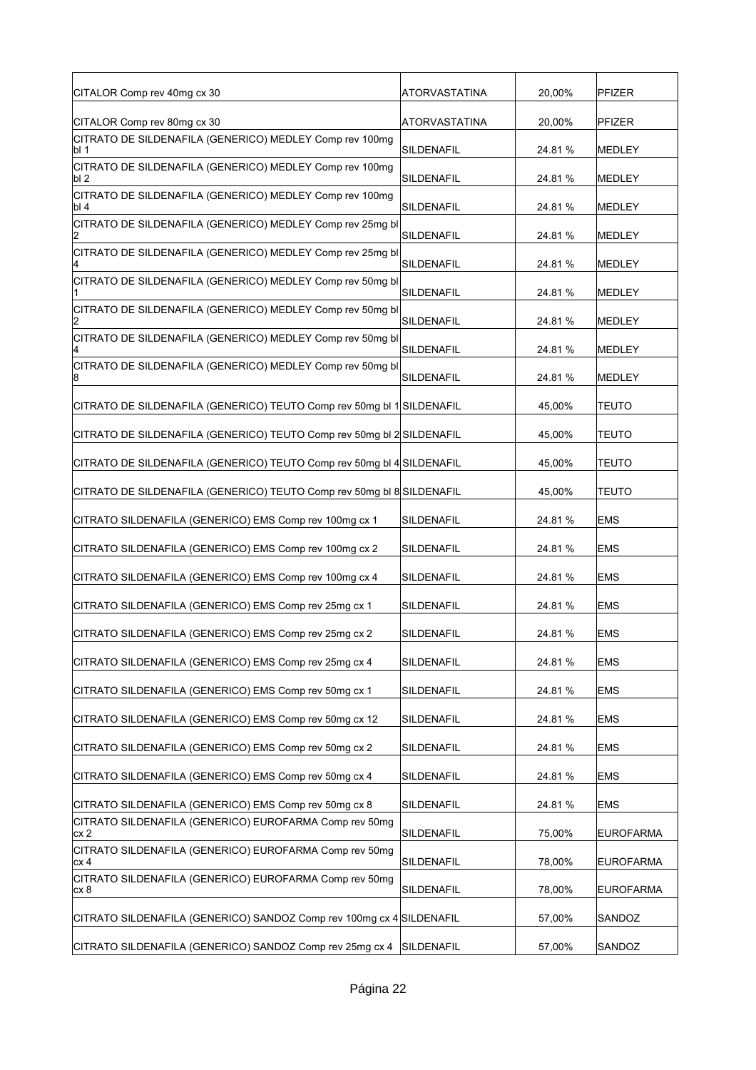| | | | |
|---|---|---|---|
| CITALOR Comp rev 40mg cx 30 | ATORVASTATINA | 20,00% | PFIZER |
| CITALOR Comp rev 80mg cx 30 | ATORVASTATINA | 20,00% | PFIZER |
| CITRATO DE SILDENAFILA (GENERICO) MEDLEY Comp rev 100mg bl 1 | SILDENAFIL | 24.81 % | MEDLEY |
| CITRATO DE SILDENAFILA (GENERICO) MEDLEY Comp rev 100mg bl 2 | SILDENAFIL | 24.81 % | MEDLEY |
| CITRATO DE SILDENAFILA (GENERICO) MEDLEY Comp rev 100mg bl 4 | SILDENAFIL | 24.81 % | MEDLEY |
| CITRATO DE SILDENAFILA (GENERICO) MEDLEY Comp rev 25mg bl 2 | SILDENAFIL | 24.81 % | MEDLEY |
| CITRATO DE SILDENAFILA (GENERICO) MEDLEY Comp rev 25mg bl 4 | SILDENAFIL | 24.81 % | MEDLEY |
| CITRATO DE SILDENAFILA (GENERICO) MEDLEY Comp rev 50mg bl 1 | SILDENAFIL | 24.81 % | MEDLEY |
| CITRATO DE SILDENAFILA (GENERICO) MEDLEY Comp rev 50mg bl 2 | SILDENAFIL | 24.81 % | MEDLEY |
| CITRATO DE SILDENAFILA (GENERICO) MEDLEY Comp rev 50mg bl 4 | SILDENAFIL | 24.81 % | MEDLEY |
| CITRATO DE SILDENAFILA (GENERICO) MEDLEY Comp rev 50mg bl 8 | SILDENAFIL | 24.81 % | MEDLEY |
| CITRATO DE SILDENAFILA (GENERICO) TEUTO Comp rev 50mg bl 1 | SILDENAFIL | 45,00% | TEUTO |
| CITRATO DE SILDENAFILA (GENERICO) TEUTO Comp rev 50mg bl 2 | SILDENAFIL | 45,00% | TEUTO |
| CITRATO DE SILDENAFILA (GENERICO) TEUTO Comp rev 50mg bl 4 | SILDENAFIL | 45,00% | TEUTO |
| CITRATO DE SILDENAFILA (GENERICO) TEUTO Comp rev 50mg bl 8 | SILDENAFIL | 45,00% | TEUTO |
| CITRATO SILDENAFILA (GENERICO) EMS Comp rev 100mg cx 1 | SILDENAFIL | 24.81 % | EMS |
| CITRATO SILDENAFILA (GENERICO) EMS Comp rev 100mg cx 2 | SILDENAFIL | 24.81 % | EMS |
| CITRATO SILDENAFILA (GENERICO) EMS Comp rev 100mg cx 4 | SILDENAFIL | 24.81 % | EMS |
| CITRATO SILDENAFILA (GENERICO) EMS Comp rev 25mg cx 1 | SILDENAFIL | 24.81 % | EMS |
| CITRATO SILDENAFILA (GENERICO) EMS Comp rev 25mg cx 2 | SILDENAFIL | 24.81 % | EMS |
| CITRATO SILDENAFILA (GENERICO) EMS Comp rev 25mg cx 4 | SILDENAFIL | 24.81 % | EMS |
| CITRATO SILDENAFILA (GENERICO) EMS Comp rev 50mg cx 1 | SILDENAFIL | 24.81 % | EMS |
| CITRATO SILDENAFILA (GENERICO) EMS Comp rev 50mg cx 12 | SILDENAFIL | 24.81 % | EMS |
| CITRATO SILDENAFILA (GENERICO) EMS Comp rev 50mg cx 2 | SILDENAFIL | 24.81 % | EMS |
| CITRATO SILDENAFILA (GENERICO) EMS Comp rev 50mg cx 4 | SILDENAFIL | 24.81 % | EMS |
| CITRATO SILDENAFILA (GENERICO) EMS Comp rev 50mg cx 8 | SILDENAFIL | 24.81 % | EMS |
| CITRATO SILDENAFILA (GENERICO) EUROFARMA Comp rev 50mg cx 2 | SILDENAFIL | 75,00% | EUROFARMA |
| CITRATO SILDENAFILA (GENERICO) EUROFARMA Comp rev 50mg cx 4 | SILDENAFIL | 78,00% | EUROFARMA |
| CITRATO SILDENAFILA (GENERICO) EUROFARMA Comp rev 50mg cx 8 | SILDENAFIL | 78,00% | EUROFARMA |
| CITRATO SILDENAFILA (GENERICO) SANDOZ Comp rev 100mg cx 4 | SILDENAFIL | 57,00% | SANDOZ |
| CITRATO SILDENAFILA (GENERICO) SANDOZ Comp rev 25mg cx 4 | SILDENAFIL | 57,00% | SANDOZ |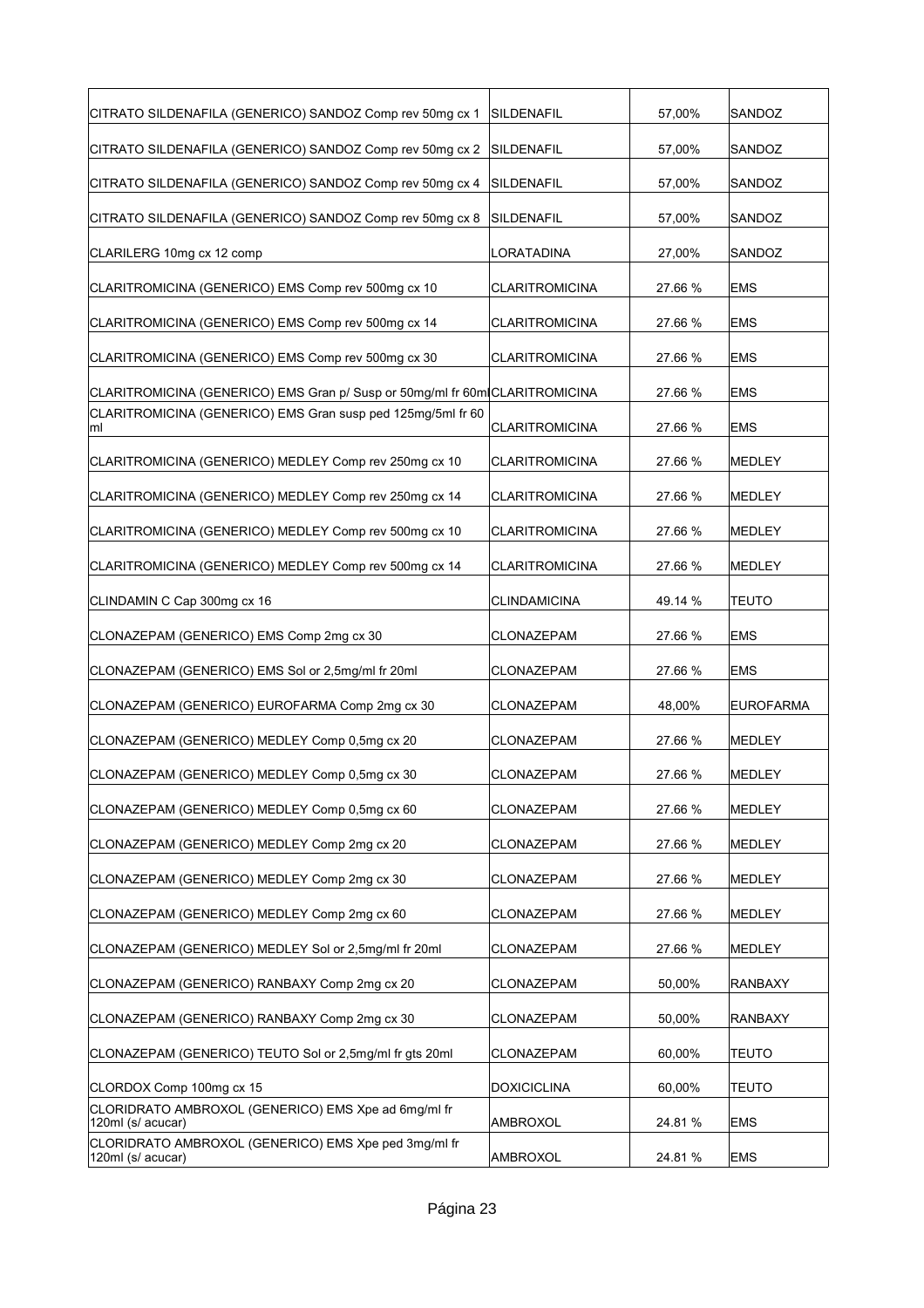| | | | |
|---|---|---|---|
| CITRATO SILDENAFILA (GENERICO) SANDOZ Comp rev 50mg cx 1 | SILDENAFIL | 57,00% | SANDOZ |
| CITRATO SILDENAFILA (GENERICO) SANDOZ Comp rev 50mg cx 2 | SILDENAFIL | 57,00% | SANDOZ |
| CITRATO SILDENAFILA (GENERICO) SANDOZ Comp rev 50mg cx 4 | SILDENAFIL | 57,00% | SANDOZ |
| CITRATO SILDENAFILA (GENERICO) SANDOZ Comp rev 50mg cx 8 | SILDENAFIL | 57,00% | SANDOZ |
| CLARILERG 10mg cx 12 comp | LORATADINA | 27,00% | SANDOZ |
| CLARITROMICINA (GENERICO) EMS Comp rev 500mg cx 10 | CLARITROMICINA | 27.66 % | EMS |
| CLARITROMICINA (GENERICO) EMS Comp rev 500mg cx 14 | CLARITROMICINA | 27.66 % | EMS |
| CLARITROMICINA (GENERICO) EMS Comp rev 500mg cx 30 | CLARITROMICINA | 27.66 % | EMS |
| CLARITROMICINA (GENERICO) EMS Gran p/ Susp or 50mg/ml fr 60ml | CLARITROMICINA | 27.66 % | EMS |
| CLARITROMICINA (GENERICO) EMS Gran susp ped 125mg/5ml fr 60 ml | CLARITROMICINA | 27.66 % | EMS |
| CLARITROMICINA (GENERICO) MEDLEY Comp rev 250mg cx 10 | CLARITROMICINA | 27.66 % | MEDLEY |
| CLARITROMICINA (GENERICO) MEDLEY Comp rev 250mg cx 14 | CLARITROMICINA | 27.66 % | MEDLEY |
| CLARITROMICINA (GENERICO) MEDLEY Comp rev 500mg cx 10 | CLARITROMICINA | 27.66 % | MEDLEY |
| CLARITROMICINA (GENERICO) MEDLEY Comp rev 500mg cx 14 | CLARITROMICINA | 27.66 % | MEDLEY |
| CLINDAMIN C Cap 300mg cx 16 | CLINDAMICINA | 49.14 % | TEUTO |
| CLONAZEPAM (GENERICO) EMS Comp 2mg cx 30 | CLONAZEPAM | 27.66 % | EMS |
| CLONAZEPAM (GENERICO) EMS Sol or 2,5mg/ml fr 20ml | CLONAZEPAM | 27.66 % | EMS |
| CLONAZEPAM (GENERICO) EUROFARMA Comp 2mg cx 30 | CLONAZEPAM | 48,00% | EUROFARMA |
| CLONAZEPAM (GENERICO) MEDLEY Comp 0,5mg cx 20 | CLONAZEPAM | 27.66 % | MEDLEY |
| CLONAZEPAM (GENERICO) MEDLEY Comp 0,5mg cx 30 | CLONAZEPAM | 27.66 % | MEDLEY |
| CLONAZEPAM (GENERICO) MEDLEY Comp 0,5mg cx 60 | CLONAZEPAM | 27.66 % | MEDLEY |
| CLONAZEPAM (GENERICO) MEDLEY Comp 2mg cx 20 | CLONAZEPAM | 27.66 % | MEDLEY |
| CLONAZEPAM (GENERICO) MEDLEY Comp 2mg cx 30 | CLONAZEPAM | 27.66 % | MEDLEY |
| CLONAZEPAM (GENERICO) MEDLEY Comp 2mg cx 60 | CLONAZEPAM | 27.66 % | MEDLEY |
| CLONAZEPAM (GENERICO) MEDLEY Sol or 2,5mg/ml fr 20ml | CLONAZEPAM | 27.66 % | MEDLEY |
| CLONAZEPAM (GENERICO) RANBAXY Comp 2mg cx 20 | CLONAZEPAM | 50,00% | RANBAXY |
| CLONAZEPAM (GENERICO) RANBAXY Comp 2mg cx 30 | CLONAZEPAM | 50,00% | RANBAXY |
| CLONAZEPAM (GENERICO) TEUTO Sol or 2,5mg/ml fr gts 20ml | CLONAZEPAM | 60,00% | TEUTO |
| CLORDOX Comp 100mg cx 15 | DOXICICLINA | 60,00% | TEUTO |
| CLORIDRATO AMBROXOL (GENERICO) EMS Xpe ad 6mg/ml fr 120ml (s/ acucar) | AMBROXOL | 24.81 % | EMS |
| CLORIDRATO AMBROXOL (GENERICO) EMS Xpe ped 3mg/ml fr 120ml (s/ acucar) | AMBROXOL | 24.81 % | EMS |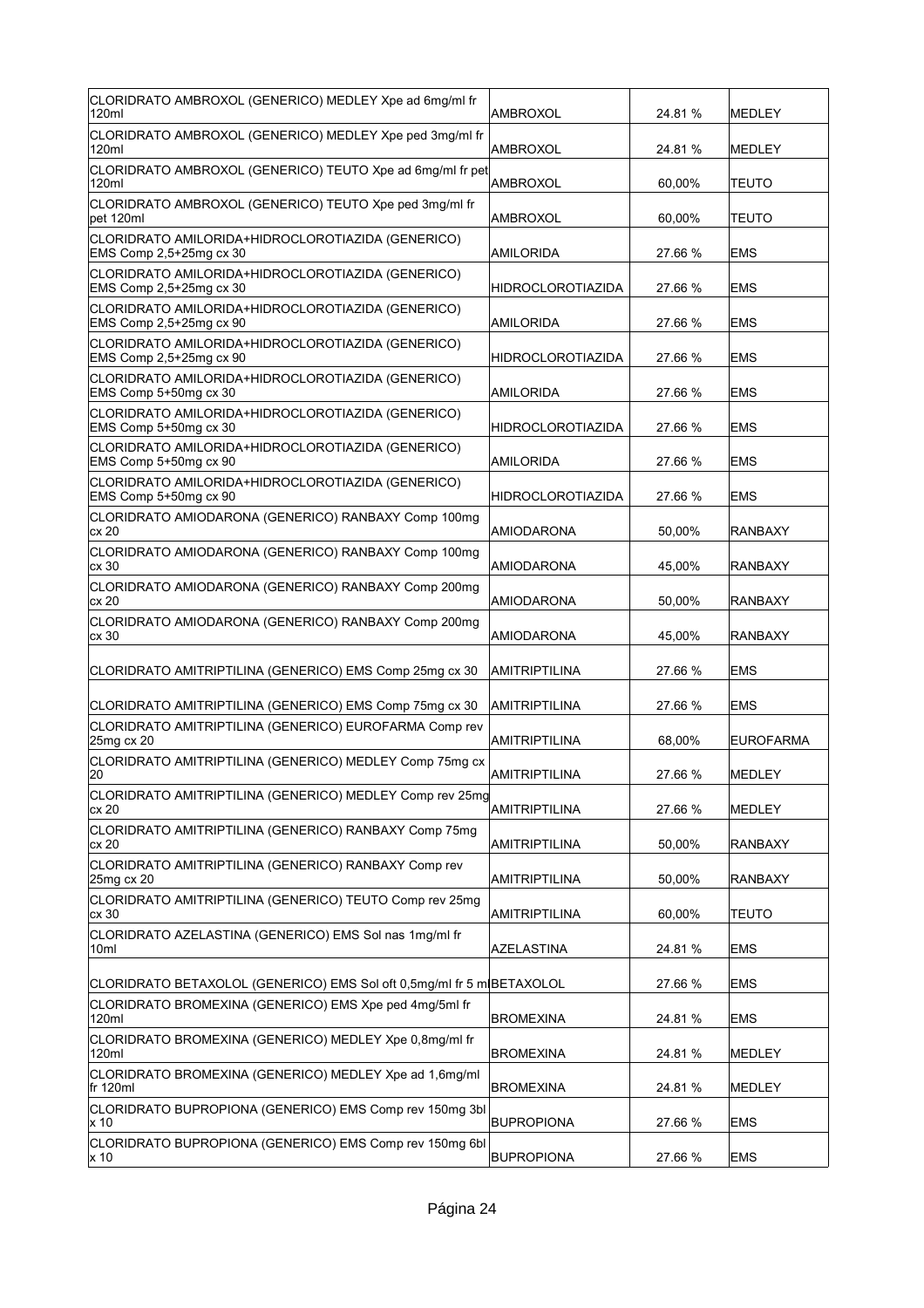| | | | |
|---|---|---|---|
| CLORIDRATO AMBROXOL (GENERICO) MEDLEY Xpe ad 6mg/ml fr 120ml | AMBROXOL | 24.81 % | MEDLEY |
| CLORIDRATO AMBROXOL (GENERICO) MEDLEY Xpe ped 3mg/ml fr 120ml | AMBROXOL | 24.81 % | MEDLEY |
| CLORIDRATO AMBROXOL (GENERICO) TEUTO Xpe ad 6mg/ml fr pet 120ml | AMBROXOL | 60,00% | TEUTO |
| CLORIDRATO AMBROXOL (GENERICO) TEUTO Xpe ped 3mg/ml fr pet 120ml | AMBROXOL | 60,00% | TEUTO |
| CLORIDRATO AMILORIDA+HIDROCLOROTIAZIDA (GENERICO) EMS Comp 2,5+25mg cx 30 | AMILORIDA | 27.66 % | EMS |
| CLORIDRATO AMILORIDA+HIDROCLOROTIAZIDA (GENERICO) EMS Comp 2,5+25mg cx 30 | HIDROCLOROTIAZIDA | 27.66 % | EMS |
| CLORIDRATO AMILORIDA+HIDROCLOROTIAZIDA (GENERICO) EMS Comp 2,5+25mg cx 90 | AMILORIDA | 27.66 % | EMS |
| CLORIDRATO AMILORIDA+HIDROCLOROTIAZIDA (GENERICO) EMS Comp 2,5+25mg cx 90 | HIDROCLOROTIAZIDA | 27.66 % | EMS |
| CLORIDRATO AMILORIDA+HIDROCLOROTIAZIDA (GENERICO) EMS Comp 5+50mg cx 30 | AMILORIDA | 27.66 % | EMS |
| CLORIDRATO AMILORIDA+HIDROCLOROTIAZIDA (GENERICO) EMS Comp 5+50mg cx 30 | HIDROCLOROTIAZIDA | 27.66 % | EMS |
| CLORIDRATO AMILORIDA+HIDROCLOROTIAZIDA (GENERICO) EMS Comp 5+50mg cx 90 | AMILORIDA | 27.66 % | EMS |
| CLORIDRATO AMILORIDA+HIDROCLOROTIAZIDA (GENERICO) EMS Comp 5+50mg cx 90 | HIDROCLOROTIAZIDA | 27.66 % | EMS |
| CLORIDRATO AMIODARONA (GENERICO) RANBAXY Comp 100mg cx 20 | AMIODARONA | 50,00% | RANBAXY |
| CLORIDRATO AMIODARONA (GENERICO) RANBAXY Comp 100mg cx 30 | AMIODARONA | 45,00% | RANBAXY |
| CLORIDRATO AMIODARONA (GENERICO) RANBAXY Comp 200mg cx 20 | AMIODARONA | 50,00% | RANBAXY |
| CLORIDRATO AMIODARONA (GENERICO) RANBAXY Comp 200mg cx 30 | AMIODARONA | 45,00% | RANBAXY |
| CLORIDRATO AMITRIPTILINA (GENERICO) EMS Comp 25mg cx 30 | AMITRIPTILINA | 27.66 % | EMS |
| CLORIDRATO AMITRIPTILINA (GENERICO) EMS Comp 75mg cx 30 | AMITRIPTILINA | 27.66 % | EMS |
| CLORIDRATO AMITRIPTILINA (GENERICO) EUROFARMA Comp rev 25mg cx 20 | AMITRIPTILINA | 68,00% | EUROFARMA |
| CLORIDRATO AMITRIPTILINA (GENERICO) MEDLEY Comp 75mg cx 20 | AMITRIPTILINA | 27.66 % | MEDLEY |
| CLORIDRATO AMITRIPTILINA (GENERICO) MEDLEY Comp rev 25mg cx 20 | AMITRIPTILINA | 27.66 % | MEDLEY |
| CLORIDRATO AMITRIPTILINA (GENERICO) RANBAXY Comp 75mg cx 20 | AMITRIPTILINA | 50,00% | RANBAXY |
| CLORIDRATO AMITRIPTILINA (GENERICO) RANBAXY Comp rev 25mg cx 20 | AMITRIPTILINA | 50,00% | RANBAXY |
| CLORIDRATO AMITRIPTILINA (GENERICO) TEUTO Comp rev 25mg cx 30 | AMITRIPTILINA | 60,00% | TEUTO |
| CLORIDRATO AZELASTINA (GENERICO) EMS Sol nas 1mg/ml fr 10ml | AZELASTINA | 24.81 % | EMS |
| CLORIDRATO BETAXOLOL (GENERICO) EMS Sol oft 0,5mg/ml fr 5 ml | BETAXOLOL | 27.66 % | EMS |
| CLORIDRATO BROMEXINA (GENERICO) EMS Xpe ped 4mg/5ml fr 120ml | BROMEXINA | 24.81 % | EMS |
| CLORIDRATO BROMEXINA (GENERICO) MEDLEY Xpe 0,8mg/ml fr 120ml | BROMEXINA | 24.81 % | MEDLEY |
| CLORIDRATO BROMEXINA (GENERICO) MEDLEY Xpe ad 1,6mg/ml fr 120ml | BROMEXINA | 24.81 % | MEDLEY |
| CLORIDRATO BUPROPIONA (GENERICO) EMS Comp rev 150mg 3bl x 10 | BUPROPIONA | 27.66 % | EMS |
| CLORIDRATO BUPROPIONA (GENERICO) EMS Comp rev 150mg 6bl x 10 | BUPROPIONA | 27.66 % | EMS |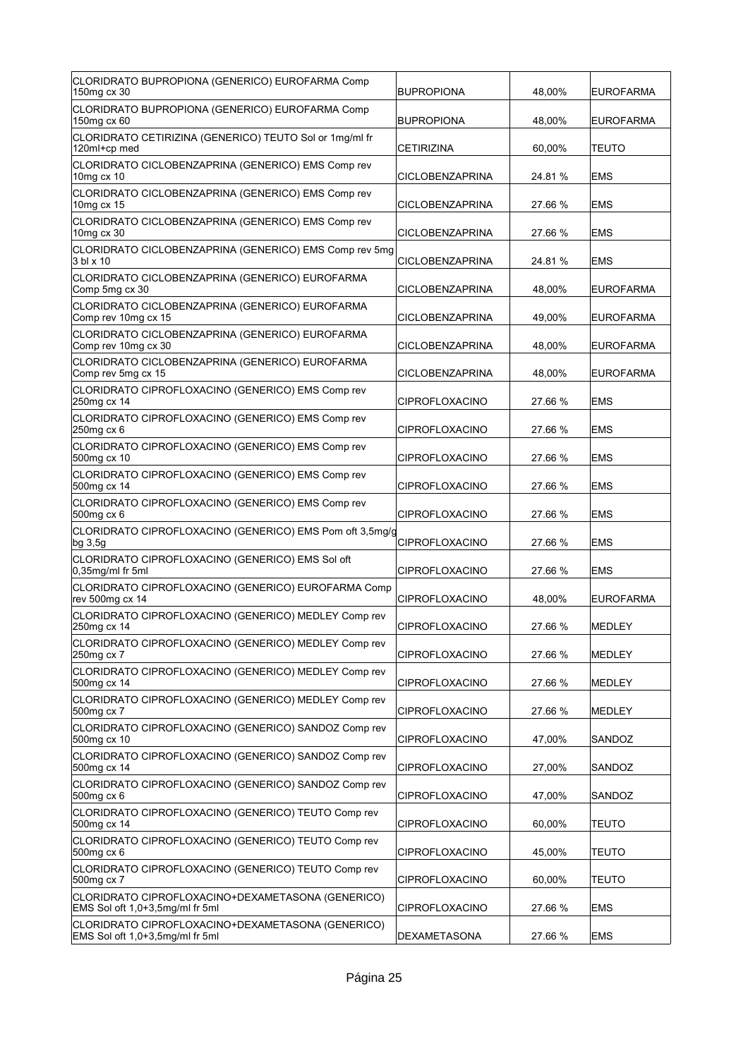| | | | |
|---|---|---|---|
| CLORIDRATO BUPROPIONA (GENERICO) EUROFARMA Comp 150mg cx 30 | BUPROPIONA | 48,00% | EUROFARMA |
| CLORIDRATO BUPROPIONA (GENERICO) EUROFARMA Comp 150mg cx 60 | BUPROPIONA | 48,00% | EUROFARMA |
| CLORIDRATO CETIRIZINA (GENERICO) TEUTO Sol or 1mg/ml fr 120ml+cp med | CETIRIZINA | 60,00% | TEUTO |
| CLORIDRATO CICLOBENZAPRINA (GENERICO) EMS Comp rev 10mg cx 10 | CICLOBENZAPRINA | 24.81 % | EMS |
| CLORIDRATO CICLOBENZAPRINA (GENERICO) EMS Comp rev 10mg cx 15 | CICLOBENZAPRINA | 27.66 % | EMS |
| CLORIDRATO CICLOBENZAPRINA (GENERICO) EMS Comp rev 10mg cx 30 | CICLOBENZAPRINA | 27.66 % | EMS |
| CLORIDRATO CICLOBENZAPRINA (GENERICO) EMS Comp rev 5mg 3 bl x 10 | CICLOBENZAPRINA | 24.81 % | EMS |
| CLORIDRATO CICLOBENZAPRINA (GENERICO) EUROFARMA Comp 5mg cx 30 | CICLOBENZAPRINA | 48,00% | EUROFARMA |
| CLORIDRATO CICLOBENZAPRINA (GENERICO) EUROFARMA Comp rev 10mg cx 15 | CICLOBENZAPRINA | 49,00% | EUROFARMA |
| CLORIDRATO CICLOBENZAPRINA (GENERICO) EUROFARMA Comp rev 10mg cx 30 | CICLOBENZAPRINA | 48,00% | EUROFARMA |
| CLORIDRATO CICLOBENZAPRINA (GENERICO) EUROFARMA Comp rev 5mg cx 15 | CICLOBENZAPRINA | 48,00% | EUROFARMA |
| CLORIDRATO CIPROFLOXACINO (GENERICO) EMS Comp rev 250mg cx 14 | CIPROFLOXACINO | 27.66 % | EMS |
| CLORIDRATO CIPROFLOXACINO (GENERICO) EMS Comp rev 250mg cx 6 | CIPROFLOXACINO | 27.66 % | EMS |
| CLORIDRATO CIPROFLOXACINO (GENERICO) EMS Comp rev 500mg cx 10 | CIPROFLOXACINO | 27.66 % | EMS |
| CLORIDRATO CIPROFLOXACINO (GENERICO) EMS Comp rev 500mg cx 14 | CIPROFLOXACINO | 27.66 % | EMS |
| CLORIDRATO CIPROFLOXACINO (GENERICO) EMS Comp rev 500mg cx 6 | CIPROFLOXACINO | 27.66 % | EMS |
| CLORIDRATO CIPROFLOXACINO (GENERICO) EMS Pom oft 3,5mg/g bg 3,5g | CIPROFLOXACINO | 27.66 % | EMS |
| CLORIDRATO CIPROFLOXACINO (GENERICO) EMS Sol oft 0,35mg/ml fr 5ml | CIPROFLOXACINO | 27.66 % | EMS |
| CLORIDRATO CIPROFLOXACINO (GENERICO) EUROFARMA Comp rev 500mg cx 14 | CIPROFLOXACINO | 48,00% | EUROFARMA |
| CLORIDRATO CIPROFLOXACINO (GENERICO) MEDLEY Comp rev 250mg cx 14 | CIPROFLOXACINO | 27.66 % | MEDLEY |
| CLORIDRATO CIPROFLOXACINO (GENERICO) MEDLEY Comp rev 250mg cx 7 | CIPROFLOXACINO | 27.66 % | MEDLEY |
| CLORIDRATO CIPROFLOXACINO (GENERICO) MEDLEY Comp rev 500mg cx 14 | CIPROFLOXACINO | 27.66 % | MEDLEY |
| CLORIDRATO CIPROFLOXACINO (GENERICO) MEDLEY Comp rev 500mg cx 7 | CIPROFLOXACINO | 27.66 % | MEDLEY |
| CLORIDRATO CIPROFLOXACINO (GENERICO) SANDOZ Comp rev 500mg cx 10 | CIPROFLOXACINO | 47,00% | SANDOZ |
| CLORIDRATO CIPROFLOXACINO (GENERICO) SANDOZ Comp rev 500mg cx 14 | CIPROFLOXACINO | 27,00% | SANDOZ |
| CLORIDRATO CIPROFLOXACINO (GENERICO) SANDOZ Comp rev 500mg cx 6 | CIPROFLOXACINO | 47,00% | SANDOZ |
| CLORIDRATO CIPROFLOXACINO (GENERICO) TEUTO Comp rev 500mg cx 14 | CIPROFLOXACINO | 60,00% | TEUTO |
| CLORIDRATO CIPROFLOXACINO (GENERICO) TEUTO Comp rev 500mg cx 6 | CIPROFLOXACINO | 45,00% | TEUTO |
| CLORIDRATO CIPROFLOXACINO (GENERICO) TEUTO Comp rev 500mg cx 7 | CIPROFLOXACINO | 60,00% | TEUTO |
| CLORIDRATO CIPROFLOXACINO+DEXAMETASONA (GENERICO) EMS Sol oft 1,0+3,5mg/ml fr 5ml | CIPROFLOXACINO | 27.66 % | EMS |
| CLORIDRATO CIPROFLOXACINO+DEXAMETASONA (GENERICO) EMS Sol oft 1,0+3,5mg/ml fr 5ml | DEXAMETASONA | 27.66 % | EMS |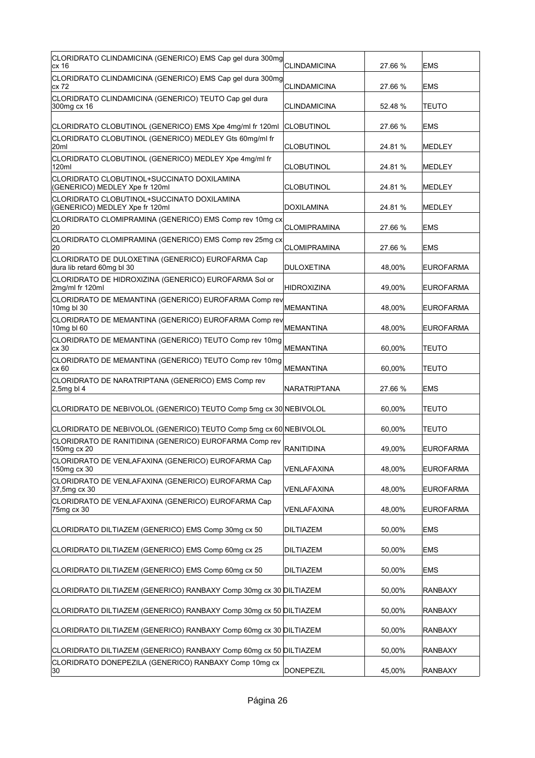| | | | |
|---|---|---|---|
| CLORIDRATO CLINDAMICINA (GENERICO) EMS Cap gel dura 300mg cx 16 | CLINDAMICINA | 27.66 % | EMS |
| CLORIDRATO CLINDAMICINA (GENERICO) EMS Cap gel dura 300mg cx 72 | CLINDAMICINA | 27.66 % | EMS |
| CLORIDRATO CLINDAMICINA (GENERICO) TEUTO Cap gel dura 300mg cx 16 | CLINDAMICINA | 52.48 % | TEUTO |
| CLORIDRATO CLOBUTINOL (GENERICO) EMS Xpe 4mg/ml fr 120ml | CLOBUTINOL | 27.66 % | EMS |
| CLORIDRATO CLOBUTINOL (GENERICO) MEDLEY Gts 60mg/ml fr 20ml | CLOBUTINOL | 24.81 % | MEDLEY |
| CLORIDRATO CLOBUTINOL (GENERICO) MEDLEY Xpe 4mg/ml fr 120ml | CLOBUTINOL | 24.81 % | MEDLEY |
| CLORIDRATO CLOBUTINOL+SUCCINATO DOXILAMINA (GENERICO) MEDLEY Xpe fr 120ml | CLOBUTINOL | 24.81 % | MEDLEY |
| CLORIDRATO CLOBUTINOL+SUCCINATO DOXILAMINA (GENERICO) MEDLEY Xpe fr 120ml | DOXILAMINA | 24.81 % | MEDLEY |
| CLORIDRATO CLOMIPRAMINA (GENERICO) EMS Comp rev 10mg cx 20 | CLOMIPRAMINA | 27.66 % | EMS |
| CLORIDRATO CLOMIPRAMINA (GENERICO) EMS Comp rev 25mg cx 20 | CLOMIPRAMINA | 27.66 % | EMS |
| CLORIDRATO DE DULOXETINA (GENERICO) EUROFARMA Cap dura lib retard 60mg bl 30 | DULOXETINA | 48,00% | EUROFARMA |
| CLORIDRATO DE HIDROXIZINA (GENERICO) EUROFARMA Sol or 2mg/ml fr 120ml | HIDROXIZINA | 49,00% | EUROFARMA |
| CLORIDRATO DE MEMANTINA (GENERICO) EUROFARMA Comp rev 10mg bl 30 | MEMANTINA | 48,00% | EUROFARMA |
| CLORIDRATO DE MEMANTINA (GENERICO) EUROFARMA Comp rev 10mg bl 60 | MEMANTINA | 48,00% | EUROFARMA |
| CLORIDRATO DE MEMANTINA (GENERICO) TEUTO Comp rev 10mg cx 30 | MEMANTINA | 60,00% | TEUTO |
| CLORIDRATO DE MEMANTINA (GENERICO) TEUTO Comp rev 10mg cx 60 | MEMANTINA | 60,00% | TEUTO |
| CLORIDRATO DE NARATRIPTANA (GENERICO) EMS Comp rev 2,5mg bl 4 | NARATRIPTANA | 27.66 % | EMS |
| CLORIDRATO DE NEBIVOLOL (GENERICO) TEUTO Comp 5mg cx 30 | NEBIVOLOL | 60,00% | TEUTO |
| CLORIDRATO DE NEBIVOLOL (GENERICO) TEUTO Comp 5mg cx 60 | NEBIVOLOL | 60,00% | TEUTO |
| CLORIDRATO DE RANITIDINA (GENERICO) EUROFARMA Comp rev 150mg cx 20 | RANITIDINA | 49,00% | EUROFARMA |
| CLORIDRATO DE VENLAFAXINA (GENERICO) EUROFARMA Cap 150mg cx 30 | VENLAFAXINA | 48,00% | EUROFARMA |
| CLORIDRATO DE VENLAFAXINA (GENERICO) EUROFARMA Cap 37,5mg cx 30 | VENLAFAXINA | 48,00% | EUROFARMA |
| CLORIDRATO DE VENLAFAXINA (GENERICO) EUROFARMA Cap 75mg cx 30 | VENLAFAXINA | 48,00% | EUROFARMA |
| CLORIDRATO DILTIAZEM (GENERICO) EMS Comp 30mg cx 50 | DILTIAZEM | 50,00% | EMS |
| CLORIDRATO DILTIAZEM (GENERICO) EMS Comp 60mg cx 25 | DILTIAZEM | 50,00% | EMS |
| CLORIDRATO DILTIAZEM (GENERICO) EMS Comp 60mg cx 50 | DILTIAZEM | 50,00% | EMS |
| CLORIDRATO DILTIAZEM (GENERICO) RANBAXY Comp 30mg cx 30 | DILTIAZEM | 50,00% | RANBAXY |
| CLORIDRATO DILTIAZEM (GENERICO) RANBAXY Comp 30mg cx 50 | DILTIAZEM | 50,00% | RANBAXY |
| CLORIDRATO DILTIAZEM (GENERICO) RANBAXY Comp 60mg cx 30 | DILTIAZEM | 50,00% | RANBAXY |
| CLORIDRATO DILTIAZEM (GENERICO) RANBAXY Comp 60mg cx 50 | DILTIAZEM | 50,00% | RANBAXY |
| CLORIDRATO DONEPEZILA (GENERICO) RANBAXY Comp 10mg cx 30 | DONEPEZIL | 45,00% | RANBAXY |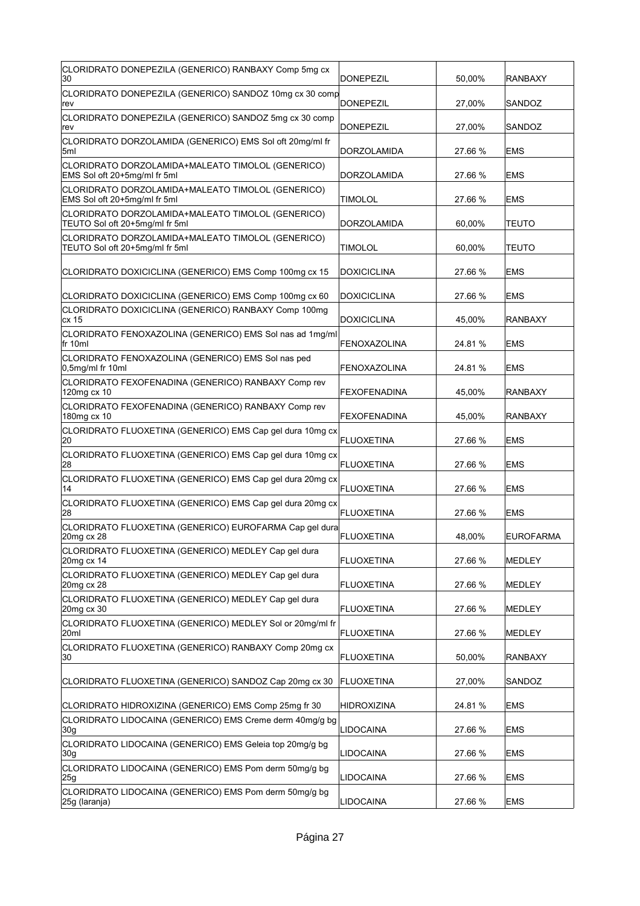| | | | |
|---|---|---|---|
| CLORIDRATO DONEPEZILA (GENERICO) RANBAXY Comp 5mg cx 30 | DONEPEZIL | 50,00% | RANBAXY |
| CLORIDRATO DONEPEZILA (GENERICO) SANDOZ 10mg cx 30 comp rev | DONEPEZIL | 27,00% | SANDOZ |
| CLORIDRATO DONEPEZILA (GENERICO) SANDOZ 5mg cx 30 comp rev | DONEPEZIL | 27,00% | SANDOZ |
| CLORIDRATO DORZOLAMIDA (GENERICO) EMS Sol oft 20mg/ml fr 5ml | DORZOLAMIDA | 27.66 % | EMS |
| CLORIDRATO DORZOLAMIDA+MALEATO TIMOLOL (GENERICO) EMS Sol oft 20+5mg/ml fr 5ml | DORZOLAMIDA | 27.66 % | EMS |
| CLORIDRATO DORZOLAMIDA+MALEATO TIMOLOL (GENERICO) EMS Sol oft 20+5mg/ml fr 5ml | TIMOLOL | 27.66 % | EMS |
| CLORIDRATO DORZOLAMIDA+MALEATO TIMOLOL (GENERICO) TEUTO Sol oft 20+5mg/ml fr 5ml | DORZOLAMIDA | 60,00% | TEUTO |
| CLORIDRATO DORZOLAMIDA+MALEATO TIMOLOL (GENERICO) TEUTO Sol oft 20+5mg/ml fr 5ml | TIMOLOL | 60,00% | TEUTO |
| CLORIDRATO DOXICICLINA (GENERICO) EMS Comp 100mg cx 15 | DOXICICLINA | 27.66 % | EMS |
| CLORIDRATO DOXICICLINA (GENERICO) EMS Comp 100mg cx 60 | DOXICICLINA | 27.66 % | EMS |
| CLORIDRATO DOXICICLINA (GENERICO) RANBAXY Comp 100mg cx 15 | DOXICICLINA | 45,00% | RANBAXY |
| CLORIDRATO FENOXAZOLINA (GENERICO) EMS Sol nas ad 1mg/ml fr 10ml | FENOXAZOLINA | 24.81 % | EMS |
| CLORIDRATO FENOXAZOLINA (GENERICO) EMS Sol nas ped 0,5mg/ml fr 10ml | FENOXAZOLINA | 24.81 % | EMS |
| CLORIDRATO FEXOFENADINA (GENERICO) RANBAXY Comp rev 120mg cx 10 | FEXOFENADINA | 45,00% | RANBAXY |
| CLORIDRATO FEXOFENADINA (GENERICO) RANBAXY Comp rev 180mg cx 10 | FEXOFENADINA | 45,00% | RANBAXY |
| CLORIDRATO FLUOXETINA (GENERICO) EMS Cap gel dura 10mg cx 20 | FLUOXETINA | 27.66 % | EMS |
| CLORIDRATO FLUOXETINA (GENERICO) EMS Cap gel dura 10mg cx 28 | FLUOXETINA | 27.66 % | EMS |
| CLORIDRATO FLUOXETINA (GENERICO) EMS Cap gel dura 20mg cx 14 | FLUOXETINA | 27.66 % | EMS |
| CLORIDRATO FLUOXETINA (GENERICO) EMS Cap gel dura 20mg cx 28 | FLUOXETINA | 27.66 % | EMS |
| CLORIDRATO FLUOXETINA (GENERICO) EUROFARMA Cap gel dura 20mg cx 28 | FLUOXETINA | 48,00% | EUROFARMA |
| CLORIDRATO FLUOXETINA (GENERICO) MEDLEY Cap gel dura 20mg cx 14 | FLUOXETINA | 27.66 % | MEDLEY |
| CLORIDRATO FLUOXETINA (GENERICO) MEDLEY Cap gel dura 20mg cx 28 | FLUOXETINA | 27.66 % | MEDLEY |
| CLORIDRATO FLUOXETINA (GENERICO) MEDLEY Cap gel dura 20mg cx 30 | FLUOXETINA | 27.66 % | MEDLEY |
| CLORIDRATO FLUOXETINA (GENERICO) MEDLEY Sol or 20mg/ml fr 20ml | FLUOXETINA | 27.66 % | MEDLEY |
| CLORIDRATO FLUOXETINA (GENERICO) RANBAXY Comp 20mg cx 30 | FLUOXETINA | 50,00% | RANBAXY |
| CLORIDRATO FLUOXETINA (GENERICO) SANDOZ Cap 20mg cx 30 | FLUOXETINA | 27,00% | SANDOZ |
| CLORIDRATO HIDROXIZINA (GENERICO) EMS Comp 25mg fr 30 | HIDROXIZINA | 24.81 % | EMS |
| CLORIDRATO LIDOCAINA (GENERICO) EMS Creme derm 40mg/g bg 30g | LIDOCAINA | 27.66 % | EMS |
| CLORIDRATO LIDOCAINA (GENERICO) EMS Geleia top 20mg/g bg 30g | LIDOCAINA | 27.66 % | EMS |
| CLORIDRATO LIDOCAINA (GENERICO) EMS Pom derm 50mg/g bg 25g | LIDOCAINA | 27.66 % | EMS |
| CLORIDRATO LIDOCAINA (GENERICO) EMS Pom derm 50mg/g bg 25g (laranja) | LIDOCAINA | 27.66 % | EMS |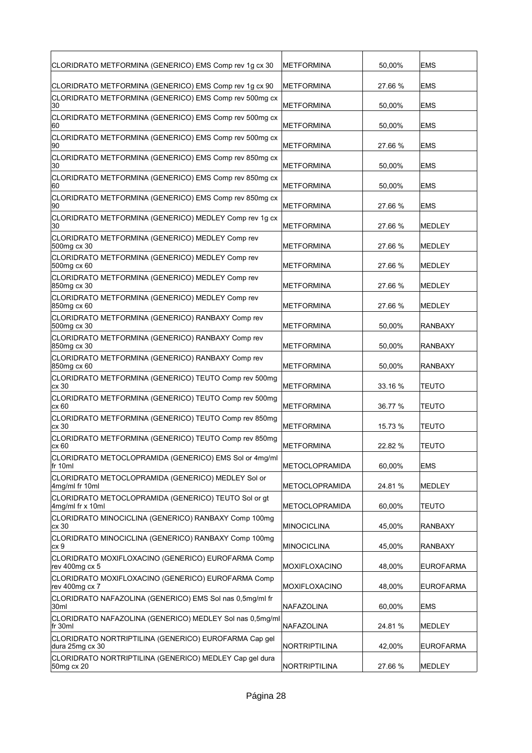| | | | |
|---|---|---|---|
| CLORIDRATO METFORMINA (GENERICO) EMS Comp rev 1g cx 30 | METFORMINA | 50,00% | EMS |
| CLORIDRATO METFORMINA (GENERICO) EMS Comp rev 1g cx 90 | METFORMINA | 27.66 % | EMS |
| CLORIDRATO METFORMINA (GENERICO) EMS Comp rev 500mg cx 30 | METFORMINA | 50,00% | EMS |
| CLORIDRATO METFORMINA (GENERICO) EMS Comp rev 500mg cx 60 | METFORMINA | 50,00% | EMS |
| CLORIDRATO METFORMINA (GENERICO) EMS Comp rev 500mg cx 90 | METFORMINA | 27.66 % | EMS |
| CLORIDRATO METFORMINA (GENERICO) EMS Comp rev 850mg cx 30 | METFORMINA | 50,00% | EMS |
| CLORIDRATO METFORMINA (GENERICO) EMS Comp rev 850mg cx 60 | METFORMINA | 50,00% | EMS |
| CLORIDRATO METFORMINA (GENERICO) EMS Comp rev 850mg cx 90 | METFORMINA | 27.66 % | EMS |
| CLORIDRATO METFORMINA (GENERICO) MEDLEY Comp rev 1g cx 30 | METFORMINA | 27.66 % | MEDLEY |
| CLORIDRATO METFORMINA (GENERICO) MEDLEY Comp rev 500mg cx 30 | METFORMINA | 27.66 % | MEDLEY |
| CLORIDRATO METFORMINA (GENERICO) MEDLEY Comp rev 500mg cx 60 | METFORMINA | 27.66 % | MEDLEY |
| CLORIDRATO METFORMINA (GENERICO) MEDLEY Comp rev 850mg cx 30 | METFORMINA | 27.66 % | MEDLEY |
| CLORIDRATO METFORMINA (GENERICO) MEDLEY Comp rev 850mg cx 60 | METFORMINA | 27.66 % | MEDLEY |
| CLORIDRATO METFORMINA (GENERICO) RANBAXY Comp rev 500mg cx 30 | METFORMINA | 50,00% | RANBAXY |
| CLORIDRATO METFORMINA (GENERICO) RANBAXY Comp rev 850mg cx 30 | METFORMINA | 50,00% | RANBAXY |
| CLORIDRATO METFORMINA (GENERICO) RANBAXY Comp rev 850mg cx 60 | METFORMINA | 50,00% | RANBAXY |
| CLORIDRATO METFORMINA (GENERICO) TEUTO Comp rev 500mg cx 30 | METFORMINA | 33.16 % | TEUTO |
| CLORIDRATO METFORMINA (GENERICO) TEUTO Comp rev 500mg cx 60 | METFORMINA | 36.77 % | TEUTO |
| CLORIDRATO METFORMINA (GENERICO) TEUTO Comp rev 850mg cx 30 | METFORMINA | 15.73 % | TEUTO |
| CLORIDRATO METFORMINA (GENERICO) TEUTO Comp rev 850mg cx 60 | METFORMINA | 22.82 % | TEUTO |
| CLORIDRATO METOCLOPRAMIDA (GENERICO) EMS Sol or 4mg/ml fr 10ml | METOCLOPRAMIDA | 60,00% | EMS |
| CLORIDRATO METOCLOPRAMIDA (GENERICO) MEDLEY Sol or 4mg/ml fr 10ml | METOCLOPRAMIDA | 24.81 % | MEDLEY |
| CLORIDRATO METOCLOPRAMIDA (GENERICO) TEUTO Sol or gt 4mg/ml fr x 10ml | METOCLOPRAMIDA | 60,00% | TEUTO |
| CLORIDRATO MINOCICLINA (GENERICO) RANBAXY Comp 100mg cx 30 | MINOCICLINA | 45,00% | RANBAXY |
| CLORIDRATO MINOCICLINA (GENERICO) RANBAXY Comp 100mg cx 9 | MINOCICLINA | 45,00% | RANBAXY |
| CLORIDRATO MOXIFLOXACINO (GENERICO) EUROFARMA Comp rev 400mg cx 5 | MOXIFLOXACINO | 48,00% | EUROFARMA |
| CLORIDRATO MOXIFLOXACINO (GENERICO) EUROFARMA Comp rev 400mg cx 7 | MOXIFLOXACINO | 48,00% | EUROFARMA |
| CLORIDRATO NAFAZOLINA (GENERICO) EMS Sol nas 0,5mg/ml fr 30ml | NAFAZOLINA | 60,00% | EMS |
| CLORIDRATO NAFAZOLINA (GENERICO) MEDLEY Sol nas 0,5mg/ml fr 30ml | NAFAZOLINA | 24.81 % | MEDLEY |
| CLORIDRATO NORTRIPTILINA (GENERICO) EUROFARMA Cap gel dura 25mg cx 30 | NORTRIPTILINA | 42,00% | EUROFARMA |
| CLORIDRATO NORTRIPTILINA (GENERICO) MEDLEY Cap gel dura 50mg cx 20 | NORTRIPTILINA | 27.66 % | MEDLEY |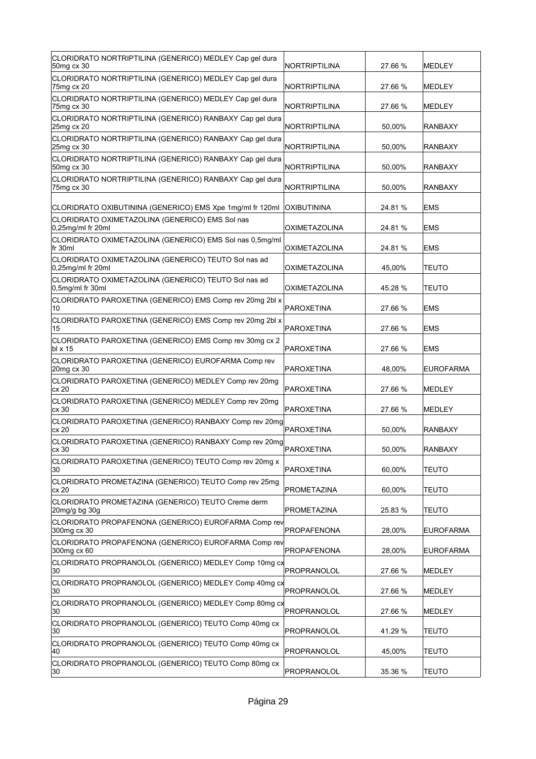| | | | |
|---|---|---|---|
| CLORIDRATO NORTRIPTILINA (GENERICO) MEDLEY Cap gel dura 50mg cx 30 | NORTRIPTILINA | 27.66 % | MEDLEY |
| CLORIDRATO NORTRIPTILINA (GENERICO) MEDLEY Cap gel dura 75mg cx 20 | NORTRIPTILINA | 27.66 % | MEDLEY |
| CLORIDRATO NORTRIPTILINA (GENERICO) MEDLEY Cap gel dura 75mg cx 30 | NORTRIPTILINA | 27.66 % | MEDLEY |
| CLORIDRATO NORTRIPTILINA (GENERICO) RANBAXY Cap gel dura 25mg cx 20 | NORTRIPTILINA | 50,00% | RANBAXY |
| CLORIDRATO NORTRIPTILINA (GENERICO) RANBAXY Cap gel dura 25mg cx 30 | NORTRIPTILINA | 50,00% | RANBAXY |
| CLORIDRATO NORTRIPTILINA (GENERICO) RANBAXY Cap gel dura 50mg cx 30 | NORTRIPTILINA | 50,00% | RANBAXY |
| CLORIDRATO NORTRIPTILINA (GENERICO) RANBAXY Cap gel dura 75mg cx 30 | NORTRIPTILINA | 50,00% | RANBAXY |
| CLORIDRATO OXIBUTININA (GENERICO) EMS Xpe 1mg/ml fr 120ml | OXIBUTININA | 24.81 % | EMS |
| CLORIDRATO OXIMETAZOLINA (GENERICO) EMS Sol nas 0,25mg/ml fr 20ml | OXIMETAZOLINA | 24.81 % | EMS |
| CLORIDRATO OXIMETAZOLINA (GENERICO) EMS Sol nas 0,5mg/ml fr 30ml | OXIMETAZOLINA | 24.81 % | EMS |
| CLORIDRATO OXIMETAZOLINA (GENERICO) TEUTO Sol nas ad 0,25mg/ml fr 20ml | OXIMETAZOLINA | 45,00% | TEUTO |
| CLORIDRATO OXIMETAZOLINA (GENERICO) TEUTO Sol nas ad 0,5mg/ml fr 30ml | OXIMETAZOLINA | 45.28 % | TEUTO |
| CLORIDRATO PAROXETINA (GENERICO) EMS Comp rev 20mg 2bl x 10 | PAROXETINA | 27.66 % | EMS |
| CLORIDRATO PAROXETINA (GENERICO) EMS Comp rev 20mg 2bl x 15 | PAROXETINA | 27.66 % | EMS |
| CLORIDRATO PAROXETINA (GENERICO) EMS Comp rev 30mg cx 2 bl x 15 | PAROXETINA | 27.66 % | EMS |
| CLORIDRATO PAROXETINA (GENERICO) EUROFARMA Comp rev 20mg cx 30 | PAROXETINA | 48,00% | EUROFARMA |
| CLORIDRATO PAROXETINA (GENERICO) MEDLEY Comp rev 20mg cx 20 | PAROXETINA | 27.66 % | MEDLEY |
| CLORIDRATO PAROXETINA (GENERICO) MEDLEY Comp rev 20mg cx 30 | PAROXETINA | 27.66 % | MEDLEY |
| CLORIDRATO PAROXETINA (GENERICO) RANBAXY Comp rev 20mg cx 20 | PAROXETINA | 50,00% | RANBAXY |
| CLORIDRATO PAROXETINA (GENERICO) RANBAXY Comp rev 20mg cx 30 | PAROXETINA | 50,00% | RANBAXY |
| CLORIDRATO PAROXETINA (GENERICO) TEUTO Comp rev 20mg x 30 | PAROXETINA | 60,00% | TEUTO |
| CLORIDRATO PROMETAZINA (GENERICO) TEUTO Comp rev 25mg cx 20 | PROMETAZINA | 60,00% | TEUTO |
| CLORIDRATO PROMETAZINA (GENERICO) TEUTO Creme derm 20mg/g bg 30g | PROMETAZINA | 25.83 % | TEUTO |
| CLORIDRATO PROPAFENONA (GENERICO) EUROFARMA Comp rev 300mg cx 30 | PROPAFENONA | 28,00% | EUROFARMA |
| CLORIDRATO PROPAFENONA (GENERICO) EUROFARMA Comp rev 300mg cx 60 | PROPAFENONA | 28,00% | EUROFARMA |
| CLORIDRATO PROPRANOLOL (GENERICO) MEDLEY Comp 10mg cx 30 | PROPRANOLOL | 27.66 % | MEDLEY |
| CLORIDRATO PROPRANOLOL (GENERICO) MEDLEY Comp 40mg cx 30 | PROPRANOLOL | 27.66 % | MEDLEY |
| CLORIDRATO PROPRANOLOL (GENERICO) MEDLEY Comp 80mg cx 30 | PROPRANOLOL | 27.66 % | MEDLEY |
| CLORIDRATO PROPRANOLOL (GENERICO) TEUTO Comp 40mg cx 30 | PROPRANOLOL | 41.29 % | TEUTO |
| CLORIDRATO PROPRANOLOL (GENERICO) TEUTO Comp 40mg cx 40 | PROPRANOLOL | 45,00% | TEUTO |
| CLORIDRATO PROPRANOLOL (GENERICO) TEUTO Comp 80mg cx 30 | PROPRANOLOL | 35.36 % | TEUTO |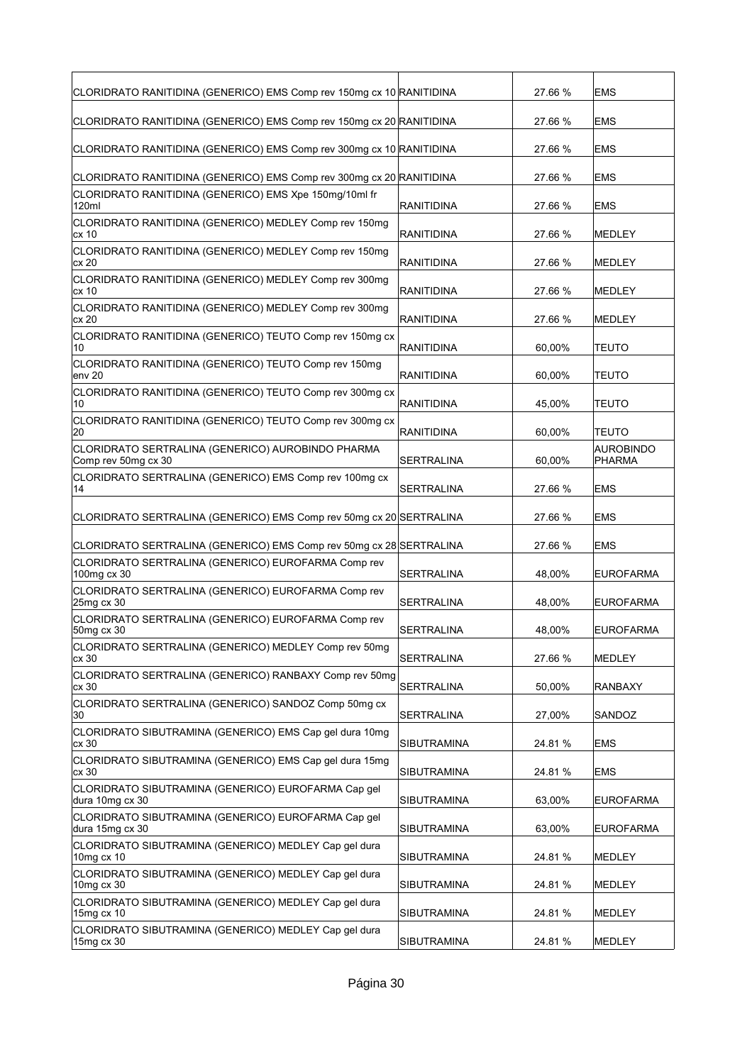| | | | |
|---|---|---|---|
| CLORIDRATO RANITIDINA (GENERICO) EMS Comp rev 150mg cx 10 | RANITIDINA | 27.66 % | EMS |
| CLORIDRATO RANITIDINA (GENERICO) EMS Comp rev 150mg cx 20 | RANITIDINA | 27.66 % | EMS |
| CLORIDRATO RANITIDINA (GENERICO) EMS Comp rev 300mg cx 10 | RANITIDINA | 27.66 % | EMS |
| CLORIDRATO RANITIDINA (GENERICO) EMS Comp rev 300mg cx 20 | RANITIDINA | 27.66 % | EMS |
| CLORIDRATO RANITIDINA (GENERICO) EMS Xpe 150mg/10ml fr 120ml | RANITIDINA | 27.66 % | EMS |
| CLORIDRATO RANITIDINA (GENERICO) MEDLEY Comp rev 150mg cx 10 | RANITIDINA | 27.66 % | MEDLEY |
| CLORIDRATO RANITIDINA (GENERICO) MEDLEY Comp rev 150mg cx 20 | RANITIDINA | 27.66 % | MEDLEY |
| CLORIDRATO RANITIDINA (GENERICO) MEDLEY Comp rev 300mg cx 10 | RANITIDINA | 27.66 % | MEDLEY |
| CLORIDRATO RANITIDINA (GENERICO) MEDLEY Comp rev 300mg cx 20 | RANITIDINA | 27.66 % | MEDLEY |
| CLORIDRATO RANITIDINA (GENERICO) TEUTO Comp rev 150mg cx 10 | RANITIDINA | 60,00% | TEUTO |
| CLORIDRATO RANITIDINA (GENERICO) TEUTO Comp rev 150mg env 20 | RANITIDINA | 60,00% | TEUTO |
| CLORIDRATO RANITIDINA (GENERICO) TEUTO Comp rev 300mg cx 10 | RANITIDINA | 45,00% | TEUTO |
| CLORIDRATO RANITIDINA (GENERICO) TEUTO Comp rev 300mg cx 20 | RANITIDINA | 60,00% | TEUTO |
| CLORIDRATO SERTRALINA (GENERICO) AUROBINDO PHARMA Comp rev 50mg cx 30 | SERTRALINA | 60,00% | AUROBINDO PHARMA |
| CLORIDRATO SERTRALINA (GENERICO) EMS Comp rev 100mg cx 14 | SERTRALINA | 27.66 % | EMS |
| CLORIDRATO SERTRALINA (GENERICO) EMS Comp rev 50mg cx 20 | SERTRALINA | 27.66 % | EMS |
| CLORIDRATO SERTRALINA (GENERICO) EMS Comp rev 50mg cx 28 | SERTRALINA | 27.66 % | EMS |
| CLORIDRATO SERTRALINA (GENERICO) EUROFARMA Comp rev 100mg cx 30 | SERTRALINA | 48,00% | EUROFARMA |
| CLORIDRATO SERTRALINA (GENERICO) EUROFARMA Comp rev 25mg cx 30 | SERTRALINA | 48,00% | EUROFARMA |
| CLORIDRATO SERTRALINA (GENERICO) EUROFARMA Comp rev 50mg cx 30 | SERTRALINA | 48,00% | EUROFARMA |
| CLORIDRATO SERTRALINA (GENERICO) MEDLEY Comp rev 50mg cx 30 | SERTRALINA | 27.66 % | MEDLEY |
| CLORIDRATO SERTRALINA (GENERICO) RANBAXY Comp rev 50mg cx 30 | SERTRALINA | 50,00% | RANBAXY |
| CLORIDRATO SERTRALINA (GENERICO) SANDOZ Comp 50mg cx 30 | SERTRALINA | 27,00% | SANDOZ |
| CLORIDRATO SIBUTRAMINA (GENERICO) EMS Cap gel dura 10mg cx 30 | SIBUTRAMINA | 24.81 % | EMS |
| CLORIDRATO SIBUTRAMINA (GENERICO) EMS Cap gel dura 15mg cx 30 | SIBUTRAMINA | 24.81 % | EMS |
| CLORIDRATO SIBUTRAMINA (GENERICO) EUROFARMA Cap gel dura 10mg cx 30 | SIBUTRAMINA | 63,00% | EUROFARMA |
| CLORIDRATO SIBUTRAMINA (GENERICO) EUROFARMA Cap gel dura 15mg cx 30 | SIBUTRAMINA | 63,00% | EUROFARMA |
| CLORIDRATO SIBUTRAMINA (GENERICO) MEDLEY Cap gel dura 10mg cx 10 | SIBUTRAMINA | 24.81 % | MEDLEY |
| CLORIDRATO SIBUTRAMINA (GENERICO) MEDLEY Cap gel dura 10mg cx 30 | SIBUTRAMINA | 24.81 % | MEDLEY |
| CLORIDRATO SIBUTRAMINA (GENERICO) MEDLEY Cap gel dura 15mg cx 10 | SIBUTRAMINA | 24.81 % | MEDLEY |
| CLORIDRATO SIBUTRAMINA (GENERICO) MEDLEY Cap gel dura 15mg cx 30 | SIBUTRAMINA | 24.81 % | MEDLEY |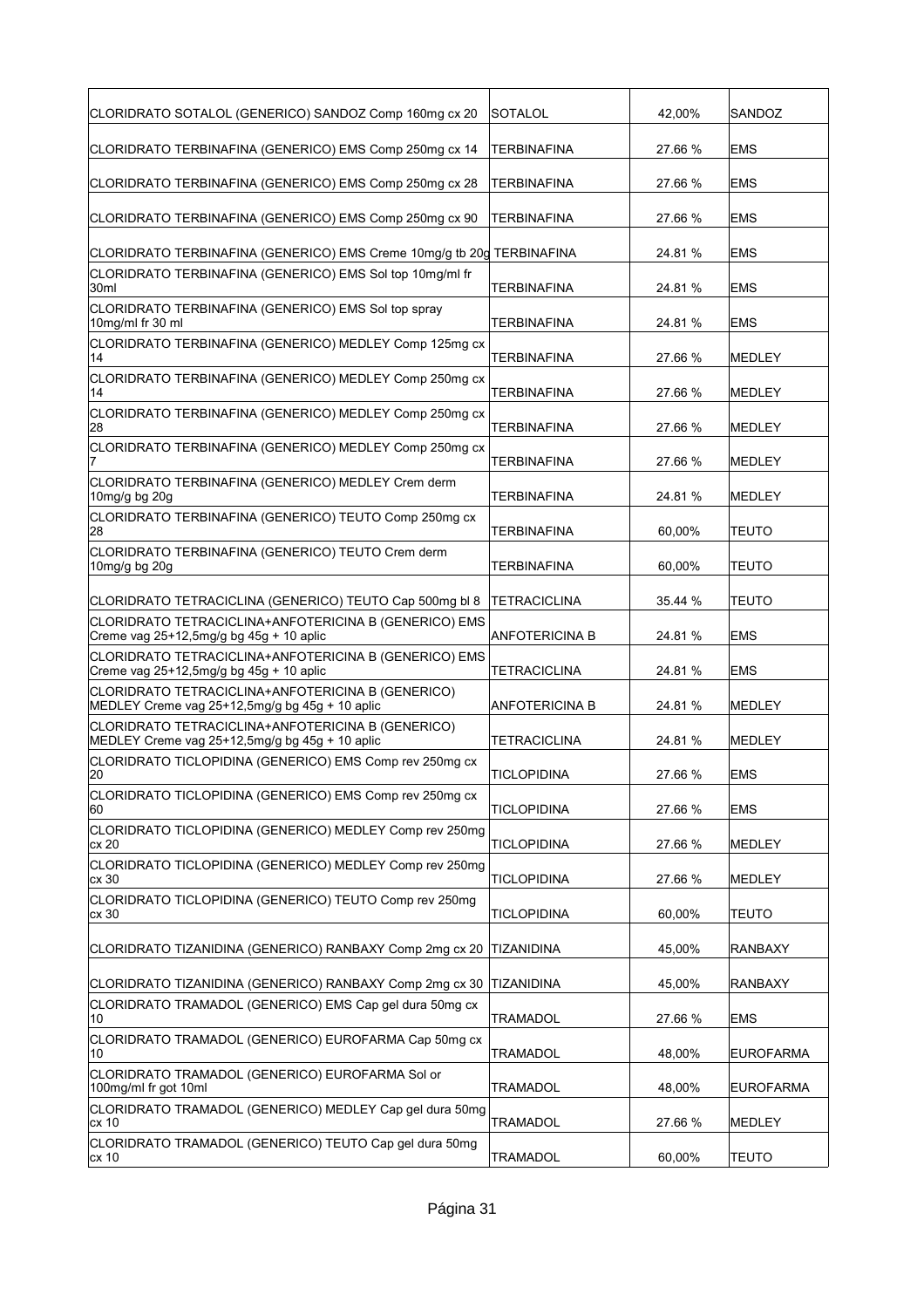| | | | |
|---|---|---|---|
| CLORIDRATO SOTALOL (GENERICO) SANDOZ Comp 160mg cx 20 | SOTALOL | 42,00% | SANDOZ |
| CLORIDRATO TERBINAFINA (GENERICO) EMS Comp 250mg cx 14 | TERBINAFINA | 27.66 % | EMS |
| CLORIDRATO TERBINAFINA (GENERICO) EMS Comp 250mg cx 28 | TERBINAFINA | 27.66 % | EMS |
| CLORIDRATO TERBINAFINA (GENERICO) EMS Comp 250mg cx 90 | TERBINAFINA | 27.66 % | EMS |
| CLORIDRATO TERBINAFINA (GENERICO) EMS Creme 10mg/g tb 20g | TERBINAFINA | 24.81 % | EMS |
| CLORIDRATO TERBINAFINA (GENERICO) EMS Sol top 10mg/ml fr 30ml | TERBINAFINA | 24.81 % | EMS |
| CLORIDRATO TERBINAFINA (GENERICO) EMS Sol top spray 10mg/ml fr 30 ml | TERBINAFINA | 24.81 % | EMS |
| CLORIDRATO TERBINAFINA (GENERICO) MEDLEY Comp 125mg cx 14 | TERBINAFINA | 27.66 % | MEDLEY |
| CLORIDRATO TERBINAFINA (GENERICO) MEDLEY Comp 250mg cx 14 | TERBINAFINA | 27.66 % | MEDLEY |
| CLORIDRATO TERBINAFINA (GENERICO) MEDLEY Comp 250mg cx 28 | TERBINAFINA | 27.66 % | MEDLEY |
| CLORIDRATO TERBINAFINA (GENERICO) MEDLEY Comp 250mg cx 7 | TERBINAFINA | 27.66 % | MEDLEY |
| CLORIDRATO TERBINAFINA (GENERICO) MEDLEY Crem derm 10mg/g bg 20g | TERBINAFINA | 24.81 % | MEDLEY |
| CLORIDRATO TERBINAFINA (GENERICO) TEUTO Comp 250mg cx 28 | TERBINAFINA | 60,00% | TEUTO |
| CLORIDRATO TERBINAFINA (GENERICO) TEUTO Crem derm 10mg/g bg 20g | TERBINAFINA | 60,00% | TEUTO |
| CLORIDRATO TETRACICLINA (GENERICO) TEUTO Cap 500mg bl 8 | TETRACICLINA | 35.44 % | TEUTO |
| CLORIDRATO TETRACICLINA+ANFOTERICINA B (GENERICO) EMS Creme vag 25+12,5mg/g bg 45g + 10 aplic | ANFOTERICINA B | 24.81 % | EMS |
| CLORIDRATO TETRACICLINA+ANFOTERICINA B (GENERICO) EMS Creme vag 25+12,5mg/g bg 45g + 10 aplic | TETRACICLINA | 24.81 % | EMS |
| CLORIDRATO TETRACICLINA+ANFOTERICINA B (GENERICO) MEDLEY Creme vag 25+12,5mg/g bg 45g + 10 aplic | ANFOTERICINA B | 24.81 % | MEDLEY |
| CLORIDRATO TETRACICLINA+ANFOTERICINA B (GENERICO) MEDLEY Creme vag 25+12,5mg/g bg 45g + 10 aplic | TETRACICLINA | 24.81 % | MEDLEY |
| CLORIDRATO TICLOPIDINA (GENERICO) EMS Comp rev 250mg cx 20 | TICLOPIDINA | 27.66 % | EMS |
| CLORIDRATO TICLOPIDINA (GENERICO) EMS Comp rev 250mg cx 60 | TICLOPIDINA | 27.66 % | EMS |
| CLORIDRATO TICLOPIDINA (GENERICO) MEDLEY Comp rev 250mg cx 20 | TICLOPIDINA | 27.66 % | MEDLEY |
| CLORIDRATO TICLOPIDINA (GENERICO) MEDLEY Comp rev 250mg cx 30 | TICLOPIDINA | 27.66 % | MEDLEY |
| CLORIDRATO TICLOPIDINA (GENERICO) TEUTO Comp rev 250mg cx 30 | TICLOPIDINA | 60,00% | TEUTO |
| CLORIDRATO TIZANIDINA (GENERICO) RANBAXY Comp 2mg cx 20 | TIZANIDINA | 45,00% | RANBAXY |
| CLORIDRATO TIZANIDINA (GENERICO) RANBAXY Comp 2mg cx 30 | TIZANIDINA | 45,00% | RANBAXY |
| CLORIDRATO TRAMADOL (GENERICO) EMS Cap gel dura 50mg cx 10 | TRAMADOL | 27.66 % | EMS |
| CLORIDRATO TRAMADOL (GENERICO) EUROFARMA Cap 50mg cx 10 | TRAMADOL | 48,00% | EUROFARMA |
| CLORIDRATO TRAMADOL (GENERICO) EUROFARMA Sol or 100mg/ml fr got 10ml | TRAMADOL | 48,00% | EUROFARMA |
| CLORIDRATO TRAMADOL (GENERICO) MEDLEY Cap gel dura 50mg cx 10 | TRAMADOL | 27.66 % | MEDLEY |
| CLORIDRATO TRAMADOL (GENERICO) TEUTO Cap gel dura 50mg cx 10 | TRAMADOL | 60,00% | TEUTO |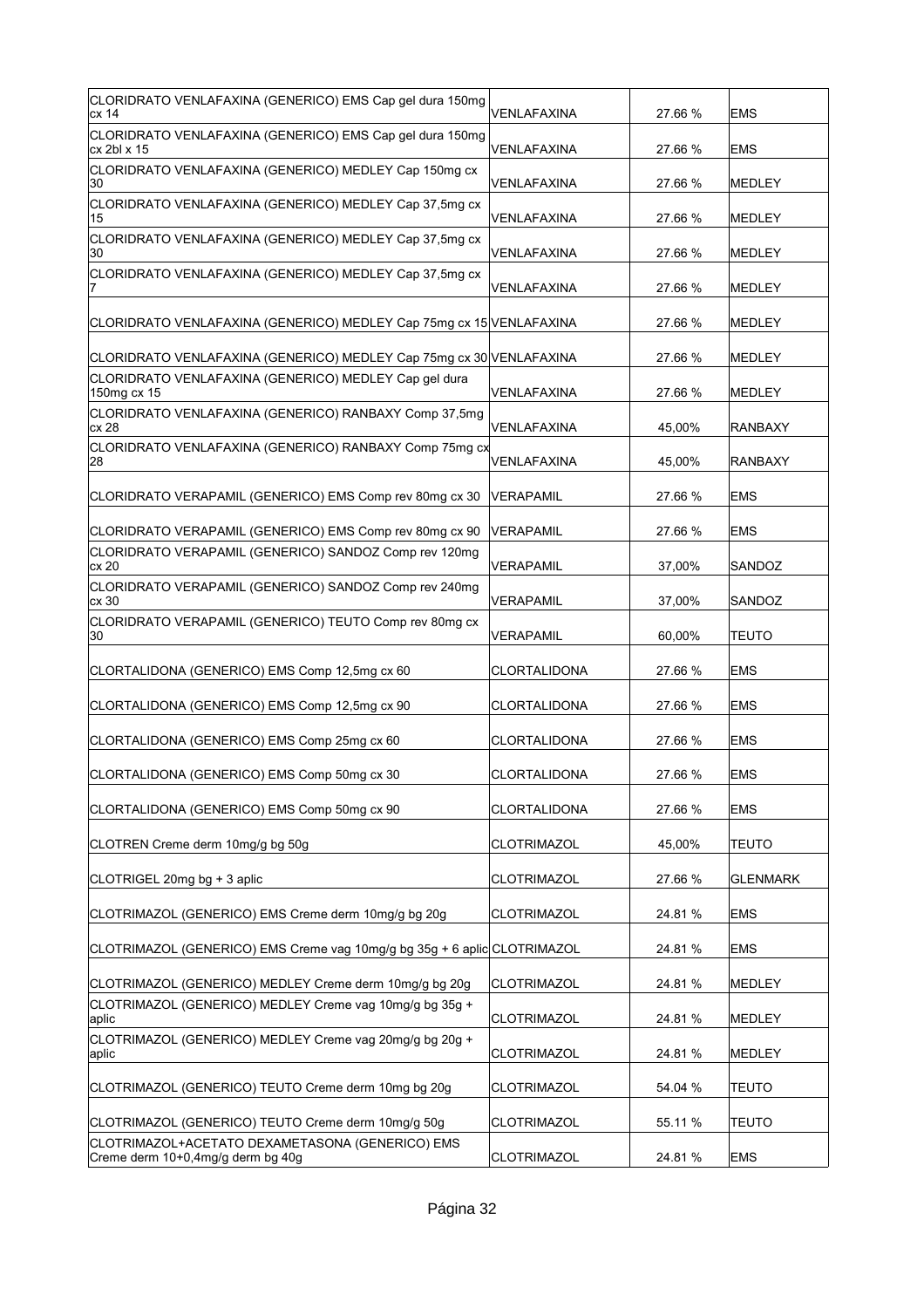| | | | |
|---|---|---|---|
| CLORIDRATO VENLAFAXINA (GENERICO) EMS Cap gel dura 150mg cx 14 | VENLAFAXINA | 27.66 % | EMS |
| CLORIDRATO VENLAFAXINA (GENERICO) EMS Cap gel dura 150mg cx 2bl x 15 | VENLAFAXINA | 27.66 % | EMS |
| CLORIDRATO VENLAFAXINA (GENERICO) MEDLEY Cap 150mg cx 30 | VENLAFAXINA | 27.66 % | MEDLEY |
| CLORIDRATO VENLAFAXINA (GENERICO) MEDLEY Cap 37,5mg cx 15 | VENLAFAXINA | 27.66 % | MEDLEY |
| CLORIDRATO VENLAFAXINA (GENERICO) MEDLEY Cap 37,5mg cx 30 | VENLAFAXINA | 27.66 % | MEDLEY |
| CLORIDRATO VENLAFAXINA (GENERICO) MEDLEY Cap 37,5mg cx 7 | VENLAFAXINA | 27.66 % | MEDLEY |
| CLORIDRATO VENLAFAXINA (GENERICO) MEDLEY Cap 75mg cx 15 | VENLAFAXINA | 27.66 % | MEDLEY |
| CLORIDRATO VENLAFAXINA (GENERICO) MEDLEY Cap 75mg cx 30 | VENLAFAXINA | 27.66 % | MEDLEY |
| CLORIDRATO VENLAFAXINA (GENERICO) MEDLEY Cap gel dura 150mg cx 15 | VENLAFAXINA | 27.66 % | MEDLEY |
| CLORIDRATO VENLAFAXINA (GENERICO) RANBAXY Comp 37,5mg cx 28 | VENLAFAXINA | 45,00% | RANBAXY |
| CLORIDRATO VENLAFAXINA (GENERICO) RANBAXY Comp 75mg cx 28 | VENLAFAXINA | 45,00% | RANBAXY |
| CLORIDRATO VERAPAMIL (GENERICO) EMS Comp rev 80mg cx 30 | VERAPAMIL | 27.66 % | EMS |
| CLORIDRATO VERAPAMIL (GENERICO) EMS Comp rev 80mg cx 90 | VERAPAMIL | 27.66 % | EMS |
| CLORIDRATO VERAPAMIL (GENERICO) SANDOZ Comp rev 120mg cx 20 | VERAPAMIL | 37,00% | SANDOZ |
| CLORIDRATO VERAPAMIL (GENERICO) SANDOZ Comp rev 240mg cx 30 | VERAPAMIL | 37,00% | SANDOZ |
| CLORIDRATO VERAPAMIL (GENERICO) TEUTO Comp rev 80mg cx 30 | VERAPAMIL | 60,00% | TEUTO |
| CLORTALIDONA (GENERICO) EMS Comp 12,5mg cx 60 | CLORTALIDONA | 27.66 % | EMS |
| CLORTALIDONA (GENERICO) EMS Comp 12,5mg cx 90 | CLORTALIDONA | 27.66 % | EMS |
| CLORTALIDONA (GENERICO) EMS Comp 25mg cx 60 | CLORTALIDONA | 27.66 % | EMS |
| CLORTALIDONA (GENERICO) EMS Comp 50mg cx 30 | CLORTALIDONA | 27.66 % | EMS |
| CLORTALIDONA (GENERICO) EMS Comp 50mg cx 90 | CLORTALIDONA | 27.66 % | EMS |
| CLOTREN Creme derm 10mg/g bg 50g | CLOTRIMAZOL | 45,00% | TEUTO |
| CLOTRIGEL 20mg bg + 3 aplic | CLOTRIMAZOL | 27.66 % | GLENMARK |
| CLOTRIMAZOL (GENERICO) EMS Creme derm 10mg/g bg 20g | CLOTRIMAZOL | 24.81 % | EMS |
| CLOTRIMAZOL (GENERICO) EMS Creme vag 10mg/g bg 35g + 6 aplic | CLOTRIMAZOL | 24.81 % | EMS |
| CLOTRIMAZOL (GENERICO) MEDLEY Creme derm 10mg/g bg 20g | CLOTRIMAZOL | 24.81 % | MEDLEY |
| CLOTRIMAZOL (GENERICO) MEDLEY Creme vag 10mg/g bg 35g + aplic | CLOTRIMAZOL | 24.81 % | MEDLEY |
| CLOTRIMAZOL (GENERICO) MEDLEY Creme vag 20mg/g bg 20g + aplic | CLOTRIMAZOL | 24.81 % | MEDLEY |
| CLOTRIMAZOL (GENERICO) TEUTO Creme derm 10mg bg 20g | CLOTRIMAZOL | 54.04 % | TEUTO |
| CLOTRIMAZOL (GENERICO) TEUTO Creme derm 10mg/g 50g | CLOTRIMAZOL | 55.11 % | TEUTO |
| CLOTRIMAZOL+ACETATO DEXAMETASONA (GENERICO) EMS Creme derm 10+0,4mg/g derm bg 40g | CLOTRIMAZOL | 24.81 % | EMS |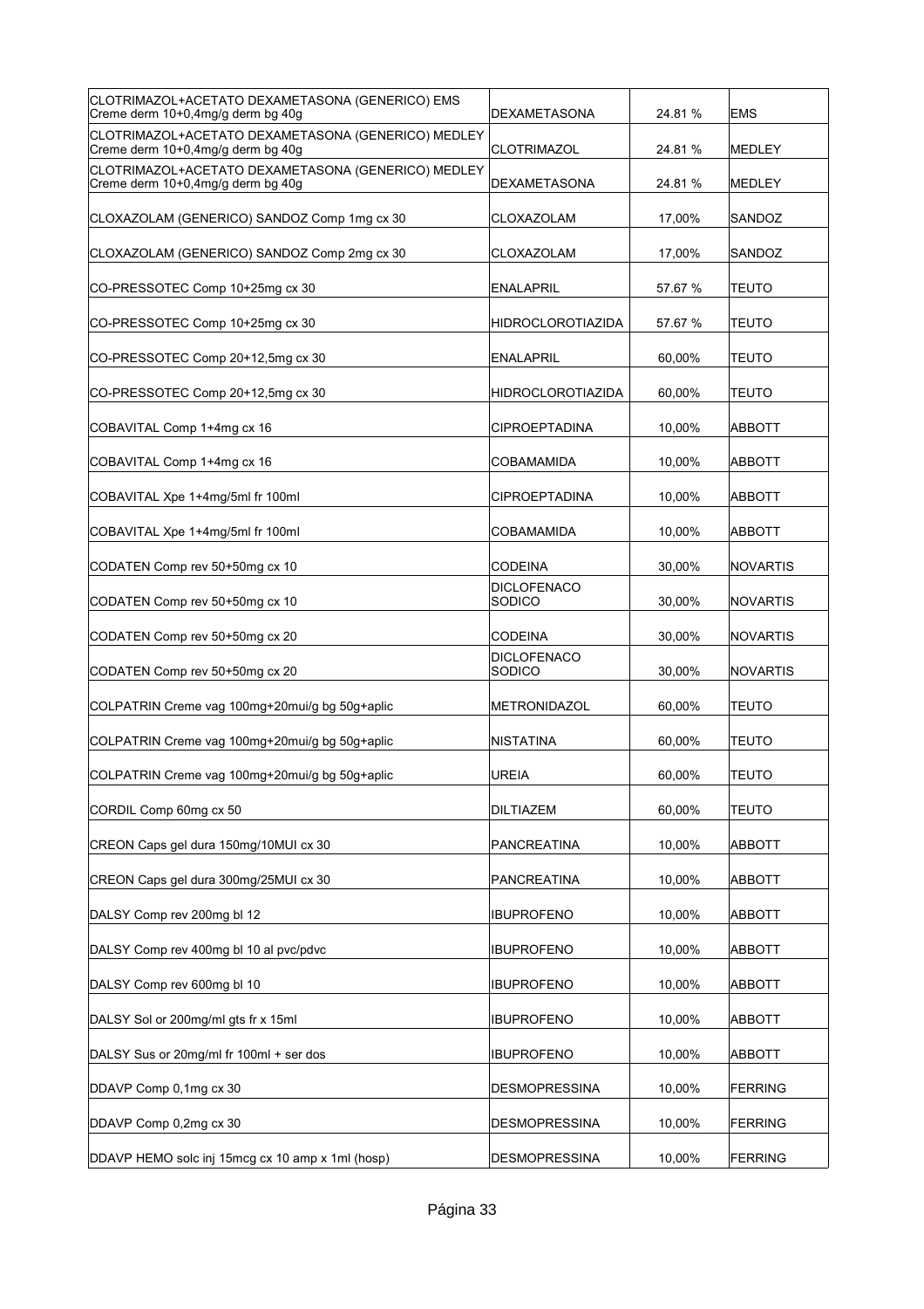| | | | |
|---|---|---|---|
| CLOTRIMAZOL+ACETATO DEXAMETASONA (GENERICO) EMS Creme derm 10+0,4mg/g derm bg 40g | DEXAMETASONA | 24.81 % | EMS |
| CLOTRIMAZOL+ACETATO DEXAMETASONA (GENERICO) MEDLEY Creme derm 10+0,4mg/g derm bg 40g | CLOTRIMAZOL | 24.81 % | MEDLEY |
| CLOTRIMAZOL+ACETATO DEXAMETASONA (GENERICO) MEDLEY Creme derm 10+0,4mg/g derm bg 40g | DEXAMETASONA | 24.81 % | MEDLEY |
| CLOXAZOLAM (GENERICO) SANDOZ Comp 1mg cx 30 | CLOXAZOLAM | 17,00% | SANDOZ |
| CLOXAZOLAM (GENERICO) SANDOZ Comp 2mg cx 30 | CLOXAZOLAM | 17,00% | SANDOZ |
| CO-PRESSOTEC Comp 10+25mg cx 30 | ENALAPRIL | 57.67 % | TEUTO |
| CO-PRESSOTEC Comp 10+25mg cx 30 | HIDROCLOROTIAZIDA | 57.67 % | TEUTO |
| CO-PRESSOTEC Comp 20+12,5mg cx 30 | ENALAPRIL | 60,00% | TEUTO |
| CO-PRESSOTEC Comp 20+12,5mg cx 30 | HIDROCLOROTIAZIDA | 60,00% | TEUTO |
| COBAVITAL Comp 1+4mg cx 16 | CIPROEPTADINA | 10,00% | ABBOTT |
| COBAVITAL Comp 1+4mg cx 16 | COBAMAMIDA | 10,00% | ABBOTT |
| COBAVITAL Xpe 1+4mg/5ml fr 100ml | CIPROEPTADINA | 10,00% | ABBOTT |
| COBAVITAL Xpe 1+4mg/5ml fr 100ml | COBAMAMIDA | 10,00% | ABBOTT |
| CODATEN Comp rev 50+50mg cx 10 | CODEINA | 30,00% | NOVARTIS |
| CODATEN Comp rev 50+50mg cx 10 | DICLOFENACO SODICO | 30,00% | NOVARTIS |
| CODATEN Comp rev 50+50mg cx 20 | CODEINA | 30,00% | NOVARTIS |
| CODATEN Comp rev 50+50mg cx 20 | DICLOFENACO SODICO | 30,00% | NOVARTIS |
| COLPATRIN Creme vag 100mg+20mui/g bg 50g+aplic | METRONIDAZOL | 60,00% | TEUTO |
| COLPATRIN Creme vag 100mg+20mui/g bg 50g+aplic | NISTATINA | 60,00% | TEUTO |
| COLPATRIN Creme vag 100mg+20mui/g bg 50g+aplic | UREIA | 60,00% | TEUTO |
| CORDIL Comp 60mg cx 50 | DILTIAZEM | 60,00% | TEUTO |
| CREON Caps gel dura 150mg/10MUI cx 30 | PANCREATINA | 10,00% | ABBOTT |
| CREON Caps gel dura 300mg/25MUI cx 30 | PANCREATINA | 10,00% | ABBOTT |
| DALSY Comp rev 200mg bl 12 | IBUPROFENO | 10,00% | ABBOTT |
| DALSY Comp rev 400mg bl 10 al pvc/pdvc | IBUPROFENO | 10,00% | ABBOTT |
| DALSY Comp rev 600mg bl 10 | IBUPROFENO | 10,00% | ABBOTT |
| DALSY Sol or 200mg/ml gts fr x 15ml | IBUPROFENO | 10,00% | ABBOTT |
| DALSY Sus or 20mg/ml fr 100ml + ser dos | IBUPROFENO | 10,00% | ABBOTT |
| DDAVP Comp 0,1mg cx 30 | DESMOPRESSINA | 10,00% | FERRING |
| DDAVP Comp 0,2mg cx 30 | DESMOPRESSINA | 10,00% | FERRING |
| DDAVP HEMO solc inj 15mcg cx 10 amp x 1ml (hosp) | DESMOPRESSINA | 10,00% | FERRING |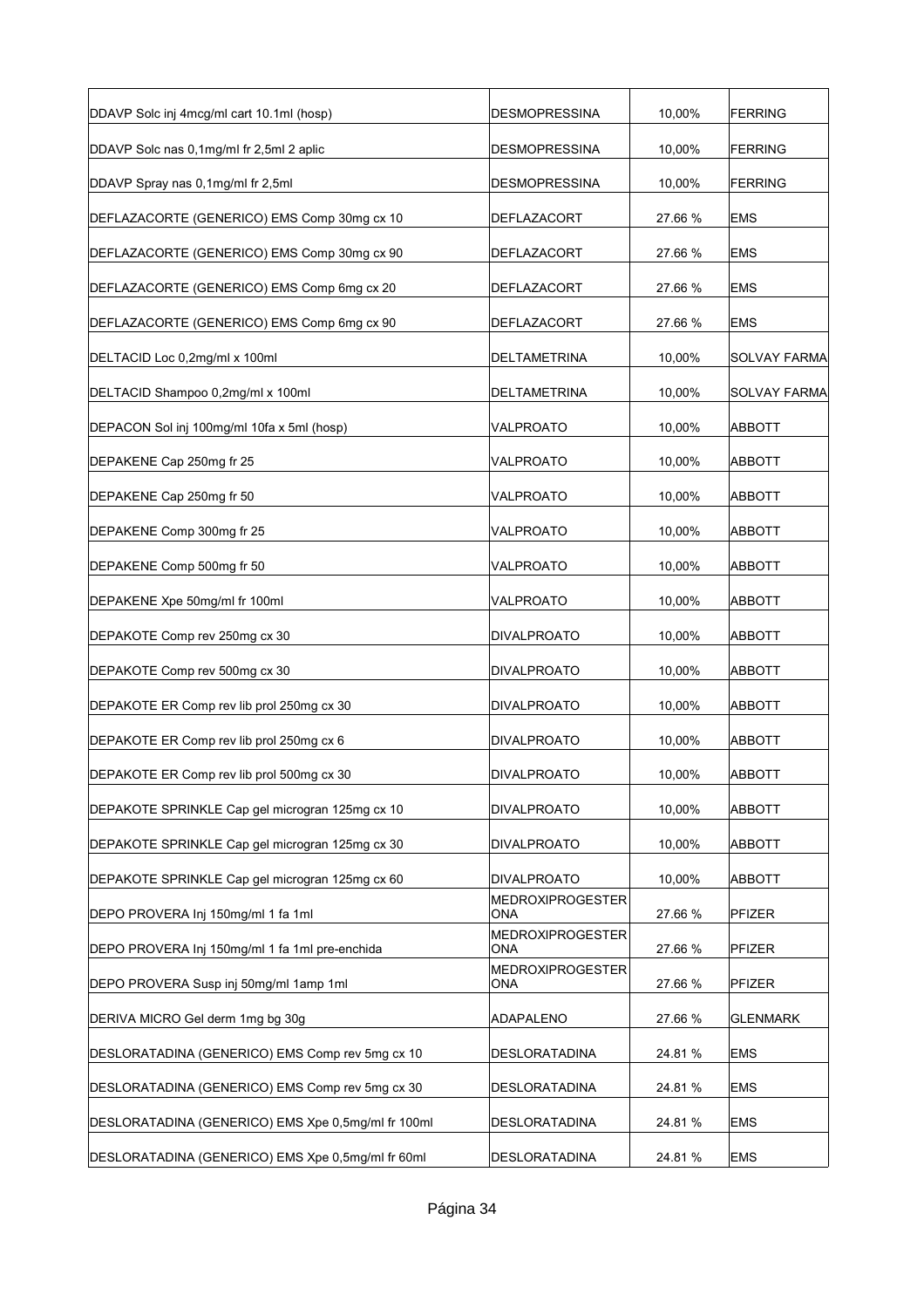| | | | |
|---|---|---|---|
| DDAVP Solc inj 4mcg/ml cart 10.1ml (hosp) | DESMOPRESSINA | 10,00% | FERRING |
| DDAVP Solc nas 0,1mg/ml fr 2,5ml 2 aplic | DESMOPRESSINA | 10,00% | FERRING |
| DDAVP Spray nas 0,1mg/ml fr 2,5ml | DESMOPRESSINA | 10,00% | FERRING |
| DEFLAZACORTE (GENERICO) EMS Comp 30mg cx 10 | DEFLAZACORT | 27.66 % | EMS |
| DEFLAZACORTE (GENERICO) EMS Comp 30mg cx 90 | DEFLAZACORT | 27.66 % | EMS |
| DEFLAZACORTE (GENERICO) EMS Comp 6mg cx 20 | DEFLAZACORT | 27.66 % | EMS |
| DEFLAZACORTE (GENERICO) EMS Comp 6mg cx 90 | DEFLAZACORT | 27.66 % | EMS |
| DELTACID Loc 0,2mg/ml x 100ml | DELTAMETRINA | 10,00% | SOLVAY FARMA |
| DELTACID Shampoo 0,2mg/ml x 100ml | DELTAMETRINA | 10,00% | SOLVAY FARMA |
| DEPACON Sol inj 100mg/ml 10fa x 5ml (hosp) | VALPROATO | 10,00% | ABBOTT |
| DEPAKENE Cap 250mg fr 25 | VALPROATO | 10,00% | ABBOTT |
| DEPAKENE Cap 250mg fr 50 | VALPROATO | 10,00% | ABBOTT |
| DEPAKENE Comp 300mg fr 25 | VALPROATO | 10,00% | ABBOTT |
| DEPAKENE Comp 500mg fr 50 | VALPROATO | 10,00% | ABBOTT |
| DEPAKENE Xpe 50mg/ml fr 100ml | VALPROATO | 10,00% | ABBOTT |
| DEPAKOTE Comp rev 250mg cx 30 | DIVALPROATO | 10,00% | ABBOTT |
| DEPAKOTE Comp rev 500mg cx 30 | DIVALPROATO | 10,00% | ABBOTT |
| DEPAKOTE ER Comp rev lib prol 250mg cx 30 | DIVALPROATO | 10,00% | ABBOTT |
| DEPAKOTE ER Comp rev lib prol 250mg cx 6 | DIVALPROATO | 10,00% | ABBOTT |
| DEPAKOTE ER Comp rev lib prol 500mg cx 30 | DIVALPROATO | 10,00% | ABBOTT |
| DEPAKOTE SPRINKLE Cap gel microgran 125mg cx 10 | DIVALPROATO | 10,00% | ABBOTT |
| DEPAKOTE SPRINKLE Cap gel microgran 125mg cx 30 | DIVALPROATO | 10,00% | ABBOTT |
| DEPAKOTE SPRINKLE Cap gel microgran 125mg cx 60 | DIVALPROATO | 10,00% | ABBOTT |
| DEPO PROVERA Inj 150mg/ml 1 fa 1ml | MEDROXIPROGESTERONA | 27.66 % | PFIZER |
| DEPO PROVERA Inj 150mg/ml 1 fa 1ml pre-enchida | MEDROXIPROGESTERONA | 27.66 % | PFIZER |
| DEPO PROVERA Susp inj 50mg/ml 1amp 1ml | MEDROXIPROGESTERONA | 27.66 % | PFIZER |
| DERIVA MICRO Gel derm 1mg bg 30g | ADAPALENO | 27.66 % | GLENMARK |
| DESLORATADINA (GENERICO) EMS Comp rev 5mg cx 10 | DESLORATADINA | 24.81 % | EMS |
| DESLORATADINA (GENERICO) EMS Comp rev 5mg cx 30 | DESLORATADINA | 24.81 % | EMS |
| DESLORATADINA (GENERICO) EMS Xpe 0,5mg/ml fr 100ml | DESLORATADINA | 24.81 % | EMS |
| DESLORATADINA (GENERICO) EMS Xpe 0,5mg/ml fr 60ml | DESLORATADINA | 24.81 % | EMS |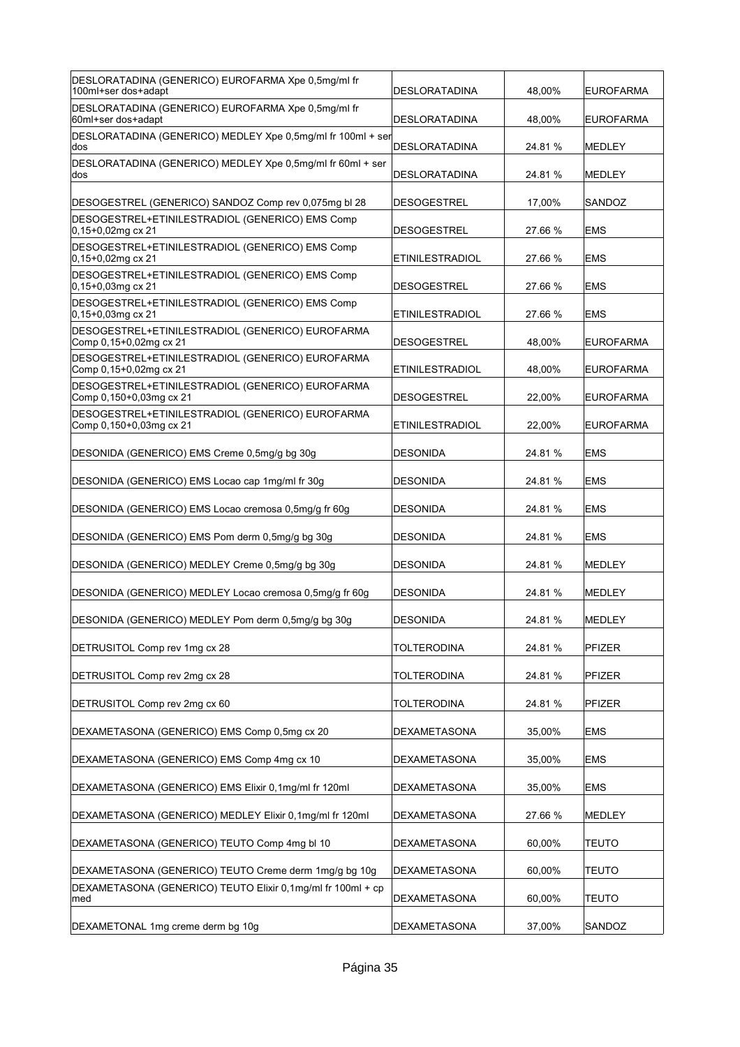| | | | |
|---|---|---|---|
| DESLORATADINA (GENERICO) EUROFARMA Xpe 0,5mg/ml fr 100ml+ser dos+adapt | DESLORATADINA | 48,00% | EUROFARMA |
| DESLORATADINA (GENERICO) EUROFARMA Xpe 0,5mg/ml fr 60ml+ser dos+adapt | DESLORATADINA | 48,00% | EUROFARMA |
| DESLORATADINA (GENERICO) MEDLEY Xpe 0,5mg/ml fr 100ml + ser dos | DESLORATADINA | 24.81 % | MEDLEY |
| DESLORATADINA (GENERICO) MEDLEY Xpe 0,5mg/ml fr 60ml + ser dos | DESLORATADINA | 24.81 % | MEDLEY |
| DESOGESTREL (GENERICO) SANDOZ Comp rev 0,075mg bl 28 | DESOGESTREL | 17,00% | SANDOZ |
| DESOGESTREL+ETINILESTRADIOL (GENERICO) EMS Comp 0,15+0,02mg cx 21 | DESOGESTREL | 27.66 % | EMS |
| DESOGESTREL+ETINILESTRADIOL (GENERICO) EMS Comp 0,15+0,02mg cx 21 | ETINILESTRADIOL | 27.66 % | EMS |
| DESOGESTREL+ETINILESTRADIOL (GENERICO) EMS Comp 0,15+0,03mg cx 21 | DESOGESTREL | 27.66 % | EMS |
| DESOGESTREL+ETINILESTRADIOL (GENERICO) EMS Comp 0,15+0,03mg cx 21 | ETINILESTRADIOL | 27.66 % | EMS |
| DESOGESTREL+ETINILESTRADIOL (GENERICO) EUROFARMA Comp 0,15+0,02mg cx 21 | DESOGESTREL | 48,00% | EUROFARMA |
| DESOGESTREL+ETINILESTRADIOL (GENERICO) EUROFARMA Comp 0,15+0,02mg cx 21 | ETINILESTRADIOL | 48,00% | EUROFARMA |
| DESOGESTREL+ETINILESTRADIOL (GENERICO) EUROFARMA Comp 0,150+0,03mg cx 21 | DESOGESTREL | 22,00% | EUROFARMA |
| DESOGESTREL+ETINILESTRADIOL (GENERICO) EUROFARMA Comp 0,150+0,03mg cx 21 | ETINILESTRADIOL | 22,00% | EUROFARMA |
| DESONIDA (GENERICO) EMS Creme 0,5mg/g bg 30g | DESONIDA | 24.81 % | EMS |
| DESONIDA (GENERICO) EMS Locao cap 1mg/ml fr 30g | DESONIDA | 24.81 % | EMS |
| DESONIDA (GENERICO) EMS Locao cremosa 0,5mg/g fr 60g | DESONIDA | 24.81 % | EMS |
| DESONIDA (GENERICO) EMS Pom derm 0,5mg/g bg 30g | DESONIDA | 24.81 % | EMS |
| DESONIDA (GENERICO) MEDLEY Creme 0,5mg/g bg 30g | DESONIDA | 24.81 % | MEDLEY |
| DESONIDA (GENERICO) MEDLEY Locao cremosa 0,5mg/g fr 60g | DESONIDA | 24.81 % | MEDLEY |
| DESONIDA (GENERICO) MEDLEY Pom derm 0,5mg/g bg 30g | DESONIDA | 24.81 % | MEDLEY |
| DETRUSITOL Comp rev 1mg cx 28 | TOLTERODINA | 24.81 % | PFIZER |
| DETRUSITOL Comp rev 2mg cx 28 | TOLTERODINA | 24.81 % | PFIZER |
| DETRUSITOL Comp rev 2mg cx 60 | TOLTERODINA | 24.81 % | PFIZER |
| DEXAMETASONA (GENERICO) EMS Comp 0,5mg cx 20 | DEXAMETASONA | 35,00% | EMS |
| DEXAMETASONA (GENERICO) EMS Comp 4mg cx 10 | DEXAMETASONA | 35,00% | EMS |
| DEXAMETASONA (GENERICO) EMS Elixir 0,1mg/ml fr 120ml | DEXAMETASONA | 35,00% | EMS |
| DEXAMETASONA (GENERICO) MEDLEY Elixir 0,1mg/ml fr 120ml | DEXAMETASONA | 27.66 % | MEDLEY |
| DEXAMETASONA (GENERICO) TEUTO Comp 4mg bl 10 | DEXAMETASONA | 60,00% | TEUTO |
| DEXAMETASONA (GENERICO) TEUTO Creme derm 1mg/g bg 10g | DEXAMETASONA | 60,00% | TEUTO |
| DEXAMETASONA (GENERICO) TEUTO Elixir 0,1mg/ml fr 100ml + cp med | DEXAMETASONA | 60,00% | TEUTO |
| DEXAMETONAL 1mg creme derm bg 10g | DEXAMETASONA | 37,00% | SANDOZ |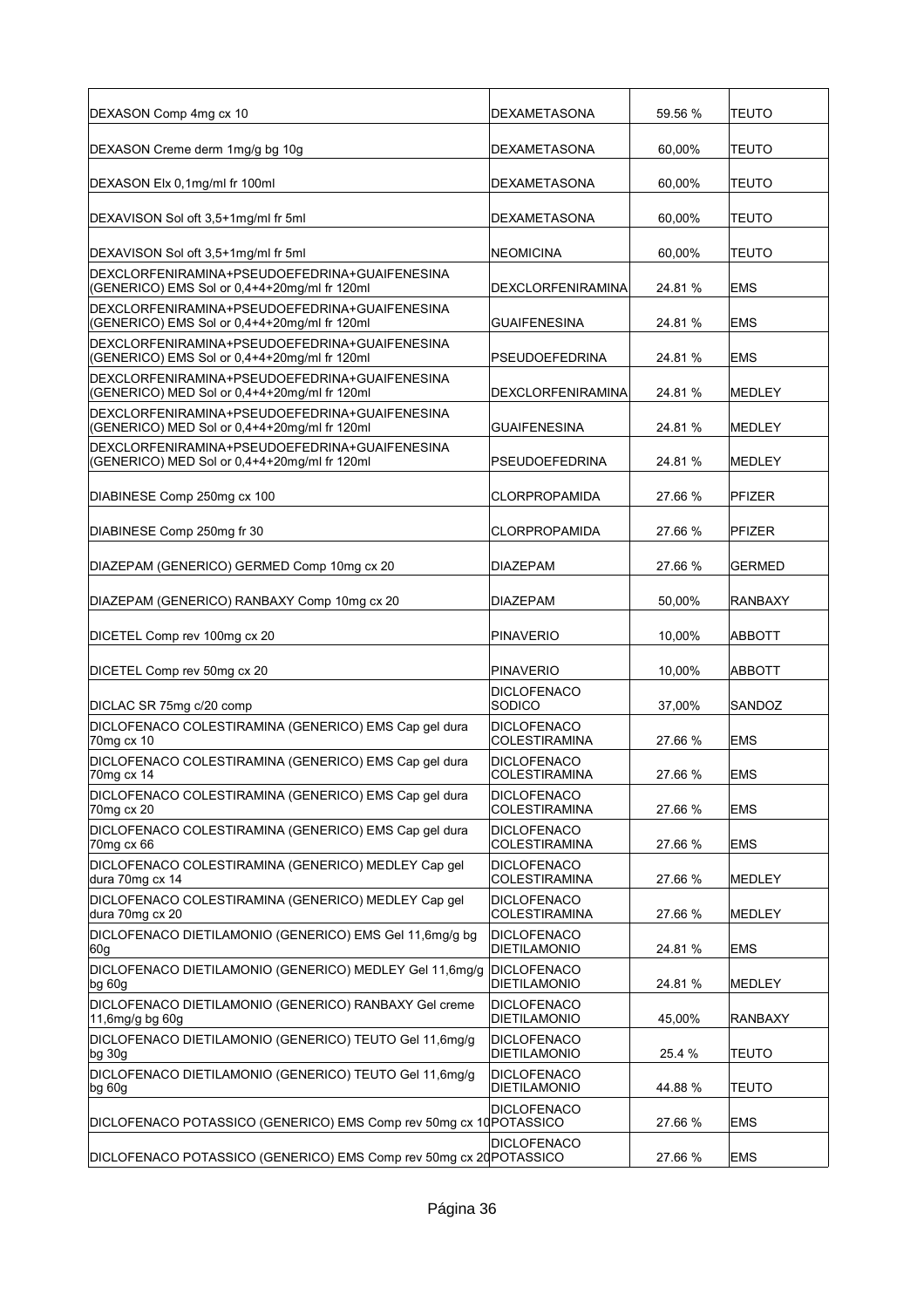| | | | |
|---|---|---|---|
| DEXASON Comp 4mg cx 10 | DEXAMETASONA | 59.56 % | TEUTO |
| DEXASON Creme derm 1mg/g bg 10g | DEXAMETASONA | 60,00% | TEUTO |
| DEXASON Elx 0,1mg/ml fr 100ml | DEXAMETASONA | 60,00% | TEUTO |
| DEXAVISON Sol oft 3,5+1mg/ml fr 5ml | DEXAMETASONA | 60,00% | TEUTO |
| DEXAVISON Sol oft 3,5+1mg/ml fr 5ml | NEOMICINA | 60,00% | TEUTO |
| DEXCLORFENIRAMINA+PSEUDOEFEDRINA+GUAIFENESINA (GENERICO) EMS Sol or 0,4+4+20mg/ml fr 120ml | DEXCLORFENIRAMINA | 24.81 % | EMS |
| DEXCLORFENIRAMINA+PSEUDOEFEDRINA+GUAIFENESINA (GENERICO) EMS Sol or 0,4+4+20mg/ml fr 120ml | GUAIFENESINA | 24.81 % | EMS |
| DEXCLORFENIRAMINA+PSEUDOEFEDRINA+GUAIFENESINA (GENERICO) EMS Sol or 0,4+4+20mg/ml fr 120ml | PSEUDOEFEDRINA | 24.81 % | EMS |
| DEXCLORFENIRAMINA+PSEUDOEFEDRINA+GUAIFENESINA (GENERICO) MED Sol or 0,4+4+20mg/ml fr 120ml | DEXCLORFENIRAMINA | 24.81 % | MEDLEY |
| DEXCLORFENIRAMINA+PSEUDOEFEDRINA+GUAIFENESINA (GENERICO) MED Sol or 0,4+4+20mg/ml fr 120ml | GUAIFENESINA | 24.81 % | MEDLEY |
| DEXCLORFENIRAMINA+PSEUDOEFEDRINA+GUAIFENESINA (GENERICO) MED Sol or 0,4+4+20mg/ml fr 120ml | PSEUDOEFEDRINA | 24.81 % | MEDLEY |
| DIABINESE Comp 250mg cx 100 | CLORPROPAMIDA | 27.66 % | PFIZER |
| DIABINESE Comp 250mg fr 30 | CLORPROPAMIDA | 27.66 % | PFIZER |
| DIAZEPAM (GENERICO) GERMED Comp 10mg cx 20 | DIAZEPAM | 27.66 % | GERMED |
| DIAZEPAM (GENERICO) RANBAXY Comp 10mg cx 20 | DIAZEPAM | 50,00% | RANBAXY |
| DICETEL Comp rev 100mg cx 20 | PINAVERIO | 10,00% | ABBOTT |
| DICETEL Comp rev 50mg cx 20 | PINAVERIO | 10,00% | ABBOTT |
| DICLAC SR 75mg c/20 comp | DICLOFENACO SODICO | 37,00% | SANDOZ |
| DICLOFENACO COLESTIRAMINA (GENERICO) EMS Cap gel dura 70mg cx 10 | DICLOFENACO COLESTIRAMINA | 27.66 % | EMS |
| DICLOFENACO COLESTIRAMINA (GENERICO) EMS Cap gel dura 70mg cx 14 | DICLOFENACO COLESTIRAMINA | 27.66 % | EMS |
| DICLOFENACO COLESTIRAMINA (GENERICO) EMS Cap gel dura 70mg cx 20 | DICLOFENACO COLESTIRAMINA | 27.66 % | EMS |
| DICLOFENACO COLESTIRAMINA (GENERICO) EMS Cap gel dura 70mg cx 66 | DICLOFENACO COLESTIRAMINA | 27.66 % | EMS |
| DICLOFENACO COLESTIRAMINA (GENERICO) MEDLEY Cap gel dura 70mg cx 14 | DICLOFENACO COLESTIRAMINA | 27.66 % | MEDLEY |
| DICLOFENACO COLESTIRAMINA (GENERICO) MEDLEY Cap gel dura 70mg cx 20 | DICLOFENACO COLESTIRAMINA | 27.66 % | MEDLEY |
| DICLOFENACO DIETILAMONIO (GENERICO) EMS Gel 11,6mg/g bg 60g | DICLOFENACO DIETILAMONIO | 24.81 % | EMS |
| DICLOFENACO DIETILAMONIO (GENERICO) MEDLEY Gel 11,6mg/g bg 60g | DICLOFENACO DIETILAMONIO | 24.81 % | MEDLEY |
| DICLOFENACO DIETILAMONIO (GENERICO) RANBAXY Gel creme 11,6mg/g bg 60g | DICLOFENACO DIETILAMONIO | 45,00% | RANBAXY |
| DICLOFENACO DIETILAMONIO (GENERICO) TEUTO Gel 11,6mg/g bg 30g | DICLOFENACO DIETILAMONIO | 25.4 % | TEUTO |
| DICLOFENACO DIETILAMONIO (GENERICO) TEUTO Gel 11,6mg/g bg 60g | DICLOFENACO DIETILAMONIO | 44.88 % | TEUTO |
| DICLOFENACO POTASSICO (GENERICO) EMS Comp rev 50mg cx 10 | DICLOFENACO POTASSICO | 27.66 % | EMS |
| DICLOFENACO POTASSICO (GENERICO) EMS Comp rev 50mg cx 20 | DICLOFENACO POTASSICO | 27.66 % | EMS |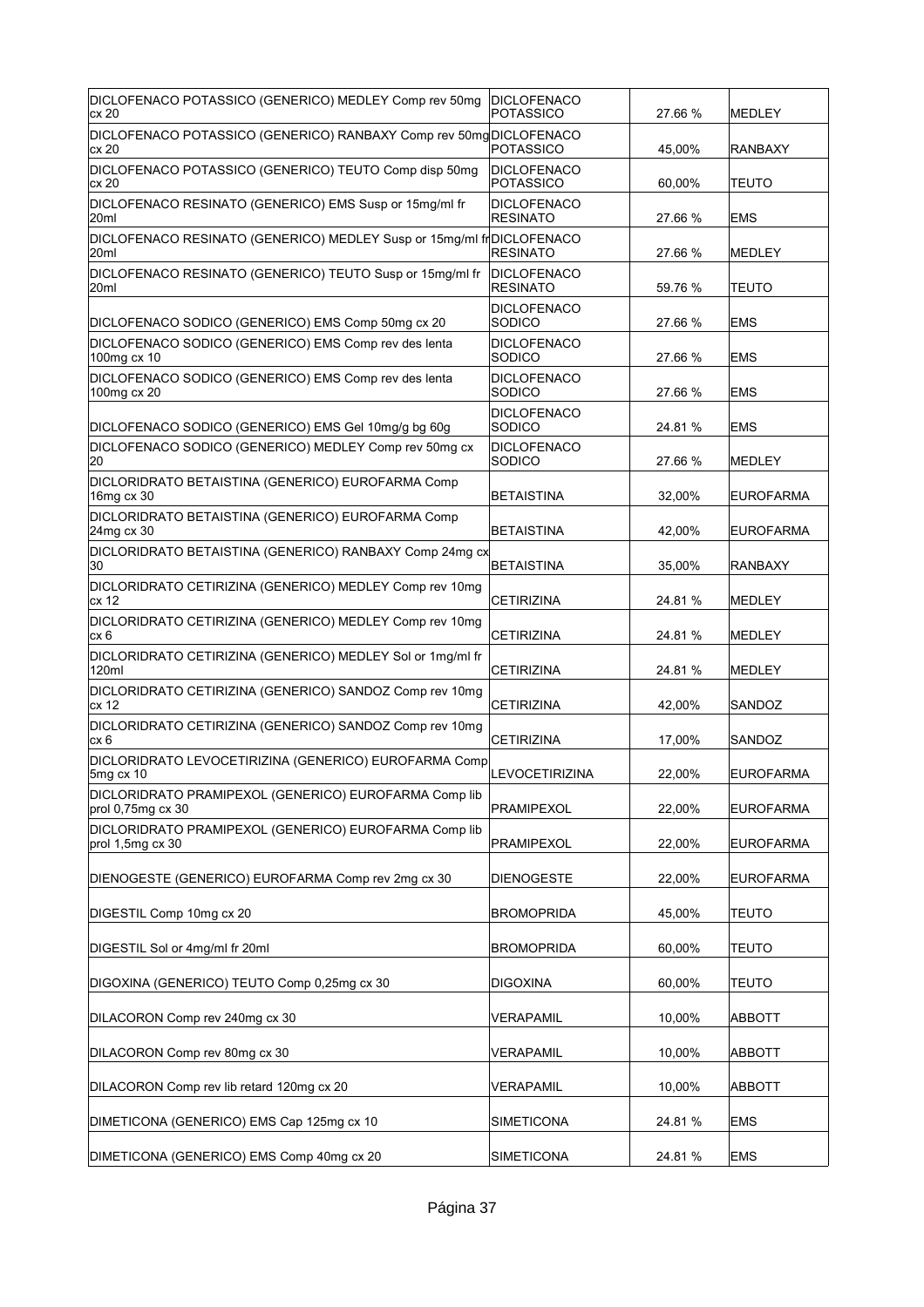| | | | |
|---|---|---|---|
| DICLOFENACO POTASSICO (GENERICO) MEDLEY Comp rev 50mg cx 20 | DICLOFENACO POTASSICO | 27.66 % | MEDLEY |
| DICLOFENACO POTASSICO (GENERICO) RANBAXY Comp rev 50mg cx 20 | DICLOFENACO POTASSICO | 45,00% | RANBAXY |
| DICLOFENACO POTASSICO (GENERICO) TEUTO Comp disp 50mg cx 20 | DICLOFENACO POTASSICO | 60,00% | TEUTO |
| DICLOFENACO RESINATO (GENERICO) EMS Susp or 15mg/ml fr 20ml | DICLOFENACO RESINATO | 27.66 % | EMS |
| DICLOFENACO RESINATO (GENERICO) MEDLEY Susp or 15mg/ml fr 20ml | DICLOFENACO RESINATO | 27.66 % | MEDLEY |
| DICLOFENACO RESINATO (GENERICO) TEUTO Susp or 15mg/ml fr 20ml | DICLOFENACO RESINATO | 59.76 % | TEUTO |
| DICLOFENACO SODICO (GENERICO) EMS Comp 50mg cx 20 | DICLOFENACO SODICO | 27.66 % | EMS |
| DICLOFENACO SODICO (GENERICO) EMS Comp rev des lenta 100mg cx 10 | DICLOFENACO SODICO | 27.66 % | EMS |
| DICLOFENACO SODICO (GENERICO) EMS Comp rev des lenta 100mg cx 20 | DICLOFENACO SODICO | 27.66 % | EMS |
| DICLOFENACO SODICO (GENERICO) EMS Gel 10mg/g bg 60g | DICLOFENACO SODICO | 24.81 % | EMS |
| DICLOFENACO SODICO (GENERICO) MEDLEY Comp rev 50mg cx 20 | DICLOFENACO SODICO | 27.66 % | MEDLEY |
| DICLORIDRATO BETAISTINA (GENERICO) EUROFARMA Comp 16mg cx 30 | BETAISTINA | 32,00% | EUROFARMA |
| DICLORIDRATO BETAISTINA (GENERICO) EUROFARMA Comp 24mg cx 30 | BETAISTINA | 42,00% | EUROFARMA |
| DICLORIDRATO BETAISTINA (GENERICO) RANBAXY Comp 24mg cx 30 | BETAISTINA | 35,00% | RANBAXY |
| DICLORIDRATO CETIRIZINA (GENERICO) MEDLEY Comp rev 10mg cx 12 | CETIRIZINA | 24.81 % | MEDLEY |
| DICLORIDRATO CETIRIZINA (GENERICO) MEDLEY Comp rev 10mg cx 6 | CETIRIZINA | 24.81 % | MEDLEY |
| DICLORIDRATO CETIRIZINA (GENERICO) MEDLEY Sol or 1mg/ml fr 120ml | CETIRIZINA | 24.81 % | MEDLEY |
| DICLORIDRATO CETIRIZINA (GENERICO) SANDOZ Comp rev 10mg cx 12 | CETIRIZINA | 42,00% | SANDOZ |
| DICLORIDRATO CETIRIZINA (GENERICO) SANDOZ Comp rev 10mg cx 6 | CETIRIZINA | 17,00% | SANDOZ |
| DICLORIDRATO LEVOCETIRIZINA (GENERICO) EUROFARMA Comp 5mg cx 10 | LEVOCETIRIZINA | 22,00% | EUROFARMA |
| DICLORIDRATO PRAMIPEXOL (GENERICO) EUROFARMA Comp lib prol 0,75mg cx 30 | PRAMIPEXOL | 22,00% | EUROFARMA |
| DICLORIDRATO PRAMIPEXOL (GENERICO) EUROFARMA Comp lib prol 1,5mg cx 30 | PRAMIPEXOL | 22,00% | EUROFARMA |
| DIENOGESTE (GENERICO) EUROFARMA Comp rev 2mg cx 30 | DIENOGESTE | 22,00% | EUROFARMA |
| DIGESTIL Comp 10mg cx 20 | BROMOPRIDA | 45,00% | TEUTO |
| DIGESTIL Sol or 4mg/ml fr 20ml | BROMOPRIDA | 60,00% | TEUTO |
| DIGOXINA (GENERICO) TEUTO Comp 0,25mg cx 30 | DIGOXINA | 60,00% | TEUTO |
| DILACORON Comp rev 240mg cx 30 | VERAPAMIL | 10,00% | ABBOTT |
| DILACORON Comp rev 80mg cx 30 | VERAPAMIL | 10,00% | ABBOTT |
| DILACORON Comp rev lib retard 120mg cx 20 | VERAPAMIL | 10,00% | ABBOTT |
| DIMETICONA (GENERICO) EMS Cap 125mg cx 10 | SIMETICONA | 24.81 % | EMS |
| DIMETICONA (GENERICO) EMS Comp 40mg cx 20 | SIMETICONA | 24.81 % | EMS |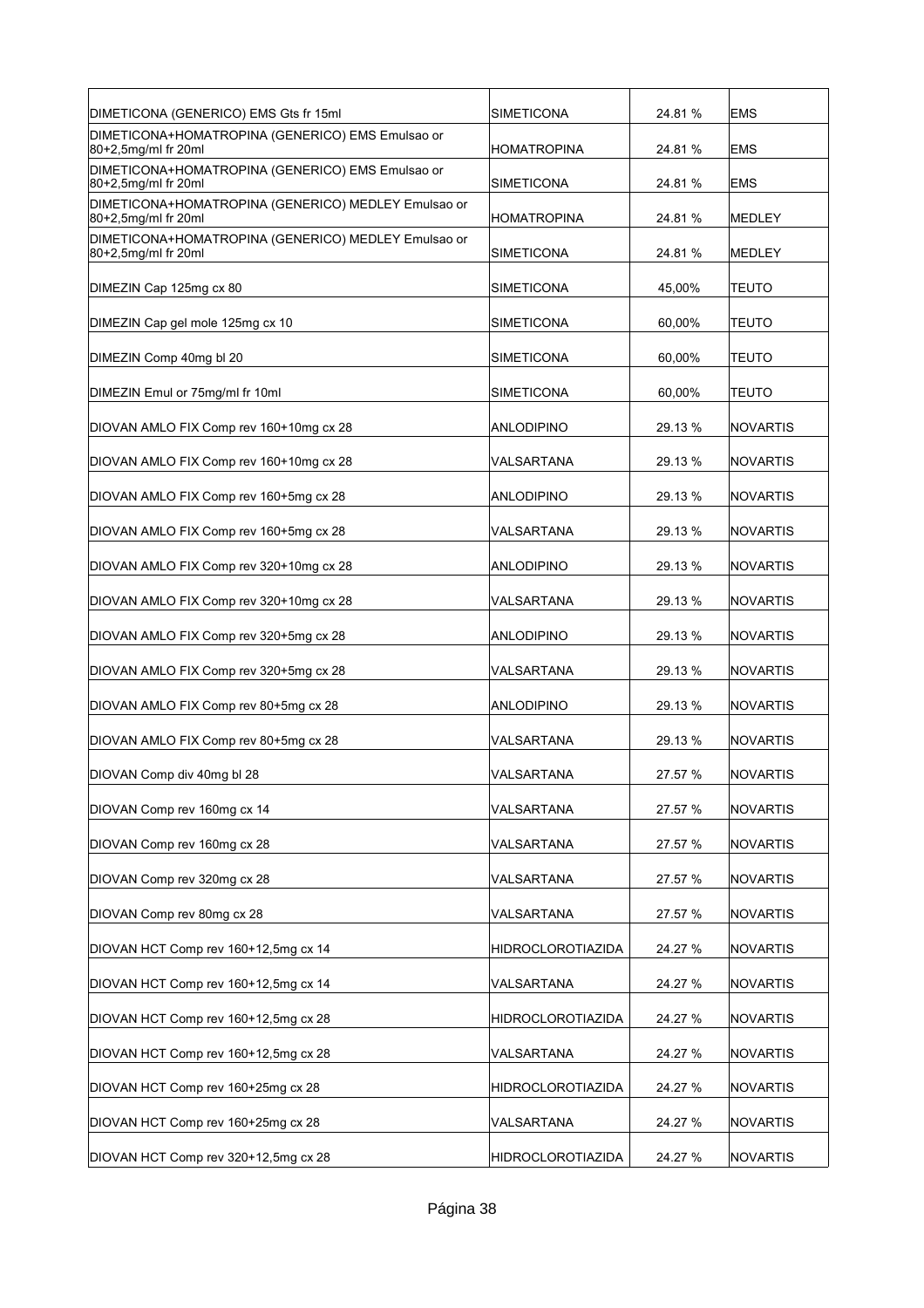| | | | |
|---|---|---|---|
| DIMETICONA (GENERICO) EMS Gts fr 15ml | SIMETICONA | 24.81 % | EMS |
| DIMETICONA+HOMATROPINA (GENERICO) EMS Emulsao or 80+2,5mg/ml fr 20ml | HOMATROPINA | 24.81 % | EMS |
| DIMETICONA+HOMATROPINA (GENERICO) EMS Emulsao or 80+2,5mg/ml fr 20ml | SIMETICONA | 24.81 % | EMS |
| DIMETICONA+HOMATROPINA (GENERICO) MEDLEY Emulsao or 80+2,5mg/ml fr 20ml | HOMATROPINA | 24.81 % | MEDLEY |
| DIMETICONA+HOMATROPINA (GENERICO) MEDLEY Emulsao or 80+2,5mg/ml fr 20ml | SIMETICONA | 24.81 % | MEDLEY |
| DIMEZIN Cap 125mg cx 80 | SIMETICONA | 45,00% | TEUTO |
| DIMEZIN Cap gel mole 125mg cx 10 | SIMETICONA | 60,00% | TEUTO |
| DIMEZIN Comp 40mg bl 20 | SIMETICONA | 60,00% | TEUTO |
| DIMEZIN Emul or 75mg/ml fr 10ml | SIMETICONA | 60,00% | TEUTO |
| DIOVAN AMLO FIX Comp rev 160+10mg cx 28 | ANLODIPINO | 29.13 % | NOVARTIS |
| DIOVAN AMLO FIX Comp rev 160+10mg cx 28 | VALSARTANA | 29.13 % | NOVARTIS |
| DIOVAN AMLO FIX Comp rev 160+5mg cx 28 | ANLODIPINO | 29.13 % | NOVARTIS |
| DIOVAN AMLO FIX Comp rev 160+5mg cx 28 | VALSARTANA | 29.13 % | NOVARTIS |
| DIOVAN AMLO FIX Comp rev 320+10mg cx 28 | ANLODIPINO | 29.13 % | NOVARTIS |
| DIOVAN AMLO FIX Comp rev 320+10mg cx 28 | VALSARTANA | 29.13 % | NOVARTIS |
| DIOVAN AMLO FIX Comp rev 320+5mg cx 28 | ANLODIPINO | 29.13 % | NOVARTIS |
| DIOVAN AMLO FIX Comp rev 320+5mg cx 28 | VALSARTANA | 29.13 % | NOVARTIS |
| DIOVAN AMLO FIX Comp rev 80+5mg cx 28 | ANLODIPINO | 29.13 % | NOVARTIS |
| DIOVAN AMLO FIX Comp rev 80+5mg cx 28 | VALSARTANA | 29.13 % | NOVARTIS |
| DIOVAN Comp div 40mg bl 28 | VALSARTANA | 27.57 % | NOVARTIS |
| DIOVAN Comp rev 160mg cx 14 | VALSARTANA | 27.57 % | NOVARTIS |
| DIOVAN Comp rev 160mg cx 28 | VALSARTANA | 27.57 % | NOVARTIS |
| DIOVAN Comp rev 320mg cx 28 | VALSARTANA | 27.57 % | NOVARTIS |
| DIOVAN Comp rev 80mg cx 28 | VALSARTANA | 27.57 % | NOVARTIS |
| DIOVAN HCT Comp rev 160+12,5mg cx 14 | HIDROCLOROTIAZIDA | 24.27 % | NOVARTIS |
| DIOVAN HCT Comp rev 160+12,5mg cx 14 | VALSARTANA | 24.27 % | NOVARTIS |
| DIOVAN HCT Comp rev 160+12,5mg cx 28 | HIDROCLOROTIAZIDA | 24.27 % | NOVARTIS |
| DIOVAN HCT Comp rev 160+12,5mg cx 28 | VALSARTANA | 24.27 % | NOVARTIS |
| DIOVAN HCT Comp rev 160+25mg cx 28 | HIDROCLOROTIAZIDA | 24.27 % | NOVARTIS |
| DIOVAN HCT Comp rev 160+25mg cx 28 | VALSARTANA | 24.27 % | NOVARTIS |
| DIOVAN HCT Comp rev 320+12,5mg cx 28 | HIDROCLOROTIAZIDA | 24.27 % | NOVARTIS |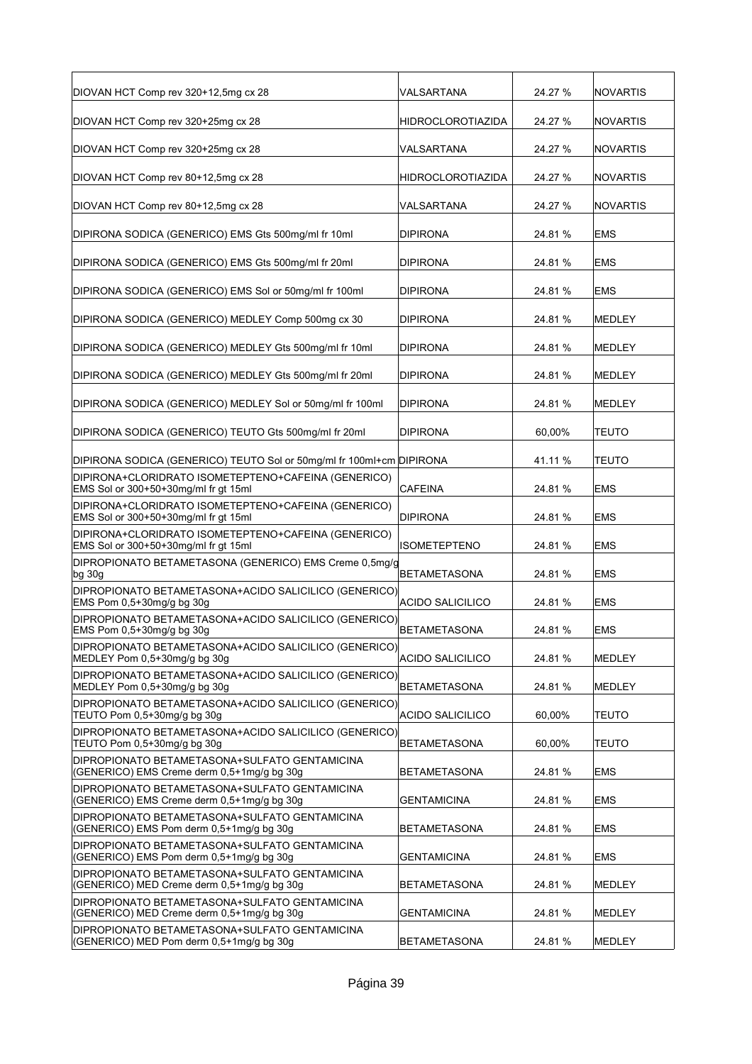| | | | |
|---|---|---|---|
| DIOVAN HCT Comp rev 320+12,5mg cx 28 | VALSARTANA | 24.27 % | NOVARTIS |
| DIOVAN HCT Comp rev 320+25mg cx 28 | HIDROCLOROTIAZIDA | 24.27 % | NOVARTIS |
| DIOVAN HCT Comp rev 320+25mg cx 28 | VALSARTANA | 24.27 % | NOVARTIS |
| DIOVAN HCT Comp rev 80+12,5mg cx 28 | HIDROCLOROTIAZIDA | 24.27 % | NOVARTIS |
| DIOVAN HCT Comp rev 80+12,5mg cx 28 | VALSARTANA | 24.27 % | NOVARTIS |
| DIPIRONA SODICA (GENERICO) EMS Gts 500mg/ml fr 10ml | DIPIRONA | 24.81 % | EMS |
| DIPIRONA SODICA (GENERICO) EMS Gts 500mg/ml fr 20ml | DIPIRONA | 24.81 % | EMS |
| DIPIRONA SODICA (GENERICO) EMS Sol or 50mg/ml fr 100ml | DIPIRONA | 24.81 % | EMS |
| DIPIRONA SODICA (GENERICO) MEDLEY Comp 500mg cx 30 | DIPIRONA | 24.81 % | MEDLEY |
| DIPIRONA SODICA (GENERICO) MEDLEY Gts 500mg/ml fr 10ml | DIPIRONA | 24.81 % | MEDLEY |
| DIPIRONA SODICA (GENERICO) MEDLEY Gts 500mg/ml fr 20ml | DIPIRONA | 24.81 % | MEDLEY |
| DIPIRONA SODICA (GENERICO) MEDLEY Sol or 50mg/ml fr 100ml | DIPIRONA | 24.81 % | MEDLEY |
| DIPIRONA SODICA (GENERICO) TEUTO Gts 500mg/ml fr 20ml | DIPIRONA | 60,00% | TEUTO |
| DIPIRONA SODICA (GENERICO) TEUTO Sol or 50mg/ml fr 100ml+cm | DIPIRONA | 41.11 % | TEUTO |
| DIPIRONA+CLORIDRATO ISOMETEPTENO+CAFEINA (GENERICO) EMS Sol or 300+50+30mg/ml fr gt 15ml | CAFEINA | 24.81 % | EMS |
| DIPIRONA+CLORIDRATO ISOMETEPTENO+CAFEINA (GENERICO) EMS Sol or 300+50+30mg/ml fr gt 15ml | DIPIRONA | 24.81 % | EMS |
| DIPIRONA+CLORIDRATO ISOMETEPTENO+CAFEINA (GENERICO) EMS Sol or 300+50+30mg/ml fr gt 15ml | ISOMETEPTENO | 24.81 % | EMS |
| DIPROPIONATO BETAMETASONA (GENERICO) EMS Creme 0,5mg/g bg 30g | BETAMETASONA | 24.81 % | EMS |
| DIPROPIONATO BETAMETASONA+ACIDO SALICILICO (GENERICO) EMS Pom 0,5+30mg/g bg 30g | ACIDO SALICILICO | 24.81 % | EMS |
| DIPROPIONATO BETAMETASONA+ACIDO SALICILICO (GENERICO) EMS Pom 0,5+30mg/g bg 30g | BETAMETASONA | 24.81 % | EMS |
| DIPROPIONATO BETAMETASONA+ACIDO SALICILICO (GENERICO) MEDLEY Pom 0,5+30mg/g bg 30g | ACIDO SALICILICO | 24.81 % | MEDLEY |
| DIPROPIONATO BETAMETASONA+ACIDO SALICILICO (GENERICO) MEDLEY Pom 0,5+30mg/g bg 30g | BETAMETASONA | 24.81 % | MEDLEY |
| DIPROPIONATO BETAMETASONA+ACIDO SALICILICO (GENERICO) TEUTO Pom 0,5+30mg/g bg 30g | ACIDO SALICILICO | 60,00% | TEUTO |
| DIPROPIONATO BETAMETASONA+ACIDO SALICILICO (GENERICO) TEUTO Pom 0,5+30mg/g bg 30g | BETAMETASONA | 60,00% | TEUTO |
| DIPROPIONATO BETAMETASONA+SULFATO GENTAMICINA (GENERICO) EMS Creme derm 0,5+1mg/g bg 30g | BETAMETASONA | 24.81 % | EMS |
| DIPROPIONATO BETAMETASONA+SULFATO GENTAMICINA (GENERICO) EMS Creme derm 0,5+1mg/g bg 30g | GENTAMICINA | 24.81 % | EMS |
| DIPROPIONATO BETAMETASONA+SULFATO GENTAMICINA (GENERICO) EMS Pom derm 0,5+1mg/g bg 30g | BETAMETASONA | 24.81 % | EMS |
| DIPROPIONATO BETAMETASONA+SULFATO GENTAMICINA (GENERICO) EMS Pom derm 0,5+1mg/g bg 30g | GENTAMICINA | 24.81 % | EMS |
| DIPROPIONATO BETAMETASONA+SULFATO GENTAMICINA (GENERICO) MED Creme derm 0,5+1mg/g bg 30g | BETAMETASONA | 24.81 % | MEDLEY |
| DIPROPIONATO BETAMETASONA+SULFATO GENTAMICINA (GENERICO) MED Creme derm 0,5+1mg/g bg 30g | GENTAMICINA | 24.81 % | MEDLEY |
| DIPROPIONATO BETAMETASONA+SULFATO GENTAMICINA (GENERICO) MED Pom derm 0,5+1mg/g bg 30g | BETAMETASONA | 24.81 % | MEDLEY |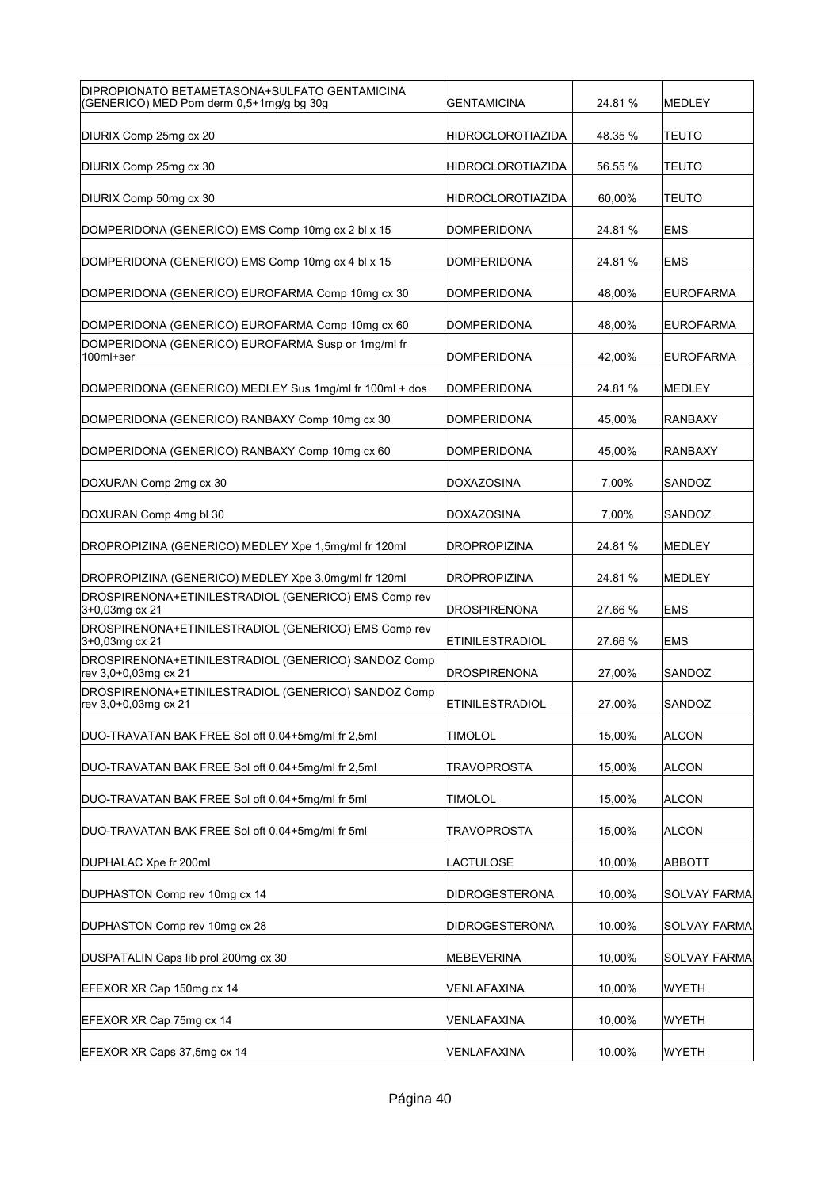| | | | |
|---|---|---|---|
| DIPROPIONATO BETAMETASONA+SULFATO GENTAMICINA (GENERICO) MED Pom derm 0,5+1mg/g bg 30g | GENTAMICINA | 24.81 % | MEDLEY |
| DIURIX Comp 25mg cx 20 | HIDROCLOROTIAZIDA | 48.35 % | TEUTO |
| DIURIX Comp 25mg cx 30 | HIDROCLOROTIAZIDA | 56.55 % | TEUTO |
| DIURIX Comp 50mg cx 30 | HIDROCLOROTIAZIDA | 60,00% | TEUTO |
| DOMPERIDONA (GENERICO) EMS Comp 10mg cx 2 bl x 15 | DOMPERIDONA | 24.81 % | EMS |
| DOMPERIDONA (GENERICO) EMS Comp 10mg cx 4 bl x 15 | DOMPERIDONA | 24.81 % | EMS |
| DOMPERIDONA (GENERICO) EUROFARMA Comp 10mg cx 30 | DOMPERIDONA | 48,00% | EUROFARMA |
| DOMPERIDONA (GENERICO) EUROFARMA Comp 10mg cx 60 | DOMPERIDONA | 48,00% | EUROFARMA |
| DOMPERIDONA (GENERICO) EUROFARMA Susp or 1mg/ml fr 100ml+ser | DOMPERIDONA | 42,00% | EUROFARMA |
| DOMPERIDONA (GENERICO) MEDLEY Sus 1mg/ml fr 100ml + dos | DOMPERIDONA | 24.81 % | MEDLEY |
| DOMPERIDONA (GENERICO) RANBAXY Comp 10mg cx 30 | DOMPERIDONA | 45,00% | RANBAXY |
| DOMPERIDONA (GENERICO) RANBAXY Comp 10mg cx 60 | DOMPERIDONA | 45,00% | RANBAXY |
| DOXURAN Comp 2mg cx 30 | DOXAZOSINA | 7,00% | SANDOZ |
| DOXURAN Comp 4mg bl 30 | DOXAZOSINA | 7,00% | SANDOZ |
| DROPROPIZINA (GENERICO) MEDLEY Xpe 1,5mg/ml fr 120ml | DROPROPIZINA | 24.81 % | MEDLEY |
| DROPROPIZINA (GENERICO) MEDLEY Xpe 3,0mg/ml fr 120ml | DROPROPIZINA | 24.81 % | MEDLEY |
| DROSPIRENONA+ETINILESTRADIOL (GENERICO) EMS Comp rev 3+0,03mg cx 21 | DROSPIRENONA | 27.66 % | EMS |
| DROSPIRENONA+ETINILESTRADIOL (GENERICO) EMS Comp rev 3+0,03mg cx 21 | ETINILESTRADIOL | 27.66 % | EMS |
| DROSPIRENONA+ETINILESTRADIOL (GENERICO) SANDOZ Comp rev 3,0+0,03mg cx 21 | DROSPIRENONA | 27,00% | SANDOZ |
| DROSPIRENONA+ETINILESTRADIOL (GENERICO) SANDOZ Comp rev 3,0+0,03mg cx 21 | ETINILESTRADIOL | 27,00% | SANDOZ |
| DUO-TRAVATAN BAK FREE Sol oft 0.04+5mg/ml fr 2,5ml | TIMOLOL | 15,00% | ALCON |
| DUO-TRAVATAN BAK FREE Sol oft 0.04+5mg/ml fr 2,5ml | TRAVOPROSTA | 15,00% | ALCON |
| DUO-TRAVATAN BAK FREE Sol oft 0.04+5mg/ml fr 5ml | TIMOLOL | 15,00% | ALCON |
| DUO-TRAVATAN BAK FREE Sol oft 0.04+5mg/ml fr 5ml | TRAVOPROSTA | 15,00% | ALCON |
| DUPHALAC Xpe fr 200ml | LACTULOSE | 10,00% | ABBOTT |
| DUPHASTON Comp rev 10mg cx 14 | DIDROGESTERONA | 10,00% | SOLVAY FARMA |
| DUPHASTON Comp rev 10mg cx 28 | DIDROGESTERONA | 10,00% | SOLVAY FARMA |
| DUSPATALIN Caps lib prol 200mg cx 30 | MEBEVERINA | 10,00% | SOLVAY FARMA |
| EFEXOR XR Cap 150mg cx 14 | VENLAFAXINA | 10,00% | WYETH |
| EFEXOR XR Cap 75mg cx 14 | VENLAFAXINA | 10,00% | WYETH |
| EFEXOR XR Caps 37,5mg cx 14 | VENLAFAXINA | 10,00% | WYETH |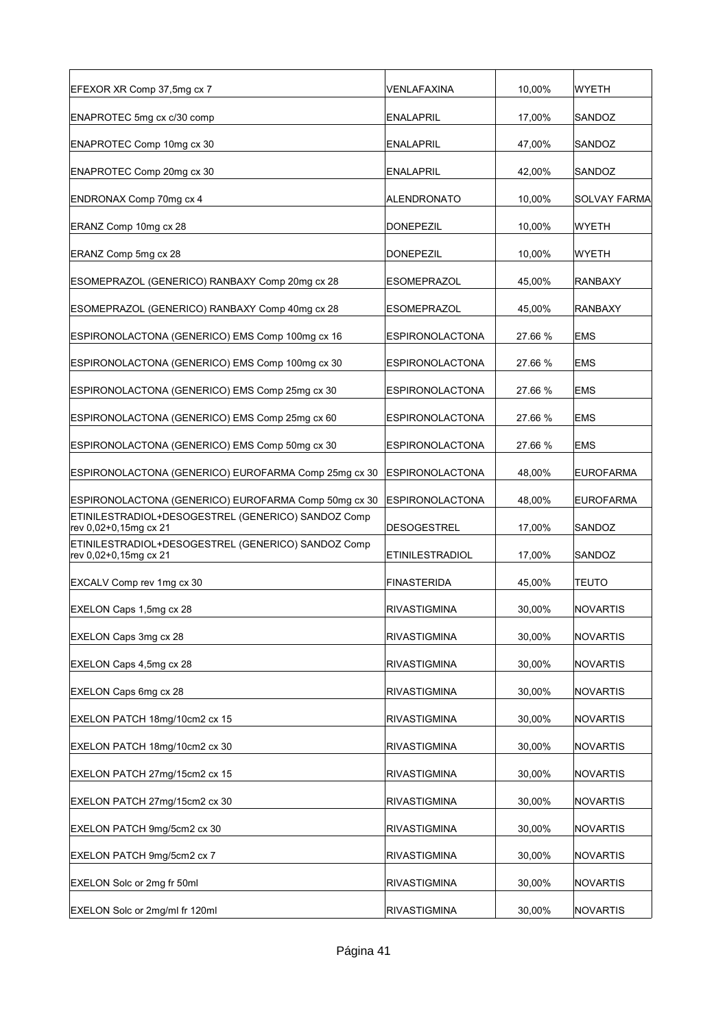| | | | |
|---|---|---|---|
| EFEXOR XR Comp 37,5mg cx 7 | VENLAFAXINA | 10,00% | WYETH |
| ENAPROTEC 5mg cx c/30 comp | ENALAPRIL | 17,00% | SANDOZ |
| ENAPROTEC Comp 10mg cx 30 | ENALAPRIL | 47,00% | SANDOZ |
| ENAPROTEC Comp 20mg cx 30 | ENALAPRIL | 42,00% | SANDOZ |
| ENDRONAX Comp 70mg cx 4 | ALENDRONATO | 10,00% | SOLVAY FARMA |
| ERANZ Comp 10mg cx 28 | DONEPEZIL | 10,00% | WYETH |
| ERANZ Comp 5mg cx 28 | DONEPEZIL | 10,00% | WYETH |
| ESOMEPRAZOL (GENERICO) RANBAXY Comp 20mg cx 28 | ESOMEPRAZOL | 45,00% | RANBAXY |
| ESOMEPRAZOL (GENERICO) RANBAXY Comp 40mg cx 28 | ESOMEPRAZOL | 45,00% | RANBAXY |
| ESPIRONOLACTONA (GENERICO) EMS Comp 100mg cx 16 | ESPIRONOLACTONA | 27.66 % | EMS |
| ESPIRONOLACTONA (GENERICO) EMS Comp 100mg cx 30 | ESPIRONOLACTONA | 27.66 % | EMS |
| ESPIRONOLACTONA (GENERICO) EMS Comp 25mg cx 30 | ESPIRONOLACTONA | 27.66 % | EMS |
| ESPIRONOLACTONA (GENERICO) EMS Comp 25mg cx 60 | ESPIRONOLACTONA | 27.66 % | EMS |
| ESPIRONOLACTONA (GENERICO) EMS Comp 50mg cx 30 | ESPIRONOLACTONA | 27.66 % | EMS |
| ESPIRONOLACTONA (GENERICO) EUROFARMA Comp 25mg cx 30 | ESPIRONOLACTONA | 48,00% | EUROFARMA |
| ESPIRONOLACTONA (GENERICO) EUROFARMA Comp 50mg cx 30 | ESPIRONOLACTONA | 48,00% | EUROFARMA |
| ETINILESTRADIOL+DESOGESTREL (GENERICO) SANDOZ Comp rev 0,02+0,15mg cx 21 | DESOGESTREL | 17,00% | SANDOZ |
| ETINILESTRADIOL+DESOGESTREL (GENERICO) SANDOZ Comp rev 0,02+0,15mg cx 21 | ETINILESTRADIOL | 17,00% | SANDOZ |
| EXCALV Comp rev 1mg cx 30 | FINASTERIDA | 45,00% | TEUTO |
| EXELON Caps 1,5mg cx 28 | RIVASTIGMINA | 30,00% | NOVARTIS |
| EXELON Caps 3mg cx 28 | RIVASTIGMINA | 30,00% | NOVARTIS |
| EXELON Caps 4,5mg cx 28 | RIVASTIGMINA | 30,00% | NOVARTIS |
| EXELON Caps 6mg cx 28 | RIVASTIGMINA | 30,00% | NOVARTIS |
| EXELON PATCH 18mg/10cm2 cx 15 | RIVASTIGMINA | 30,00% | NOVARTIS |
| EXELON PATCH 18mg/10cm2 cx 30 | RIVASTIGMINA | 30,00% | NOVARTIS |
| EXELON PATCH 27mg/15cm2 cx 15 | RIVASTIGMINA | 30,00% | NOVARTIS |
| EXELON PATCH 27mg/15cm2 cx 30 | RIVASTIGMINA | 30,00% | NOVARTIS |
| EXELON PATCH 9mg/5cm2 cx 30 | RIVASTIGMINA | 30,00% | NOVARTIS |
| EXELON PATCH 9mg/5cm2 cx 7 | RIVASTIGMINA | 30,00% | NOVARTIS |
| EXELON Solc or 2mg fr 50ml | RIVASTIGMINA | 30,00% | NOVARTIS |
| EXELON Solc or 2mg/ml fr 120ml | RIVASTIGMINA | 30,00% | NOVARTIS |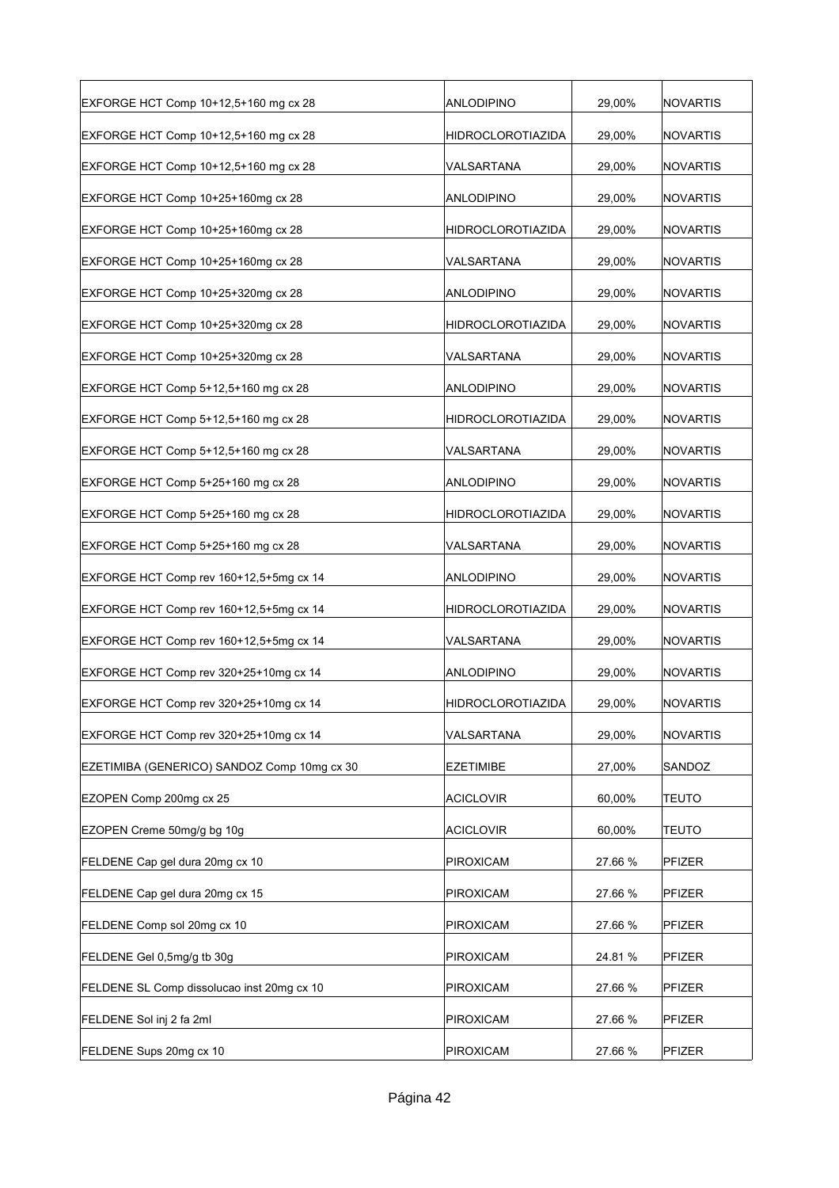| | | | |
|---|---|---|---|
| EXFORGE HCT Comp 10+12,5+160 mg cx 28 | ANLODIPINO | 29,00% | NOVARTIS |
| EXFORGE HCT Comp 10+12,5+160 mg cx 28 | HIDROCLOROTIAZIDA | 29,00% | NOVARTIS |
| EXFORGE HCT Comp 10+12,5+160 mg cx 28 | VALSARTANA | 29,00% | NOVARTIS |
| EXFORGE HCT Comp 10+25+160mg cx 28 | ANLODIPINO | 29,00% | NOVARTIS |
| EXFORGE HCT Comp 10+25+160mg cx 28 | HIDROCLOROTIAZIDA | 29,00% | NOVARTIS |
| EXFORGE HCT Comp 10+25+160mg cx 28 | VALSARTANA | 29,00% | NOVARTIS |
| EXFORGE HCT Comp 10+25+320mg cx 28 | ANLODIPINO | 29,00% | NOVARTIS |
| EXFORGE HCT Comp 10+25+320mg cx 28 | HIDROCLOROTIAZIDA | 29,00% | NOVARTIS |
| EXFORGE HCT Comp 10+25+320mg cx 28 | VALSARTANA | 29,00% | NOVARTIS |
| EXFORGE HCT Comp 5+12,5+160 mg cx 28 | ANLODIPINO | 29,00% | NOVARTIS |
| EXFORGE HCT Comp 5+12,5+160 mg cx 28 | HIDROCLOROTIAZIDA | 29,00% | NOVARTIS |
| EXFORGE HCT Comp 5+12,5+160 mg cx 28 | VALSARTANA | 29,00% | NOVARTIS |
| EXFORGE HCT Comp 5+25+160 mg cx 28 | ANLODIPINO | 29,00% | NOVARTIS |
| EXFORGE HCT Comp 5+25+160 mg cx 28 | HIDROCLOROTIAZIDA | 29,00% | NOVARTIS |
| EXFORGE HCT Comp 5+25+160 mg cx 28 | VALSARTANA | 29,00% | NOVARTIS |
| EXFORGE HCT Comp rev 160+12,5+5mg cx 14 | ANLODIPINO | 29,00% | NOVARTIS |
| EXFORGE HCT Comp rev 160+12,5+5mg cx 14 | HIDROCLOROTIAZIDA | 29,00% | NOVARTIS |
| EXFORGE HCT Comp rev 160+12,5+5mg cx 14 | VALSARTANA | 29,00% | NOVARTIS |
| EXFORGE HCT Comp rev 320+25+10mg cx 14 | ANLODIPINO | 29,00% | NOVARTIS |
| EXFORGE HCT Comp rev 320+25+10mg cx 14 | HIDROCLOROTIAZIDA | 29,00% | NOVARTIS |
| EXFORGE HCT Comp rev 320+25+10mg cx 14 | VALSARTANA | 29,00% | NOVARTIS |
| EZETIMIBA (GENERICO) SANDOZ Comp 10mg cx 30 | EZETIMIBE | 27,00% | SANDOZ |
| EZOPEN Comp 200mg cx 25 | ACICLOVIR | 60,00% | TEUTO |
| EZOPEN Creme 50mg/g bg 10g | ACICLOVIR | 60,00% | TEUTO |
| FELDENE Cap gel dura 20mg cx 10 | PIROXICAM | 27.66 % | PFIZER |
| FELDENE Cap gel dura 20mg cx 15 | PIROXICAM | 27.66 % | PFIZER |
| FELDENE Comp sol 20mg cx 10 | PIROXICAM | 27.66 % | PFIZER |
| FELDENE Gel 0,5mg/g tb 30g | PIROXICAM | 24.81 % | PFIZER |
| FELDENE SL Comp dissolucao inst 20mg cx 10 | PIROXICAM | 27.66 % | PFIZER |
| FELDENE Sol inj 2 fa 2ml | PIROXICAM | 27.66 % | PFIZER |
| FELDENE Sups 20mg cx 10 | PIROXICAM | 27.66 % | PFIZER |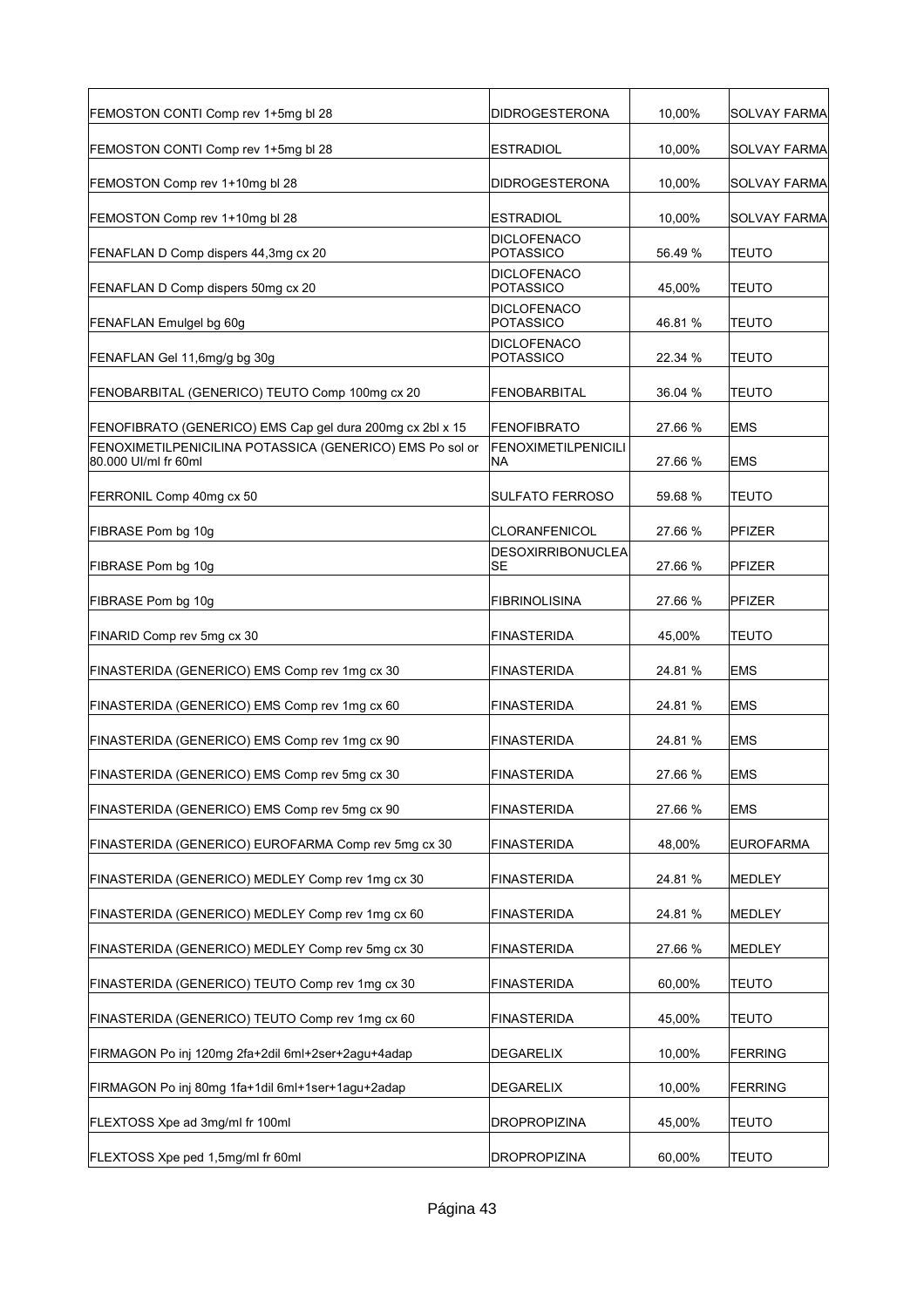| | | | |
|---|---|---|---|
| FEMOSTON CONTI Comp rev 1+5mg bl 28 | DIDROGESTERONA | 10,00% | SOLVAY FARMA |
| FEMOSTON CONTI Comp rev 1+5mg bl 28 | ESTRADIOL | 10,00% | SOLVAY FARMA |
| FEMOSTON Comp rev 1+10mg bl 28 | DIDROGESTERONA | 10,00% | SOLVAY FARMA |
| FEMOSTON Comp rev 1+10mg bl 28 | ESTRADIOL | 10,00% | SOLVAY FARMA |
| FENAFLAN D Comp dispers 44,3mg cx 20 | DICLOFENACO POTASSICO | 56.49 % | TEUTO |
| FENAFLAN D Comp dispers 50mg cx 20 | DICLOFENACO POTASSICO | 45,00% | TEUTO |
| FENAFLAN Emulgel bg 60g | DICLOFENACO POTASSICO | 46.81 % | TEUTO |
| FENAFLAN Gel 11,6mg/g bg 30g | DICLOFENACO POTASSICO | 22.34 % | TEUTO |
| FENOBARBITAL (GENERICO) TEUTO Comp 100mg cx 20 | FENOBARBITAL | 36.04 % | TEUTO |
| FENOFIBRATO (GENERICO) EMS Cap gel dura 200mg cx 2bl x 15 | FENOFIBRATO | 27.66 % | EMS |
| FENOXIMETILPENICILINA POTASSICA (GENERICO) EMS Po sol or 80.000 UI/ml fr 60ml | FENOXIMETILPENICILINA | 27.66 % | EMS |
| FERRONIL Comp 40mg cx 50 | SULFATO FERROSO | 59.68 % | TEUTO |
| FIBRASE Pom bg 10g | CLORANFENICOL | 27.66 % | PFIZER |
| FIBRASE Pom bg 10g | DESOXIRRIBONUCLEASE | 27.66 % | PFIZER |
| FIBRASE Pom bg 10g | FIBRINOLISINA | 27.66 % | PFIZER |
| FINARID Comp rev 5mg cx 30 | FINASTERIDA | 45,00% | TEUTO |
| FINASTERIDA (GENERICO) EMS Comp rev 1mg cx 30 | FINASTERIDA | 24.81 % | EMS |
| FINASTERIDA (GENERICO) EMS Comp rev 1mg cx 60 | FINASTERIDA | 24.81 % | EMS |
| FINASTERIDA (GENERICO) EMS Comp rev 1mg cx 90 | FINASTERIDA | 24.81 % | EMS |
| FINASTERIDA (GENERICO) EMS Comp rev 5mg cx 30 | FINASTERIDA | 27.66 % | EMS |
| FINASTERIDA (GENERICO) EMS Comp rev 5mg cx 90 | FINASTERIDA | 27.66 % | EMS |
| FINASTERIDA (GENERICO) EUROFARMA Comp rev 5mg cx 30 | FINASTERIDA | 48,00% | EUROFARMA |
| FINASTERIDA (GENERICO) MEDLEY Comp rev 1mg cx 30 | FINASTERIDA | 24.81 % | MEDLEY |
| FINASTERIDA (GENERICO) MEDLEY Comp rev 1mg cx 60 | FINASTERIDA | 24.81 % | MEDLEY |
| FINASTERIDA (GENERICO) MEDLEY Comp rev 5mg cx 30 | FINASTERIDA | 27.66 % | MEDLEY |
| FINASTERIDA (GENERICO) TEUTO Comp rev 1mg cx 30 | FINASTERIDA | 60,00% | TEUTO |
| FINASTERIDA (GENERICO) TEUTO Comp rev 1mg cx 60 | FINASTERIDA | 45,00% | TEUTO |
| FIRMAGON Po inj 120mg 2fa+2dil 6ml+2ser+2agu+4adap | DEGARELIX | 10,00% | FERRING |
| FIRMAGON Po inj 80mg 1fa+1dil 6ml+1ser+1agu+2adap | DEGARELIX | 10,00% | FERRING |
| FLEXTOSS Xpe ad 3mg/ml fr 100ml | DROPROPIZINA | 45,00% | TEUTO |
| FLEXTOSS Xpe ped 1,5mg/ml fr 60ml | DROPROPIZINA | 60,00% | TEUTO |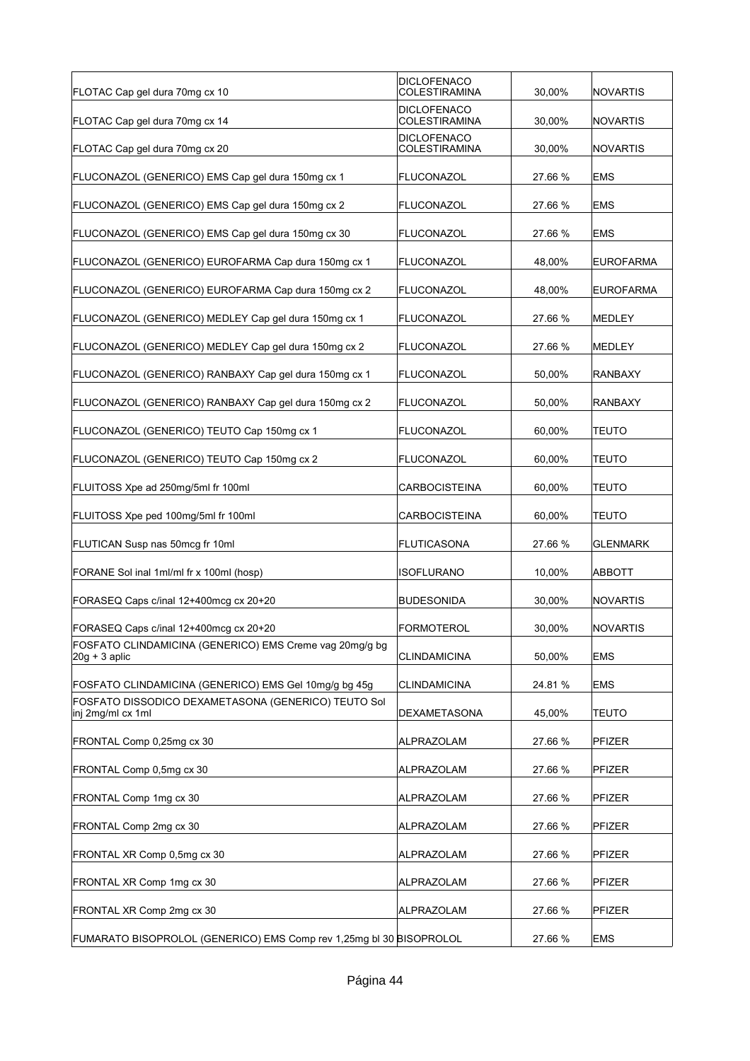| | | | |
|---|---|---|---|
| FLOTAC Cap gel dura 70mg cx 10 | DICLOFENACO COLESTIRAMINA | 30,00% | NOVARTIS |
| FLOTAC Cap gel dura 70mg cx 14 | DICLOFENACO COLESTIRAMINA | 30,00% | NOVARTIS |
| FLOTAC Cap gel dura 70mg cx 20 | DICLOFENACO COLESTIRAMINA | 30,00% | NOVARTIS |
| FLUCONAZOL (GENERICO) EMS Cap gel dura 150mg cx 1 | FLUCONAZOL | 27.66 % | EMS |
| FLUCONAZOL (GENERICO) EMS Cap gel dura 150mg cx 2 | FLUCONAZOL | 27.66 % | EMS |
| FLUCONAZOL (GENERICO) EMS Cap gel dura 150mg cx 30 | FLUCONAZOL | 27.66 % | EMS |
| FLUCONAZOL (GENERICO) EUROFARMA Cap dura 150mg cx 1 | FLUCONAZOL | 48,00% | EUROFARMA |
| FLUCONAZOL (GENERICO) EUROFARMA Cap dura 150mg cx 2 | FLUCONAZOL | 48,00% | EUROFARMA |
| FLUCONAZOL (GENERICO) MEDLEY Cap gel dura 150mg cx 1 | FLUCONAZOL | 27.66 % | MEDLEY |
| FLUCONAZOL (GENERICO) MEDLEY Cap gel dura 150mg cx 2 | FLUCONAZOL | 27.66 % | MEDLEY |
| FLUCONAZOL (GENERICO) RANBAXY Cap gel dura 150mg cx 1 | FLUCONAZOL | 50,00% | RANBAXY |
| FLUCONAZOL (GENERICO) RANBAXY Cap gel dura 150mg cx 2 | FLUCONAZOL | 50,00% | RANBAXY |
| FLUCONAZOL (GENERICO) TEUTO Cap 150mg cx 1 | FLUCONAZOL | 60,00% | TEUTO |
| FLUCONAZOL (GENERICO) TEUTO Cap 150mg cx 2 | FLUCONAZOL | 60,00% | TEUTO |
| FLUITOSS Xpe ad 250mg/5ml fr 100ml | CARBOCISTEINA | 60,00% | TEUTO |
| FLUITOSS Xpe ped 100mg/5ml fr 100ml | CARBOCISTEINA | 60,00% | TEUTO |
| FLUTICAN Susp nas 50mcg fr 10ml | FLUTICASONA | 27.66 % | GLENMARK |
| FORANE Sol inal 1ml/ml fr x 100ml (hosp) | ISOFLURANO | 10,00% | ABBOTT |
| FORASEQ Caps c/inal 12+400mcg cx 20+20 | BUDESONIDA | 30,00% | NOVARTIS |
| FORASEQ Caps c/inal 12+400mcg cx 20+20 | FORMOTEROL | 30,00% | NOVARTIS |
| FOSFATO CLINDAMICINA (GENERICO) EMS Creme vag 20mg/g bg 20g + 3 aplic | CLINDAMICINA | 50,00% | EMS |
| FOSFATO CLINDAMICINA (GENERICO) EMS Gel 10mg/g bg 45g | CLINDAMICINA | 24.81 % | EMS |
| FOSFATO DISSODICO DEXAMETASONA (GENERICO) TEUTO Sol inj 2mg/ml cx 1ml | DEXAMETASONA | 45,00% | TEUTO |
| FRONTAL Comp 0,25mg cx 30 | ALPRAZOLAM | 27.66 % | PFIZER |
| FRONTAL Comp 0,5mg cx 30 | ALPRAZOLAM | 27.66 % | PFIZER |
| FRONTAL Comp 1mg cx 30 | ALPRAZOLAM | 27.66 % | PFIZER |
| FRONTAL Comp 2mg cx 30 | ALPRAZOLAM | 27.66 % | PFIZER |
| FRONTAL XR Comp 0,5mg cx 30 | ALPRAZOLAM | 27.66 % | PFIZER |
| FRONTAL XR Comp 1mg cx 30 | ALPRAZOLAM | 27.66 % | PFIZER |
| FRONTAL XR Comp 2mg cx 30 | ALPRAZOLAM | 27.66 % | PFIZER |
| FUMARATO BISOPROLOL (GENERICO) EMS Comp rev 1,25mg bl 30 | BISOPROLOL | 27.66 % | EMS |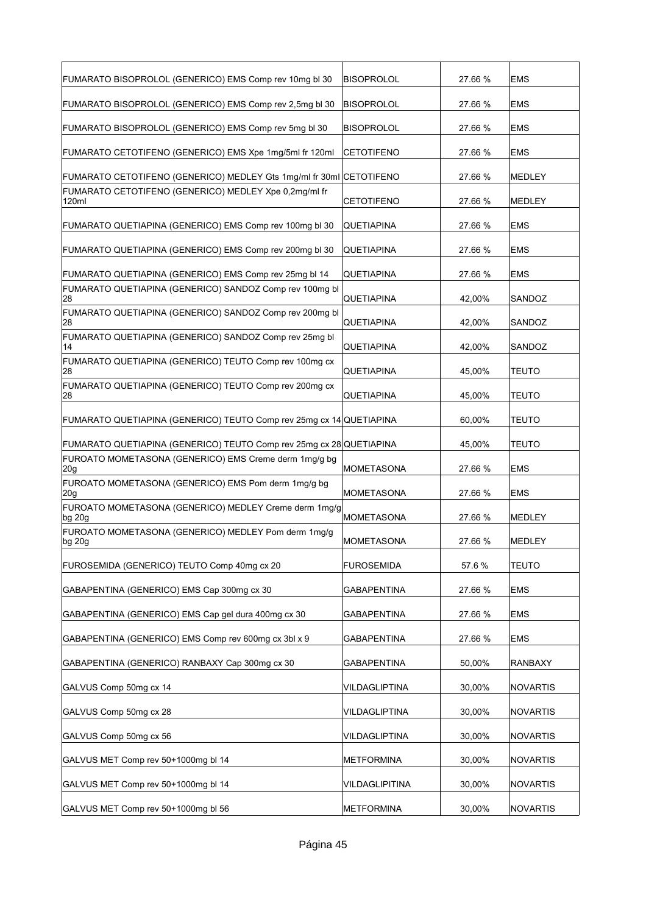| | | | |
|---|---|---|---|
| FUMARATO BISOPROLOL (GENERICO) EMS Comp rev 10mg bl 30 | BISOPROLOL | 27.66 % | EMS |
| FUMARATO BISOPROLOL (GENERICO) EMS Comp rev 2,5mg bl 30 | BISOPROLOL | 27.66 % | EMS |
| FUMARATO BISOPROLOL (GENERICO) EMS Comp rev 5mg bl 30 | BISOPROLOL | 27.66 % | EMS |
| FUMARATO CETOTIFENO (GENERICO) EMS Xpe 1mg/5ml fr 120ml | CETOTIFENO | 27.66 % | EMS |
| FUMARATO CETOTIFENO (GENERICO) MEDLEY Gts 1mg/ml fr 30ml | CETOTIFENO | 27.66 % | MEDLEY |
| FUMARATO CETOTIFENO (GENERICO) MEDLEY Xpe 0,2mg/ml fr 120ml | CETOTIFENO | 27.66 % | MEDLEY |
| FUMARATO QUETIAPINA (GENERICO) EMS Comp rev 100mg bl 30 | QUETIAPINA | 27.66 % | EMS |
| FUMARATO QUETIAPINA (GENERICO) EMS Comp rev 200mg bl 30 | QUETIAPINA | 27.66 % | EMS |
| FUMARATO QUETIAPINA (GENERICO) EMS Comp rev 25mg bl 14 | QUETIAPINA | 27.66 % | EMS |
| FUMARATO QUETIAPINA (GENERICO) SANDOZ Comp rev 100mg bl 28 | QUETIAPINA | 42,00% | SANDOZ |
| FUMARATO QUETIAPINA (GENERICO) SANDOZ Comp rev 200mg bl 28 | QUETIAPINA | 42,00% | SANDOZ |
| FUMARATO QUETIAPINA (GENERICO) SANDOZ Comp rev 25mg bl 14 | QUETIAPINA | 42,00% | SANDOZ |
| FUMARATO QUETIAPINA (GENERICO) TEUTO Comp rev 100mg cx 28 | QUETIAPINA | 45,00% | TEUTO |
| FUMARATO QUETIAPINA (GENERICO) TEUTO Comp rev 200mg cx 28 | QUETIAPINA | 45,00% | TEUTO |
| FUMARATO QUETIAPINA (GENERICO) TEUTO Comp rev 25mg cx 14 | QUETIAPINA | 60,00% | TEUTO |
| FUMARATO QUETIAPINA (GENERICO) TEUTO Comp rev 25mg cx 28 | QUETIAPINA | 45,00% | TEUTO |
| FUROATO MOMETASONA (GENERICO) EMS Creme derm 1mg/g bg 20g | MOMETASONA | 27.66 % | EMS |
| FUROATO MOMETASONA (GENERICO) EMS Pom derm 1mg/g bg 20g | MOMETASONA | 27.66 % | EMS |
| FUROATO MOMETASONA (GENERICO) MEDLEY Creme derm 1mg/g bg 20g | MOMETASONA | 27.66 % | MEDLEY |
| FUROATO MOMETASONA (GENERICO) MEDLEY Pom derm 1mg/g bg 20g | MOMETASONA | 27.66 % | MEDLEY |
| FUROSEMIDA (GENERICO) TEUTO Comp 40mg cx 20 | FUROSEMIDA | 57.6 % | TEUTO |
| GABAPENTINA (GENERICO) EMS Cap 300mg cx 30 | GABAPENTINA | 27.66 % | EMS |
| GABAPENTINA (GENERICO) EMS Cap gel dura 400mg cx 30 | GABAPENTINA | 27.66 % | EMS |
| GABAPENTINA (GENERICO) EMS Comp rev 600mg cx 3bl x 9 | GABAPENTINA | 27.66 % | EMS |
| GABAPENTINA (GENERICO) RANBAXY Cap 300mg cx 30 | GABAPENTINA | 50,00% | RANBAXY |
| GALVUS Comp 50mg cx 14 | VILDAGLIPTINA | 30,00% | NOVARTIS |
| GALVUS Comp 50mg cx 28 | VILDAGLIPTINA | 30,00% | NOVARTIS |
| GALVUS Comp 50mg cx 56 | VILDAGLIPTINA | 30,00% | NOVARTIS |
| GALVUS MET Comp rev 50+1000mg bl 14 | METFORMINA | 30,00% | NOVARTIS |
| GALVUS MET Comp rev 50+1000mg bl 14 | VILDAGLIPITINA | 30,00% | NOVARTIS |
| GALVUS MET Comp rev 50+1000mg bl 56 | METFORMINA | 30,00% | NOVARTIS |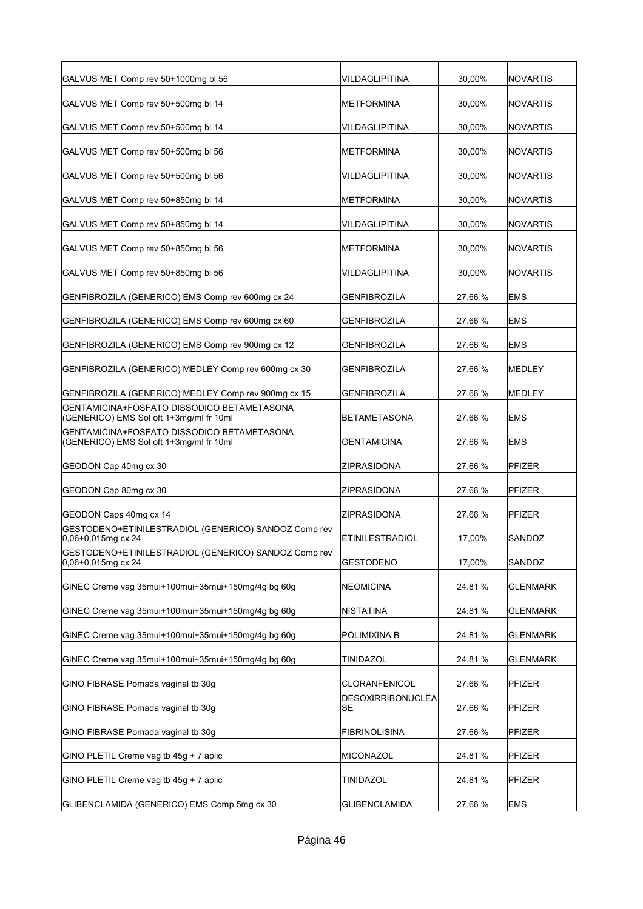| | | | |
|---|---|---|---|
| GALVUS MET Comp rev 50+1000mg bl 56 | VILDAGLIPITINA | 30,00% | NOVARTIS |
| GALVUS MET Comp rev 50+500mg bl 14 | METFORMINA | 30,00% | NOVARTIS |
| GALVUS MET Comp rev 50+500mg bl 14 | VILDAGLIPITINA | 30,00% | NOVARTIS |
| GALVUS MET Comp rev 50+500mg bl 56 | METFORMINA | 30,00% | NOVARTIS |
| GALVUS MET Comp rev 50+500mg bl 56 | VILDAGLIPITINA | 30,00% | NOVARTIS |
| GALVUS MET Comp rev 50+850mg bl 14 | METFORMINA | 30,00% | NOVARTIS |
| GALVUS MET Comp rev 50+850mg bl 14 | VILDAGLIPITINA | 30,00% | NOVARTIS |
| GALVUS MET Comp rev 50+850mg bl 56 | METFORMINA | 30,00% | NOVARTIS |
| GALVUS MET Comp rev 50+850mg bl 56 | VILDAGLIPITINA | 30,00% | NOVARTIS |
| GENFIBROZILA (GENERICO) EMS Comp rev 600mg cx 24 | GENFIBROZILA | 27.66 % | EMS |
| GENFIBROZILA (GENERICO) EMS Comp rev 600mg cx 60 | GENFIBROZILA | 27.66 % | EMS |
| GENFIBROZILA (GENERICO) EMS Comp rev 900mg cx 12 | GENFIBROZILA | 27.66 % | EMS |
| GENFIBROZILA (GENERICO) MEDLEY Comp rev 600mg cx 30 | GENFIBROZILA | 27.66 % | MEDLEY |
| GENFIBROZILA (GENERICO) MEDLEY Comp rev 900mg cx 15 | GENFIBROZILA | 27.66 % | MEDLEY |
| GENTAMICINA+FOSFATO DISSODICO BETAMETASONA (GENERICO) EMS Sol oft 1+3mg/ml fr 10ml | BETAMETASONA | 27.66 % | EMS |
| GENTAMICINA+FOSFATO DISSODICO BETAMETASONA (GENERICO) EMS Sol oft 1+3mg/ml fr 10ml | GENTAMICINA | 27.66 % | EMS |
| GEODON Cap 40mg cx 30 | ZIPRASIDONA | 27.66 % | PFIZER |
| GEODON Cap 80mg cx 30 | ZIPRASIDONA | 27.66 % | PFIZER |
| GEODON Caps 40mg cx 14 | ZIPRASIDONA | 27.66 % | PFIZER |
| GESTODENO+ETINILESTRADIOL (GENERICO) SANDOZ Comp rev 0,06+0,015mg cx 24 | ETINILESTRADIOL | 17,00% | SANDOZ |
| GESTODENO+ETINILESTRADIOL (GENERICO) SANDOZ Comp rev 0,06+0,015mg cx 24 | GESTODENO | 17,00% | SANDOZ |
| GINEC Creme vag 35mui+100mui+35mui+150mg/4g bg 60g | NEOMICINA | 24.81 % | GLENMARK |
| GINEC Creme vag 35mui+100mui+35mui+150mg/4g bg 60g | NISTATINA | 24.81 % | GLENMARK |
| GINEC Creme vag 35mui+100mui+35mui+150mg/4g bg 60g | POLIMIXINA B | 24.81 % | GLENMARK |
| GINEC Creme vag 35mui+100mui+35mui+150mg/4g bg 60g | TINIDAZOL | 24.81 % | GLENMARK |
| GINO FIBRASE Pomada vaginal tb 30g | CLORANFENICOL | 27.66 % | PFIZER |
| GINO FIBRASE Pomada vaginal tb 30g | DESOXIRRIBONUCLEASE | 27.66 % | PFIZER |
| GINO FIBRASE Pomada vaginal tb 30g | FIBRINOLISINA | 27.66 % | PFIZER |
| GINO PLETIL Creme vag tb 45g + 7 aplic | MICONAZOL | 24.81 % | PFIZER |
| GINO PLETIL Creme vag tb 45g + 7 aplic | TINIDAZOL | 24.81 % | PFIZER |
| GLIBENCLAMIDA (GENERICO) EMS Comp 5mg cx 30 | GLIBENCLAMIDA | 27.66 % | EMS |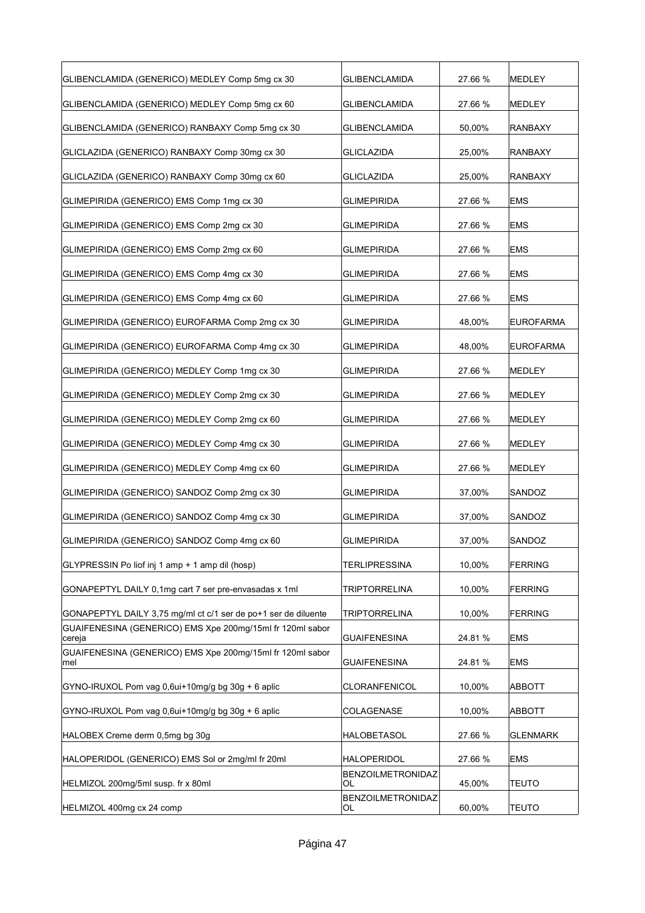| | | | |
|---|---|---|---|
| GLIBENCLAMIDA (GENERICO) MEDLEY Comp 5mg cx 30 | GLIBENCLAMIDA | 27.66 % | MEDLEY |
| GLIBENCLAMIDA (GENERICO) MEDLEY Comp 5mg cx 60 | GLIBENCLAMIDA | 27.66 % | MEDLEY |
| GLIBENCLAMIDA (GENERICO) RANBAXY Comp 5mg cx 30 | GLIBENCLAMIDA | 50,00% | RANBAXY |
| GLICLAZIDA (GENERICO) RANBAXY Comp 30mg cx 30 | GLICLAZIDA | 25,00% | RANBAXY |
| GLICLAZIDA (GENERICO) RANBAXY Comp 30mg cx 60 | GLICLAZIDA | 25,00% | RANBAXY |
| GLIMEPIRIDA (GENERICO) EMS Comp 1mg cx 30 | GLIMEPIRIDA | 27.66 % | EMS |
| GLIMEPIRIDA (GENERICO) EMS Comp 2mg cx 30 | GLIMEPIRIDA | 27.66 % | EMS |
| GLIMEPIRIDA (GENERICO) EMS Comp 2mg cx 60 | GLIMEPIRIDA | 27.66 % | EMS |
| GLIMEPIRIDA (GENERICO) EMS Comp 4mg cx 30 | GLIMEPIRIDA | 27.66 % | EMS |
| GLIMEPIRIDA (GENERICO) EMS Comp 4mg cx 60 | GLIMEPIRIDA | 27.66 % | EMS |
| GLIMEPIRIDA (GENERICO) EUROFARMA Comp 2mg cx 30 | GLIMEPIRIDA | 48,00% | EUROFARMA |
| GLIMEPIRIDA (GENERICO) EUROFARMA Comp 4mg cx 30 | GLIMEPIRIDA | 48,00% | EUROFARMA |
| GLIMEPIRIDA (GENERICO) MEDLEY Comp 1mg cx 30 | GLIMEPIRIDA | 27.66 % | MEDLEY |
| GLIMEPIRIDA (GENERICO) MEDLEY Comp 2mg cx 30 | GLIMEPIRIDA | 27.66 % | MEDLEY |
| GLIMEPIRIDA (GENERICO) MEDLEY Comp 2mg cx 60 | GLIMEPIRIDA | 27.66 % | MEDLEY |
| GLIMEPIRIDA (GENERICO) MEDLEY Comp 4mg cx 30 | GLIMEPIRIDA | 27.66 % | MEDLEY |
| GLIMEPIRIDA (GENERICO) MEDLEY Comp 4mg cx 60 | GLIMEPIRIDA | 27.66 % | MEDLEY |
| GLIMEPIRIDA (GENERICO) SANDOZ Comp 2mg cx 30 | GLIMEPIRIDA | 37,00% | SANDOZ |
| GLIMEPIRIDA (GENERICO) SANDOZ Comp 4mg cx 30 | GLIMEPIRIDA | 37,00% | SANDOZ |
| GLIMEPIRIDA (GENERICO) SANDOZ Comp 4mg cx 60 | GLIMEPIRIDA | 37,00% | SANDOZ |
| GLYPRESSIN Po liof inj 1 amp + 1 amp dil (hosp) | TERLIPRESSINA | 10,00% | FERRING |
| GONAPEPTYL DAILY 0,1mg cart 7 ser pre-envasadas x 1ml | TRIPTORRELINA | 10,00% | FERRING |
| GONAPEPTYL DAILY 3,75 mg/ml ct c/1 ser de po+1 ser de diluente | TRIPTORRELINA | 10,00% | FERRING |
| GUAIFENESINA (GENERICO) EMS Xpe 200mg/15ml fr 120ml sabor cereja | GUAIFENESINA | 24.81 % | EMS |
| GUAIFENESINA (GENERICO) EMS Xpe 200mg/15ml fr 120ml sabor mel | GUAIFENESINA | 24.81 % | EMS |
| GYNO-IRUXOL Pom vag 0,6ui+10mg/g bg 30g + 6 aplic | CLORANFENICOL | 10,00% | ABBOTT |
| GYNO-IRUXOL Pom vag 0,6ui+10mg/g bg 30g + 6 aplic | COLAGENASE | 10,00% | ABBOTT |
| HALOBEX Creme derm 0,5mg bg 30g | HALOBETASOL | 27.66 % | GLENMARK |
| HALOPERIDOL (GENERICO) EMS Sol or 2mg/ml fr 20ml | HALOPERIDOL | 27.66 % | EMS |
| HELMIZOL 200mg/5ml susp. fr x 80ml | BENZOILMETRONIDAZOL | 45,00% | TEUTO |
| HELMIZOL 400mg cx 24 comp | BENZOILMETRONIDAZOL | 60,00% | TEUTO |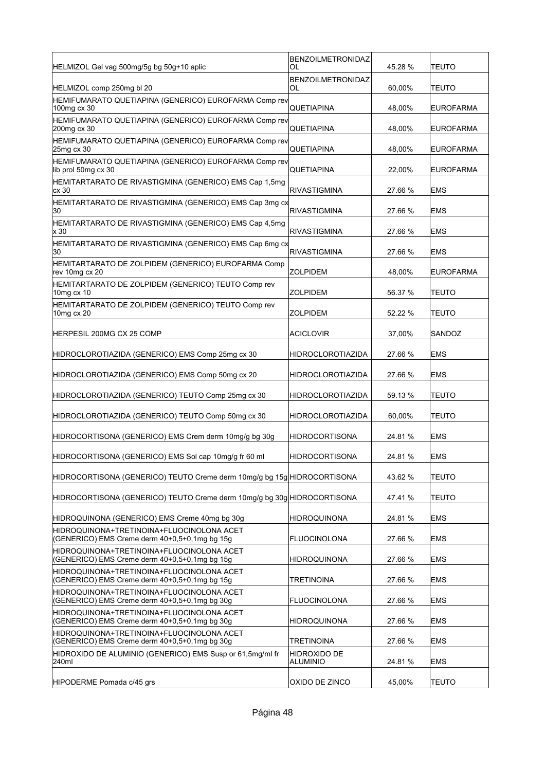| | | | |
|---|---|---|---|
| HELMIZOL Gel vag 500mg/5g bg 50g+10 aplic | BENZOILMETRONIDAZOL | 45.28 % | TEUTO |
| HELMIZOL comp 250mg bl 20 | BENZOILMETRONIDAZOL | 60,00% | TEUTO |
| HEMIFUMARATO QUETIAPINA (GENERICO) EUROFARMA Comp rev 100mg cx 30 | QUETIAPINA | 48,00% | EUROFARMA |
| HEMIFUMARATO QUETIAPINA (GENERICO) EUROFARMA Comp rev 200mg cx 30 | QUETIAPINA | 48,00% | EUROFARMA |
| HEMIFUMARATO QUETIAPINA (GENERICO) EUROFARMA Comp rev 25mg cx 30 | QUETIAPINA | 48,00% | EUROFARMA |
| HEMIFUMARATO QUETIAPINA (GENERICO) EUROFARMA Comp rev lib prol 50mg cx 30 | QUETIAPINA | 22,00% | EUROFARMA |
| HEMITARTARATO DE RIVASTIGMINA (GENERICO) EMS Cap 1,5mg cx 30 | RIVASTIGMINA | 27.66 % | EMS |
| HEMITARTARATO DE RIVASTIGMINA (GENERICO) EMS Cap 3mg cx 30 | RIVASTIGMINA | 27.66 % | EMS |
| HEMITARTARATO DE RIVASTIGMINA (GENERICO) EMS Cap 4,5mg x 30 | RIVASTIGMINA | 27.66 % | EMS |
| HEMITARTARATO DE RIVASTIGMINA (GENERICO) EMS Cap 6mg cx 30 | RIVASTIGMINA | 27.66 % | EMS |
| HEMITARTARATO DE ZOLPIDEM (GENERICO) EUROFARMA Comp rev 10mg cx 20 | ZOLPIDEM | 48,00% | EUROFARMA |
| HEMITARTARATO DE ZOLPIDEM (GENERICO) TEUTO Comp rev 10mg cx 10 | ZOLPIDEM | 56.37 % | TEUTO |
| HEMITARTARATO DE ZOLPIDEM (GENERICO) TEUTO Comp rev 10mg cx 20 | ZOLPIDEM | 52.22 % | TEUTO |
| HERPESIL 200MG CX 25 COMP | ACICLOVIR | 37,00% | SANDOZ |
| HIDROCLOROTIAZIDA (GENERICO) EMS Comp 25mg cx 30 | HIDROCLOROTIAZIDA | 27.66 % | EMS |
| HIDROCLOROTIAZIDA (GENERICO) EMS Comp 50mg cx 20 | HIDROCLOROTIAZIDA | 27.66 % | EMS |
| HIDROCLOROTIAZIDA (GENERICO) TEUTO Comp 25mg cx 30 | HIDROCLOROTIAZIDA | 59.13 % | TEUTO |
| HIDROCLOROTIAZIDA (GENERICO) TEUTO Comp 50mg cx 30 | HIDROCLOROTIAZIDA | 60,00% | TEUTO |
| HIDROCORTISONA (GENERICO) EMS Crem derm 10mg/g bg 30g | HIDROCORTISONA | 24.81 % | EMS |
| HIDROCORTISONA (GENERICO) EMS Sol cap 10mg/g fr 60 ml | HIDROCORTISONA | 24.81 % | EMS |
| HIDROCORTISONA (GENERICO) TEUTO Creme derm 10mg/g bg 15g | HIDROCORTISONA | 43.62 % | TEUTO |
| HIDROCORTISONA (GENERICO) TEUTO Creme derm 10mg/g bg 30g | HIDROCORTISONA | 47.41 % | TEUTO |
| HIDROQUINONA (GENERICO) EMS Creme 40mg bg 30g | HIDROQUINONA | 24.81 % | EMS |
| HIDROQUINONA+TRETINOINA+FLUOCINOLONA ACET (GENERICO) EMS Creme derm 40+0,5+0,1mg bg 15g | FLUOCINOLONA | 27.66 % | EMS |
| HIDROQUINONA+TRETINOINA+FLUOCINOLONA ACET (GENERICO) EMS Creme derm 40+0,5+0,1mg bg 15g | HIDROQUINONA | 27.66 % | EMS |
| HIDROQUINONA+TRETINOINA+FLUOCINOLONA ACET (GENERICO) EMS Creme derm 40+0,5+0,1mg bg 15g | TRETINOINA | 27.66 % | EMS |
| HIDROQUINONA+TRETINOINA+FLUOCINOLONA ACET (GENERICO) EMS Creme derm 40+0,5+0,1mg bg 30g | FLUOCINOLONA | 27.66 % | EMS |
| HIDROQUINONA+TRETINOINA+FLUOCINOLONA ACET (GENERICO) EMS Creme derm 40+0,5+0,1mg bg 30g | HIDROQUINONA | 27.66 % | EMS |
| HIDROQUINONA+TRETINOINA+FLUOCINOLONA ACET (GENERICO) EMS Creme derm 40+0,5+0,1mg bg 30g | TRETINOINA | 27.66 % | EMS |
| HIDROXIDO DE ALUMINIO (GENERICO) EMS Susp or 61,5mg/ml fr 240ml | HIDROXIDO DE ALUMINIO | 24.81 % | EMS |
| HIPODERME Pomada c/45 grs | OXIDO DE ZINCO | 45,00% | TEUTO |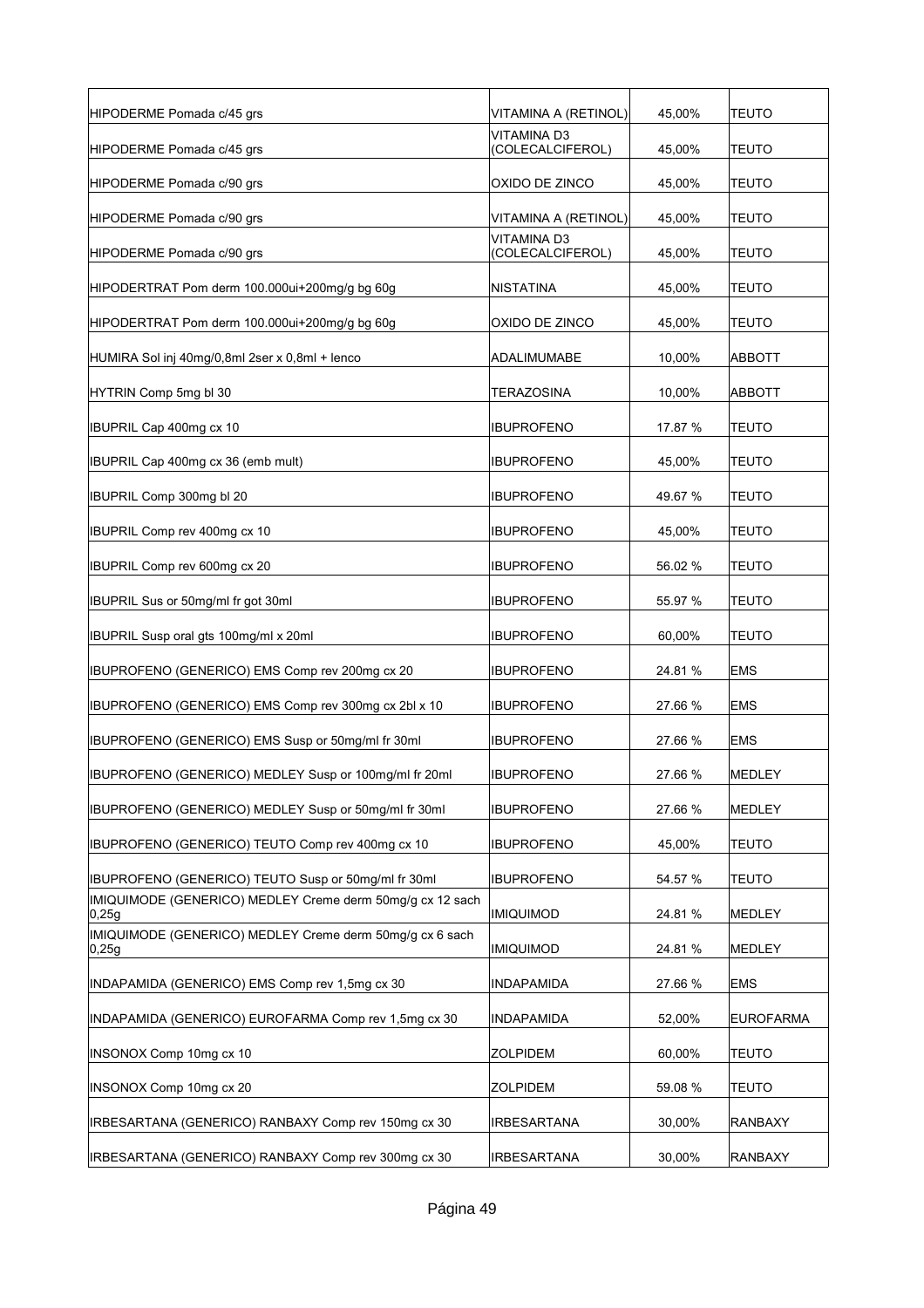| | | | |
|---|---|---|---|
| HIPODERME Pomada c/45 grs | VITAMINA A (RETINOL) | 45,00% | TEUTO |
| HIPODERME Pomada c/45 grs | VITAMINA D3 (COLECALCIFEROL) | 45,00% | TEUTO |
| HIPODERME Pomada c/90 grs | OXIDO DE ZINCO | 45,00% | TEUTO |
| HIPODERME Pomada c/90 grs | VITAMINA A (RETINOL) | 45,00% | TEUTO |
| HIPODERME Pomada c/90 grs | VITAMINA D3 (COLECALCIFEROL) | 45,00% | TEUTO |
| HIPODERTRAT Pom derm 100.000ui+200mg/g bg 60g | NISTATINA | 45,00% | TEUTO |
| HIPODERTRAT Pom derm 100.000ui+200mg/g bg 60g | OXIDO DE ZINCO | 45,00% | TEUTO |
| HUMIRA Sol inj 40mg/0,8ml 2ser x 0,8ml + lenco | ADALIMUMABE | 10,00% | ABBOTT |
| HYTRIN Comp 5mg bl 30 | TERAZOSINA | 10,00% | ABBOTT |
| IBUPRIL Cap 400mg cx 10 | IBUPROFENO | 17.87 % | TEUTO |
| IBUPRIL Cap 400mg cx 36 (emb mult) | IBUPROFENO | 45,00% | TEUTO |
| IBUPRIL Comp 300mg bl 20 | IBUPROFENO | 49.67 % | TEUTO |
| IBUPRIL Comp rev 400mg cx 10 | IBUPROFENO | 45,00% | TEUTO |
| IBUPRIL Comp rev 600mg cx 20 | IBUPROFENO | 56.02 % | TEUTO |
| IBUPRIL Sus or 50mg/ml fr got 30ml | IBUPROFENO | 55.97 % | TEUTO |
| IBUPRIL Susp oral gts 100mg/ml x 20ml | IBUPROFENO | 60,00% | TEUTO |
| IBUPROFENO (GENERICO) EMS Comp rev 200mg cx 20 | IBUPROFENO | 24.81 % | EMS |
| IBUPROFENO (GENERICO) EMS Comp rev 300mg cx 2bl x 10 | IBUPROFENO | 27.66 % | EMS |
| IBUPROFENO (GENERICO) EMS Susp or 50mg/ml fr 30ml | IBUPROFENO | 27.66 % | EMS |
| IBUPROFENO (GENERICO) MEDLEY Susp or 100mg/ml fr 20ml | IBUPROFENO | 27.66 % | MEDLEY |
| IBUPROFENO (GENERICO) MEDLEY Susp or 50mg/ml fr 30ml | IBUPROFENO | 27.66 % | MEDLEY |
| IBUPROFENO (GENERICO) TEUTO Comp rev 400mg cx 10 | IBUPROFENO | 45,00% | TEUTO |
| IBUPROFENO (GENERICO) TEUTO Susp or 50mg/ml fr 30ml | IBUPROFENO | 54.57 % | TEUTO |
| IMIQUIMODE (GENERICO) MEDLEY Creme derm 50mg/g cx 12 sach 0,25g | IMIQUIMOD | 24.81 % | MEDLEY |
| IMIQUIMODE (GENERICO) MEDLEY Creme derm 50mg/g cx 6 sach 0,25g | IMIQUIMOD | 24.81 % | MEDLEY |
| INDAPAMIDA (GENERICO) EMS Comp rev 1,5mg cx 30 | INDAPAMIDA | 27.66 % | EMS |
| INDAPAMIDA (GENERICO) EUROFARMA Comp rev 1,5mg cx 30 | INDAPAMIDA | 52,00% | EUROFARMA |
| INSONOX Comp 10mg cx 10 | ZOLPIDEM | 60,00% | TEUTO |
| INSONOX Comp 10mg cx 20 | ZOLPIDEM | 59.08 % | TEUTO |
| IRBESARTANA (GENERICO) RANBAXY Comp rev 150mg cx 30 | IRBESARTANA | 30,00% | RANBAXY |
| IRBESARTANA (GENERICO) RANBAXY Comp rev 300mg cx 30 | IRBESARTANA | 30,00% | RANBAXY |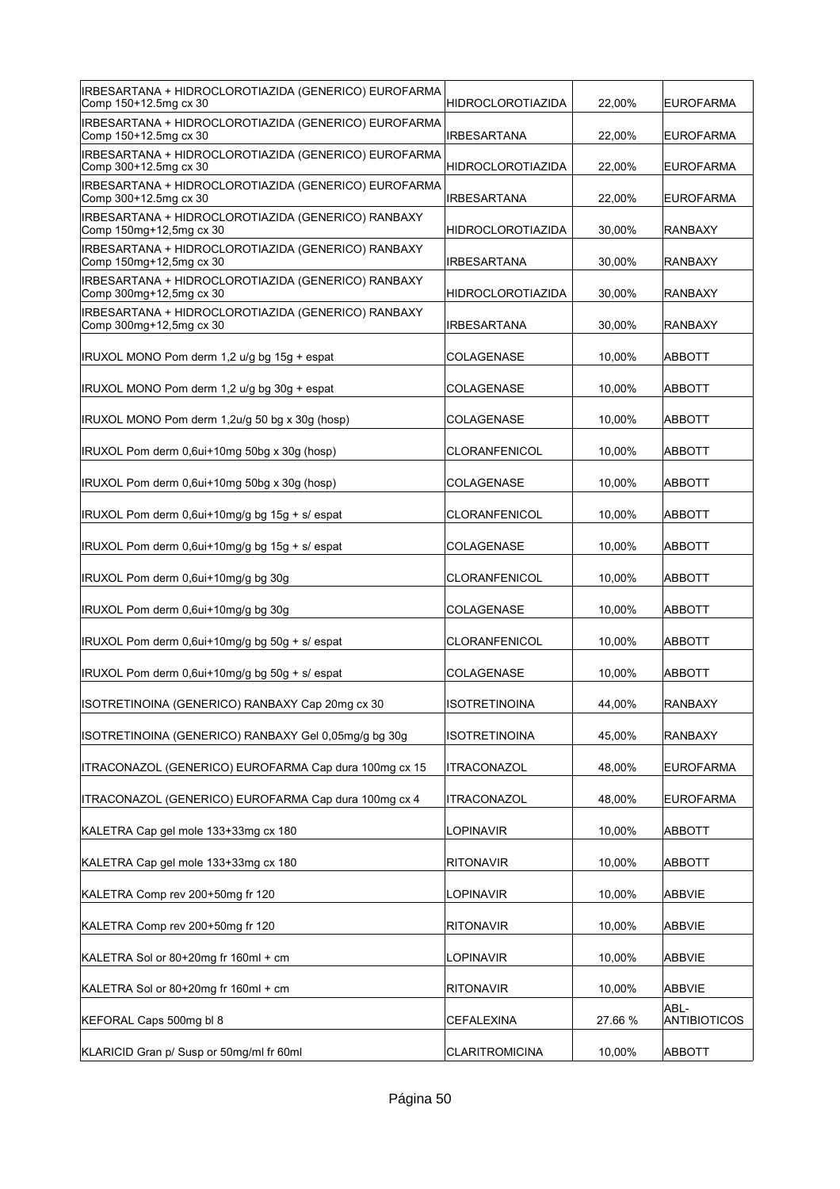| | | | |
|---|---|---|---|
| IRBESARTANA + HIDROCLOROTIAZIDA (GENERICO) EUROFARMA Comp 150+12.5mg cx 30 | HIDROCLOROTIAZIDA | 22,00% | EUROFARMA |
| IRBESARTANA + HIDROCLOROTIAZIDA (GENERICO) EUROFARMA Comp 150+12.5mg cx 30 | IRBESARTANA | 22,00% | EUROFARMA |
| IRBESARTANA + HIDROCLOROTIAZIDA (GENERICO) EUROFARMA Comp 300+12.5mg cx 30 | HIDROCLOROTIAZIDA | 22,00% | EUROFARMA |
| IRBESARTANA + HIDROCLOROTIAZIDA (GENERICO) EUROFARMA Comp 300+12.5mg cx 30 | IRBESARTANA | 22,00% | EUROFARMA |
| IRBESARTANA + HIDROCLOROTIAZIDA (GENERICO) RANBAXY Comp 150mg+12,5mg cx 30 | HIDROCLOROTIAZIDA | 30,00% | RANBAXY |
| IRBESARTANA + HIDROCLOROTIAZIDA (GENERICO) RANBAXY Comp 150mg+12,5mg cx 30 | IRBESARTANA | 30,00% | RANBAXY |
| IRBESARTANA + HIDROCLOROTIAZIDA (GENERICO) RANBAXY Comp 300mg+12,5mg cx 30 | HIDROCLOROTIAZIDA | 30,00% | RANBAXY |
| IRBESARTANA + HIDROCLOROTIAZIDA (GENERICO) RANBAXY Comp 300mg+12,5mg cx 30 | IRBESARTANA | 30,00% | RANBAXY |
| IRUXOL MONO Pom derm 1,2 u/g bg 15g + espat | COLAGENASE | 10,00% | ABBOTT |
| IRUXOL MONO Pom derm 1,2 u/g bg 30g + espat | COLAGENASE | 10,00% | ABBOTT |
| IRUXOL MONO Pom derm 1,2u/g 50 bg x 30g (hosp) | COLAGENASE | 10,00% | ABBOTT |
| IRUXOL Pom derm 0,6ui+10mg 50bg x 30g (hosp) | CLORANFENICOL | 10,00% | ABBOTT |
| IRUXOL Pom derm 0,6ui+10mg 50bg x 30g (hosp) | COLAGENASE | 10,00% | ABBOTT |
| IRUXOL Pom derm 0,6ui+10mg/g bg 15g + s/ espat | CLORANFENICOL | 10,00% | ABBOTT |
| IRUXOL Pom derm 0,6ui+10mg/g bg 15g + s/ espat | COLAGENASE | 10,00% | ABBOTT |
| IRUXOL Pom derm 0,6ui+10mg/g bg 30g | CLORANFENICOL | 10,00% | ABBOTT |
| IRUXOL Pom derm 0,6ui+10mg/g bg 30g | COLAGENASE | 10,00% | ABBOTT |
| IRUXOL Pom derm 0,6ui+10mg/g bg 50g + s/ espat | CLORANFENICOL | 10,00% | ABBOTT |
| IRUXOL Pom derm 0,6ui+10mg/g bg 50g + s/ espat | COLAGENASE | 10,00% | ABBOTT |
| ISOTRETINOINA (GENERICO) RANBAXY Cap 20mg cx 30 | ISOTRETINOINA | 44,00% | RANBAXY |
| ISOTRETINOINA (GENERICO) RANBAXY Gel 0,05mg/g bg 30g | ISOTRETINOINA | 45,00% | RANBAXY |
| ITRACONAZOL (GENERICO) EUROFARMA Cap dura 100mg cx 15 | ITRACONAZOL | 48,00% | EUROFARMA |
| ITRACONAZOL (GENERICO) EUROFARMA Cap dura 100mg cx 4 | ITRACONAZOL | 48,00% | EUROFARMA |
| KALETRA Cap gel mole 133+33mg cx 180 | LOPINAVIR | 10,00% | ABBOTT |
| KALETRA Cap gel mole 133+33mg cx 180 | RITONAVIR | 10,00% | ABBOTT |
| KALETRA Comp rev 200+50mg fr 120 | LOPINAVIR | 10,00% | ABBVIE |
| KALETRA Comp rev 200+50mg fr 120 | RITONAVIR | 10,00% | ABBVIE |
| KALETRA Sol or 80+20mg fr 160ml + cm | LOPINAVIR | 10,00% | ABBVIE |
| KALETRA Sol or 80+20mg fr 160ml + cm | RITONAVIR | 10,00% | ABBVIE |
| KEFORAL Caps 500mg bl 8 | CEFALEXINA | 27.66 % | ABL-ANTIBIOTICOS |
| KLARICID Gran p/ Susp or 50mg/ml fr 60ml | CLARITROMICINA | 10,00% | ABBOTT |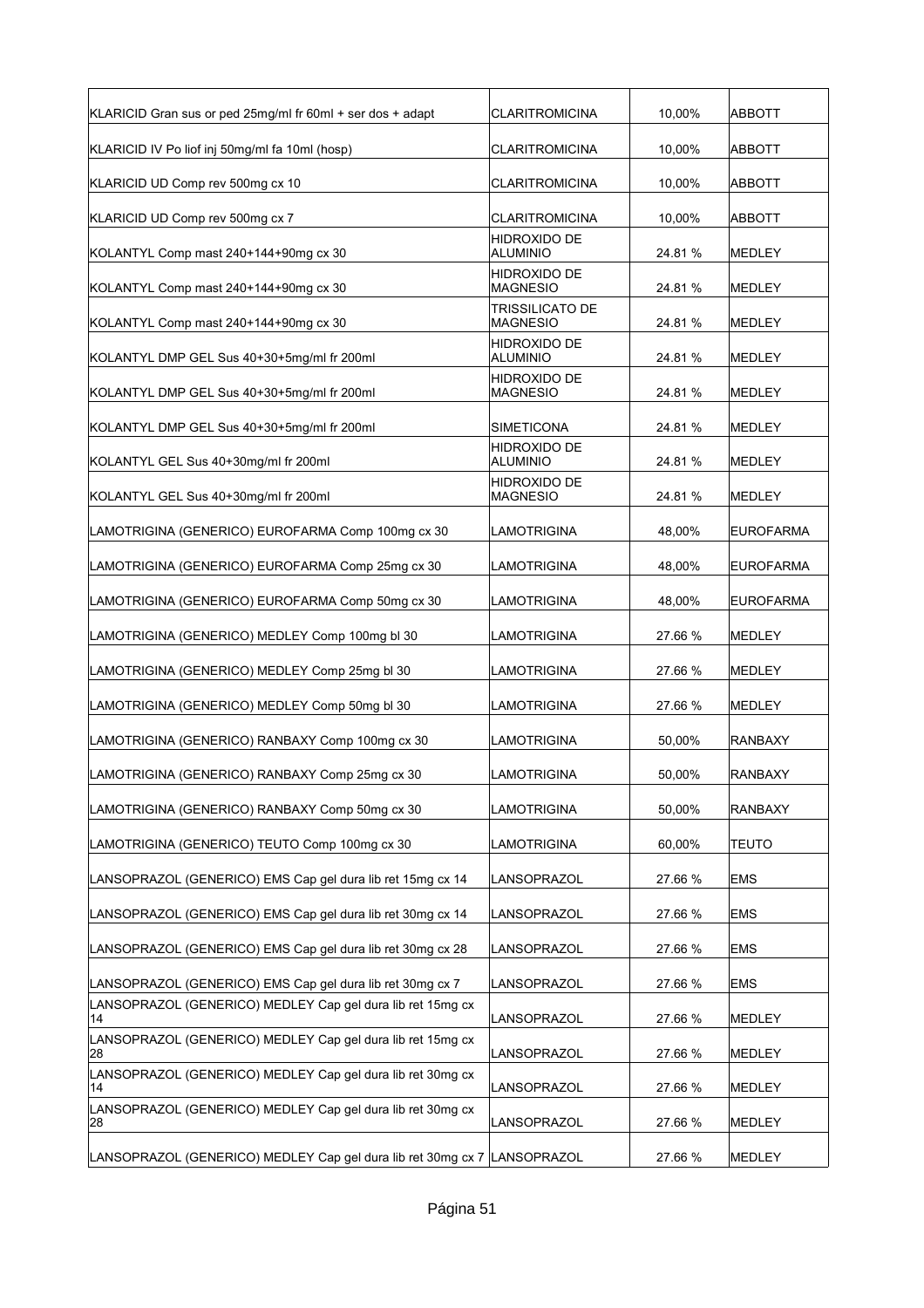| | | | |
|---|---|---|---|
| KLARICID Gran sus or ped 25mg/ml fr 60ml + ser dos + adapt | CLARITROMICINA | 10,00% | ABBOTT |
| KLARICID IV Po liof inj 50mg/ml fa 10ml (hosp) | CLARITROMICINA | 10,00% | ABBOTT |
| KLARICID UD Comp rev 500mg cx 10 | CLARITROMICINA | 10,00% | ABBOTT |
| KLARICID UD Comp rev 500mg cx 7 | CLARITROMICINA | 10,00% | ABBOTT |
| KOLANTYL Comp mast 240+144+90mg cx 30 | HIDROXIDO DE ALUMINIO | 24.81 % | MEDLEY |
| KOLANTYL Comp mast 240+144+90mg cx 30 | HIDROXIDO DE MAGNESIO | 24.81 % | MEDLEY |
| KOLANTYL Comp mast 240+144+90mg cx 30 | TRISSILICATO DE MAGNESIO | 24.81 % | MEDLEY |
| KOLANTYL DMP GEL Sus 40+30+5mg/ml fr 200ml | HIDROXIDO DE ALUMINIO | 24.81 % | MEDLEY |
| KOLANTYL DMP GEL Sus 40+30+5mg/ml fr 200ml | HIDROXIDO DE MAGNESIO | 24.81 % | MEDLEY |
| KOLANTYL DMP GEL Sus 40+30+5mg/ml fr 200ml | SIMETICONA | 24.81 % | MEDLEY |
| KOLANTYL GEL Sus 40+30mg/ml fr 200ml | HIDROXIDO DE ALUMINIO | 24.81 % | MEDLEY |
| KOLANTYL GEL Sus 40+30mg/ml fr 200ml | HIDROXIDO DE MAGNESIO | 24.81 % | MEDLEY |
| LAMOTRIGINA (GENERICO) EUROFARMA Comp 100mg cx 30 | LAMOTRIGINA | 48,00% | EUROFARMA |
| LAMOTRIGINA (GENERICO) EUROFARMA Comp 25mg cx 30 | LAMOTRIGINA | 48,00% | EUROFARMA |
| LAMOTRIGINA (GENERICO) EUROFARMA Comp 50mg cx 30 | LAMOTRIGINA | 48,00% | EUROFARMA |
| LAMOTRIGINA (GENERICO) MEDLEY Comp 100mg bl 30 | LAMOTRIGINA | 27.66 % | MEDLEY |
| LAMOTRIGINA (GENERICO) MEDLEY Comp 25mg bl 30 | LAMOTRIGINA | 27.66 % | MEDLEY |
| LAMOTRIGINA (GENERICO) MEDLEY Comp 50mg bl 30 | LAMOTRIGINA | 27.66 % | MEDLEY |
| LAMOTRIGINA (GENERICO) RANBAXY Comp 100mg cx 30 | LAMOTRIGINA | 50,00% | RANBAXY |
| LAMOTRIGINA (GENERICO) RANBAXY Comp 25mg cx 30 | LAMOTRIGINA | 50,00% | RANBAXY |
| LAMOTRIGINA (GENERICO) RANBAXY Comp 50mg cx 30 | LAMOTRIGINA | 50,00% | RANBAXY |
| LAMOTRIGINA (GENERICO) TEUTO Comp 100mg cx 30 | LAMOTRIGINA | 60,00% | TEUTO |
| LANSOPRAZOL (GENERICO) EMS Cap gel dura lib ret 15mg cx 14 | LANSOPRAZOL | 27.66 % | EMS |
| LANSOPRAZOL (GENERICO) EMS Cap gel dura lib ret 30mg cx 14 | LANSOPRAZOL | 27.66 % | EMS |
| LANSOPRAZOL (GENERICO) EMS Cap gel dura lib ret 30mg cx 28 | LANSOPRAZOL | 27.66 % | EMS |
| LANSOPRAZOL (GENERICO) EMS Cap gel dura lib ret 30mg cx 7 | LANSOPRAZOL | 27.66 % | EMS |
| LANSOPRAZOL (GENERICO) MEDLEY Cap gel dura lib ret 15mg cx 14 | LANSOPRAZOL | 27.66 % | MEDLEY |
| LANSOPRAZOL (GENERICO) MEDLEY Cap gel dura lib ret 15mg cx 28 | LANSOPRAZOL | 27.66 % | MEDLEY |
| LANSOPRAZOL (GENERICO) MEDLEY Cap gel dura lib ret 30mg cx 14 | LANSOPRAZOL | 27.66 % | MEDLEY |
| LANSOPRAZOL (GENERICO) MEDLEY Cap gel dura lib ret 30mg cx 28 | LANSOPRAZOL | 27.66 % | MEDLEY |
| LANSOPRAZOL (GENERICO) MEDLEY Cap gel dura lib ret 30mg cx 7 | LANSOPRAZOL | 27.66 % | MEDLEY |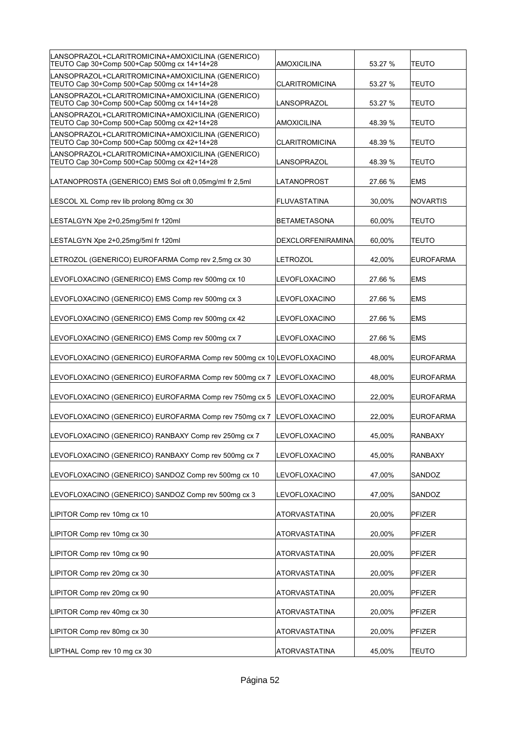| | | | |
|---|---|---|---|
| LANSOPRAZOL+CLARITROMICINA+AMOXICILINA (GENERICO) TEUTO Cap 30+Comp 500+Cap 500mg cx 14+14+28 | AMOXICILINA | 53.27 % | TEUTO |
| LANSOPRAZOL+CLARITROMICINA+AMOXICILINA (GENERICO) TEUTO Cap 30+Comp 500+Cap 500mg cx 14+14+28 | CLARITROMICINA | 53.27 % | TEUTO |
| LANSOPRAZOL+CLARITROMICINA+AMOXICILINA (GENERICO) TEUTO Cap 30+Comp 500+Cap 500mg cx 14+14+28 | LANSOPRAZOL | 53.27 % | TEUTO |
| LANSOPRAZOL+CLARITROMICINA+AMOXICILINA (GENERICO) TEUTO Cap 30+Comp 500+Cap 500mg cx 42+14+28 | AMOXICILINA | 48.39 % | TEUTO |
| LANSOPRAZOL+CLARITROMICINA+AMOXICILINA (GENERICO) TEUTO Cap 30+Comp 500+Cap 500mg cx 42+14+28 | CLARITROMICINA | 48.39 % | TEUTO |
| LANSOPRAZOL+CLARITROMICINA+AMOXICILINA (GENERICO) TEUTO Cap 30+Comp 500+Cap 500mg cx 42+14+28 | LANSOPRAZOL | 48.39 % | TEUTO |
| LATANOPROSTA (GENERICO) EMS Sol oft 0,05mg/ml fr 2,5ml | LATANOPROST | 27.66 % | EMS |
| LESCOL XL Comp rev lib prolong 80mg cx 30 | FLUVASTATINA | 30,00% | NOVARTIS |
| LESTALGYN Xpe 2+0,25mg/5ml fr 120ml | BETAMETASONA | 60,00% | TEUTO |
| LESTALGYN Xpe 2+0,25mg/5ml fr 120ml | DEXCLORFENIRAMINA | 60,00% | TEUTO |
| LETROZOL (GENERICO) EUROFARMA Comp rev 2,5mg cx 30 | LETROZOL | 42,00% | EUROFARMA |
| LEVOFLOXACINO (GENERICO) EMS Comp rev 500mg cx 10 | LEVOFLOXACINO | 27.66 % | EMS |
| LEVOFLOXACINO (GENERICO) EMS Comp rev 500mg cx 3 | LEVOFLOXACINO | 27.66 % | EMS |
| LEVOFLOXACINO (GENERICO) EMS Comp rev 500mg cx 42 | LEVOFLOXACINO | 27.66 % | EMS |
| LEVOFLOXACINO (GENERICO) EMS Comp rev 500mg cx 7 | LEVOFLOXACINO | 27.66 % | EMS |
| LEVOFLOXACINO (GENERICO) EUROFARMA Comp rev 500mg cx 10 | LEVOFLOXACINO | 48,00% | EUROFARMA |
| LEVOFLOXACINO (GENERICO) EUROFARMA Comp rev 500mg cx 7 | LEVOFLOXACINO | 48,00% | EUROFARMA |
| LEVOFLOXACINO (GENERICO) EUROFARMA Comp rev 750mg cx 5 | LEVOFLOXACINO | 22,00% | EUROFARMA |
| LEVOFLOXACINO (GENERICO) EUROFARMA Comp rev 750mg cx 7 | LEVOFLOXACINO | 22,00% | EUROFARMA |
| LEVOFLOXACINO (GENERICO) RANBAXY Comp rev 250mg cx 7 | LEVOFLOXACINO | 45,00% | RANBAXY |
| LEVOFLOXACINO (GENERICO) RANBAXY Comp rev 500mg cx 7 | LEVOFLOXACINO | 45,00% | RANBAXY |
| LEVOFLOXACINO (GENERICO) SANDOZ Comp rev 500mg cx 10 | LEVOFLOXACINO | 47,00% | SANDOZ |
| LEVOFLOXACINO (GENERICO) SANDOZ Comp rev 500mg cx 3 | LEVOFLOXACINO | 47,00% | SANDOZ |
| LIPITOR Comp rev 10mg cx 10 | ATORVASTATINA | 20,00% | PFIZER |
| LIPITOR Comp rev 10mg cx 30 | ATORVASTATINA | 20,00% | PFIZER |
| LIPITOR Comp rev 10mg cx 90 | ATORVASTATINA | 20,00% | PFIZER |
| LIPITOR Comp rev 20mg cx 30 | ATORVASTATINA | 20,00% | PFIZER |
| LIPITOR Comp rev 20mg cx 90 | ATORVASTATINA | 20,00% | PFIZER |
| LIPITOR Comp rev 40mg cx 30 | ATORVASTATINA | 20,00% | PFIZER |
| LIPITOR Comp rev 80mg cx 30 | ATORVASTATINA | 20,00% | PFIZER |
| LIPTHAL Comp rev 10 mg cx 30 | ATORVASTATINA | 45,00% | TEUTO |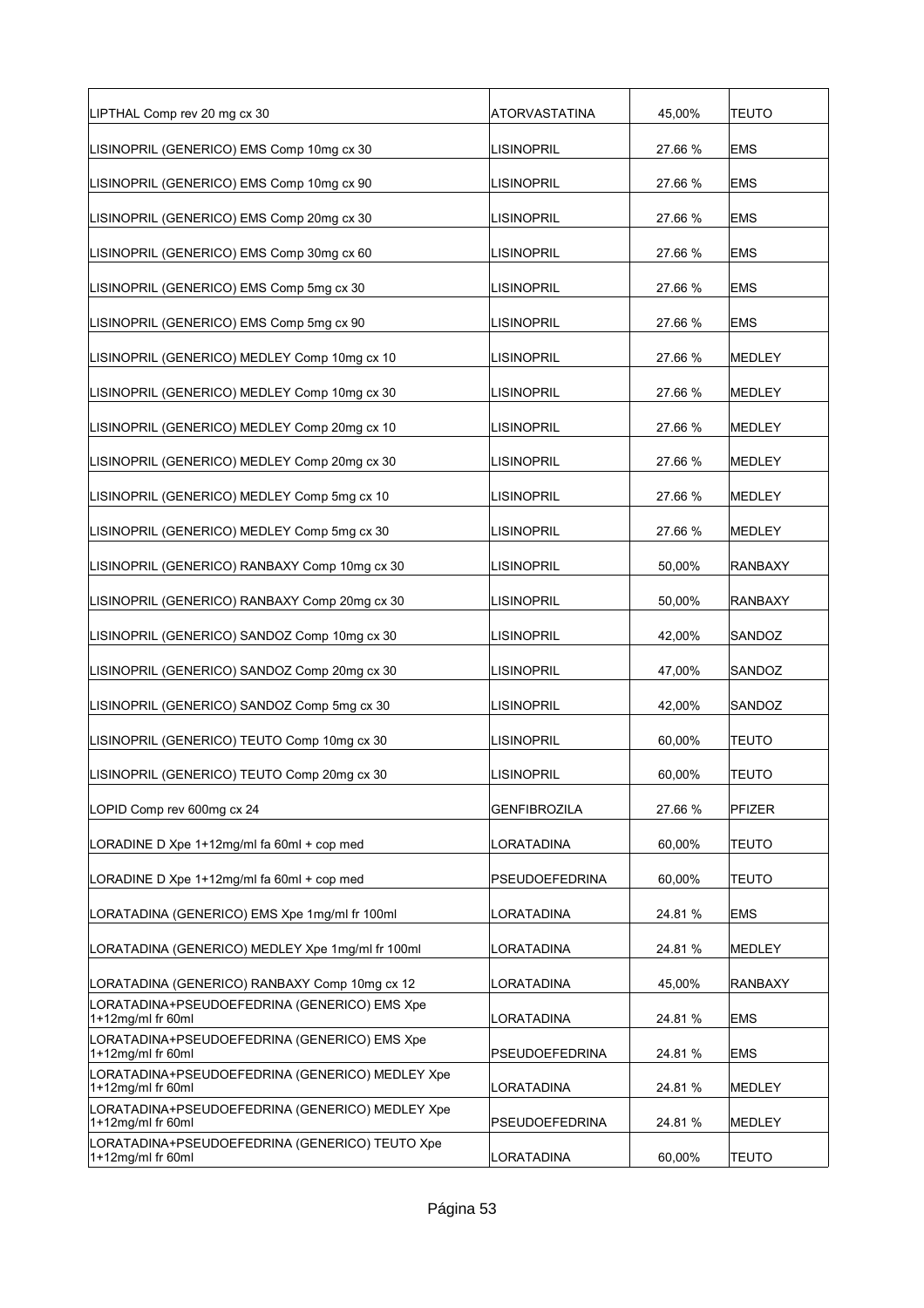| | | | |
|---|---|---|---|
| LIPTHAL Comp rev 20 mg cx 30 | ATORVASTATINA | 45,00% | TEUTO |
| LISINOPRIL (GENERICO) EMS Comp 10mg cx 30 | LISINOPRIL | 27.66 % | EMS |
| LISINOPRIL (GENERICO) EMS Comp 10mg cx 90 | LISINOPRIL | 27.66 % | EMS |
| LISINOPRIL (GENERICO) EMS Comp 20mg cx 30 | LISINOPRIL | 27.66 % | EMS |
| LISINOPRIL (GENERICO) EMS Comp 30mg cx 60 | LISINOPRIL | 27.66 % | EMS |
| LISINOPRIL (GENERICO) EMS Comp 5mg cx 30 | LISINOPRIL | 27.66 % | EMS |
| LISINOPRIL (GENERICO) EMS Comp 5mg cx 90 | LISINOPRIL | 27.66 % | EMS |
| LISINOPRIL (GENERICO) MEDLEY Comp 10mg cx 10 | LISINOPRIL | 27.66 % | MEDLEY |
| LISINOPRIL (GENERICO) MEDLEY Comp 10mg cx 30 | LISINOPRIL | 27.66 % | MEDLEY |
| LISINOPRIL (GENERICO) MEDLEY Comp 20mg cx 10 | LISINOPRIL | 27.66 % | MEDLEY |
| LISINOPRIL (GENERICO) MEDLEY Comp 20mg cx 30 | LISINOPRIL | 27.66 % | MEDLEY |
| LISINOPRIL (GENERICO) MEDLEY Comp 5mg cx 10 | LISINOPRIL | 27.66 % | MEDLEY |
| LISINOPRIL (GENERICO) MEDLEY Comp 5mg cx 30 | LISINOPRIL | 27.66 % | MEDLEY |
| LISINOPRIL (GENERICO) RANBAXY Comp 10mg cx 30 | LISINOPRIL | 50,00% | RANBAXY |
| LISINOPRIL (GENERICO) RANBAXY Comp 20mg cx 30 | LISINOPRIL | 50,00% | RANBAXY |
| LISINOPRIL (GENERICO) SANDOZ Comp 10mg cx 30 | LISINOPRIL | 42,00% | SANDOZ |
| LISINOPRIL (GENERICO) SANDOZ Comp 20mg cx 30 | LISINOPRIL | 47,00% | SANDOZ |
| LISINOPRIL (GENERICO) SANDOZ Comp 5mg cx 30 | LISINOPRIL | 42,00% | SANDOZ |
| LISINOPRIL (GENERICO) TEUTO Comp 10mg cx 30 | LISINOPRIL | 60,00% | TEUTO |
| LISINOPRIL (GENERICO) TEUTO Comp 20mg cx 30 | LISINOPRIL | 60,00% | TEUTO |
| LOPID Comp rev 600mg cx 24 | GENFIBROZILA | 27.66 % | PFIZER |
| LORADINE D Xpe 1+12mg/ml fa 60ml + cop med | LORATADINA | 60,00% | TEUTO |
| LORADINE D Xpe 1+12mg/ml fa 60ml + cop med | PSEUDOEFEDRINA | 60,00% | TEUTO |
| LORATADINA (GENERICO) EMS Xpe 1mg/ml fr 100ml | LORATADINA | 24.81 % | EMS |
| LORATADINA (GENERICO) MEDLEY Xpe 1mg/ml fr 100ml | LORATADINA | 24.81 % | MEDLEY |
| LORATADINA (GENERICO) RANBAXY Comp 10mg cx 12 | LORATADINA | 45,00% | RANBAXY |
| LORATADINA+PSEUDOEFEDRINA (GENERICO) EMS Xpe 1+12mg/ml fr 60ml | LORATADINA | 24.81 % | EMS |
| LORATADINA+PSEUDOEFEDRINA (GENERICO) EMS Xpe 1+12mg/ml fr 60ml | PSEUDOEFEDRINA | 24.81 % | EMS |
| LORATADINA+PSEUDOEFEDRINA (GENERICO) MEDLEY Xpe 1+12mg/ml fr 60ml | LORATADINA | 24.81 % | MEDLEY |
| LORATADINA+PSEUDOEFEDRINA (GENERICO) MEDLEY Xpe 1+12mg/ml fr 60ml | PSEUDOEFEDRINA | 24.81 % | MEDLEY |
| LORATADINA+PSEUDOEFEDRINA (GENERICO) TEUTO Xpe 1+12mg/ml fr 60ml | LORATADINA | 60,00% | TEUTO |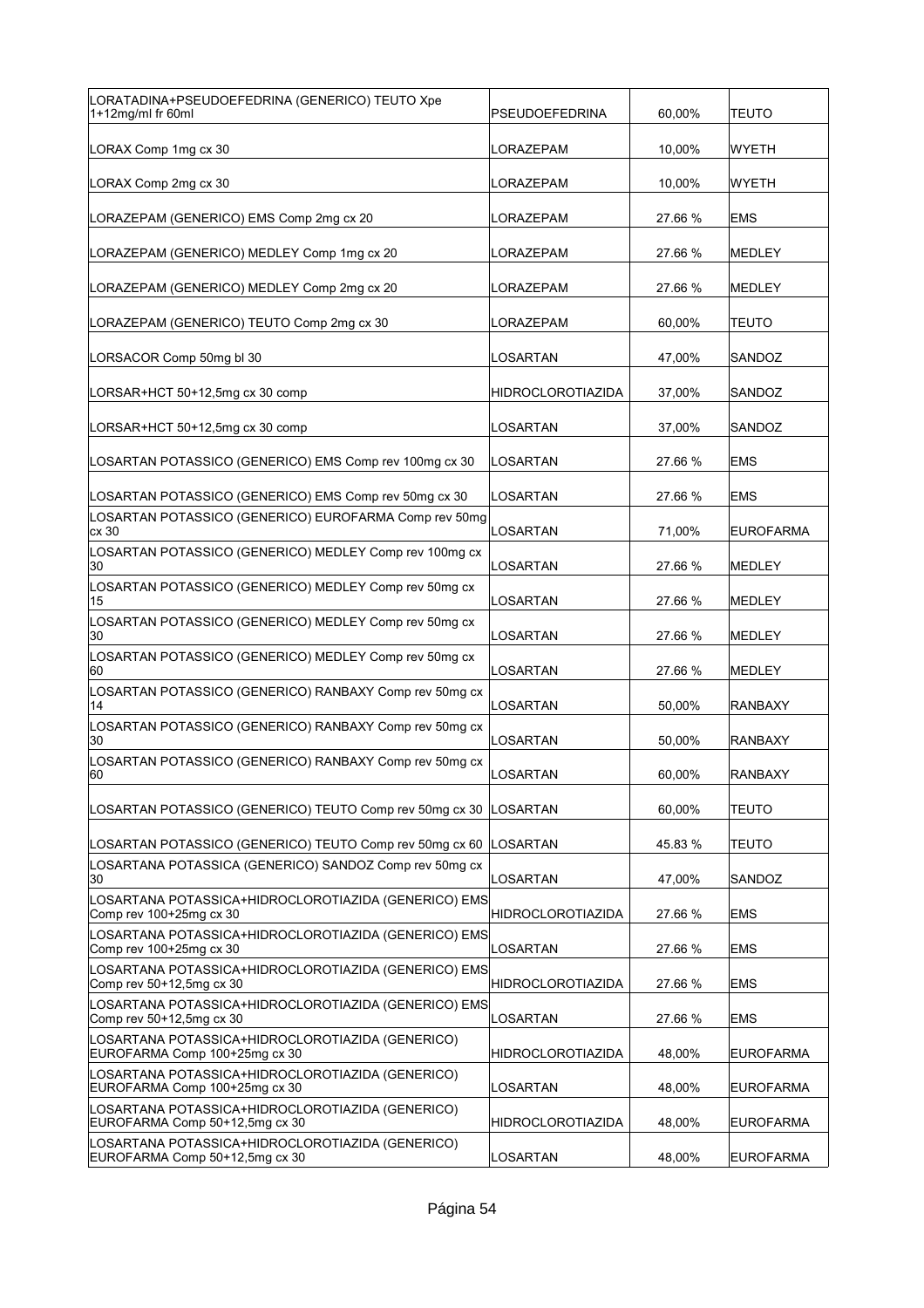| | | | |
|---|---|---|---|
| LORATADINA+PSEUDOEFEDRINA (GENERICO) TEUTO Xpe 1+12mg/ml fr 60ml | PSEUDOEFEDRINA | 60,00% | TEUTO |
| LORAX Comp 1mg cx 30 | LORAZEPAM | 10,00% | WYETH |
| LORAX Comp 2mg cx 30 | LORAZEPAM | 10,00% | WYETH |
| LORAZEPAM (GENERICO) EMS Comp 2mg cx 20 | LORAZEPAM | 27.66 % | EMS |
| LORAZEPAM (GENERICO) MEDLEY Comp 1mg cx 20 | LORAZEPAM | 27.66 % | MEDLEY |
| LORAZEPAM (GENERICO) MEDLEY Comp 2mg cx 20 | LORAZEPAM | 27.66 % | MEDLEY |
| LORAZEPAM (GENERICO) TEUTO Comp 2mg cx 30 | LORAZEPAM | 60,00% | TEUTO |
| LORSACOR Comp 50mg bl 30 | LOSARTAN | 47,00% | SANDOZ |
| LORSAR+HCT 50+12,5mg cx 30 comp | HIDROCLOROTIAZIDA | 37,00% | SANDOZ |
| LORSAR+HCT 50+12,5mg cx 30 comp | LOSARTAN | 37,00% | SANDOZ |
| LOSARTAN POTASSICO (GENERICO) EMS Comp rev 100mg cx 30 | LOSARTAN | 27.66 % | EMS |
| LOSARTAN POTASSICO (GENERICO) EMS Comp rev 50mg cx 30 | LOSARTAN | 27.66 % | EMS |
| LOSARTAN POTASSICO (GENERICO) EUROFARMA Comp rev 50mg cx 30 | LOSARTAN | 71,00% | EUROFARMA |
| LOSARTAN POTASSICO (GENERICO) MEDLEY Comp rev 100mg cx 30 | LOSARTAN | 27.66 % | MEDLEY |
| LOSARTAN POTASSICO (GENERICO) MEDLEY Comp rev 50mg cx 15 | LOSARTAN | 27.66 % | MEDLEY |
| LOSARTAN POTASSICO (GENERICO) MEDLEY Comp rev 50mg cx 30 | LOSARTAN | 27.66 % | MEDLEY |
| LOSARTAN POTASSICO (GENERICO) MEDLEY Comp rev 50mg cx 60 | LOSARTAN | 27.66 % | MEDLEY |
| LOSARTAN POTASSICO (GENERICO) RANBAXY Comp rev 50mg cx 14 | LOSARTAN | 50,00% | RANBAXY |
| LOSARTAN POTASSICO (GENERICO) RANBAXY Comp rev 50mg cx 30 | LOSARTAN | 50,00% | RANBAXY |
| LOSARTAN POTASSICO (GENERICO) RANBAXY Comp rev 50mg cx 60 | LOSARTAN | 60,00% | RANBAXY |
| LOSARTAN POTASSICO (GENERICO) TEUTO Comp rev 50mg cx 30 | LOSARTAN | 60,00% | TEUTO |
| LOSARTAN POTASSICO (GENERICO) TEUTO Comp rev 50mg cx 60 | LOSARTAN | 45.83 % | TEUTO |
| LOSARTANA POTASSICA (GENERICO) SANDOZ Comp rev 50mg cx 30 | LOSARTAN | 47,00% | SANDOZ |
| LOSARTANA POTASSICA+HIDROCLOROTIAZIDA (GENERICO) EMS Comp rev 100+25mg cx 30 | HIDROCLOROTIAZIDA | 27.66 % | EMS |
| LOSARTANA POTASSICA+HIDROCLOROTIAZIDA (GENERICO) EMS Comp rev 100+25mg cx 30 | LOSARTAN | 27.66 % | EMS |
| LOSARTANA POTASSICA+HIDROCLOROTIAZIDA (GENERICO) EMS Comp rev 50+12,5mg cx 30 | HIDROCLOROTIAZIDA | 27.66 % | EMS |
| LOSARTANA POTASSICA+HIDROCLOROTIAZIDA (GENERICO) EMS Comp rev 50+12,5mg cx 30 | LOSARTAN | 27.66 % | EMS |
| LOSARTANA POTASSICA+HIDROCLOROTIAZIDA (GENERICO) EUROFARMA Comp 100+25mg cx 30 | HIDROCLOROTIAZIDA | 48,00% | EUROFARMA |
| LOSARTANA POTASSICA+HIDROCLOROTIAZIDA (GENERICO) EUROFARMA Comp 100+25mg cx 30 | LOSARTAN | 48,00% | EUROFARMA |
| LOSARTANA POTASSICA+HIDROCLOROTIAZIDA (GENERICO) EUROFARMA Comp 50+12,5mg cx 30 | HIDROCLOROTIAZIDA | 48,00% | EUROFARMA |
| LOSARTANA POTASSICA+HIDROCLOROTIAZIDA (GENERICO) EUROFARMA Comp 50+12,5mg cx 30 | LOSARTAN | 48,00% | EUROFARMA |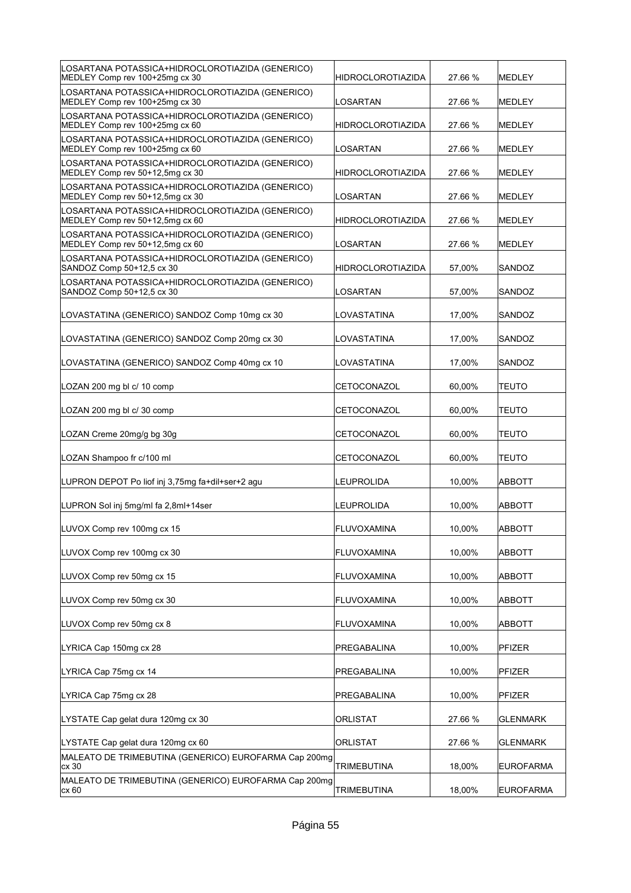| | | | |
|---|---|---|---|
| LOSARTANA POTASSICA+HIDROCLOROTIAZIDA (GENERICO) MEDLEY Comp rev 100+25mg cx 30 | HIDROCLOROTIAZIDA | 27.66 % | MEDLEY |
| LOSARTANA POTASSICA+HIDROCLOROTIAZIDA (GENERICO) MEDLEY Comp rev 100+25mg cx 30 | LOSARTAN | 27.66 % | MEDLEY |
| LOSARTANA POTASSICA+HIDROCLOROTIAZIDA (GENERICO) MEDLEY Comp rev 100+25mg cx 60 | HIDROCLOROTIAZIDA | 27.66 % | MEDLEY |
| LOSARTANA POTASSICA+HIDROCLOROTIAZIDA (GENERICO) MEDLEY Comp rev 100+25mg cx 60 | LOSARTAN | 27.66 % | MEDLEY |
| LOSARTANA POTASSICA+HIDROCLOROTIAZIDA (GENERICO) MEDLEY Comp rev 50+12,5mg cx 30 | HIDROCLOROTIAZIDA | 27.66 % | MEDLEY |
| LOSARTANA POTASSICA+HIDROCLOROTIAZIDA (GENERICO) MEDLEY Comp rev 50+12,5mg cx 30 | LOSARTAN | 27.66 % | MEDLEY |
| LOSARTANA POTASSICA+HIDROCLOROTIAZIDA (GENERICO) MEDLEY Comp rev 50+12,5mg cx 60 | HIDROCLOROTIAZIDA | 27.66 % | MEDLEY |
| LOSARTANA POTASSICA+HIDROCLOROTIAZIDA (GENERICO) MEDLEY Comp rev 50+12,5mg cx 60 | LOSARTAN | 27.66 % | MEDLEY |
| LOSARTANA POTASSICA+HIDROCLOROTIAZIDA (GENERICO) SANDOZ Comp 50+12,5 cx 30 | HIDROCLOROTIAZIDA | 57,00% | SANDOZ |
| LOSARTANA POTASSICA+HIDROCLOROTIAZIDA (GENERICO) SANDOZ Comp 50+12,5 cx 30 | LOSARTAN | 57,00% | SANDOZ |
| LOVASTATINA (GENERICO) SANDOZ Comp 10mg cx 30 | LOVASTATINA | 17,00% | SANDOZ |
| LOVASTATINA (GENERICO) SANDOZ Comp 20mg cx 30 | LOVASTATINA | 17,00% | SANDOZ |
| LOVASTATINA (GENERICO) SANDOZ Comp 40mg cx 10 | LOVASTATINA | 17,00% | SANDOZ |
| LOZAN 200 mg bl c/ 10 comp | CETOCONAZOL | 60,00% | TEUTO |
| LOZAN 200 mg bl c/ 30 comp | CETOCONAZOL | 60,00% | TEUTO |
| LOZAN Creme 20mg/g bg 30g | CETOCONAZOL | 60,00% | TEUTO |
| LOZAN Shampoo fr c/100 ml | CETOCONAZOL | 60,00% | TEUTO |
| LUPRON DEPOT Po liof inj 3,75mg fa+dil+ser+2 agu | LEUPROLIDA | 10,00% | ABBOTT |
| LUPRON Sol inj 5mg/ml fa 2,8ml+14ser | LEUPROLIDA | 10,00% | ABBOTT |
| LUVOX Comp rev 100mg cx 15 | FLUVOXAMINA | 10,00% | ABBOTT |
| LUVOX Comp rev 100mg cx 30 | FLUVOXAMINA | 10,00% | ABBOTT |
| LUVOX Comp rev 50mg cx 15 | FLUVOXAMINA | 10,00% | ABBOTT |
| LUVOX Comp rev 50mg cx 30 | FLUVOXAMINA | 10,00% | ABBOTT |
| LUVOX Comp rev 50mg cx 8 | FLUVOXAMINA | 10,00% | ABBOTT |
| LYRICA Cap 150mg cx 28 | PREGABALINA | 10,00% | PFIZER |
| LYRICA Cap 75mg cx 14 | PREGABALINA | 10,00% | PFIZER |
| LYRICA Cap 75mg cx 28 | PREGABALINA | 10,00% | PFIZER |
| LYSTATE Cap gelat dura 120mg cx 30 | ORLISTAT | 27.66 % | GLENMARK |
| LYSTATE Cap gelat dura 120mg cx 60 | ORLISTAT | 27.66 % | GLENMARK |
| MALEATO DE TRIMEBUTINA (GENERICO) EUROFARMA Cap 200mg cx 30 | TRIMEBUTINA | 18,00% | EUROFARMA |
| MALEATO DE TRIMEBUTINA (GENERICO) EUROFARMA Cap 200mg cx 60 | TRIMEBUTINA | 18,00% | EUROFARMA |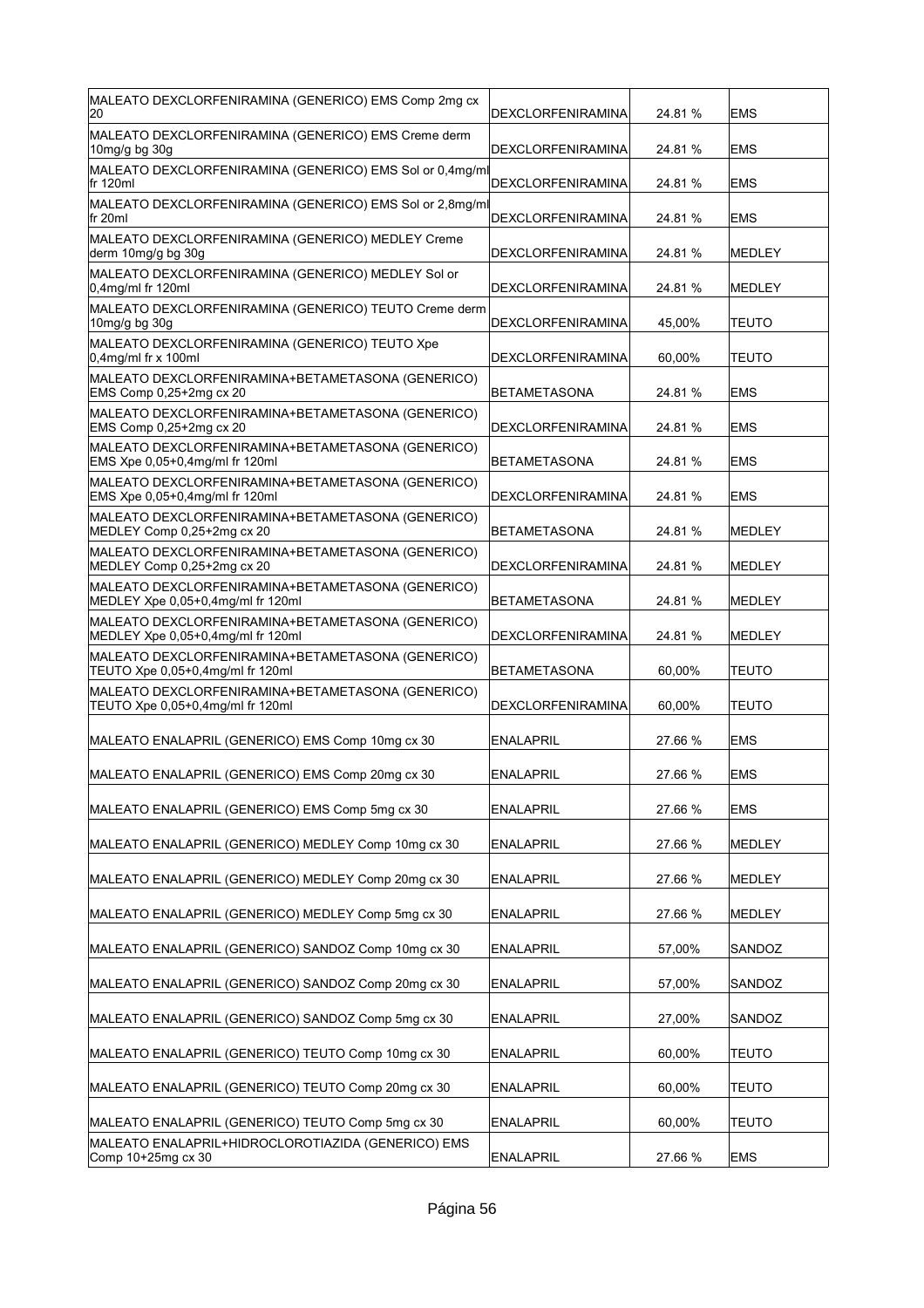| | | | |
|---|---|---|---|
| MALEATO DEXCLORFENIRAMINA (GENERICO) EMS Comp 2mg cx 20 | DEXCLORFENIRAMINA | 24.81 % | EMS |
| MALEATO DEXCLORFENIRAMINA (GENERICO) EMS Creme derm 10mg/g bg 30g | DEXCLORFENIRAMINA | 24.81 % | EMS |
| MALEATO DEXCLORFENIRAMINA (GENERICO) EMS Sol or 0,4mg/ml fr 120ml | DEXCLORFENIRAMINA | 24.81 % | EMS |
| MALEATO DEXCLORFENIRAMINA (GENERICO) EMS Sol or 2,8mg/ml fr 20ml | DEXCLORFENIRAMINA | 24.81 % | EMS |
| MALEATO DEXCLORFENIRAMINA (GENERICO) MEDLEY Creme derm 10mg/g bg 30g | DEXCLORFENIRAMINA | 24.81 % | MEDLEY |
| MALEATO DEXCLORFENIRAMINA (GENERICO) MEDLEY Sol or 0,4mg/ml fr 120ml | DEXCLORFENIRAMINA | 24.81 % | MEDLEY |
| MALEATO DEXCLORFENIRAMINA (GENERICO) TEUTO Creme derm 10mg/g bg 30g | DEXCLORFENIRAMINA | 45,00% | TEUTO |
| MALEATO DEXCLORFENIRAMINA (GENERICO) TEUTO Xpe 0,4mg/ml fr x 100ml | DEXCLORFENIRAMINA | 60,00% | TEUTO |
| MALEATO DEXCLORFENIRAMINA+BETAMETASONA (GENERICO) EMS Comp 0,25+2mg cx 20 | BETAMETASONA | 24.81 % | EMS |
| MALEATO DEXCLORFENIRAMINA+BETAMETASONA (GENERICO) EMS Comp 0,25+2mg cx 20 | DEXCLORFENIRAMINA | 24.81 % | EMS |
| MALEATO DEXCLORFENIRAMINA+BETAMETASONA (GENERICO) EMS Xpe 0,05+0,4mg/ml fr 120ml | BETAMETASONA | 24.81 % | EMS |
| MALEATO DEXCLORFENIRAMINA+BETAMETASONA (GENERICO) EMS Xpe 0,05+0,4mg/ml fr 120ml | DEXCLORFENIRAMINA | 24.81 % | EMS |
| MALEATO DEXCLORFENIRAMINA+BETAMETASONA (GENERICO) MEDLEY Comp 0,25+2mg cx 20 | BETAMETASONA | 24.81 % | MEDLEY |
| MALEATO DEXCLORFENIRAMINA+BETAMETASONA (GENERICO) MEDLEY Comp 0,25+2mg cx 20 | DEXCLORFENIRAMINA | 24.81 % | MEDLEY |
| MALEATO DEXCLORFENIRAMINA+BETAMETASONA (GENERICO) MEDLEY Xpe 0,05+0,4mg/ml fr 120ml | BETAMETASONA | 24.81 % | MEDLEY |
| MALEATO DEXCLORFENIRAMINA+BETAMETASONA (GENERICO) MEDLEY Xpe 0,05+0,4mg/ml fr 120ml | DEXCLORFENIRAMINA | 24.81 % | MEDLEY |
| MALEATO DEXCLORFENIRAMINA+BETAMETASONA (GENERICO) TEUTO Xpe 0,05+0,4mg/ml fr 120ml | BETAMETASONA | 60,00% | TEUTO |
| MALEATO DEXCLORFENIRAMINA+BETAMETASONA (GENERICO) TEUTO Xpe 0,05+0,4mg/ml fr 120ml | DEXCLORFENIRAMINA | 60,00% | TEUTO |
| MALEATO ENALAPRIL (GENERICO) EMS Comp 10mg cx 30 | ENALAPRIL | 27.66 % | EMS |
| MALEATO ENALAPRIL (GENERICO) EMS Comp 20mg cx 30 | ENALAPRIL | 27.66 % | EMS |
| MALEATO ENALAPRIL (GENERICO) EMS Comp 5mg cx 30 | ENALAPRIL | 27.66 % | EMS |
| MALEATO ENALAPRIL (GENERICO) MEDLEY Comp 10mg cx 30 | ENALAPRIL | 27.66 % | MEDLEY |
| MALEATO ENALAPRIL (GENERICO) MEDLEY Comp 20mg cx 30 | ENALAPRIL | 27.66 % | MEDLEY |
| MALEATO ENALAPRIL (GENERICO) MEDLEY Comp 5mg cx 30 | ENALAPRIL | 27.66 % | MEDLEY |
| MALEATO ENALAPRIL (GENERICO) SANDOZ Comp 10mg cx 30 | ENALAPRIL | 57,00% | SANDOZ |
| MALEATO ENALAPRIL (GENERICO) SANDOZ Comp 20mg cx 30 | ENALAPRIL | 57,00% | SANDOZ |
| MALEATO ENALAPRIL (GENERICO) SANDOZ Comp 5mg cx 30 | ENALAPRIL | 27,00% | SANDOZ |
| MALEATO ENALAPRIL (GENERICO) TEUTO Comp 10mg cx 30 | ENALAPRIL | 60,00% | TEUTO |
| MALEATO ENALAPRIL (GENERICO) TEUTO Comp 20mg cx 30 | ENALAPRIL | 60,00% | TEUTO |
| MALEATO ENALAPRIL (GENERICO) TEUTO Comp 5mg cx 30 | ENALAPRIL | 60,00% | TEUTO |
| MALEATO ENALAPRIL+HIDROCLOROTIAZIDA (GENERICO) EMS Comp 10+25mg cx 30 | ENALAPRIL | 27.66 % | EMS |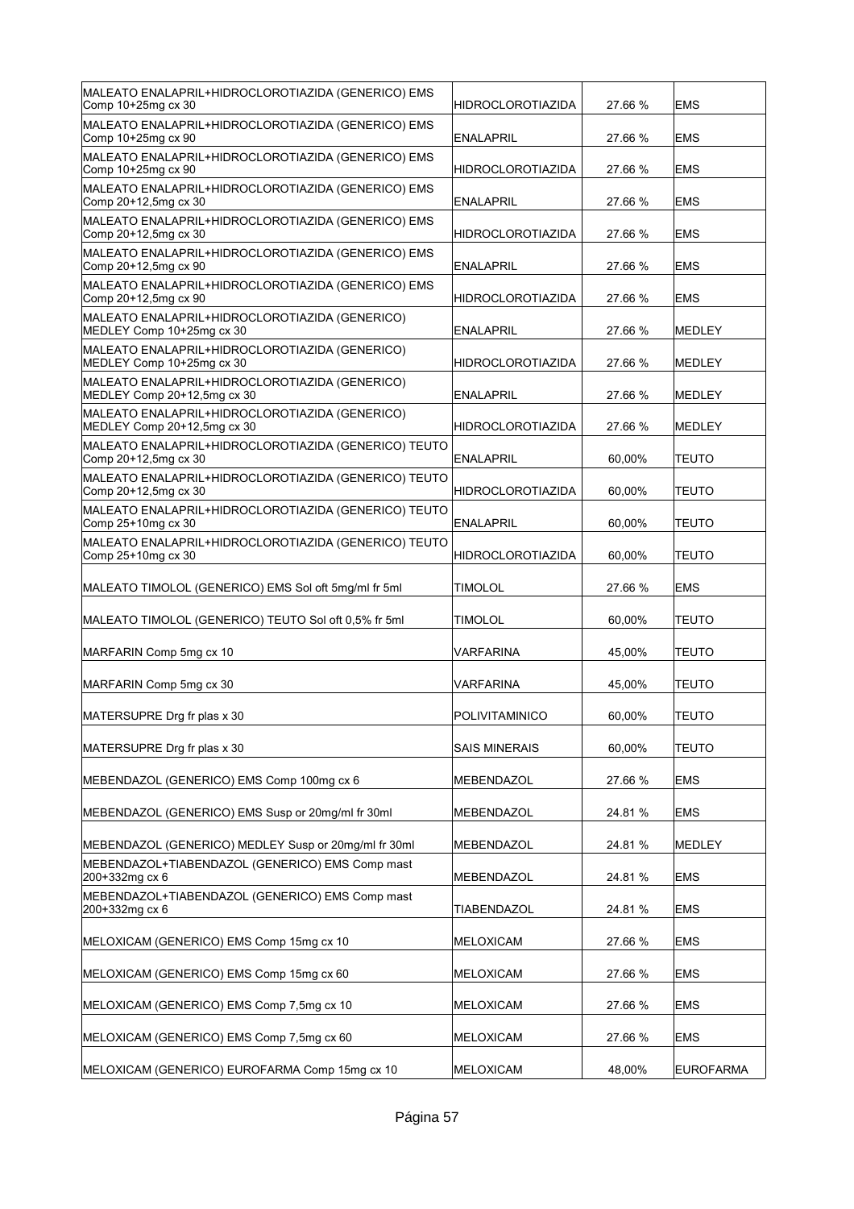| | | | |
|---|---|---|---|
| MALEATO ENALAPRIL+HIDROCLOROTIAZIDA (GENERICO) EMS Comp 10+25mg cx 30 | HIDROCLOROTIAZIDA | 27.66 % | EMS |
| MALEATO ENALAPRIL+HIDROCLOROTIAZIDA (GENERICO) EMS Comp 10+25mg cx 90 | ENALAPRIL | 27.66 % | EMS |
| MALEATO ENALAPRIL+HIDROCLOROTIAZIDA (GENERICO) EMS Comp 10+25mg cx 90 | HIDROCLOROTIAZIDA | 27.66 % | EMS |
| MALEATO ENALAPRIL+HIDROCLOROTIAZIDA (GENERICO) EMS Comp 20+12,5mg cx 30 | ENALAPRIL | 27.66 % | EMS |
| MALEATO ENALAPRIL+HIDROCLOROTIAZIDA (GENERICO) EMS Comp 20+12,5mg cx 30 | HIDROCLOROTIAZIDA | 27.66 % | EMS |
| MALEATO ENALAPRIL+HIDROCLOROTIAZIDA (GENERICO) EMS Comp 20+12,5mg cx 90 | ENALAPRIL | 27.66 % | EMS |
| MALEATO ENALAPRIL+HIDROCLOROTIAZIDA (GENERICO) EMS Comp 20+12,5mg cx 90 | HIDROCLOROTIAZIDA | 27.66 % | EMS |
| MALEATO ENALAPRIL+HIDROCLOROTIAZIDA (GENERICO) MEDLEY Comp 10+25mg cx 30 | ENALAPRIL | 27.66 % | MEDLEY |
| MALEATO ENALAPRIL+HIDROCLOROTIAZIDA (GENERICO) MEDLEY Comp 10+25mg cx 30 | HIDROCLOROTIAZIDA | 27.66 % | MEDLEY |
| MALEATO ENALAPRIL+HIDROCLOROTIAZIDA (GENERICO) MEDLEY Comp 20+12,5mg cx 30 | ENALAPRIL | 27.66 % | MEDLEY |
| MALEATO ENALAPRIL+HIDROCLOROTIAZIDA (GENERICO) MEDLEY Comp 20+12,5mg cx 30 | HIDROCLOROTIAZIDA | 27.66 % | MEDLEY |
| MALEATO ENALAPRIL+HIDROCLOROTIAZIDA (GENERICO) TEUTO Comp 20+12,5mg cx 30 | ENALAPRIL | 60,00% | TEUTO |
| MALEATO ENALAPRIL+HIDROCLOROTIAZIDA (GENERICO) TEUTO Comp 20+12,5mg cx 30 | HIDROCLOROTIAZIDA | 60,00% | TEUTO |
| MALEATO ENALAPRIL+HIDROCLOROTIAZIDA (GENERICO) TEUTO Comp 25+10mg cx 30 | ENALAPRIL | 60,00% | TEUTO |
| MALEATO ENALAPRIL+HIDROCLOROTIAZIDA (GENERICO) TEUTO Comp 25+10mg cx 30 | HIDROCLOROTIAZIDA | 60,00% | TEUTO |
| MALEATO TIMOLOL (GENERICO) EMS Sol oft 5mg/ml fr 5ml | TIMOLOL | 27.66 % | EMS |
| MALEATO TIMOLOL (GENERICO) TEUTO Sol oft 0,5% fr 5ml | TIMOLOL | 60,00% | TEUTO |
| MARFARIN Comp 5mg cx 10 | VARFARINA | 45,00% | TEUTO |
| MARFARIN Comp 5mg cx 30 | VARFARINA | 45,00% | TEUTO |
| MATERSUPRE Drg fr plas x 30 | POLIVITAMINICO | 60,00% | TEUTO |
| MATERSUPRE Drg fr plas x 30 | SAIS MINERAIS | 60,00% | TEUTO |
| MEBENDAZOL (GENERICO) EMS Comp 100mg cx 6 | MEBENDAZOL | 27.66 % | EMS |
| MEBENDAZOL (GENERICO) EMS Susp or 20mg/ml fr 30ml | MEBENDAZOL | 24.81 % | EMS |
| MEBENDAZOL (GENERICO) MEDLEY Susp or 20mg/ml fr 30ml | MEBENDAZOL | 24.81 % | MEDLEY |
| MEBENDAZOL+TIABENDAZOL (GENERICO) EMS Comp mast 200+332mg cx 6 | MEBENDAZOL | 24.81 % | EMS |
| MEBENDAZOL+TIABENDAZOL (GENERICO) EMS Comp mast 200+332mg cx 6 | TIABENDAZOL | 24.81 % | EMS |
| MELOXICAM (GENERICO) EMS Comp 15mg cx 10 | MELOXICAM | 27.66 % | EMS |
| MELOXICAM (GENERICO) EMS Comp 15mg cx 60 | MELOXICAM | 27.66 % | EMS |
| MELOXICAM (GENERICO) EMS Comp 7,5mg cx 10 | MELOXICAM | 27.66 % | EMS |
| MELOXICAM (GENERICO) EMS Comp 7,5mg cx 60 | MELOXICAM | 27.66 % | EMS |
| MELOXICAM (GENERICO) EUROFARMA Comp 15mg cx 10 | MELOXICAM | 48,00% | EUROFARMA |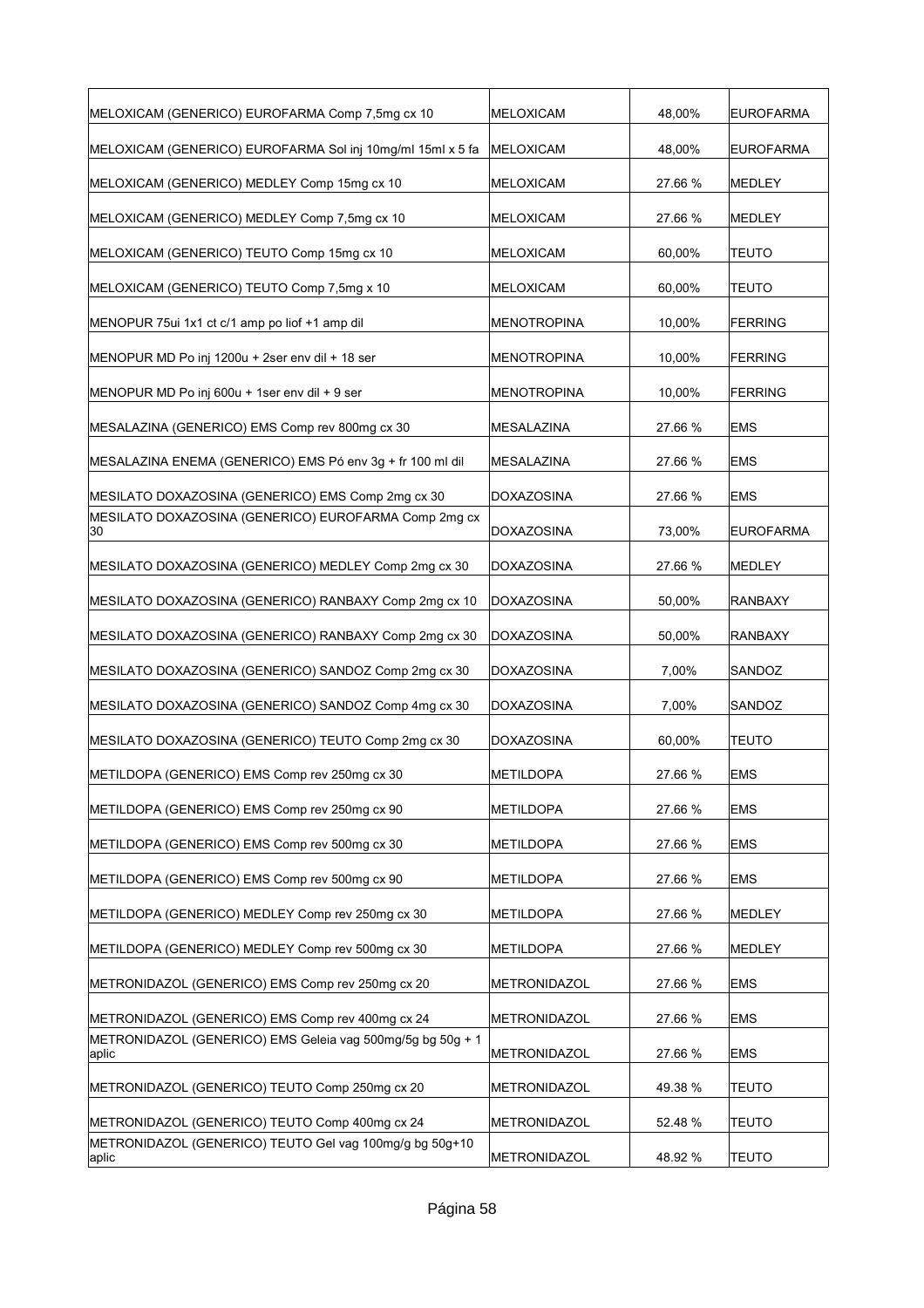| | | | |
|---|---|---|---|
| MELOXICAM (GENERICO) EUROFARMA Comp 7,5mg cx 10 | MELOXICAM | 48,00% | EUROFARMA |
| MELOXICAM (GENERICO) EUROFARMA Sol inj 10mg/ml 15ml x 5 fa | MELOXICAM | 48,00% | EUROFARMA |
| MELOXICAM (GENERICO) MEDLEY Comp 15mg cx 10 | MELOXICAM | 27.66 % | MEDLEY |
| MELOXICAM (GENERICO) MEDLEY Comp 7,5mg cx 10 | MELOXICAM | 27.66 % | MEDLEY |
| MELOXICAM (GENERICO) TEUTO Comp 15mg cx 10 | MELOXICAM | 60,00% | TEUTO |
| MELOXICAM (GENERICO) TEUTO Comp 7,5mg x 10 | MELOXICAM | 60,00% | TEUTO |
| MENOPUR 75ui 1x1 ct c/1 amp po liof +1 amp dil | MENOTROPINA | 10,00% | FERRING |
| MENOPUR MD Po inj 1200u + 2ser env dil + 18 ser | MENOTROPINA | 10,00% | FERRING |
| MENOPUR MD Po inj 600u + 1ser env dil + 9 ser | MENOTROPINA | 10,00% | FERRING |
| MESALAZINA (GENERICO) EMS Comp rev 800mg cx 30 | MESALAZINA | 27.66 % | EMS |
| MESALAZINA ENEMA (GENERICO) EMS Pó env 3g + fr 100 ml dil | MESALAZINA | 27.66 % | EMS |
| MESILATO DOXAZOSINA (GENERICO) EMS Comp 2mg cx 30 | DOXAZOSINA | 27.66 % | EMS |
| MESILATO DOXAZOSINA (GENERICO) EUROFARMA Comp 2mg cx 30 | DOXAZOSINA | 73,00% | EUROFARMA |
| MESILATO DOXAZOSINA (GENERICO) MEDLEY Comp 2mg cx 30 | DOXAZOSINA | 27.66 % | MEDLEY |
| MESILATO DOXAZOSINA (GENERICO) RANBAXY Comp 2mg cx 10 | DOXAZOSINA | 50,00% | RANBAXY |
| MESILATO DOXAZOSINA (GENERICO) RANBAXY Comp 2mg cx 30 | DOXAZOSINA | 50,00% | RANBAXY |
| MESILATO DOXAZOSINA (GENERICO) SANDOZ Comp 2mg cx 30 | DOXAZOSINA | 7,00% | SANDOZ |
| MESILATO DOXAZOSINA (GENERICO) SANDOZ Comp 4mg cx 30 | DOXAZOSINA | 7,00% | SANDOZ |
| MESILATO DOXAZOSINA (GENERICO) TEUTO Comp 2mg cx 30 | DOXAZOSINA | 60,00% | TEUTO |
| METILDOPA (GENERICO) EMS Comp rev 250mg cx 30 | METILDOPA | 27.66 % | EMS |
| METILDOPA (GENERICO) EMS Comp rev 250mg cx 90 | METILDOPA | 27.66 % | EMS |
| METILDOPA (GENERICO) EMS Comp rev 500mg cx 30 | METILDOPA | 27.66 % | EMS |
| METILDOPA (GENERICO) EMS Comp rev 500mg cx 90 | METILDOPA | 27.66 % | EMS |
| METILDOPA (GENERICO) MEDLEY Comp rev 250mg cx 30 | METILDOPA | 27.66 % | MEDLEY |
| METILDOPA (GENERICO) MEDLEY Comp rev 500mg cx 30 | METILDOPA | 27.66 % | MEDLEY |
| METRONIDAZOL (GENERICO) EMS Comp rev 250mg cx 20 | METRONIDAZOL | 27.66 % | EMS |
| METRONIDAZOL (GENERICO) EMS Comp rev 400mg cx 24 | METRONIDAZOL | 27.66 % | EMS |
| METRONIDAZOL (GENERICO) EMS Geleia vag 500mg/5g bg 50g + 1 aplic | METRONIDAZOL | 27.66 % | EMS |
| METRONIDAZOL (GENERICO) TEUTO Comp 250mg cx 20 | METRONIDAZOL | 49.38 % | TEUTO |
| METRONIDAZOL (GENERICO) TEUTO Comp 400mg cx 24 | METRONIDAZOL | 52.48 % | TEUTO |
| METRONIDAZOL (GENERICO) TEUTO Gel vag 100mg/g bg 50g+10 aplic | METRONIDAZOL | 48.92 % | TEUTO |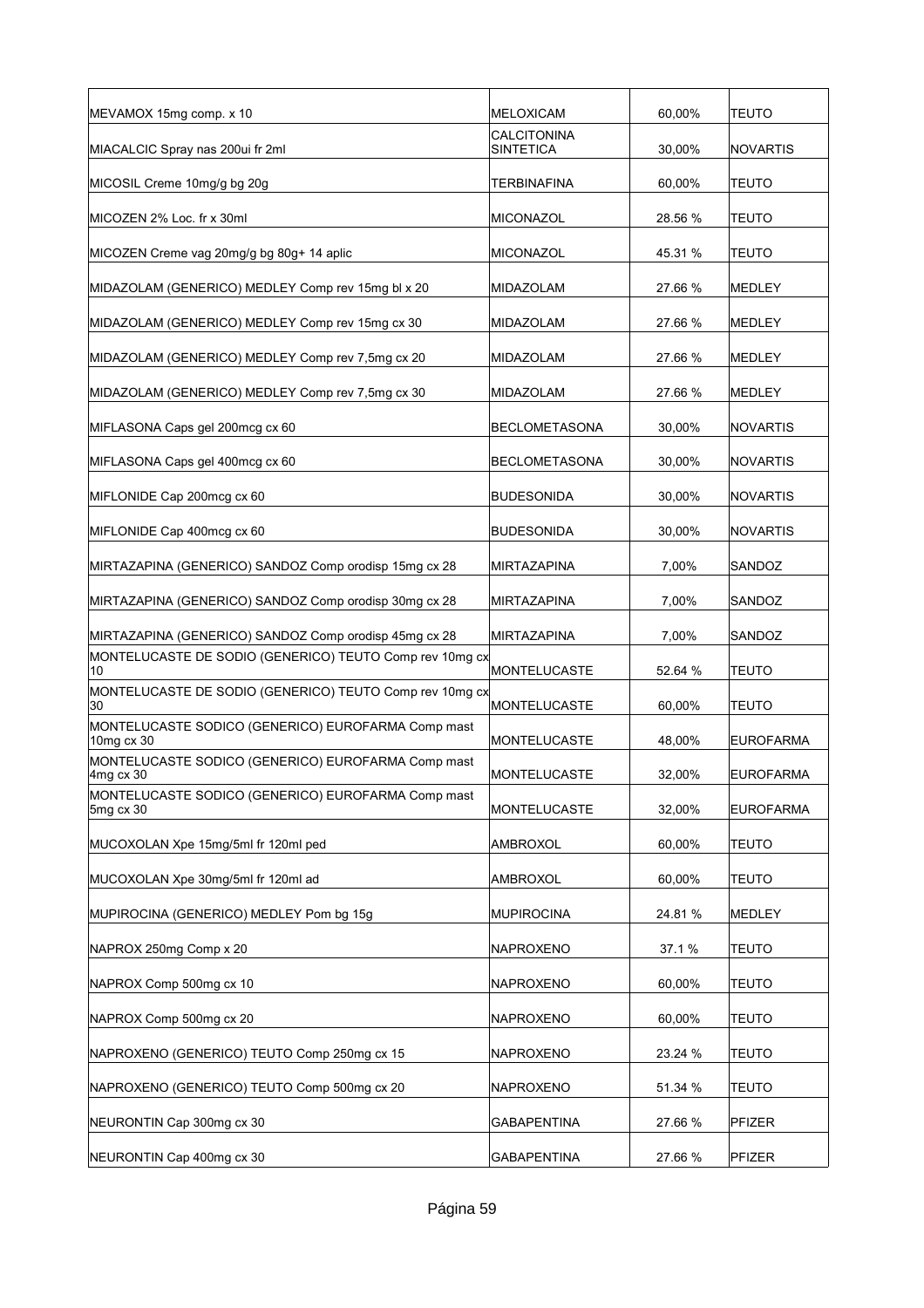| | | | |
|---|---|---|---|
| MEVAMOX 15mg comp. x 10 | MELOXICAM | 60,00% | TEUTO |
| MIACALCIC Spray nas 200ui fr 2ml | CALCITONINA SINTETICA | 30,00% | NOVARTIS |
| MICOSIL Creme 10mg/g bg 20g | TERBINAFINA | 60,00% | TEUTO |
| MICOZEN 2% Loc. fr x 30ml | MICONAZOL | 28.56 % | TEUTO |
| MICOZEN Creme vag 20mg/g bg 80g+ 14 aplic | MICONAZOL | 45.31 % | TEUTO |
| MIDAZOLAM (GENERICO) MEDLEY Comp rev 15mg bl x 20 | MIDAZOLAM | 27.66 % | MEDLEY |
| MIDAZOLAM (GENERICO) MEDLEY Comp rev 15mg cx 30 | MIDAZOLAM | 27.66 % | MEDLEY |
| MIDAZOLAM (GENERICO) MEDLEY Comp rev 7,5mg cx 20 | MIDAZOLAM | 27.66 % | MEDLEY |
| MIDAZOLAM (GENERICO) MEDLEY Comp rev 7,5mg cx 30 | MIDAZOLAM | 27.66 % | MEDLEY |
| MIFLASONA Caps gel 200mcg cx 60 | BECLOMETASONA | 30,00% | NOVARTIS |
| MIFLASONA Caps gel 400mcg cx 60 | BECLOMETASONA | 30,00% | NOVARTIS |
| MIFLONIDE Cap 200mcg cx 60 | BUDESONIDA | 30,00% | NOVARTIS |
| MIFLONIDE Cap 400mcg cx 60 | BUDESONIDA | 30,00% | NOVARTIS |
| MIRTAZAPINA (GENERICO) SANDOZ Comp orodisp 15mg cx 28 | MIRTAZAPINA | 7,00% | SANDOZ |
| MIRTAZAPINA (GENERICO) SANDOZ Comp orodisp 30mg cx 28 | MIRTAZAPINA | 7,00% | SANDOZ |
| MIRTAZAPINA (GENERICO) SANDOZ Comp orodisp 45mg cx 28 | MIRTAZAPINA | 7,00% | SANDOZ |
| MONTELUCASTE DE SODIO (GENERICO) TEUTO Comp rev 10mg cx 10 | MONTELUCASTE | 52.64 % | TEUTO |
| MONTELUCASTE DE SODIO (GENERICO) TEUTO Comp rev 10mg cx 30 | MONTELUCASTE | 60,00% | TEUTO |
| MONTELUCASTE SODICO (GENERICO) EUROFARMA Comp mast 10mg cx 30 | MONTELUCASTE | 48,00% | EUROFARMA |
| MONTELUCASTE SODICO (GENERICO) EUROFARMA Comp mast 4mg cx 30 | MONTELUCASTE | 32,00% | EUROFARMA |
| MONTELUCASTE SODICO (GENERICO) EUROFARMA Comp mast 5mg cx 30 | MONTELUCASTE | 32,00% | EUROFARMA |
| MUCOXOLAN Xpe 15mg/5ml fr 120ml ped | AMBROXOL | 60,00% | TEUTO |
| MUCOXOLAN Xpe 30mg/5ml fr 120ml ad | AMBROXOL | 60,00% | TEUTO |
| MUPIROCINA (GENERICO) MEDLEY Pom bg 15g | MUPIROCINA | 24.81 % | MEDLEY |
| NAPROX 250mg Comp x 20 | NAPROXENO | 37.1 % | TEUTO |
| NAPROX Comp 500mg cx 10 | NAPROXENO | 60,00% | TEUTO |
| NAPROX Comp 500mg cx 20 | NAPROXENO | 60,00% | TEUTO |
| NAPROXENO (GENERICO) TEUTO Comp 250mg cx 15 | NAPROXENO | 23.24 % | TEUTO |
| NAPROXENO (GENERICO) TEUTO Comp 500mg cx 20 | NAPROXENO | 51.34 % | TEUTO |
| NEURONTIN Cap 300mg cx 30 | GABAPENTINA | 27.66 % | PFIZER |
| NEURONTIN Cap 400mg cx 30 | GABAPENTINA | 27.66 % | PFIZER |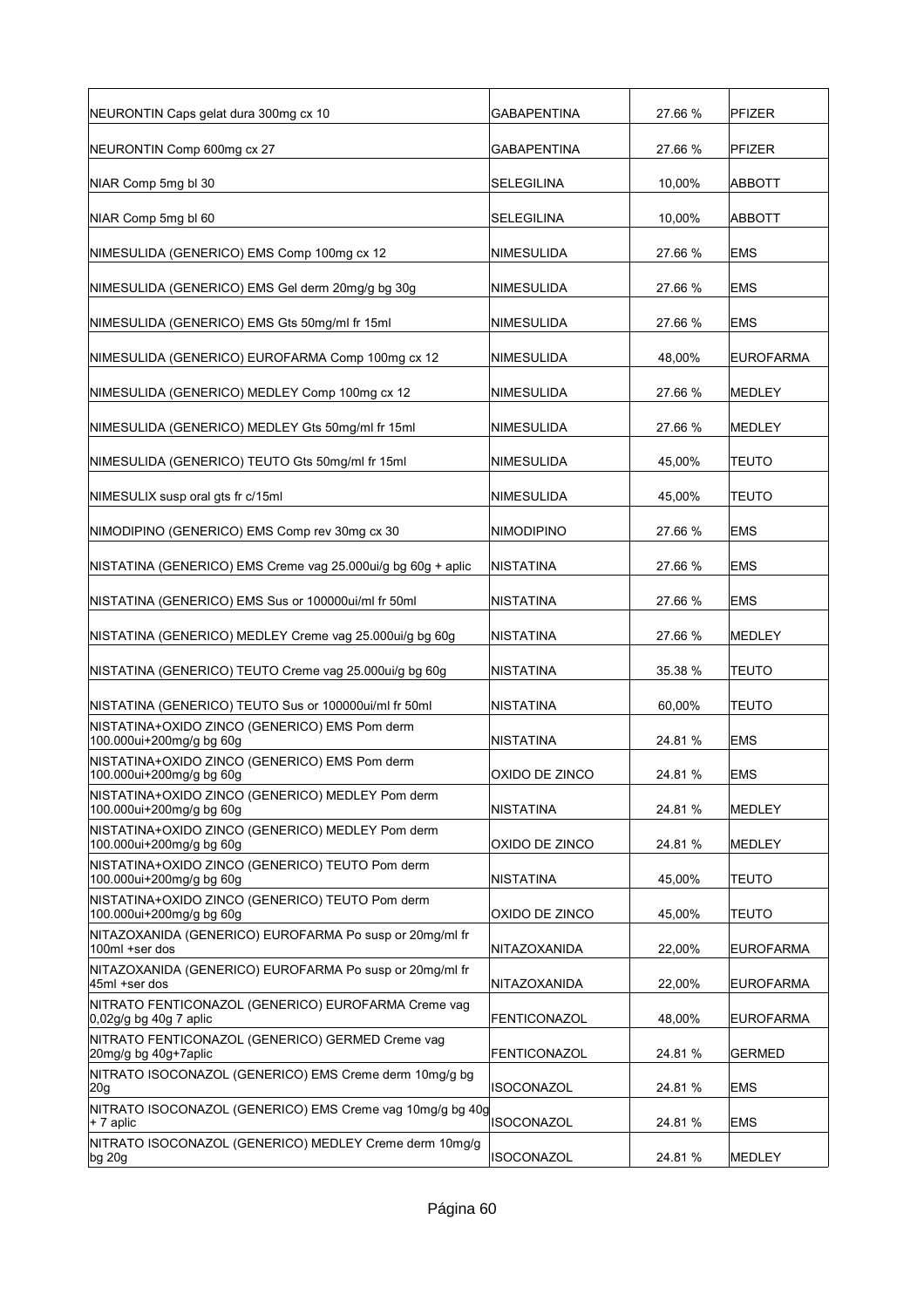| | | | |
|---|---|---|---|
| NEURONTIN Caps gelat dura 300mg cx 10 | GABAPENTINA | 27.66 % | PFIZER |
| NEURONTIN Comp 600mg cx 27 | GABAPENTINA | 27.66 % | PFIZER |
| NIAR Comp 5mg bl 30 | SELEGILINA | 10,00% | ABBOTT |
| NIAR Comp 5mg bl 60 | SELEGILINA | 10,00% | ABBOTT |
| NIMESULIDA (GENERICO) EMS Comp 100mg cx 12 | NIMESULIDA | 27.66 % | EMS |
| NIMESULIDA (GENERICO) EMS Gel derm 20mg/g bg 30g | NIMESULIDA | 27.66 % | EMS |
| NIMESULIDA (GENERICO) EMS Gts 50mg/ml fr 15ml | NIMESULIDA | 27.66 % | EMS |
| NIMESULIDA (GENERICO) EUROFARMA Comp 100mg cx 12 | NIMESULIDA | 48,00% | EUROFARMA |
| NIMESULIDA (GENERICO) MEDLEY Comp 100mg cx 12 | NIMESULIDA | 27.66 % | MEDLEY |
| NIMESULIDA (GENERICO) MEDLEY Gts 50mg/ml fr 15ml | NIMESULIDA | 27.66 % | MEDLEY |
| NIMESULIDA (GENERICO) TEUTO Gts 50mg/ml fr 15ml | NIMESULIDA | 45,00% | TEUTO |
| NIMESULIX susp oral gts fr c/15ml | NIMESULIDA | 45,00% | TEUTO |
| NIMODIPINO (GENERICO) EMS Comp rev 30mg cx 30 | NIMODIPINO | 27.66 % | EMS |
| NISTATINA (GENERICO) EMS Creme vag 25.000ui/g bg 60g + aplic | NISTATINA | 27.66 % | EMS |
| NISTATINA (GENERICO) EMS Sus or 100000ui/ml fr 50ml | NISTATINA | 27.66 % | EMS |
| NISTATINA (GENERICO) MEDLEY Creme vag 25.000ui/g bg 60g | NISTATINA | 27.66 % | MEDLEY |
| NISTATINA (GENERICO) TEUTO Creme vag 25.000ui/g bg 60g | NISTATINA | 35.38 % | TEUTO |
| NISTATINA (GENERICO) TEUTO Sus or 100000ui/ml fr 50ml | NISTATINA | 60,00% | TEUTO |
| NISTATINA+OXIDO ZINCO (GENERICO) EMS Pom derm 100.000ui+200mg/g bg 60g | NISTATINA | 24.81 % | EMS |
| NISTATINA+OXIDO ZINCO (GENERICO) EMS Pom derm 100.000ui+200mg/g bg 60g | OXIDO DE ZINCO | 24.81 % | EMS |
| NISTATINA+OXIDO ZINCO (GENERICO) MEDLEY Pom derm 100.000ui+200mg/g bg 60g | NISTATINA | 24.81 % | MEDLEY |
| NISTATINA+OXIDO ZINCO (GENERICO) MEDLEY Pom derm 100.000ui+200mg/g bg 60g | OXIDO DE ZINCO | 24.81 % | MEDLEY |
| NISTATINA+OXIDO ZINCO (GENERICO) TEUTO Pom derm 100.000ui+200mg/g bg 60g | NISTATINA | 45,00% | TEUTO |
| NISTATINA+OXIDO ZINCO (GENERICO) TEUTO Pom derm 100.000ui+200mg/g bg 60g | OXIDO DE ZINCO | 45,00% | TEUTO |
| NITAZOXANIDA (GENERICO) EUROFARMA Po susp or 20mg/ml fr 100ml +ser dos | NITAZOXANIDA | 22,00% | EUROFARMA |
| NITAZOXANIDA (GENERICO) EUROFARMA Po susp or 20mg/ml fr 45ml +ser dos | NITAZOXANIDA | 22,00% | EUROFARMA |
| NITRATO FENTICONAZOL (GENERICO) EUROFARMA Creme vag 0,02g/g bg 40g 7 aplic | FENTICONAZOL | 48,00% | EUROFARMA |
| NITRATO FENTICONAZOL (GENERICO) GERMED Creme vag 20mg/g bg 40g+7aplic | FENTICONAZOL | 24.81 % | GERMED |
| NITRATO ISOCONAZOL (GENERICO) EMS Creme derm 10mg/g bg 20g | ISOCONAZOL | 24.81 % | EMS |
| NITRATO ISOCONAZOL (GENERICO) EMS Creme vag 10mg/g bg 40g + 7 aplic | ISOCONAZOL | 24.81 % | EMS |
| NITRATO ISOCONAZOL (GENERICO) MEDLEY Creme derm 10mg/g bg 20g | ISOCONAZOL | 24.81 % | MEDLEY |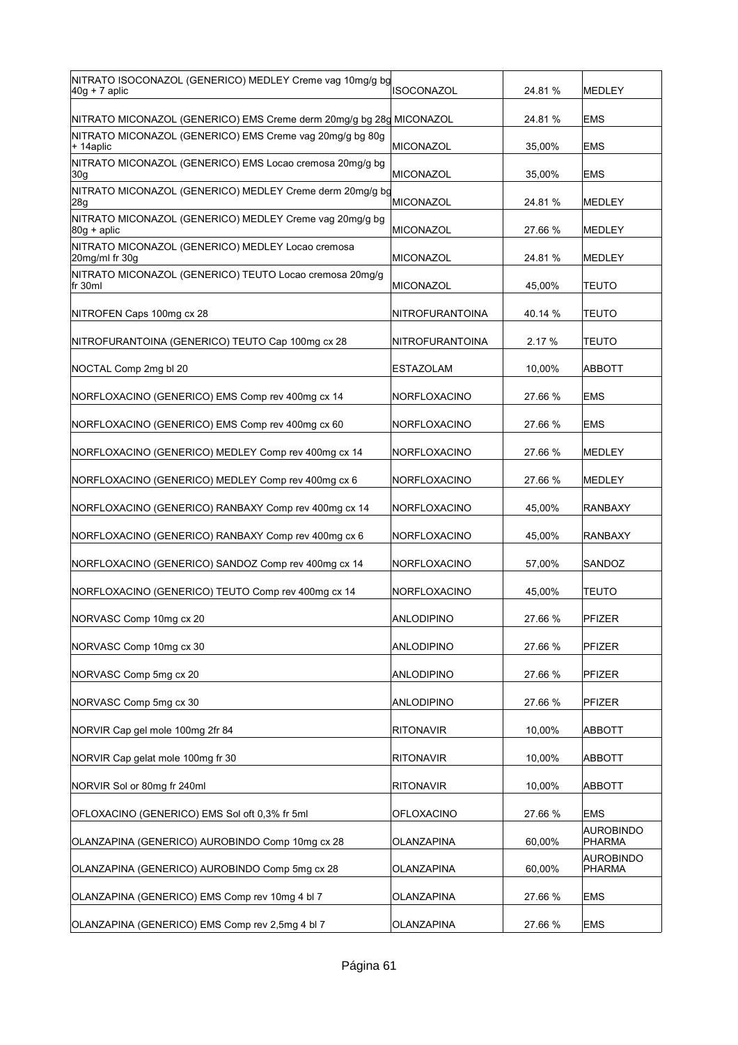| | | | |
|---|---|---|---|
| NITRATO ISOCONAZOL (GENERICO) MEDLEY Creme vag 10mg/g bg 40g + 7 aplic | ISOCONAZOL | 24.81 % | MEDLEY |
| NITRATO MICONAZOL (GENERICO) EMS Creme derm 20mg/g bg 28g | MICONAZOL | 24.81 % | EMS |
| NITRATO MICONAZOL (GENERICO) EMS Creme vag 20mg/g bg 80g + 14aplic | MICONAZOL | 35,00% | EMS |
| NITRATO MICONAZOL (GENERICO) EMS Locao cremosa 20mg/g bg 30g | MICONAZOL | 35,00% | EMS |
| NITRATO MICONAZOL (GENERICO) MEDLEY Creme derm 20mg/g bg 28g | MICONAZOL | 24.81 % | MEDLEY |
| NITRATO MICONAZOL (GENERICO) MEDLEY Creme vag 20mg/g bg 80g + aplic | MICONAZOL | 27.66 % | MEDLEY |
| NITRATO MICONAZOL (GENERICO) MEDLEY Locao cremosa 20mg/ml fr 30g | MICONAZOL | 24.81 % | MEDLEY |
| NITRATO MICONAZOL (GENERICO) TEUTO Locao cremosa 20mg/g fr 30ml | MICONAZOL | 45,00% | TEUTO |
| NITROFEN Caps 100mg cx 28 | NITROFURANTOINA | 40.14 % | TEUTO |
| NITROFURANTOINA (GENERICO) TEUTO Cap 100mg cx 28 | NITROFURANTOINA | 2.17 % | TEUTO |
| NOCTAL Comp 2mg bl 20 | ESTAZOLAM | 10,00% | ABBOTT |
| NORFLOXACINO (GENERICO) EMS Comp rev 400mg cx 14 | NORFLOXACINO | 27.66 % | EMS |
| NORFLOXACINO (GENERICO) EMS Comp rev 400mg cx 60 | NORFLOXACINO | 27.66 % | EMS |
| NORFLOXACINO (GENERICO) MEDLEY Comp rev 400mg cx 14 | NORFLOXACINO | 27.66 % | MEDLEY |
| NORFLOXACINO (GENERICO) MEDLEY Comp rev 400mg cx 6 | NORFLOXACINO | 27.66 % | MEDLEY |
| NORFLOXACINO (GENERICO) RANBAXY Comp rev 400mg cx 14 | NORFLOXACINO | 45,00% | RANBAXY |
| NORFLOXACINO (GENERICO) RANBAXY Comp rev 400mg cx 6 | NORFLOXACINO | 45,00% | RANBAXY |
| NORFLOXACINO (GENERICO) SANDOZ Comp rev 400mg cx 14 | NORFLOXACINO | 57,00% | SANDOZ |
| NORFLOXACINO (GENERICO) TEUTO Comp rev 400mg cx 14 | NORFLOXACINO | 45,00% | TEUTO |
| NORVASC Comp 10mg cx 20 | ANLODIPINO | 27.66 % | PFIZER |
| NORVASC Comp 10mg cx 30 | ANLODIPINO | 27.66 % | PFIZER |
| NORVASC Comp 5mg cx 20 | ANLODIPINO | 27.66 % | PFIZER |
| NORVASC Comp 5mg cx 30 | ANLODIPINO | 27.66 % | PFIZER |
| NORVIR Cap gel mole 100mg 2fr 84 | RITONAVIR | 10,00% | ABBOTT |
| NORVIR Cap gelat mole 100mg fr 30 | RITONAVIR | 10,00% | ABBOTT |
| NORVIR Sol or 80mg fr 240ml | RITONAVIR | 10,00% | ABBOTT |
| OFLOXACINO (GENERICO) EMS Sol oft 0,3% fr 5ml | OFLOXACINO | 27.66 % | EMS |
| OLANZAPINA (GENERICO) AUROBINDO Comp 10mg cx 28 | OLANZAPINA | 60,00% | AUROBINDO PHARMA |
| OLANZAPINA (GENERICO) AUROBINDO Comp 5mg cx 28 | OLANZAPINA | 60,00% | AUROBINDO PHARMA |
| OLANZAPINA (GENERICO) EMS Comp rev 10mg 4 bl 7 | OLANZAPINA | 27.66 % | EMS |
| OLANZAPINA (GENERICO) EMS Comp rev 2,5mg 4 bl 7 | OLANZAPINA | 27.66 % | EMS |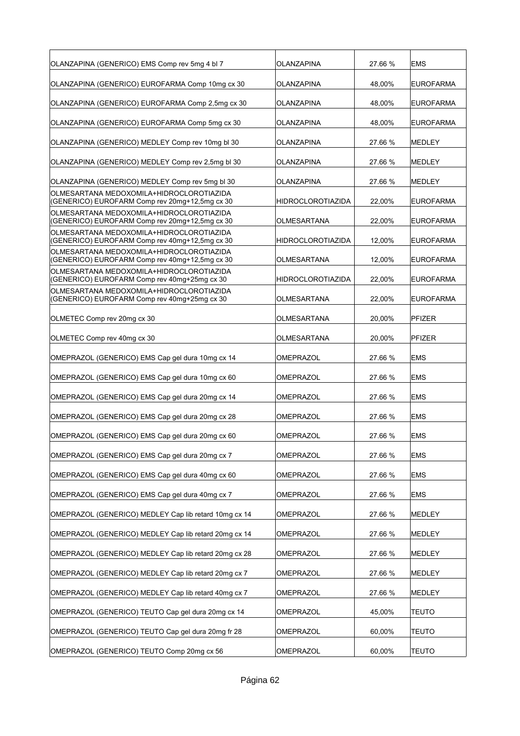| | | | |
|---|---|---|---|
| OLANZAPINA (GENERICO) EMS Comp rev 5mg 4 bl 7 | OLANZAPINA | 27.66 % | EMS |
| OLANZAPINA (GENERICO) EUROFARMA Comp 10mg cx 30 | OLANZAPINA | 48,00% | EUROFARMA |
| OLANZAPINA (GENERICO) EUROFARMA Comp 2,5mg cx 30 | OLANZAPINA | 48,00% | EUROFARMA |
| OLANZAPINA (GENERICO) EUROFARMA Comp 5mg cx 30 | OLANZAPINA | 48,00% | EUROFARMA |
| OLANZAPINA (GENERICO) MEDLEY Comp rev 10mg bl 30 | OLANZAPINA | 27.66 % | MEDLEY |
| OLANZAPINA (GENERICO) MEDLEY Comp rev 2,5mg bl 30 | OLANZAPINA | 27.66 % | MEDLEY |
| OLANZAPINA (GENERICO) MEDLEY Comp rev 5mg bl 30 | OLANZAPINA | 27.66 % | MEDLEY |
| OLMESARTANA MEDOXOMILA+HIDROCLOROTIAZIDA (GENERICO) EUROFARM Comp rev 20mg+12,5mg cx 30 | HIDROCLOROTIAZIDA | 22,00% | EUROFARMA |
| OLMESARTANA MEDOXOMILA+HIDROCLOROTIAZIDA (GENERICO) EUROFARM Comp rev 20mg+12,5mg cx 30 | OLMESARTANA | 22,00% | EUROFARMA |
| OLMESARTANA MEDOXOMILA+HIDROCLOROTIAZIDA (GENERICO) EUROFARM Comp rev 40mg+12,5mg cx 30 | HIDROCLOROTIAZIDA | 12,00% | EUROFARMA |
| OLMESARTANA MEDOXOMILA+HIDROCLOROTIAZIDA (GENERICO) EUROFARM Comp rev 40mg+12,5mg cx 30 | OLMESARTANA | 12,00% | EUROFARMA |
| OLMESARTANA MEDOXOMILA+HIDROCLOROTIAZIDA (GENERICO) EUROFARM Comp rev 40mg+25mg cx 30 | HIDROCLOROTIAZIDA | 22,00% | EUROFARMA |
| OLMESARTANA MEDOXOMILA+HIDROCLOROTIAZIDA (GENERICO) EUROFARM Comp rev 40mg+25mg cx 30 | OLMESARTANA | 22,00% | EUROFARMA |
| OLMETEC Comp rev 20mg cx 30 | OLMESARTANA | 20,00% | PFIZER |
| OLMETEC Comp rev 40mg cx 30 | OLMESARTANA | 20,00% | PFIZER |
| OMEPRAZOL (GENERICO) EMS Cap gel dura 10mg cx 14 | OMEPRAZOL | 27.66 % | EMS |
| OMEPRAZOL (GENERICO) EMS Cap gel dura 10mg cx 60 | OMEPRAZOL | 27.66 % | EMS |
| OMEPRAZOL (GENERICO) EMS Cap gel dura 20mg cx 14 | OMEPRAZOL | 27.66 % | EMS |
| OMEPRAZOL (GENERICO) EMS Cap gel dura 20mg cx 28 | OMEPRAZOL | 27.66 % | EMS |
| OMEPRAZOL (GENERICO) EMS Cap gel dura 20mg cx 60 | OMEPRAZOL | 27.66 % | EMS |
| OMEPRAZOL (GENERICO) EMS Cap gel dura 20mg cx 7 | OMEPRAZOL | 27.66 % | EMS |
| OMEPRAZOL (GENERICO) EMS Cap gel dura 40mg cx 60 | OMEPRAZOL | 27.66 % | EMS |
| OMEPRAZOL (GENERICO) EMS Cap gel dura 40mg cx 7 | OMEPRAZOL | 27.66 % | EMS |
| OMEPRAZOL (GENERICO) MEDLEY Cap lib retard 10mg cx 14 | OMEPRAZOL | 27.66 % | MEDLEY |
| OMEPRAZOL (GENERICO) MEDLEY Cap lib retard 20mg cx 14 | OMEPRAZOL | 27.66 % | MEDLEY |
| OMEPRAZOL (GENERICO) MEDLEY Cap lib retard 20mg cx 28 | OMEPRAZOL | 27.66 % | MEDLEY |
| OMEPRAZOL (GENERICO) MEDLEY Cap lib retard 20mg cx 7 | OMEPRAZOL | 27.66 % | MEDLEY |
| OMEPRAZOL (GENERICO) MEDLEY Cap lib retard 40mg cx 7 | OMEPRAZOL | 27.66 % | MEDLEY |
| OMEPRAZOL (GENERICO) TEUTO Cap gel dura 20mg cx 14 | OMEPRAZOL | 45,00% | TEUTO |
| OMEPRAZOL (GENERICO) TEUTO Cap gel dura 20mg fr 28 | OMEPRAZOL | 60,00% | TEUTO |
| OMEPRAZOL (GENERICO) TEUTO Comp 20mg cx 56 | OMEPRAZOL | 60,00% | TEUTO |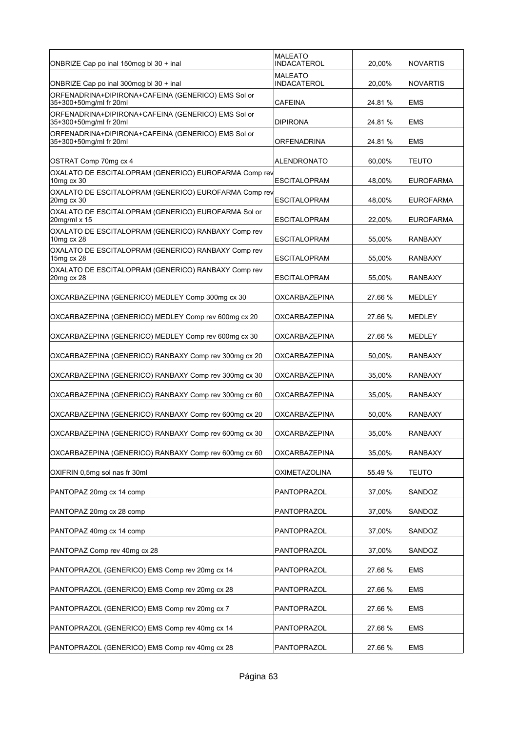| | | | |
|---|---|---|---|
| ONBRIZE Cap po inal 150mcg bl 30 + inal | MALEATO INDACATEROL | 20,00% | NOVARTIS |
| ONBRIZE Cap po inal 300mcg bl 30 + inal | MALEATO INDACATEROL | 20,00% | NOVARTIS |
| ORFENADRINA+DIPIRONA+CAFEINA (GENERICO) EMS Sol or 35+300+50mg/ml fr 20ml | CAFEINA | 24.81 % | EMS |
| ORFENADRINA+DIPIRONA+CAFEINA (GENERICO) EMS Sol or 35+300+50mg/ml fr 20ml | DIPIRONA | 24.81 % | EMS |
| ORFENADRINA+DIPIRONA+CAFEINA (GENERICO) EMS Sol or 35+300+50mg/ml fr 20ml | ORFENADRINA | 24.81 % | EMS |
| OSTRAT Comp 70mg cx 4 | ALENDRONATO | 60,00% | TEUTO |
| OXALATO DE ESCITALOPRAM (GENERICO) EUROFARMA Comp rev 10mg cx 30 | ESCITALOPRAM | 48,00% | EUROFARMA |
| OXALATO DE ESCITALOPRAM (GENERICO) EUROFARMA Comp rev 20mg cx 30 | ESCITALOPRAM | 48,00% | EUROFARMA |
| OXALATO DE ESCITALOPRAM (GENERICO) EUROFARMA Sol or 20mg/ml x 15 | ESCITALOPRAM | 22,00% | EUROFARMA |
| OXALATO DE ESCITALOPRAM (GENERICO) RANBAXY Comp rev 10mg cx 28 | ESCITALOPRAM | 55,00% | RANBAXY |
| OXALATO DE ESCITALOPRAM (GENERICO) RANBAXY Comp rev 15mg cx 28 | ESCITALOPRAM | 55,00% | RANBAXY |
| OXALATO DE ESCITALOPRAM (GENERICO) RANBAXY Comp rev 20mg cx 28 | ESCITALOPRAM | 55,00% | RANBAXY |
| OXCARBAZEPINA (GENERICO) MEDLEY Comp 300mg cx 30 | OXCARBAZEPINA | 27.66 % | MEDLEY |
| OXCARBAZEPINA (GENERICO) MEDLEY Comp rev 600mg cx 20 | OXCARBAZEPINA | 27.66 % | MEDLEY |
| OXCARBAZEPINA (GENERICO) MEDLEY Comp rev 600mg cx 30 | OXCARBAZEPINA | 27.66 % | MEDLEY |
| OXCARBAZEPINA (GENERICO) RANBAXY Comp rev 300mg cx 20 | OXCARBAZEPINA | 50,00% | RANBAXY |
| OXCARBAZEPINA (GENERICO) RANBAXY Comp rev 300mg cx 30 | OXCARBAZEPINA | 35,00% | RANBAXY |
| OXCARBAZEPINA (GENERICO) RANBAXY Comp rev 300mg cx 60 | OXCARBAZEPINA | 35,00% | RANBAXY |
| OXCARBAZEPINA (GENERICO) RANBAXY Comp rev 600mg cx 20 | OXCARBAZEPINA | 50,00% | RANBAXY |
| OXCARBAZEPINA (GENERICO) RANBAXY Comp rev 600mg cx 30 | OXCARBAZEPINA | 35,00% | RANBAXY |
| OXCARBAZEPINA (GENERICO) RANBAXY Comp rev 600mg cx 60 | OXCARBAZEPINA | 35,00% | RANBAXY |
| OXIFRIN 0,5mg sol nas fr 30ml | OXIMETAZOLINA | 55.49 % | TEUTO |
| PANTOPAZ 20mg cx 14 comp | PANTOPRAZOL | 37,00% | SANDOZ |
| PANTOPAZ 20mg cx 28 comp | PANTOPRAZOL | 37,00% | SANDOZ |
| PANTOPAZ 40mg cx 14 comp | PANTOPRAZOL | 37,00% | SANDOZ |
| PANTOPAZ Comp rev 40mg cx 28 | PANTOPRAZOL | 37,00% | SANDOZ |
| PANTOPRAZOL (GENERICO) EMS Comp rev 20mg cx 14 | PANTOPRAZOL | 27.66 % | EMS |
| PANTOPRAZOL (GENERICO) EMS Comp rev 20mg cx 28 | PANTOPRAZOL | 27.66 % | EMS |
| PANTOPRAZOL (GENERICO) EMS Comp rev 20mg cx 7 | PANTOPRAZOL | 27.66 % | EMS |
| PANTOPRAZOL (GENERICO) EMS Comp rev 40mg cx 14 | PANTOPRAZOL | 27.66 % | EMS |
| PANTOPRAZOL (GENERICO) EMS Comp rev 40mg cx 28 | PANTOPRAZOL | 27.66 % | EMS |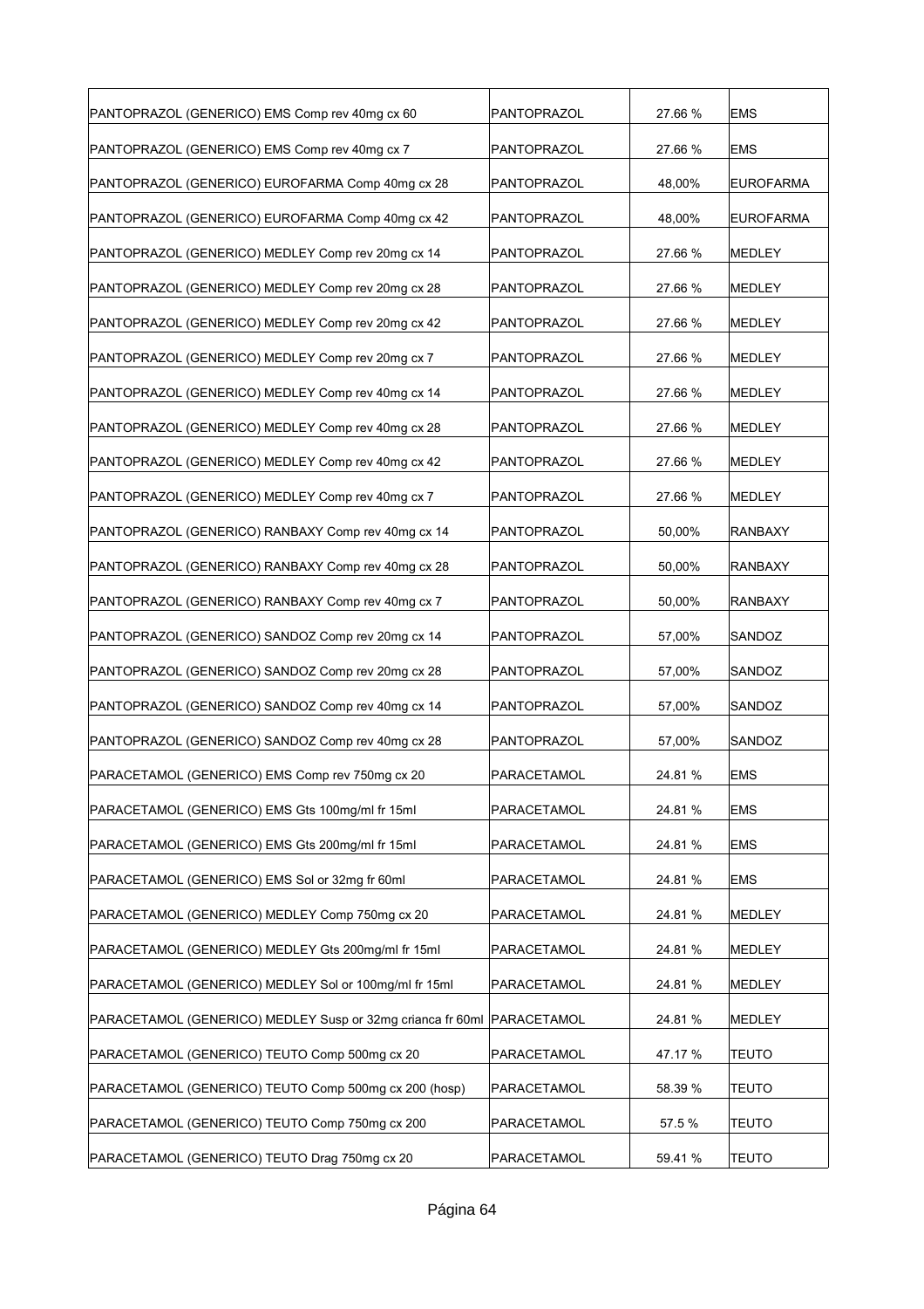| | | | |
|---|---|---|---|
| PANTOPRAZOL (GENERICO) EMS Comp rev 40mg cx 60 | PANTOPRAZOL | 27.66 % | EMS |
| PANTOPRAZOL (GENERICO) EMS Comp rev 40mg cx 7 | PANTOPRAZOL | 27.66 % | EMS |
| PANTOPRAZOL (GENERICO) EUROFARMA Comp 40mg cx 28 | PANTOPRAZOL | 48,00% | EUROFARMA |
| PANTOPRAZOL (GENERICO) EUROFARMA Comp 40mg cx 42 | PANTOPRAZOL | 48,00% | EUROFARMA |
| PANTOPRAZOL (GENERICO) MEDLEY Comp rev 20mg cx 14 | PANTOPRAZOL | 27.66 % | MEDLEY |
| PANTOPRAZOL (GENERICO) MEDLEY Comp rev 20mg cx 28 | PANTOPRAZOL | 27.66 % | MEDLEY |
| PANTOPRAZOL (GENERICO) MEDLEY Comp rev 20mg cx 42 | PANTOPRAZOL | 27.66 % | MEDLEY |
| PANTOPRAZOL (GENERICO) MEDLEY Comp rev 20mg cx 7 | PANTOPRAZOL | 27.66 % | MEDLEY |
| PANTOPRAZOL (GENERICO) MEDLEY Comp rev 40mg cx 14 | PANTOPRAZOL | 27.66 % | MEDLEY |
| PANTOPRAZOL (GENERICO) MEDLEY Comp rev 40mg cx 28 | PANTOPRAZOL | 27.66 % | MEDLEY |
| PANTOPRAZOL (GENERICO) MEDLEY Comp rev 40mg cx 42 | PANTOPRAZOL | 27.66 % | MEDLEY |
| PANTOPRAZOL (GENERICO) MEDLEY Comp rev 40mg cx 7 | PANTOPRAZOL | 27.66 % | MEDLEY |
| PANTOPRAZOL (GENERICO) RANBAXY Comp rev 40mg cx 14 | PANTOPRAZOL | 50,00% | RANBAXY |
| PANTOPRAZOL (GENERICO) RANBAXY Comp rev 40mg cx 28 | PANTOPRAZOL | 50,00% | RANBAXY |
| PANTOPRAZOL (GENERICO) RANBAXY Comp rev 40mg cx 7 | PANTOPRAZOL | 50,00% | RANBAXY |
| PANTOPRAZOL (GENERICO) SANDOZ Comp rev 20mg cx 14 | PANTOPRAZOL | 57,00% | SANDOZ |
| PANTOPRAZOL (GENERICO) SANDOZ Comp rev 20mg cx 28 | PANTOPRAZOL | 57,00% | SANDOZ |
| PANTOPRAZOL (GENERICO) SANDOZ Comp rev 40mg cx 14 | PANTOPRAZOL | 57,00% | SANDOZ |
| PANTOPRAZOL (GENERICO) SANDOZ Comp rev 40mg cx 28 | PANTOPRAZOL | 57,00% | SANDOZ |
| PARACETAMOL (GENERICO) EMS Comp rev 750mg cx 20 | PARACETAMOL | 24.81 % | EMS |
| PARACETAMOL (GENERICO) EMS Gts 100mg/ml fr 15ml | PARACETAMOL | 24.81 % | EMS |
| PARACETAMOL (GENERICO) EMS Gts 200mg/ml fr 15ml | PARACETAMOL | 24.81 % | EMS |
| PARACETAMOL (GENERICO) EMS Sol or 32mg fr 60ml | PARACETAMOL | 24.81 % | EMS |
| PARACETAMOL (GENERICO) MEDLEY Comp 750mg cx 20 | PARACETAMOL | 24.81 % | MEDLEY |
| PARACETAMOL (GENERICO) MEDLEY Gts 200mg/ml fr 15ml | PARACETAMOL | 24.81 % | MEDLEY |
| PARACETAMOL (GENERICO) MEDLEY Sol or 100mg/ml fr 15ml | PARACETAMOL | 24.81 % | MEDLEY |
| PARACETAMOL (GENERICO) MEDLEY Susp or 32mg crianca fr 60ml | PARACETAMOL | 24.81 % | MEDLEY |
| PARACETAMOL (GENERICO) TEUTO Comp 500mg cx 20 | PARACETAMOL | 47.17 % | TEUTO |
| PARACETAMOL (GENERICO) TEUTO Comp 500mg cx 200 (hosp) | PARACETAMOL | 58.39 % | TEUTO |
| PARACETAMOL (GENERICO) TEUTO Comp 750mg cx 200 | PARACETAMOL | 57.5 % | TEUTO |
| PARACETAMOL (GENERICO) TEUTO Drag 750mg cx 20 | PARACETAMOL | 59.41 % | TEUTO |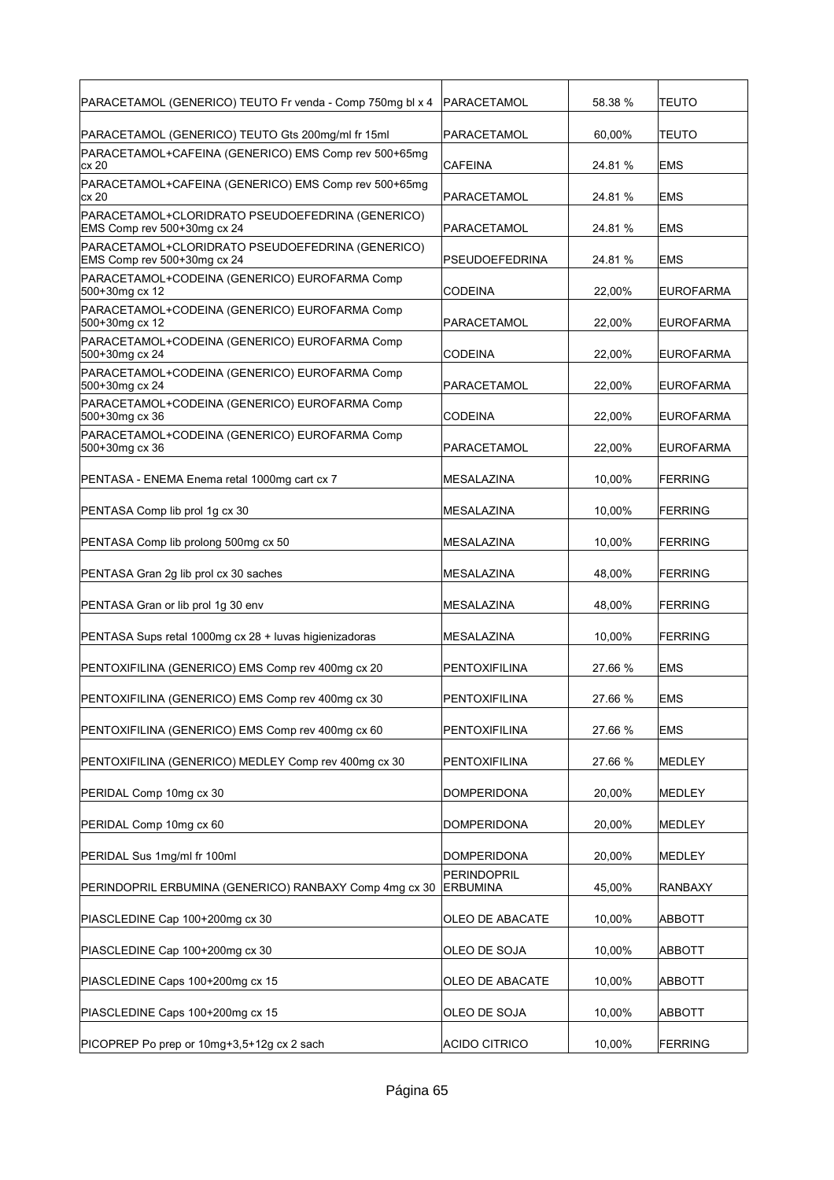| | | | |
|---|---|---|---|
| PARACETAMOL (GENERICO) TEUTO Fr venda - Comp 750mg bl x 4 | PARACETAMOL | 58.38 % | TEUTO |
| PARACETAMOL (GENERICO) TEUTO Gts 200mg/ml fr 15ml | PARACETAMOL | 60,00% | TEUTO |
| PARACETAMOL+CAFEINA (GENERICO) EMS Comp rev 500+65mg cx 20 | CAFEINA | 24.81 % | EMS |
| PARACETAMOL+CAFEINA (GENERICO) EMS Comp rev 500+65mg cx 20 | PARACETAMOL | 24.81 % | EMS |
| PARACETAMOL+CLORIDRATO PSEUDOEFEDRINA (GENERICO) EMS Comp rev 500+30mg cx 24 | PARACETAMOL | 24.81 % | EMS |
| PARACETAMOL+CLORIDRATO PSEUDOEFEDRINA (GENERICO) EMS Comp rev 500+30mg cx 24 | PSEUDOEFEDRINA | 24.81 % | EMS |
| PARACETAMOL+CODEINA (GENERICO) EUROFARMA Comp 500+30mg cx 12 | CODEINA | 22,00% | EUROFARMA |
| PARACETAMOL+CODEINA (GENERICO) EUROFARMA Comp 500+30mg cx 12 | PARACETAMOL | 22,00% | EUROFARMA |
| PARACETAMOL+CODEINA (GENERICO) EUROFARMA Comp 500+30mg cx 24 | CODEINA | 22,00% | EUROFARMA |
| PARACETAMOL+CODEINA (GENERICO) EUROFARMA Comp 500+30mg cx 24 | PARACETAMOL | 22,00% | EUROFARMA |
| PARACETAMOL+CODEINA (GENERICO) EUROFARMA Comp 500+30mg cx 36 | CODEINA | 22,00% | EUROFARMA |
| PARACETAMOL+CODEINA (GENERICO) EUROFARMA Comp 500+30mg cx 36 | PARACETAMOL | 22,00% | EUROFARMA |
| PENTASA - ENEMA Enema retal 1000mg cart cx 7 | MESALAZINA | 10,00% | FERRING |
| PENTASA Comp lib prol 1g cx 30 | MESALAZINA | 10,00% | FERRING |
| PENTASA Comp lib prolong 500mg cx 50 | MESALAZINA | 10,00% | FERRING |
| PENTASA Gran 2g lib prol cx 30 saches | MESALAZINA | 48,00% | FERRING |
| PENTASA Gran or lib prol 1g 30 env | MESALAZINA | 48,00% | FERRING |
| PENTASA Sups retal 1000mg cx 28 + luvas higienizadoras | MESALAZINA | 10,00% | FERRING |
| PENTOXIFILINA (GENERICO) EMS Comp rev 400mg cx 20 | PENTOXIFILINA | 27.66 % | EMS |
| PENTOXIFILINA (GENERICO) EMS Comp rev 400mg cx 30 | PENTOXIFILINA | 27.66 % | EMS |
| PENTOXIFILINA (GENERICO) EMS Comp rev 400mg cx 60 | PENTOXIFILINA | 27.66 % | EMS |
| PENTOXIFILINA (GENERICO) MEDLEY Comp rev 400mg cx 30 | PENTOXIFILINA | 27.66 % | MEDLEY |
| PERIDAL Comp 10mg cx 30 | DOMPERIDONA | 20,00% | MEDLEY |
| PERIDAL Comp 10mg cx 60 | DOMPERIDONA | 20,00% | MEDLEY |
| PERIDAL Sus 1mg/ml fr 100ml | DOMPERIDONA | 20,00% | MEDLEY |
| PERINDOPRIL ERBUMINA (GENERICO) RANBAXY Comp 4mg cx 30 | PERINDOPRIL ERBUMINA | 45,00% | RANBAXY |
| PIASCLEDINE Cap 100+200mg cx 30 | OLEO DE ABACATE | 10,00% | ABBOTT |
| PIASCLEDINE Cap 100+200mg cx 30 | OLEO DE SOJA | 10,00% | ABBOTT |
| PIASCLEDINE Caps 100+200mg cx 15 | OLEO DE ABACATE | 10,00% | ABBOTT |
| PIASCLEDINE Caps 100+200mg cx 15 | OLEO DE SOJA | 10,00% | ABBOTT |
| PICOPREP Po prep or 10mg+3,5+12g cx 2 sach | ACIDO CITRICO | 10,00% | FERRING |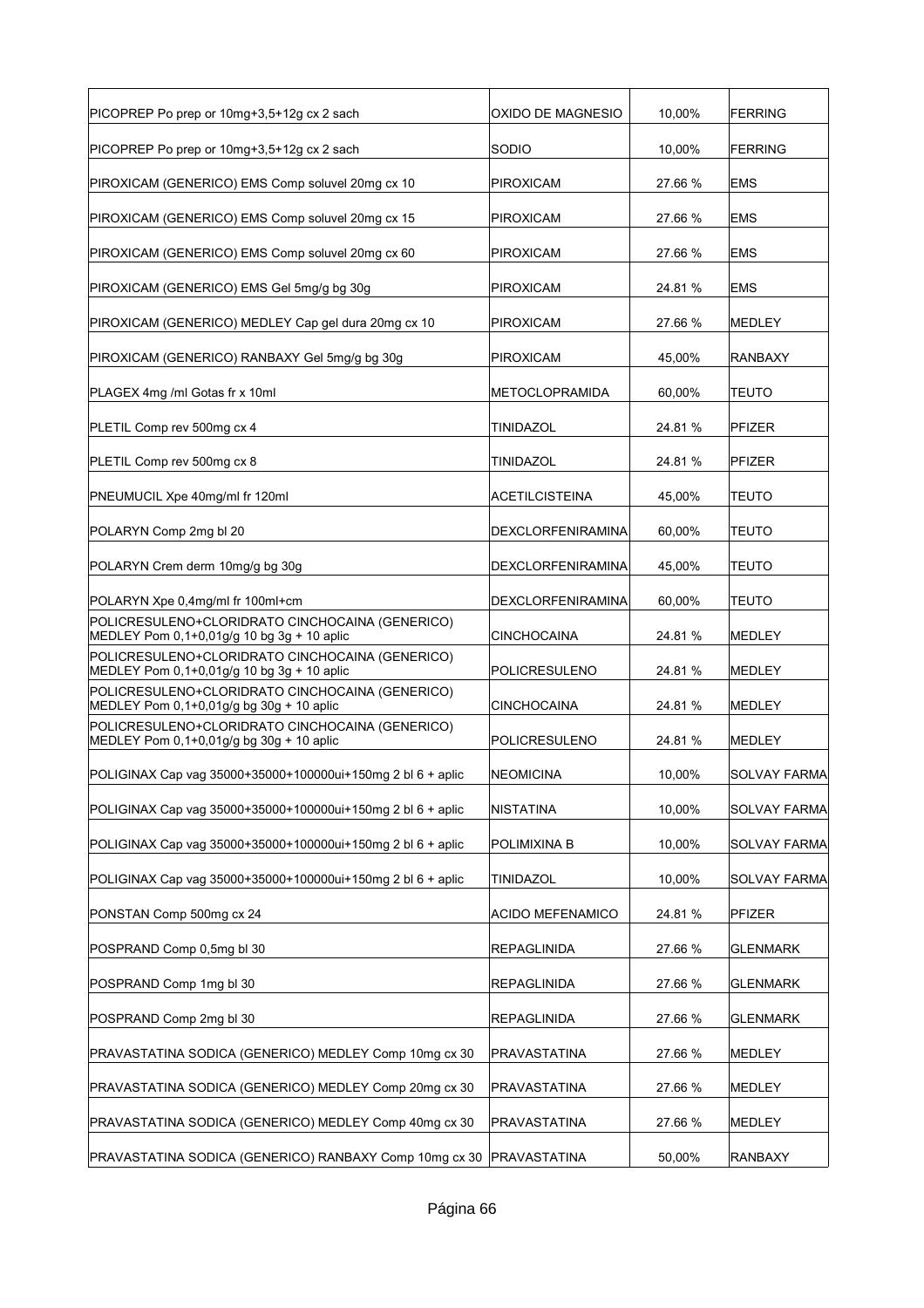| | | | |
|---|---|---|---|
| PICOPREP Po prep or 10mg+3,5+12g cx 2 sach | OXIDO DE MAGNESIO | 10,00% | FERRING |
| PICOPREP Po prep or 10mg+3,5+12g cx 2 sach | SODIO | 10,00% | FERRING |
| PIROXICAM (GENERICO) EMS Comp soluvel 20mg cx 10 | PIROXICAM | 27.66 % | EMS |
| PIROXICAM (GENERICO) EMS Comp soluvel 20mg cx 15 | PIROXICAM | 27.66 % | EMS |
| PIROXICAM (GENERICO) EMS Comp soluvel 20mg cx 60 | PIROXICAM | 27.66 % | EMS |
| PIROXICAM (GENERICO) EMS Gel 5mg/g bg 30g | PIROXICAM | 24.81 % | EMS |
| PIROXICAM (GENERICO) MEDLEY Cap gel dura 20mg cx 10 | PIROXICAM | 27.66 % | MEDLEY |
| PIROXICAM (GENERICO) RANBAXY Gel 5mg/g bg 30g | PIROXICAM | 45,00% | RANBAXY |
| PLAGEX 4mg /ml Gotas fr x 10ml | METOCLOPRAMIDA | 60,00% | TEUTO |
| PLETIL Comp rev 500mg cx 4 | TINIDAZOL | 24.81 % | PFIZER |
| PLETIL Comp rev 500mg cx 8 | TINIDAZOL | 24.81 % | PFIZER |
| PNEUMUCIL Xpe 40mg/ml fr 120ml | ACETILCISTEINA | 45,00% | TEUTO |
| POLARYN Comp 2mg bl 20 | DEXCLORFENIRAMINA | 60,00% | TEUTO |
| POLARYN Crem derm 10mg/g bg 30g | DEXCLORFENIRAMINA | 45,00% | TEUTO |
| POLARYN Xpe 0,4mg/ml fr 100ml+cm | DEXCLORFENIRAMINA | 60,00% | TEUTO |
| POLICRESULENO+CLORIDRATO CINCHOCAINA (GENERICO) MEDLEY Pom 0,1+0,01g/g 10 bg 3g + 10 aplic | CINCHOCAINA | 24.81 % | MEDLEY |
| POLICRESULENO+CLORIDRATO CINCHOCAINA (GENERICO) MEDLEY Pom 0,1+0,01g/g 10 bg 3g + 10 aplic | POLICRESULENO | 24.81 % | MEDLEY |
| POLICRESULENO+CLORIDRATO CINCHOCAINA (GENERICO) MEDLEY Pom 0,1+0,01g/g bg 30g + 10 aplic | CINCHOCAINA | 24.81 % | MEDLEY |
| POLICRESULENO+CLORIDRATO CINCHOCAINA (GENERICO) MEDLEY Pom 0,1+0,01g/g bg 30g + 10 aplic | POLICRESULENO | 24.81 % | MEDLEY |
| POLIGINAX Cap vag 35000+35000+100000ui+150mg 2 bl 6 + aplic | NEOMICINA | 10,00% | SOLVAY FARMA |
| POLIGINAX Cap vag 35000+35000+100000ui+150mg 2 bl 6 + aplic | NISTATINA | 10,00% | SOLVAY FARMA |
| POLIGINAX Cap vag 35000+35000+100000ui+150mg 2 bl 6 + aplic | POLIMIXINA B | 10,00% | SOLVAY FARMA |
| POLIGINAX Cap vag 35000+35000+100000ui+150mg 2 bl 6 + aplic | TINIDAZOL | 10,00% | SOLVAY FARMA |
| PONSTAN Comp 500mg cx 24 | ACIDO MEFENAMICO | 24.81 % | PFIZER |
| POSPRAND Comp 0,5mg bl 30 | REPAGLINIDA | 27.66 % | GLENMARK |
| POSPRAND Comp 1mg bl 30 | REPAGLINIDA | 27.66 % | GLENMARK |
| POSPRAND Comp 2mg bl 30 | REPAGLINIDA | 27.66 % | GLENMARK |
| PRAVASTATINA SODICA (GENERICO) MEDLEY Comp 10mg cx 30 | PRAVASTATINA | 27.66 % | MEDLEY |
| PRAVASTATINA SODICA (GENERICO) MEDLEY Comp 20mg cx 30 | PRAVASTATINA | 27.66 % | MEDLEY |
| PRAVASTATINA SODICA (GENERICO) MEDLEY Comp 40mg cx 30 | PRAVASTATINA | 27.66 % | MEDLEY |
| PRAVASTATINA SODICA (GENERICO) RANBAXY Comp 10mg cx 30 | PRAVASTATINA | 50,00% | RANBAXY |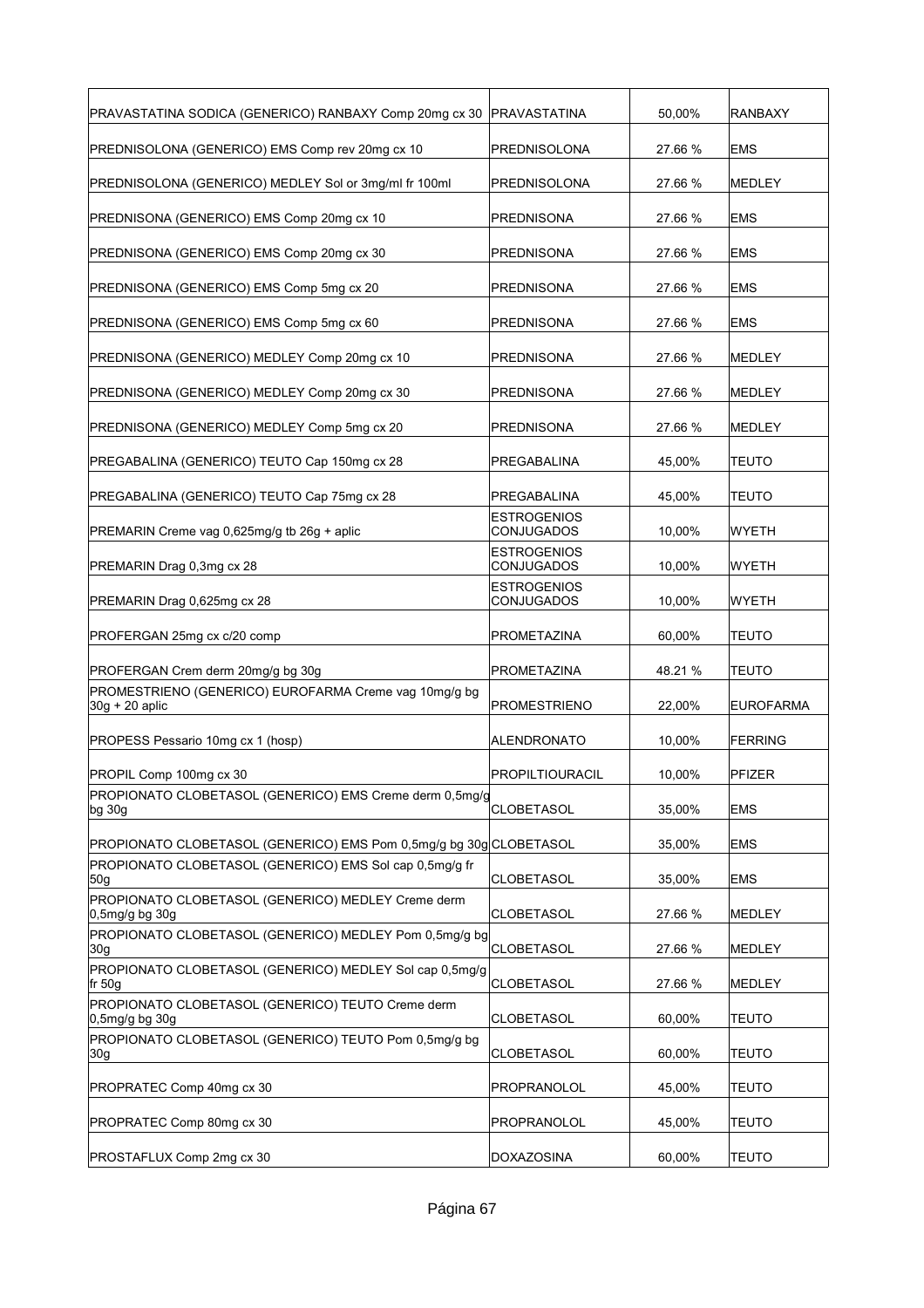| | | | |
|---|---|---|---|
| PRAVASTATINA SODICA (GENERICO) RANBAXY Comp 20mg cx 30 | PRAVASTATINA | 50,00% | RANBAXY |
| PREDNISOLONA (GENERICO) EMS Comp rev 20mg cx 10 | PREDNISOLONA | 27.66 % | EMS |
| PREDNISOLONA (GENERICO) MEDLEY Sol or 3mg/ml fr 100ml | PREDNISOLONA | 27.66 % | MEDLEY |
| PREDNISONA (GENERICO) EMS Comp 20mg cx 10 | PREDNISONA | 27.66 % | EMS |
| PREDNISONA (GENERICO) EMS Comp 20mg cx 30 | PREDNISONA | 27.66 % | EMS |
| PREDNISONA (GENERICO) EMS Comp 5mg cx 20 | PREDNISONA | 27.66 % | EMS |
| PREDNISONA (GENERICO) EMS Comp 5mg cx 60 | PREDNISONA | 27.66 % | EMS |
| PREDNISONA (GENERICO) MEDLEY Comp 20mg cx 10 | PREDNISONA | 27.66 % | MEDLEY |
| PREDNISONA (GENERICO) MEDLEY Comp 20mg cx 30 | PREDNISONA | 27.66 % | MEDLEY |
| PREDNISONA (GENERICO) MEDLEY Comp 5mg cx 20 | PREDNISONA | 27.66 % | MEDLEY |
| PREGABALINA (GENERICO) TEUTO Cap 150mg cx 28 | PREGABALINA | 45,00% | TEUTO |
| PREGABALINA (GENERICO) TEUTO Cap 75mg cx 28 | PREGABALINA | 45,00% | TEUTO |
| PREMARIN Creme vag 0,625mg/g tb 26g + aplic | ESTROGENIOS CONJUGADOS | 10,00% | WYETH |
| PREMARIN Drag 0,3mg cx 28 | ESTROGENIOS CONJUGADOS | 10,00% | WYETH |
| PREMARIN Drag 0,625mg cx 28 | ESTROGENIOS CONJUGADOS | 10,00% | WYETH |
| PROFERGAN 25mg cx c/20 comp | PROMETAZINA | 60,00% | TEUTO |
| PROFERGAN Crem derm 20mg/g bg 30g | PROMETAZINA | 48.21 % | TEUTO |
| PROMESTRIENO (GENERICO) EUROFARMA Creme vag 10mg/g bg 30g + 20 aplic | PROMESTRIENO | 22,00% | EUROFARMA |
| PROPESS Pessario 10mg cx 1 (hosp) | ALENDRONATO | 10,00% | FERRING |
| PROPIL Comp 100mg cx 30 | PROPILTIOURACIL | 10,00% | PFIZER |
| PROPIONATO CLOBETASOL (GENERICO) EMS Creme derm 0,5mg/g bg 30g | CLOBETASOL | 35,00% | EMS |
| PROPIONATO CLOBETASOL (GENERICO) EMS Pom 0,5mg/g bg 30g | CLOBETASOL | 35,00% | EMS |
| PROPIONATO CLOBETASOL (GENERICO) EMS Sol cap 0,5mg/g fr 50g | CLOBETASOL | 35,00% | EMS |
| PROPIONATO CLOBETASOL (GENERICO) MEDLEY Creme derm 0,5mg/g bg 30g | CLOBETASOL | 27.66 % | MEDLEY |
| PROPIONATO CLOBETASOL (GENERICO) MEDLEY Pom 0,5mg/g bg 30g | CLOBETASOL | 27.66 % | MEDLEY |
| PROPIONATO CLOBETASOL (GENERICO) MEDLEY Sol cap 0,5mg/g fr 50g | CLOBETASOL | 27.66 % | MEDLEY |
| PROPIONATO CLOBETASOL (GENERICO) TEUTO Creme derm 0,5mg/g bg 30g | CLOBETASOL | 60,00% | TEUTO |
| PROPIONATO CLOBETASOL (GENERICO) TEUTO Pom 0,5mg/g bg 30g | CLOBETASOL | 60,00% | TEUTO |
| PROPRATEC Comp 40mg cx 30 | PROPRANOLOL | 45,00% | TEUTO |
| PROPRATEC Comp 80mg cx 30 | PROPRANOLOL | 45,00% | TEUTO |
| PROSTAFLUX Comp 2mg cx 30 | DOXAZOSINA | 60,00% | TEUTO |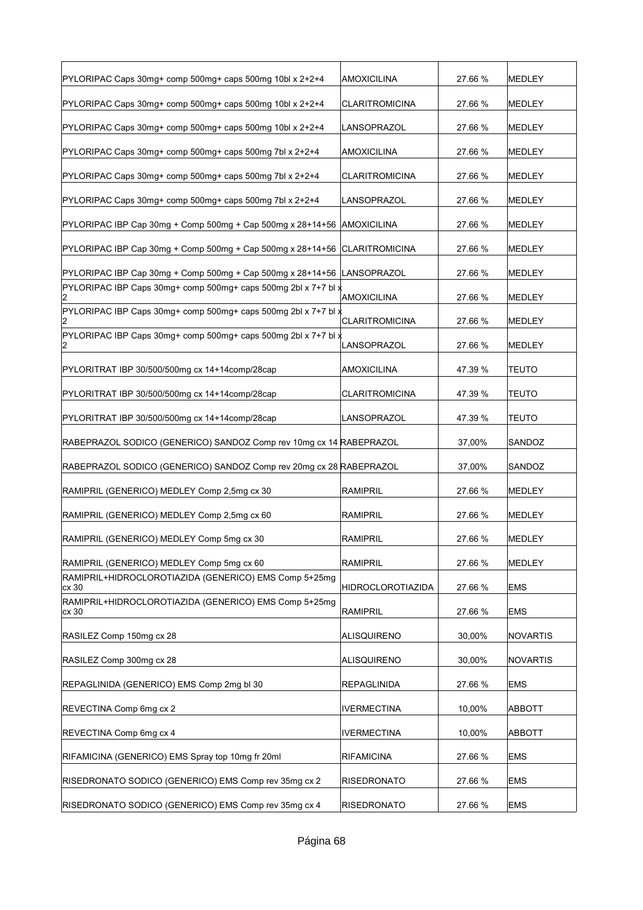| | | | |
|---|---|---|---|
| PYLORIPAC Caps 30mg+ comp 500mg+ caps 500mg 10bl x 2+2+4 | AMOXICILINA | 27.66 % | MEDLEY |
| PYLORIPAC Caps 30mg+ comp 500mg+ caps 500mg 10bl x 2+2+4 | CLARITROMICINA | 27.66 % | MEDLEY |
| PYLORIPAC Caps 30mg+ comp 500mg+ caps 500mg 10bl x 2+2+4 | LANSOPRAZOL | 27.66 % | MEDLEY |
| PYLORIPAC Caps 30mg+ comp 500mg+ caps 500mg 7bl x 2+2+4 | AMOXICILINA | 27.66 % | MEDLEY |
| PYLORIPAC Caps 30mg+ comp 500mg+ caps 500mg 7bl x 2+2+4 | CLARITROMICINA | 27.66 % | MEDLEY |
| PYLORIPAC Caps 30mg+ comp 500mg+ caps 500mg 7bl x 2+2+4 | LANSOPRAZOL | 27.66 % | MEDLEY |
| PYLORIPAC IBP Cap 30mg + Comp 500mg + Cap 500mg x 28+14+56 | AMOXICILINA | 27.66 % | MEDLEY |
| PYLORIPAC IBP Cap 30mg + Comp 500mg + Cap 500mg x 28+14+56 | CLARITROMICINA | 27.66 % | MEDLEY |
| PYLORIPAC IBP Cap 30mg + Comp 500mg + Cap 500mg x 28+14+56 | LANSOPRAZOL | 27.66 % | MEDLEY |
| PYLORIPAC IBP Caps 30mg+ comp 500mg+ caps 500mg 2bl x 7+7 bl x 2 | AMOXICILINA | 27.66 % | MEDLEY |
| PYLORIPAC IBP Caps 30mg+ comp 500mg+ caps 500mg 2bl x 7+7 bl x 2 | CLARITROMICINA | 27.66 % | MEDLEY |
| PYLORIPAC IBP Caps 30mg+ comp 500mg+ caps 500mg 2bl x 7+7 bl x 2 | LANSOPRAZOL | 27.66 % | MEDLEY |
| PYLORITRAT IBP 30/500/500mg cx 14+14comp/28cap | AMOXICILINA | 47.39 % | TEUTO |
| PYLORITRAT IBP 30/500/500mg cx 14+14comp/28cap | CLARITROMICINA | 47.39 % | TEUTO |
| PYLORITRAT IBP 30/500/500mg cx 14+14comp/28cap | LANSOPRAZOL | 47.39 % | TEUTO |
| RABEPRAZOL SODICO (GENERICO) SANDOZ Comp rev 10mg cx 14 | RABEPRAZOL | 37,00% | SANDOZ |
| RABEPRAZOL SODICO (GENERICO) SANDOZ Comp rev 20mg cx 28 | RABEPRAZOL | 37,00% | SANDOZ |
| RAMIPRIL (GENERICO) MEDLEY Comp 2,5mg cx 30 | RAMIPRIL | 27.66 % | MEDLEY |
| RAMIPRIL (GENERICO) MEDLEY Comp 2,5mg cx 60 | RAMIPRIL | 27.66 % | MEDLEY |
| RAMIPRIL (GENERICO) MEDLEY Comp 5mg cx 30 | RAMIPRIL | 27.66 % | MEDLEY |
| RAMIPRIL (GENERICO) MEDLEY Comp 5mg cx 60 | RAMIPRIL | 27.66 % | MEDLEY |
| RAMIPRIL+HIDROCLOROTIAZIDA (GENERICO) EMS Comp 5+25mg cx 30 | HIDROCLOROTIAZIDA | 27.66 % | EMS |
| RAMIPRIL+HIDROCLOROTIAZIDA (GENERICO) EMS Comp 5+25mg cx 30 | RAMIPRIL | 27.66 % | EMS |
| RASILEZ Comp 150mg cx 28 | ALISQUIRENO | 30,00% | NOVARTIS |
| RASILEZ Comp 300mg cx 28 | ALISQUIRENO | 30,00% | NOVARTIS |
| REPAGLINIDA (GENERICO) EMS Comp 2mg bl 30 | REPAGLINIDA | 27.66 % | EMS |
| REVECTINA Comp 6mg cx 2 | IVERMECTINA | 10,00% | ABBOTT |
| REVECTINA Comp 6mg cx 4 | IVERMECTINA | 10,00% | ABBOTT |
| RIFAMICINA (GENERICO) EMS Spray top 10mg fr 20ml | RIFAMICINA | 27.66 % | EMS |
| RISEDRONATO SODICO (GENERICO) EMS Comp rev 35mg cx 2 | RISEDRONATO | 27.66 % | EMS |
| RISEDRONATO SODICO (GENERICO) EMS Comp rev 35mg cx 4 | RISEDRONATO | 27.66 % | EMS |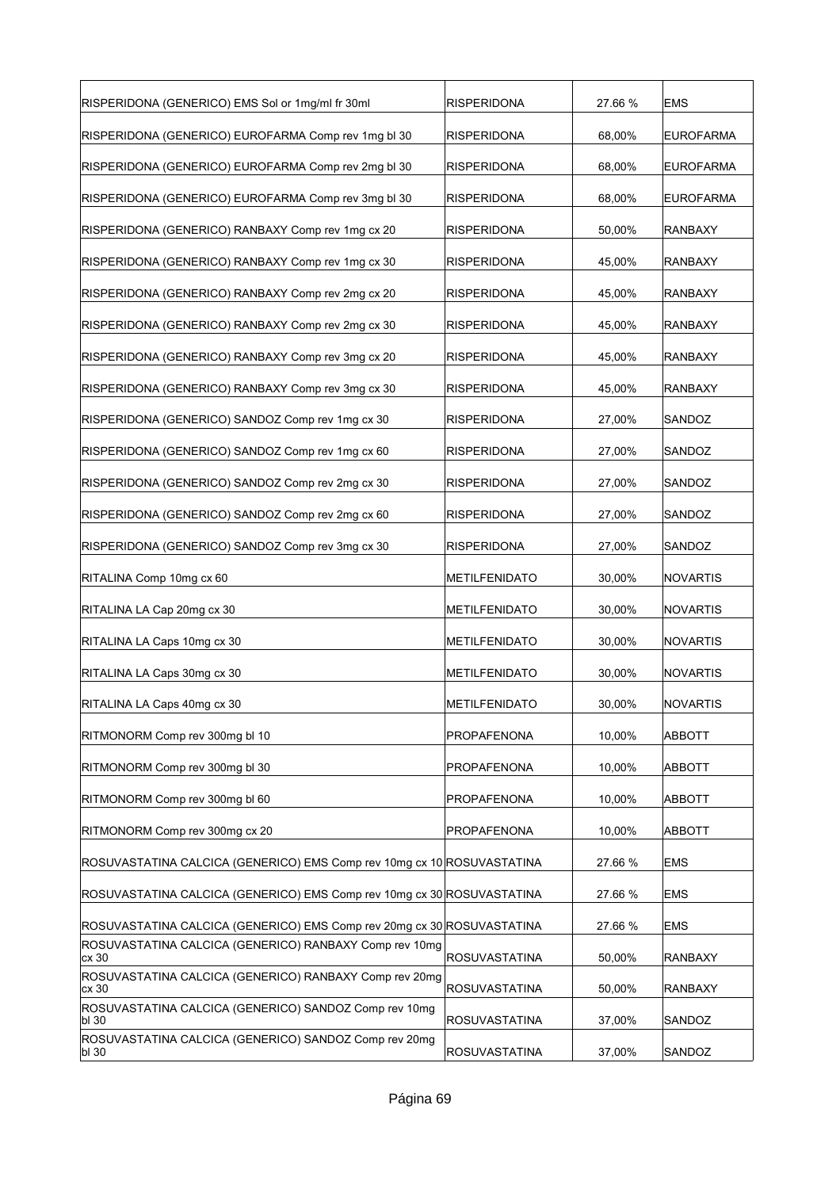| | | | |
|---|---|---|---|
| RISPERIDONA (GENERICO) EMS Sol or 1mg/ml fr 30ml | RISPERIDONA | 27.66 % | EMS |
| RISPERIDONA (GENERICO) EUROFARMA Comp rev 1mg bl 30 | RISPERIDONA | 68,00% | EUROFARMA |
| RISPERIDONA (GENERICO) EUROFARMA Comp rev 2mg bl 30 | RISPERIDONA | 68,00% | EUROFARMA |
| RISPERIDONA (GENERICO) EUROFARMA Comp rev 3mg bl 30 | RISPERIDONA | 68,00% | EUROFARMA |
| RISPERIDONA (GENERICO) RANBAXY Comp rev 1mg cx 20 | RISPERIDONA | 50,00% | RANBAXY |
| RISPERIDONA (GENERICO) RANBAXY Comp rev 1mg cx 30 | RISPERIDONA | 45,00% | RANBAXY |
| RISPERIDONA (GENERICO) RANBAXY Comp rev 2mg cx 20 | RISPERIDONA | 45,00% | RANBAXY |
| RISPERIDONA (GENERICO) RANBAXY Comp rev 2mg cx 30 | RISPERIDONA | 45,00% | RANBAXY |
| RISPERIDONA (GENERICO) RANBAXY Comp rev 3mg cx 20 | RISPERIDONA | 45,00% | RANBAXY |
| RISPERIDONA (GENERICO) RANBAXY Comp rev 3mg cx 30 | RISPERIDONA | 45,00% | RANBAXY |
| RISPERIDONA (GENERICO) SANDOZ Comp rev 1mg cx 30 | RISPERIDONA | 27,00% | SANDOZ |
| RISPERIDONA (GENERICO) SANDOZ Comp rev 1mg cx 60 | RISPERIDONA | 27,00% | SANDOZ |
| RISPERIDONA (GENERICO) SANDOZ Comp rev 2mg cx 30 | RISPERIDONA | 27,00% | SANDOZ |
| RISPERIDONA (GENERICO) SANDOZ Comp rev 2mg cx 60 | RISPERIDONA | 27,00% | SANDOZ |
| RISPERIDONA (GENERICO) SANDOZ Comp rev 3mg cx 30 | RISPERIDONA | 27,00% | SANDOZ |
| RITALINA Comp 10mg cx 60 | METILFENIDATO | 30,00% | NOVARTIS |
| RITALINA LA Cap 20mg cx 30 | METILFENIDATO | 30,00% | NOVARTIS |
| RITALINA LA Caps 10mg cx 30 | METILFENIDATO | 30,00% | NOVARTIS |
| RITALINA LA Caps 30mg cx 30 | METILFENIDATO | 30,00% | NOVARTIS |
| RITALINA LA Caps 40mg cx 30 | METILFENIDATO | 30,00% | NOVARTIS |
| RITMONORM Comp rev 300mg bl 10 | PROPAFENONA | 10,00% | ABBOTT |
| RITMONORM Comp rev 300mg bl 30 | PROPAFENONA | 10,00% | ABBOTT |
| RITMONORM Comp rev 300mg bl 60 | PROPAFENONA | 10,00% | ABBOTT |
| RITMONORM Comp rev 300mg cx 20 | PROPAFENONA | 10,00% | ABBOTT |
| ROSUVASTATINA CALCICA (GENERICO) EMS Comp rev 10mg cx 10 | ROSUVASTATINA | 27.66 % | EMS |
| ROSUVASTATINA CALCICA (GENERICO) EMS Comp rev 10mg cx 30 | ROSUVASTATINA | 27.66 % | EMS |
| ROSUVASTATINA CALCICA (GENERICO) EMS Comp rev 20mg cx 30 | ROSUVASTATINA | 27.66 % | EMS |
| ROSUVASTATINA CALCICA (GENERICO) RANBAXY Comp rev 10mg cx 30 | ROSUVASTATINA | 50,00% | RANBAXY |
| ROSUVASTATINA CALCICA (GENERICO) RANBAXY Comp rev 20mg cx 30 | ROSUVASTATINA | 50,00% | RANBAXY |
| ROSUVASTATINA CALCICA (GENERICO) SANDOZ Comp rev 10mg bl 30 | ROSUVASTATINA | 37,00% | SANDOZ |
| ROSUVASTATINA CALCICA (GENERICO) SANDOZ Comp rev 20mg bl 30 | ROSUVASTATINA | 37,00% | SANDOZ |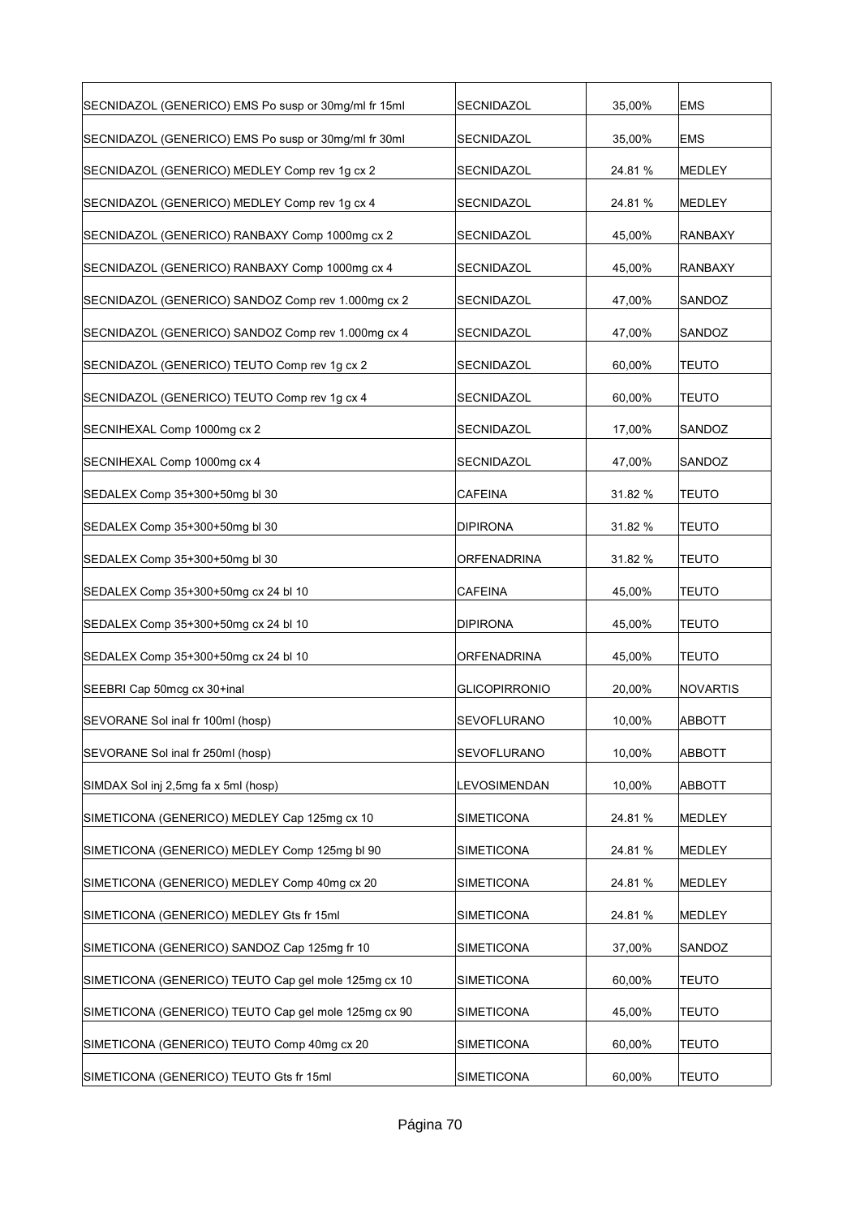| | | | |
|---|---|---|---|
| SECNIDAZOL (GENERICO) EMS Po susp or 30mg/ml fr 15ml | SECNIDAZOL | 35,00% | EMS |
| SECNIDAZOL (GENERICO) EMS Po susp or 30mg/ml fr 30ml | SECNIDAZOL | 35,00% | EMS |
| SECNIDAZOL (GENERICO) MEDLEY Comp rev 1g cx 2 | SECNIDAZOL | 24.81 % | MEDLEY |
| SECNIDAZOL (GENERICO) MEDLEY Comp rev 1g cx 4 | SECNIDAZOL | 24.81 % | MEDLEY |
| SECNIDAZOL (GENERICO) RANBAXY Comp 1000mg cx 2 | SECNIDAZOL | 45,00% | RANBAXY |
| SECNIDAZOL (GENERICO) RANBAXY Comp 1000mg cx 4 | SECNIDAZOL | 45,00% | RANBAXY |
| SECNIDAZOL (GENERICO) SANDOZ Comp rev 1.000mg cx 2 | SECNIDAZOL | 47,00% | SANDOZ |
| SECNIDAZOL (GENERICO) SANDOZ Comp rev 1.000mg cx 4 | SECNIDAZOL | 47,00% | SANDOZ |
| SECNIDAZOL (GENERICO) TEUTO Comp rev 1g cx 2 | SECNIDAZOL | 60,00% | TEUTO |
| SECNIDAZOL (GENERICO) TEUTO Comp rev 1g cx 4 | SECNIDAZOL | 60,00% | TEUTO |
| SECNIHEXAL Comp 1000mg cx 2 | SECNIDAZOL | 17,00% | SANDOZ |
| SECNIHEXAL Comp 1000mg cx 4 | SECNIDAZOL | 47,00% | SANDOZ |
| SEDALEX Comp 35+300+50mg bl 30 | CAFEINA | 31.82 % | TEUTO |
| SEDALEX Comp 35+300+50mg bl 30 | DIPIRONA | 31.82 % | TEUTO |
| SEDALEX Comp 35+300+50mg bl 30 | ORFENADRINA | 31.82 % | TEUTO |
| SEDALEX Comp 35+300+50mg cx 24 bl 10 | CAFEINA | 45,00% | TEUTO |
| SEDALEX Comp 35+300+50mg cx 24 bl 10 | DIPIRONA | 45,00% | TEUTO |
| SEDALEX Comp 35+300+50mg cx 24 bl 10 | ORFENADRINA | 45,00% | TEUTO |
| SEEBRI Cap 50mcg cx 30+inal | GLICOPIRRONIO | 20,00% | NOVARTIS |
| SEVORANE Sol inal fr 100ml (hosp) | SEVOFLURANO | 10,00% | ABBOTT |
| SEVORANE Sol inal fr 250ml (hosp) | SEVOFLURANO | 10,00% | ABBOTT |
| SIMDAX Sol inj 2,5mg fa x 5ml (hosp) | LEVOSIMENDAN | 10,00% | ABBOTT |
| SIMETICONA (GENERICO) MEDLEY Cap 125mg cx 10 | SIMETICONA | 24.81 % | MEDLEY |
| SIMETICONA (GENERICO) MEDLEY Comp 125mg bl 90 | SIMETICONA | 24.81 % | MEDLEY |
| SIMETICONA (GENERICO) MEDLEY Comp 40mg cx 20 | SIMETICONA | 24.81 % | MEDLEY |
| SIMETICONA (GENERICO) MEDLEY Gts fr 15ml | SIMETICONA | 24.81 % | MEDLEY |
| SIMETICONA (GENERICO) SANDOZ Cap 125mg fr 10 | SIMETICONA | 37,00% | SANDOZ |
| SIMETICONA (GENERICO) TEUTO Cap gel mole 125mg cx 10 | SIMETICONA | 60,00% | TEUTO |
| SIMETICONA (GENERICO) TEUTO Cap gel mole 125mg cx 90 | SIMETICONA | 45,00% | TEUTO |
| SIMETICONA (GENERICO) TEUTO Comp 40mg cx 20 | SIMETICONA | 60,00% | TEUTO |
| SIMETICONA (GENERICO) TEUTO Gts fr 15ml | SIMETICONA | 60,00% | TEUTO |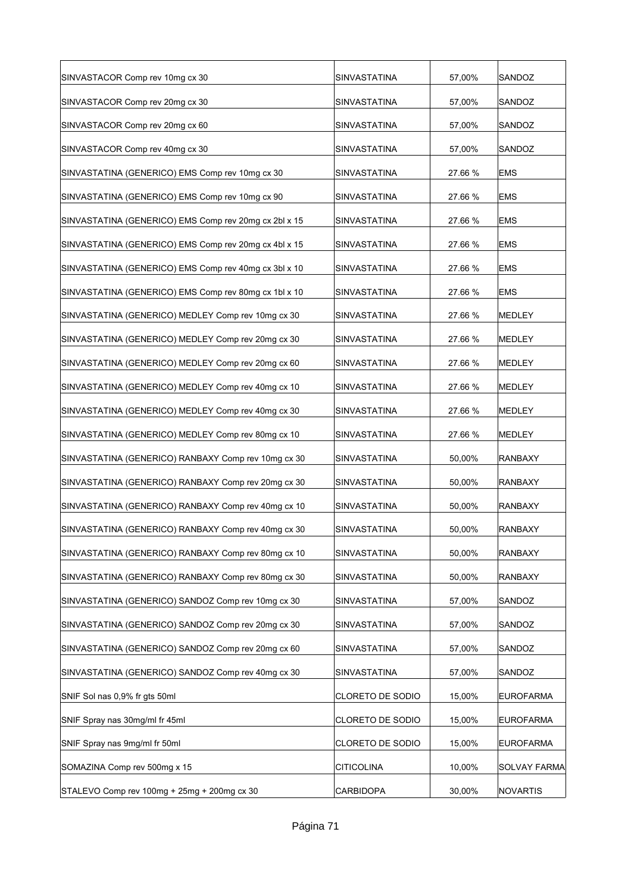| | | | |
|---|---|---|---|
| SINVASTACOR Comp rev 10mg cx 30 | SINVASTATINA | 57,00% | SANDOZ |
| SINVASTACOR Comp rev 20mg cx 30 | SINVASTATINA | 57,00% | SANDOZ |
| SINVASTACOR Comp rev 20mg cx 60 | SINVASTATINA | 57,00% | SANDOZ |
| SINVASTACOR Comp rev 40mg cx 30 | SINVASTATINA | 57,00% | SANDOZ |
| SINVASTATINA (GENERICO) EMS Comp rev 10mg cx 30 | SINVASTATINA | 27.66 % | EMS |
| SINVASTATINA (GENERICO) EMS Comp rev 10mg cx 90 | SINVASTATINA | 27.66 % | EMS |
| SINVASTATINA (GENERICO) EMS Comp rev 20mg cx 2bl x 15 | SINVASTATINA | 27.66 % | EMS |
| SINVASTATINA (GENERICO) EMS Comp rev 20mg cx 4bl x 15 | SINVASTATINA | 27.66 % | EMS |
| SINVASTATINA (GENERICO) EMS Comp rev 40mg cx 3bl x 10 | SINVASTATINA | 27.66 % | EMS |
| SINVASTATINA (GENERICO) EMS Comp rev 80mg cx 1bl x 10 | SINVASTATINA | 27.66 % | EMS |
| SINVASTATINA (GENERICO) MEDLEY Comp rev 10mg cx 30 | SINVASTATINA | 27.66 % | MEDLEY |
| SINVASTATINA (GENERICO) MEDLEY Comp rev 20mg cx 30 | SINVASTATINA | 27.66 % | MEDLEY |
| SINVASTATINA (GENERICO) MEDLEY Comp rev 20mg cx 60 | SINVASTATINA | 27.66 % | MEDLEY |
| SINVASTATINA (GENERICO) MEDLEY Comp rev 40mg cx 10 | SINVASTATINA | 27.66 % | MEDLEY |
| SINVASTATINA (GENERICO) MEDLEY Comp rev 40mg cx 30 | SINVASTATINA | 27.66 % | MEDLEY |
| SINVASTATINA (GENERICO) MEDLEY Comp rev 80mg cx 10 | SINVASTATINA | 27.66 % | MEDLEY |
| SINVASTATINA (GENERICO) RANBAXY Comp rev 10mg cx 30 | SINVASTATINA | 50,00% | RANBAXY |
| SINVASTATINA (GENERICO) RANBAXY Comp rev 20mg cx 30 | SINVASTATINA | 50,00% | RANBAXY |
| SINVASTATINA (GENERICO) RANBAXY Comp rev 40mg cx 10 | SINVASTATINA | 50,00% | RANBAXY |
| SINVASTATINA (GENERICO) RANBAXY Comp rev 40mg cx 30 | SINVASTATINA | 50,00% | RANBAXY |
| SINVASTATINA (GENERICO) RANBAXY Comp rev 80mg cx 10 | SINVASTATINA | 50,00% | RANBAXY |
| SINVASTATINA (GENERICO) RANBAXY Comp rev 80mg cx 30 | SINVASTATINA | 50,00% | RANBAXY |
| SINVASTATINA (GENERICO) SANDOZ Comp rev 10mg cx 30 | SINVASTATINA | 57,00% | SANDOZ |
| SINVASTATINA (GENERICO) SANDOZ Comp rev 20mg cx 30 | SINVASTATINA | 57,00% | SANDOZ |
| SINVASTATINA (GENERICO) SANDOZ Comp rev 20mg cx 60 | SINVASTATINA | 57,00% | SANDOZ |
| SINVASTATINA (GENERICO) SANDOZ Comp rev 40mg cx 30 | SINVASTATINA | 57,00% | SANDOZ |
| SNIF Sol nas 0,9% fr gts 50ml | CLORETO DE SODIO | 15,00% | EUROFARMA |
| SNIF Spray nas 30mg/ml fr 45ml | CLORETO DE SODIO | 15,00% | EUROFARMA |
| SNIF Spray nas 9mg/ml fr 50ml | CLORETO DE SODIO | 15,00% | EUROFARMA |
| SOMAZINA Comp rev 500mg x 15 | CITICOLINA | 10,00% | SOLVAY FARMA |
| STALEVO Comp rev 100mg + 25mg + 200mg cx 30 | CARBIDOPA | 30,00% | NOVARTIS |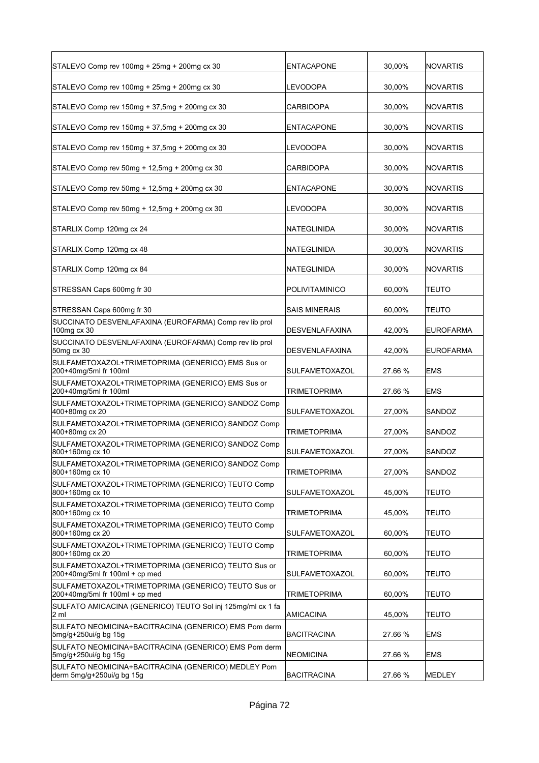| | | | |
|---|---|---|---|
| STALEVO Comp rev 100mg + 25mg + 200mg cx 30 | ENTACAPONE | 30,00% | NOVARTIS |
| STALEVO Comp rev 100mg + 25mg + 200mg cx 30 | LEVODOPA | 30,00% | NOVARTIS |
| STALEVO Comp rev 150mg + 37,5mg + 200mg cx 30 | CARBIDOPA | 30,00% | NOVARTIS |
| STALEVO Comp rev 150mg + 37,5mg + 200mg cx 30 | ENTACAPONE | 30,00% | NOVARTIS |
| STALEVO Comp rev 150mg + 37,5mg + 200mg cx 30 | LEVODOPA | 30,00% | NOVARTIS |
| STALEVO Comp rev 50mg + 12,5mg + 200mg cx 30 | CARBIDOPA | 30,00% | NOVARTIS |
| STALEVO Comp rev 50mg + 12,5mg + 200mg cx 30 | ENTACAPONE | 30,00% | NOVARTIS |
| STALEVO Comp rev 50mg + 12,5mg + 200mg cx 30 | LEVODOPA | 30,00% | NOVARTIS |
| STARLIX Comp 120mg cx 24 | NATEGLINIDA | 30,00% | NOVARTIS |
| STARLIX Comp 120mg cx 48 | NATEGLINIDA | 30,00% | NOVARTIS |
| STARLIX Comp 120mg cx 84 | NATEGLINIDA | 30,00% | NOVARTIS |
| STRESSAN Caps 600mg fr 30 | POLIVITAMINICO | 60,00% | TEUTO |
| STRESSAN Caps 600mg fr 30 | SAIS MINERAIS | 60,00% | TEUTO |
| SUCCINATO DESVENLAFAXINA (EUROFARMA) Comp rev lib prol 100mg cx 30 | DESVENLAFAXINA | 42,00% | EUROFARMA |
| SUCCINATO DESVENLAFAXINA (EUROFARMA) Comp rev lib prol 50mg cx 30 | DESVENLAFAXINA | 42,00% | EUROFARMA |
| SULFAMETOXAZOL+TRIMETOPRIMA (GENERICO) EMS Sus or 200+40mg/5ml fr 100ml | SULFAMETOXAZOL | 27.66 % | EMS |
| SULFAMETOXAZOL+TRIMETOPRIMA (GENERICO) EMS Sus or 200+40mg/5ml fr 100ml | TRIMETOPRIMA | 27.66 % | EMS |
| SULFAMETOXAZOL+TRIMETOPRIMA (GENERICO) SANDOZ Comp 400+80mg cx 20 | SULFAMETOXAZOL | 27,00% | SANDOZ |
| SULFAMETOXAZOL+TRIMETOPRIMA (GENERICO) SANDOZ Comp 400+80mg cx 20 | TRIMETOPRIMA | 27,00% | SANDOZ |
| SULFAMETOXAZOL+TRIMETOPRIMA (GENERICO) SANDOZ Comp 800+160mg cx 10 | SULFAMETOXAZOL | 27,00% | SANDOZ |
| SULFAMETOXAZOL+TRIMETOPRIMA (GENERICO) SANDOZ Comp 800+160mg cx 10 | TRIMETOPRIMA | 27,00% | SANDOZ |
| SULFAMETOXAZOL+TRIMETOPRIMA (GENERICO) TEUTO Comp 800+160mg cx 10 | SULFAMETOXAZOL | 45,00% | TEUTO |
| SULFAMETOXAZOL+TRIMETOPRIMA (GENERICO) TEUTO Comp 800+160mg cx 10 | TRIMETOPRIMA | 45,00% | TEUTO |
| SULFAMETOXAZOL+TRIMETOPRIMA (GENERICO) TEUTO Comp 800+160mg cx 20 | SULFAMETOXAZOL | 60,00% | TEUTO |
| SULFAMETOXAZOL+TRIMETOPRIMA (GENERICO) TEUTO Comp 800+160mg cx 20 | TRIMETOPRIMA | 60,00% | TEUTO |
| SULFAMETOXAZOL+TRIMETOPRIMA (GENERICO) TEUTO Sus or 200+40mg/5ml fr 100ml + cp med | SULFAMETOXAZOL | 60,00% | TEUTO |
| SULFAMETOXAZOL+TRIMETOPRIMA (GENERICO) TEUTO Sus or 200+40mg/5ml fr 100ml + cp med | TRIMETOPRIMA | 60,00% | TEUTO |
| SULFATO AMICACINA (GENERICO) TEUTO Sol inj 125mg/ml cx 1 fa 2 ml | AMICACINA | 45,00% | TEUTO |
| SULFATO NEOMICINA+BACITRACINA (GENERICO) EMS Pom derm 5mg/g+250ui/g bg 15g | BACITRACINA | 27.66 % | EMS |
| SULFATO NEOMICINA+BACITRACINA (GENERICO) EMS Pom derm 5mg/g+250ui/g bg 15g | NEOMICINA | 27.66 % | EMS |
| SULFATO NEOMICINA+BACITRACINA (GENERICO) MEDLEY Pom derm 5mg/g+250ui/g bg 15g | BACITRACINA | 27.66 % | MEDLEY |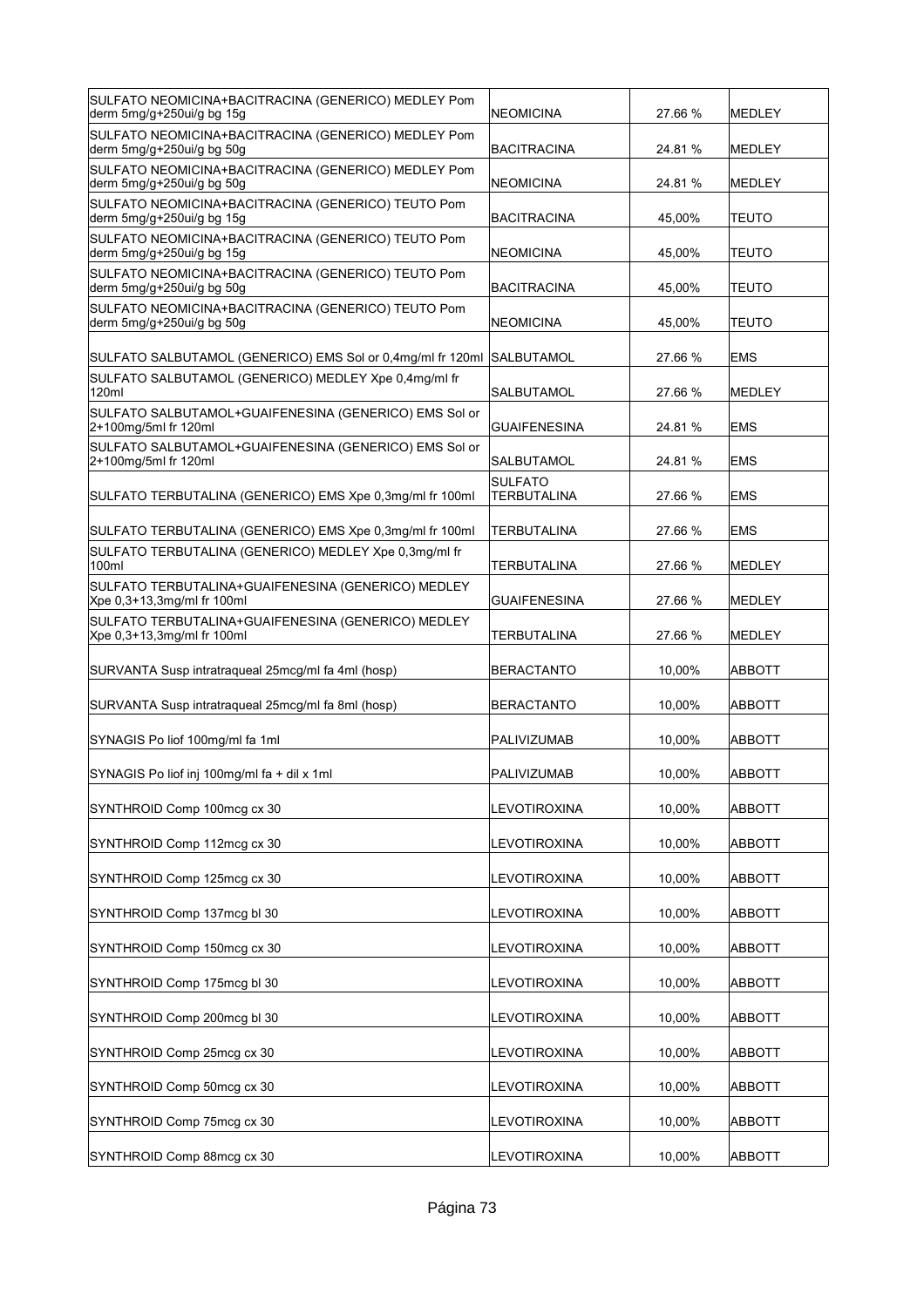| | | | |
|---|---|---|---|
| SULFATO NEOMICINA+BACITRACINA (GENERICO) MEDLEY Pom derm 5mg/g+250ui/g bg 15g | NEOMICINA | 27.66 % | MEDLEY |
| SULFATO NEOMICINA+BACITRACINA (GENERICO) MEDLEY Pom derm 5mg/g+250ui/g bg 50g | BACITRACINA | 24.81 % | MEDLEY |
| SULFATO NEOMICINA+BACITRACINA (GENERICO) MEDLEY Pom derm 5mg/g+250ui/g bg 50g | NEOMICINA | 24.81 % | MEDLEY |
| SULFATO NEOMICINA+BACITRACINA (GENERICO) TEUTO Pom derm 5mg/g+250ui/g bg 15g | BACITRACINA | 45,00% | TEUTO |
| SULFATO NEOMICINA+BACITRACINA (GENERICO) TEUTO Pom derm 5mg/g+250ui/g bg 15g | NEOMICINA | 45,00% | TEUTO |
| SULFATO NEOMICINA+BACITRACINA (GENERICO) TEUTO Pom derm 5mg/g+250ui/g bg 50g | BACITRACINA | 45,00% | TEUTO |
| SULFATO NEOMICINA+BACITRACINA (GENERICO) TEUTO Pom derm 5mg/g+250ui/g bg 50g | NEOMICINA | 45,00% | TEUTO |
| SULFATO SALBUTAMOL (GENERICO) EMS Sol or 0,4mg/ml fr 120ml | SALBUTAMOL | 27.66 % | EMS |
| SULFATO SALBUTAMOL (GENERICO) MEDLEY Xpe 0,4mg/ml fr 120ml | SALBUTAMOL | 27.66 % | MEDLEY |
| SULFATO SALBUTAMOL+GUAIFENESINA (GENERICO) EMS Sol or 2+100mg/5ml fr 120ml | GUAIFENESINA | 24.81 % | EMS |
| SULFATO SALBUTAMOL+GUAIFENESINA (GENERICO) EMS Sol or 2+100mg/5ml fr 120ml | SALBUTAMOL | 24.81 % | EMS |
| SULFATO TERBUTALINA (GENERICO) EMS Xpe 0,3mg/ml fr 100ml | SULFATO TERBUTALINA | 27.66 % | EMS |
| SULFATO TERBUTALINA (GENERICO) EMS Xpe 0,3mg/ml fr 100ml | TERBUTALINA | 27.66 % | EMS |
| SULFATO TERBUTALINA (GENERICO) MEDLEY Xpe 0,3mg/ml fr 100ml | TERBUTALINA | 27.66 % | MEDLEY |
| SULFATO TERBUTALINA+GUAIFENESINA (GENERICO) MEDLEY Xpe 0,3+13,3mg/ml fr 100ml | GUAIFENESINA | 27.66 % | MEDLEY |
| SULFATO TERBUTALINA+GUAIFENESINA (GENERICO) MEDLEY Xpe 0,3+13,3mg/ml fr 100ml | TERBUTALINA | 27.66 % | MEDLEY |
| SURVANTA Susp intratraqueal 25mcg/ml fa 4ml (hosp) | BERACTANTO | 10,00% | ABBOTT |
| SURVANTA Susp intratraqueal 25mcg/ml fa 8ml (hosp) | BERACTANTO | 10,00% | ABBOTT |
| SYNAGIS Po liof 100mg/ml fa 1ml | PALIVIZUMAB | 10,00% | ABBOTT |
| SYNAGIS Po liof inj 100mg/ml fa + dil x 1ml | PALIVIZUMAB | 10,00% | ABBOTT |
| SYNTHROID Comp 100mcg cx 30 | LEVOTIROXINA | 10,00% | ABBOTT |
| SYNTHROID Comp 112mcg cx 30 | LEVOTIROXINA | 10,00% | ABBOTT |
| SYNTHROID Comp 125mcg cx 30 | LEVOTIROXINA | 10,00% | ABBOTT |
| SYNTHROID Comp 137mcg bl 30 | LEVOTIROXINA | 10,00% | ABBOTT |
| SYNTHROID Comp 150mcg cx 30 | LEVOTIROXINA | 10,00% | ABBOTT |
| SYNTHROID Comp 175mcg bl 30 | LEVOTIROXINA | 10,00% | ABBOTT |
| SYNTHROID Comp 200mcg bl 30 | LEVOTIROXINA | 10,00% | ABBOTT |
| SYNTHROID Comp 25mcg cx 30 | LEVOTIROXINA | 10,00% | ABBOTT |
| SYNTHROID Comp 50mcg cx 30 | LEVOTIROXINA | 10,00% | ABBOTT |
| SYNTHROID Comp 75mcg cx 30 | LEVOTIROXINA | 10,00% | ABBOTT |
| SYNTHROID Comp 88mcg cx 30 | LEVOTIROXINA | 10,00% | ABBOTT |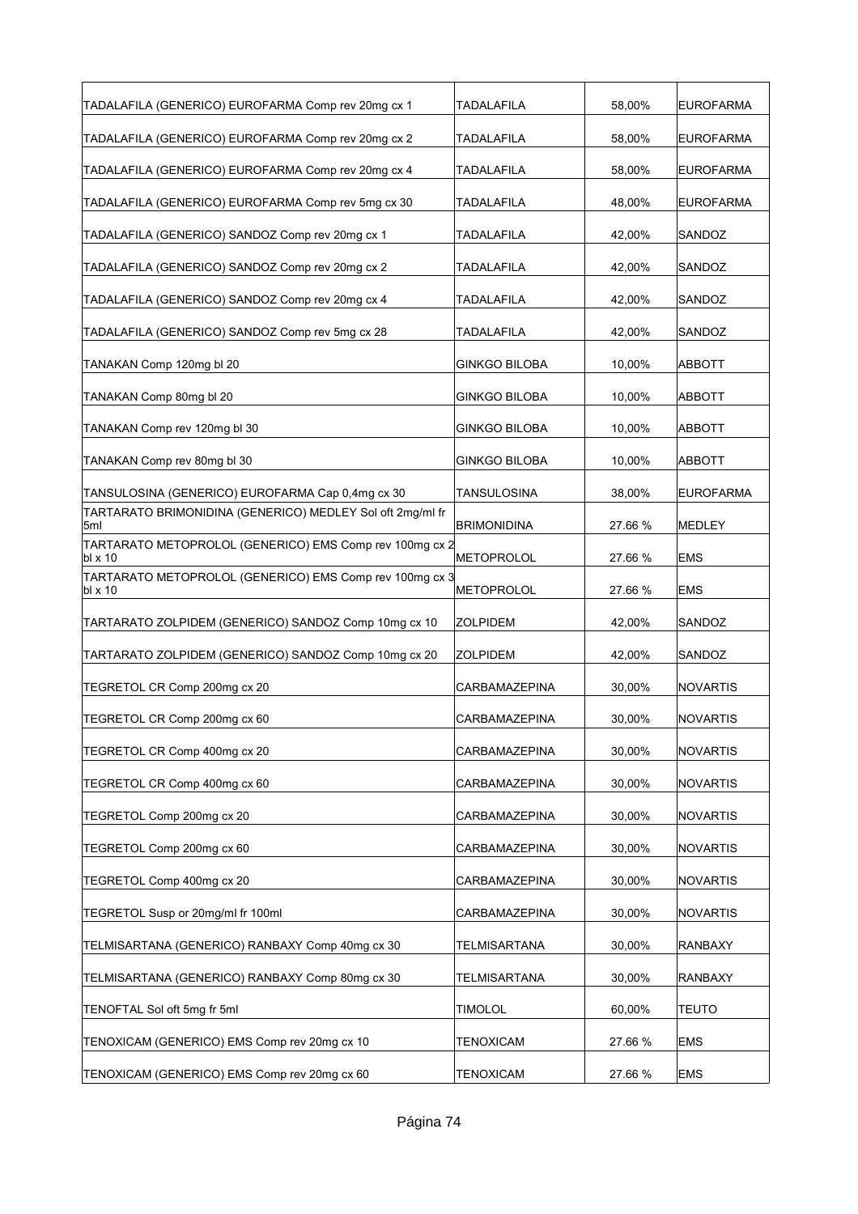| | | | |
|---|---|---|---|
| TADALAFILA (GENERICO) EUROFARMA Comp rev 20mg cx 1 | TADALAFILA | 58,00% | EUROFARMA |
| TADALAFILA (GENERICO) EUROFARMA Comp rev 20mg cx 2 | TADALAFILA | 58,00% | EUROFARMA |
| TADALAFILA (GENERICO) EUROFARMA Comp rev 20mg cx 4 | TADALAFILA | 58,00% | EUROFARMA |
| TADALAFILA (GENERICO) EUROFARMA Comp rev 5mg cx 30 | TADALAFILA | 48,00% | EUROFARMA |
| TADALAFILA (GENERICO) SANDOZ Comp rev 20mg cx 1 | TADALAFILA | 42,00% | SANDOZ |
| TADALAFILA (GENERICO) SANDOZ Comp rev 20mg cx 2 | TADALAFILA | 42,00% | SANDOZ |
| TADALAFILA (GENERICO) SANDOZ Comp rev 20mg cx 4 | TADALAFILA | 42,00% | SANDOZ |
| TADALAFILA (GENERICO) SANDOZ Comp rev 5mg cx 28 | TADALAFILA | 42,00% | SANDOZ |
| TANAKAN Comp 120mg bl 20 | GINKGO BILOBA | 10,00% | ABBOTT |
| TANAKAN Comp 80mg bl 20 | GINKGO BILOBA | 10,00% | ABBOTT |
| TANAKAN Comp rev 120mg bl 30 | GINKGO BILOBA | 10,00% | ABBOTT |
| TANAKAN Comp rev 80mg bl 30 | GINKGO BILOBA | 10,00% | ABBOTT |
| TANSULOSINA (GENERICO) EUROFARMA Cap 0,4mg cx 30 | TANSULOSINA | 38,00% | EUROFARMA |
| TARTARATO BRIMONIDINA (GENERICO) MEDLEY Sol oft 2mg/ml fr 5ml | BRIMONIDINA | 27.66 % | MEDLEY |
| TARTARATO METOPROLOL (GENERICO) EMS Comp rev 100mg cx 2 bl x 10 | METOPROLOL | 27.66 % | EMS |
| TARTARATO METOPROLOL (GENERICO) EMS Comp rev 100mg cx 3 bl x 10 | METOPROLOL | 27.66 % | EMS |
| TARTARATO ZOLPIDEM (GENERICO) SANDOZ Comp 10mg cx 10 | ZOLPIDEM | 42,00% | SANDOZ |
| TARTARATO ZOLPIDEM (GENERICO) SANDOZ Comp 10mg cx 20 | ZOLPIDEM | 42,00% | SANDOZ |
| TEGRETOL CR Comp 200mg cx 20 | CARBAMAZEPINA | 30,00% | NOVARTIS |
| TEGRETOL CR Comp 200mg cx 60 | CARBAMAZEPINA | 30,00% | NOVARTIS |
| TEGRETOL CR Comp 400mg cx 20 | CARBAMAZEPINA | 30,00% | NOVARTIS |
| TEGRETOL CR Comp 400mg cx 60 | CARBAMAZEPINA | 30,00% | NOVARTIS |
| TEGRETOL Comp 200mg cx 20 | CARBAMAZEPINA | 30,00% | NOVARTIS |
| TEGRETOL Comp 200mg cx 60 | CARBAMAZEPINA | 30,00% | NOVARTIS |
| TEGRETOL Comp 400mg cx 20 | CARBAMAZEPINA | 30,00% | NOVARTIS |
| TEGRETOL Susp or 20mg/ml fr 100ml | CARBAMAZEPINA | 30,00% | NOVARTIS |
| TELMISARTANA (GENERICO) RANBAXY Comp 40mg cx 30 | TELMISARTANA | 30,00% | RANBAXY |
| TELMISARTANA (GENERICO) RANBAXY Comp 80mg cx 30 | TELMISARTANA | 30,00% | RANBAXY |
| TENOFTAL Sol oft 5mg fr 5ml | TIMOLOL | 60,00% | TEUTO |
| TENOXICAM (GENERICO) EMS Comp rev 20mg cx 10 | TENOXICAM | 27.66 % | EMS |
| TENOXICAM (GENERICO) EMS Comp rev 20mg cx 60 | TENOXICAM | 27.66 % | EMS |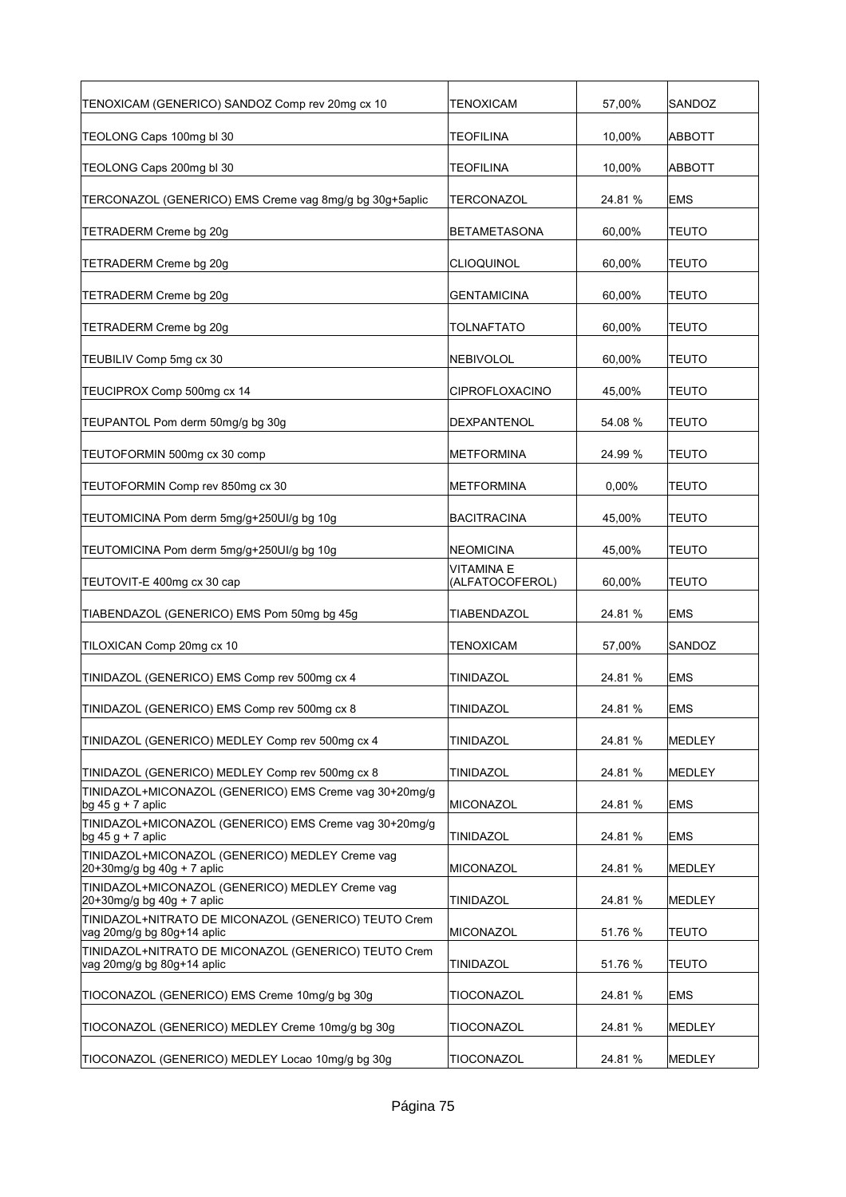| | | | |
|---|---|---|---|
| TENOXICAM (GENERICO) SANDOZ Comp rev 20mg cx 10 | TENOXICAM | 57,00% | SANDOZ |
| TEOLONG Caps 100mg bl 30 | TEOFILINA | 10,00% | ABBOTT |
| TEOLONG Caps 200mg bl 30 | TEOFILINA | 10,00% | ABBOTT |
| TERCONAZOL (GENERICO) EMS Creme vag 8mg/g bg 30g+5aplic | TERCONAZOL | 24.81 % | EMS |
| TETRADERM Creme bg 20g | BETAMETASONA | 60,00% | TEUTO |
| TETRADERM Creme bg 20g | CLIOQUINOL | 60,00% | TEUTO |
| TETRADERM Creme bg 20g | GENTAMICINA | 60,00% | TEUTO |
| TETRADERM Creme bg 20g | TOLNAFTATO | 60,00% | TEUTO |
| TEUBILIV Comp 5mg cx 30 | NEBIVOLOL | 60,00% | TEUTO |
| TEUCIPROX Comp 500mg cx 14 | CIPROFLOXACINO | 45,00% | TEUTO |
| TEUPANTOL Pom derm 50mg/g bg 30g | DEXPANTENOL | 54.08 % | TEUTO |
| TEUTOFORMIN 500mg cx 30 comp | METFORMINA | 24.99 % | TEUTO |
| TEUTOFORMIN Comp rev 850mg cx 30 | METFORMINA | 0,00% | TEUTO |
| TEUTOMICINA Pom derm 5mg/g+250UI/g bg 10g | BACITRACINA | 45,00% | TEUTO |
| TEUTOMICINA Pom derm 5mg/g+250UI/g bg 10g | NEOMICINA | 45,00% | TEUTO |
| TEUTOVIT-E 400mg cx 30 cap | VITAMINA E (ALFATOCOFEROL) | 60,00% | TEUTO |
| TIABENDAZOL (GENERICO) EMS Pom 50mg bg 45g | TIABENDAZOL | 24.81 % | EMS |
| TILOXICAN Comp 20mg cx 10 | TENOXICAM | 57,00% | SANDOZ |
| TINIDAZOL (GENERICO) EMS Comp rev 500mg cx 4 | TINIDAZOL | 24.81 % | EMS |
| TINIDAZOL (GENERICO) EMS Comp rev 500mg cx 8 | TINIDAZOL | 24.81 % | EMS |
| TINIDAZOL (GENERICO) MEDLEY Comp rev 500mg cx 4 | TINIDAZOL | 24.81 % | MEDLEY |
| TINIDAZOL (GENERICO) MEDLEY Comp rev 500mg cx 8 | TINIDAZOL | 24.81 % | MEDLEY |
| TINIDAZOL+MICONAZOL (GENERICO) EMS Creme vag 30+20mg/g bg 45 g + 7 aplic | MICONAZOL | 24.81 % | EMS |
| TINIDAZOL+MICONAZOL (GENERICO) EMS Creme vag 30+20mg/g bg 45 g + 7 aplic | TINIDAZOL | 24.81 % | EMS |
| TINIDAZOL+MICONAZOL (GENERICO) MEDLEY Creme vag 20+30mg/g bg 40g + 7 aplic | MICONAZOL | 24.81 % | MEDLEY |
| TINIDAZOL+MICONAZOL (GENERICO) MEDLEY Creme vag 20+30mg/g bg 40g + 7 aplic | TINIDAZOL | 24.81 % | MEDLEY |
| TINIDAZOL+NITRATO DE MICONAZOL (GENERICO) TEUTO Crem vag 20mg/g bg 80g+14 aplic | MICONAZOL | 51.76 % | TEUTO |
| TINIDAZOL+NITRATO DE MICONAZOL (GENERICO) TEUTO Crem vag 20mg/g bg 80g+14 aplic | TINIDAZOL | 51.76 % | TEUTO |
| TIOCONAZOL (GENERICO) EMS Creme 10mg/g bg 30g | TIOCONAZOL | 24.81 % | EMS |
| TIOCONAZOL (GENERICO) MEDLEY Creme 10mg/g bg 30g | TIOCONAZOL | 24.81 % | MEDLEY |
| TIOCONAZOL (GENERICO) MEDLEY Locao 10mg/g bg 30g | TIOCONAZOL | 24.81 % | MEDLEY |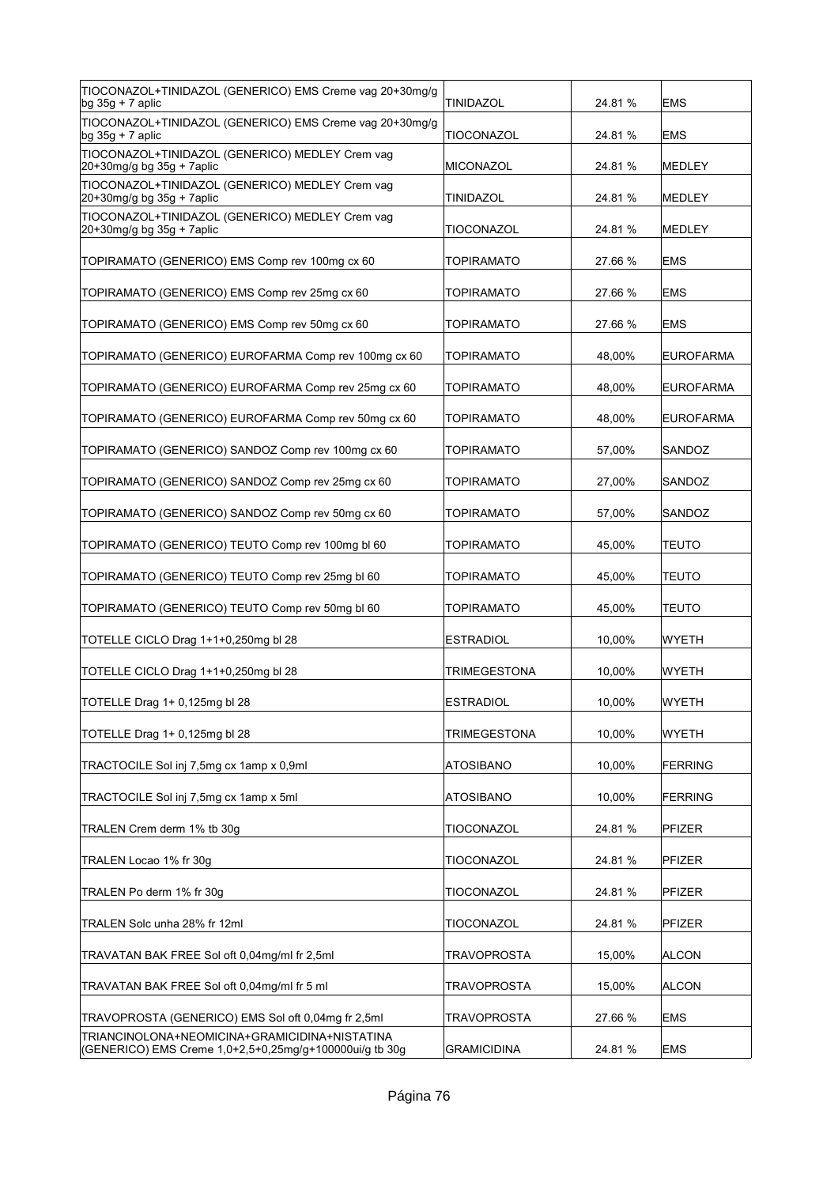| | | | |
|---|---|---|---|
| TIOCONAZOL+TINIDAZOL (GENERICO) EMS Creme vag 20+30mg/g bg 35g + 7 aplic | TINIDAZOL | 24.81 % | EMS |
| TIOCONAZOL+TINIDAZOL (GENERICO) EMS Creme vag 20+30mg/g bg 35g + 7 aplic | TIOCONAZOL | 24.81 % | EMS |
| TIOCONAZOL+TINIDAZOL (GENERICO) MEDLEY Crem vag 20+30mg/g bg 35g + 7aplic | MICONAZOL | 24.81 % | MEDLEY |
| TIOCONAZOL+TINIDAZOL (GENERICO) MEDLEY Crem vag 20+30mg/g bg 35g + 7aplic | TINIDAZOL | 24.81 % | MEDLEY |
| TIOCONAZOL+TINIDAZOL (GENERICO) MEDLEY Crem vag 20+30mg/g bg 35g + 7aplic | TIOCONAZOL | 24.81 % | MEDLEY |
| TOPIRAMATO (GENERICO) EMS Comp rev 100mg cx 60 | TOPIRAMATO | 27.66 % | EMS |
| TOPIRAMATO (GENERICO) EMS Comp rev 25mg cx 60 | TOPIRAMATO | 27.66 % | EMS |
| TOPIRAMATO (GENERICO) EMS Comp rev 50mg cx 60 | TOPIRAMATO | 27.66 % | EMS |
| TOPIRAMATO (GENERICO) EUROFARMA Comp rev 100mg cx 60 | TOPIRAMATO | 48,00% | EUROFARMA |
| TOPIRAMATO (GENERICO) EUROFARMA Comp rev 25mg cx 60 | TOPIRAMATO | 48,00% | EUROFARMA |
| TOPIRAMATO (GENERICO) EUROFARMA Comp rev 50mg cx 60 | TOPIRAMATO | 48,00% | EUROFARMA |
| TOPIRAMATO (GENERICO) SANDOZ Comp rev 100mg cx 60 | TOPIRAMATO | 57,00% | SANDOZ |
| TOPIRAMATO (GENERICO) SANDOZ Comp rev 25mg cx 60 | TOPIRAMATO | 27,00% | SANDOZ |
| TOPIRAMATO (GENERICO) SANDOZ Comp rev 50mg cx 60 | TOPIRAMATO | 57,00% | SANDOZ |
| TOPIRAMATO (GENERICO) TEUTO Comp rev 100mg bl 60 | TOPIRAMATO | 45,00% | TEUTO |
| TOPIRAMATO (GENERICO) TEUTO Comp rev 25mg bl 60 | TOPIRAMATO | 45,00% | TEUTO |
| TOPIRAMATO (GENERICO) TEUTO Comp rev 50mg bl 60 | TOPIRAMATO | 45,00% | TEUTO |
| TOTELLE CICLO Drag 1+1+0,250mg bl 28 | ESTRADIOL | 10,00% | WYETH |
| TOTELLE CICLO Drag 1+1+0,250mg bl 28 | TRIMEGESTONA | 10,00% | WYETH |
| TOTELLE Drag 1+ 0,125mg bl 28 | ESTRADIOL | 10,00% | WYETH |
| TOTELLE Drag 1+ 0,125mg bl 28 | TRIMEGESTONA | 10,00% | WYETH |
| TRACTOCILE Sol inj 7,5mg cx 1amp x 0,9ml | ATOSIBANO | 10,00% | FERRING |
| TRACTOCILE Sol inj 7,5mg cx 1amp x 5ml | ATOSIBANO | 10,00% | FERRING |
| TRALEN Crem derm 1% tb 30g | TIOCONAZOL | 24.81 % | PFIZER |
| TRALEN Locao 1% fr 30g | TIOCONAZOL | 24.81 % | PFIZER |
| TRALEN Po derm 1% fr 30g | TIOCONAZOL | 24.81 % | PFIZER |
| TRALEN Solc unha 28% fr 12ml | TIOCONAZOL | 24.81 % | PFIZER |
| TRAVATAN BAK FREE Sol oft 0,04mg/ml fr 2,5ml | TRAVOPROSTA | 15,00% | ALCON |
| TRAVATAN BAK FREE Sol oft 0,04mg/ml fr 5 ml | TRAVOPROSTA | 15,00% | ALCON |
| TRAVOPROSTA (GENERICO) EMS Sol oft 0,04mg fr 2,5ml | TRAVOPROSTA | 27.66 % | EMS |
| TRIANCINOLONA+NEOMICINA+GRAMICIDINA+NISTATINA (GENERICO) EMS Creme 1,0+2,5+0,25mg/g+100000ui/g tb 30g | GRAMICIDINA | 24.81 % | EMS |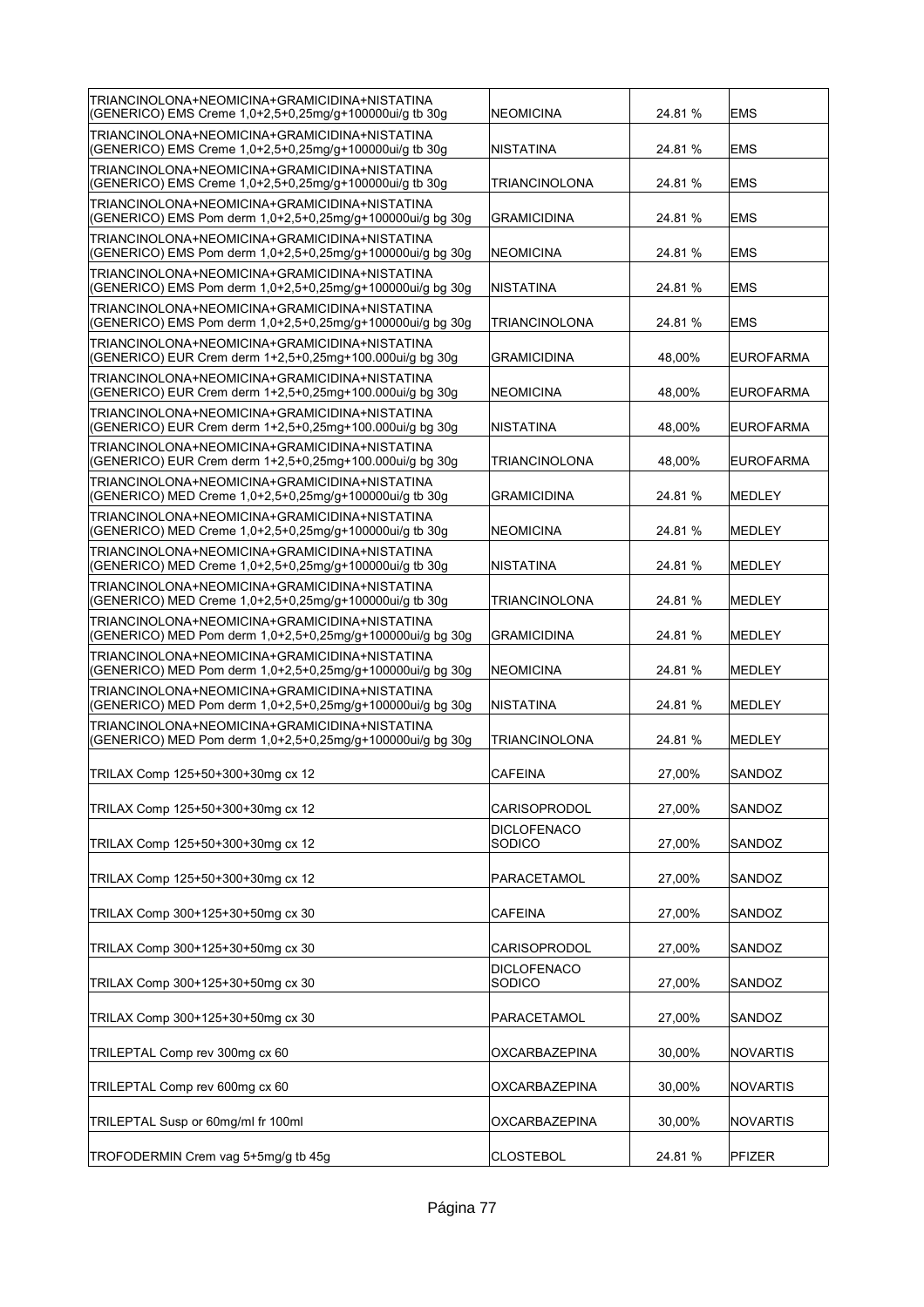| | | | |
|---|---|---|---|
| TRIANCINOLONA+NEOMICINA+GRAMICIDINA+NISTATINA (GENERICO) EMS Creme 1,0+2,5+0,25mg/g+100000ui/g tb 30g | NEOMICINA | 24.81 % | EMS |
| TRIANCINOLONA+NEOMICINA+GRAMICIDINA+NISTATINA (GENERICO) EMS Creme 1,0+2,5+0,25mg/g+100000ui/g tb 30g | NISTATINA | 24.81 % | EMS |
| TRIANCINOLONA+NEOMICINA+GRAMICIDINA+NISTATINA (GENERICO) EMS Creme 1,0+2,5+0,25mg/g+100000ui/g tb 30g | TRIANCINOLONA | 24.81 % | EMS |
| TRIANCINOLONA+NEOMICINA+GRAMICIDINA+NISTATINA (GENERICO) EMS Pom derm 1,0+2,5+0,25mg/g+100000ui/g bg 30g | GRAMICIDINA | 24.81 % | EMS |
| TRIANCINOLONA+NEOMICINA+GRAMICIDINA+NISTATINA (GENERICO) EMS Pom derm 1,0+2,5+0,25mg/g+100000ui/g bg 30g | NEOMICINA | 24.81 % | EMS |
| TRIANCINOLONA+NEOMICINA+GRAMICIDINA+NISTATINA (GENERICO) EMS Pom derm 1,0+2,5+0,25mg/g+100000ui/g bg 30g | NISTATINA | 24.81 % | EMS |
| TRIANCINOLONA+NEOMICINA+GRAMICIDINA+NISTATINA (GENERICO) EMS Pom derm 1,0+2,5+0,25mg/g+100000ui/g bg 30g | TRIANCINOLONA | 24.81 % | EMS |
| TRIANCINOLONA+NEOMICINA+GRAMICIDINA+NISTATINA (GENERICO) EUR Crem derm 1+2,5+0,25mg+100.000ui/g bg 30g | GRAMICIDINA | 48,00% | EUROFARMA |
| TRIANCINOLONA+NEOMICINA+GRAMICIDINA+NISTATINA (GENERICO) EUR Crem derm 1+2,5+0,25mg+100.000ui/g bg 30g | NEOMICINA | 48,00% | EUROFARMA |
| TRIANCINOLONA+NEOMICINA+GRAMICIDINA+NISTATINA (GENERICO) EUR Crem derm 1+2,5+0,25mg+100.000ui/g bg 30g | NISTATINA | 48,00% | EUROFARMA |
| TRIANCINOLONA+NEOMICINA+GRAMICIDINA+NISTATINA (GENERICO) EUR Crem derm 1+2,5+0,25mg+100.000ui/g bg 30g | TRIANCINOLONA | 48,00% | EUROFARMA |
| TRIANCINOLONA+NEOMICINA+GRAMICIDINA+NISTATINA (GENERICO) MED Creme 1,0+2,5+0,25mg/g+100000ui/g tb 30g | GRAMICIDINA | 24.81 % | MEDLEY |
| TRIANCINOLONA+NEOMICINA+GRAMICIDINA+NISTATINA (GENERICO) MED Creme 1,0+2,5+0,25mg/g+100000ui/g tb 30g | NEOMICINA | 24.81 % | MEDLEY |
| TRIANCINOLONA+NEOMICINA+GRAMICIDINA+NISTATINA (GENERICO) MED Creme 1,0+2,5+0,25mg/g+100000ui/g tb 30g | NISTATINA | 24.81 % | MEDLEY |
| TRIANCINOLONA+NEOMICINA+GRAMICIDINA+NISTATINA (GENERICO) MED Creme 1,0+2,5+0,25mg/g+100000ui/g tb 30g | TRIANCINOLONA | 24.81 % | MEDLEY |
| TRIANCINOLONA+NEOMICINA+GRAMICIDINA+NISTATINA (GENERICO) MED Pom derm 1,0+2,5+0,25mg/g+100000ui/g bg 30g | GRAMICIDINA | 24.81 % | MEDLEY |
| TRIANCINOLONA+NEOMICINA+GRAMICIDINA+NISTATINA (GENERICO) MED Pom derm 1,0+2,5+0,25mg/g+100000ui/g bg 30g | NEOMICINA | 24.81 % | MEDLEY |
| TRIANCINOLONA+NEOMICINA+GRAMICIDINA+NISTATINA (GENERICO) MED Pom derm 1,0+2,5+0,25mg/g+100000ui/g bg 30g | NISTATINA | 24.81 % | MEDLEY |
| TRIANCINOLONA+NEOMICINA+GRAMICIDINA+NISTATINA (GENERICO) MED Pom derm 1,0+2,5+0,25mg/g+100000ui/g bg 30g | TRIANCINOLONA | 24.81 % | MEDLEY |
| TRILAX Comp 125+50+300+30mg cx 12 | CAFEINA | 27,00% | SANDOZ |
| TRILAX Comp 125+50+300+30mg cx 12 | CARISOPRODOL | 27,00% | SANDOZ |
| TRILAX Comp 125+50+300+30mg cx 12 | DICLOFENACO SODICO | 27,00% | SANDOZ |
| TRILAX Comp 125+50+300+30mg cx 12 | PARACETAMOL | 27,00% | SANDOZ |
| TRILAX Comp 300+125+30+50mg cx 30 | CAFEINA | 27,00% | SANDOZ |
| TRILAX Comp 300+125+30+50mg cx 30 | CARISOPRODOL | 27,00% | SANDOZ |
| TRILAX Comp 300+125+30+50mg cx 30 | DICLOFENACO SODICO | 27,00% | SANDOZ |
| TRILAX Comp 300+125+30+50mg cx 30 | PARACETAMOL | 27,00% | SANDOZ |
| TRILEPTAL Comp rev 300mg cx 60 | OXCARBAZEPINA | 30,00% | NOVARTIS |
| TRILEPTAL Comp rev 600mg cx 60 | OXCARBAZEPINA | 30,00% | NOVARTIS |
| TRILEPTAL Susp or 60mg/ml fr 100ml | OXCARBAZEPINA | 30,00% | NOVARTIS |
| TROFODERMIN Crem vag 5+5mg/g tb 45g | CLOSTEBOL | 24.81 % | PFIZER |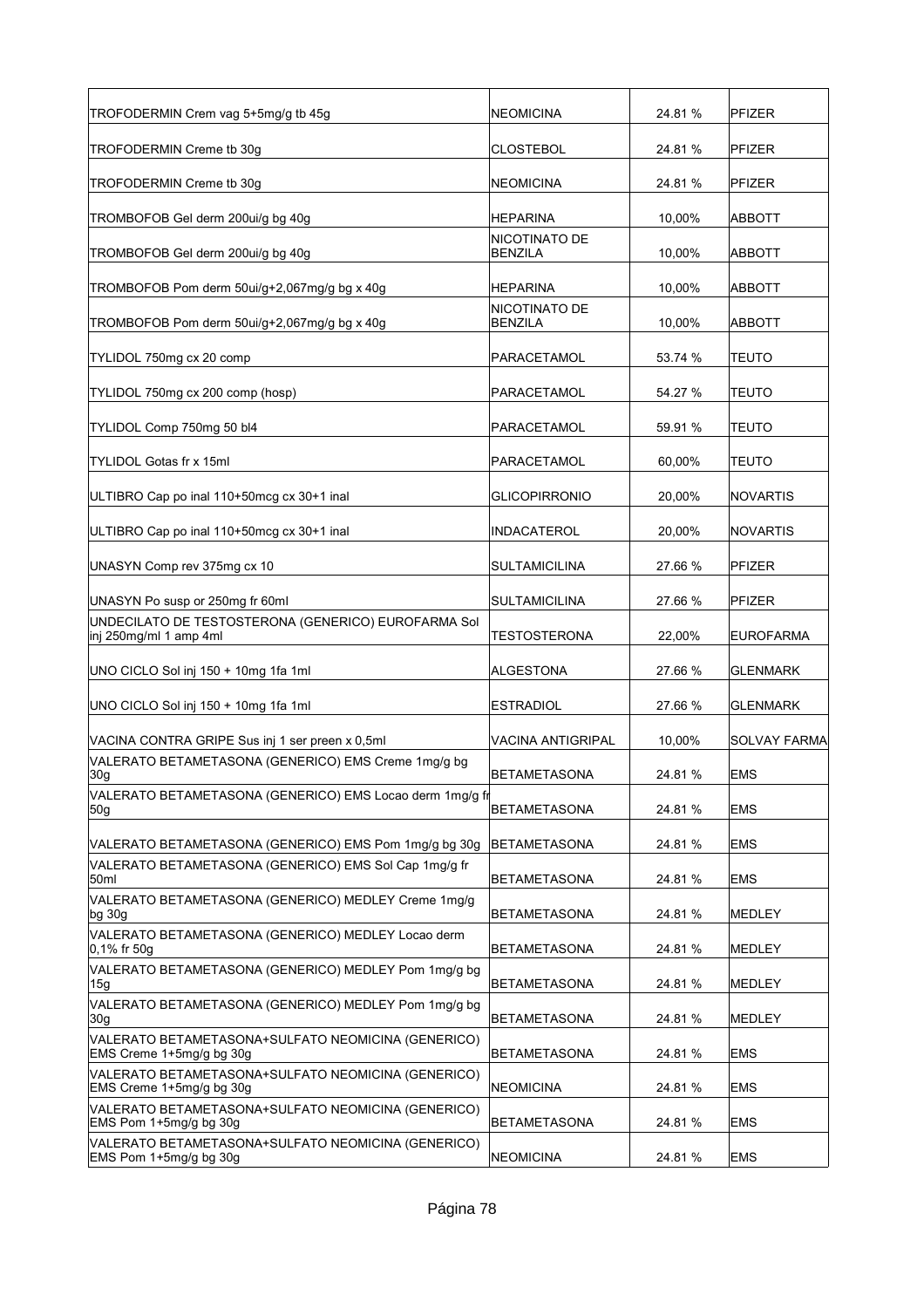| | | | |
|---|---|---|---|
| TROFODERMIN Crem vag 5+5mg/g tb 45g | NEOMICINA | 24.81 % | PFIZER |
| TROFODERMIN Creme tb 30g | CLOSTEBOL | 24.81 % | PFIZER |
| TROFODERMIN Creme tb 30g | NEOMICINA | 24.81 % | PFIZER |
| TROMBOFOB Gel derm 200ui/g bg 40g | HEPARINA | 10,00% | ABBOTT |
| TROMBOFOB Gel derm 200ui/g bg 40g | NICOTINATO DE BENZILA | 10,00% | ABBOTT |
| TROMBOFOB Pom derm 50ui/g+2,067mg/g bg x 40g | HEPARINA | 10,00% | ABBOTT |
| TROMBOFOB Pom derm 50ui/g+2,067mg/g bg x 40g | NICOTINATO DE BENZILA | 10,00% | ABBOTT |
| TYLIDOL 750mg cx 20 comp | PARACETAMOL | 53.74 % | TEUTO |
| TYLIDOL 750mg cx 200 comp (hosp) | PARACETAMOL | 54.27 % | TEUTO |
| TYLIDOL Comp 750mg 50 bl4 | PARACETAMOL | 59.91 % | TEUTO |
| TYLIDOL Gotas fr x 15ml | PARACETAMOL | 60,00% | TEUTO |
| ULTIBRO Cap po inal 110+50mcg cx 30+1 inal | GLICOPIRRONIO | 20,00% | NOVARTIS |
| ULTIBRO Cap po inal 110+50mcg cx 30+1 inal | INDACATEROL | 20,00% | NOVARTIS |
| UNASYN Comp rev 375mg cx 10 | SULTAMICILINA | 27.66 % | PFIZER |
| UNASYN Po susp or 250mg fr 60ml | SULTAMICILINA | 27.66 % | PFIZER |
| UNDECILATO DE TESTOSTERONA (GENERICO) EUROFARMA Sol inj 250mg/ml 1 amp 4ml | TESTOSTERONA | 22,00% | EUROFARMA |
| UNO CICLO Sol inj 150 + 10mg 1fa 1ml | ALGESTONA | 27.66 % | GLENMARK |
| UNO CICLO Sol inj 150 + 10mg 1fa 1ml | ESTRADIOL | 27.66 % | GLENMARK |
| VACINA CONTRA GRIPE Sus inj 1 ser preen x 0,5ml | VACINA ANTIGRIPAL | 10,00% | SOLVAY FARMA |
| VALERATO BETAMETASONA (GENERICO) EMS Creme 1mg/g bg 30g | BETAMETASONA | 24.81 % | EMS |
| VALERATO BETAMETASONA (GENERICO) EMS Locao derm 1mg/g fr 50g | BETAMETASONA | 24.81 % | EMS |
| VALERATO BETAMETASONA (GENERICO) EMS Pom 1mg/g bg 30g | BETAMETASONA | 24.81 % | EMS |
| VALERATO BETAMETASONA (GENERICO) EMS Sol Cap 1mg/g fr 50ml | BETAMETASONA | 24.81 % | EMS |
| VALERATO BETAMETASONA (GENERICO) MEDLEY Creme 1mg/g bg 30g | BETAMETASONA | 24.81 % | MEDLEY |
| VALERATO BETAMETASONA (GENERICO) MEDLEY Locao derm 0,1% fr 50g | BETAMETASONA | 24.81 % | MEDLEY |
| VALERATO BETAMETASONA (GENERICO) MEDLEY Pom 1mg/g bg 15g | BETAMETASONA | 24.81 % | MEDLEY |
| VALERATO BETAMETASONA (GENERICO) MEDLEY Pom 1mg/g bg 30g | BETAMETASONA | 24.81 % | MEDLEY |
| VALERATO BETAMETASONA+SULFATO NEOMICINA (GENERICO) EMS Creme 1+5mg/g bg 30g | BETAMETASONA | 24.81 % | EMS |
| VALERATO BETAMETASONA+SULFATO NEOMICINA (GENERICO) EMS Creme 1+5mg/g bg 30g | NEOMICINA | 24.81 % | EMS |
| VALERATO BETAMETASONA+SULFATO NEOMICINA (GENERICO) EMS Pom 1+5mg/g bg 30g | BETAMETASONA | 24.81 % | EMS |
| VALERATO BETAMETASONA+SULFATO NEOMICINA (GENERICO) EMS Pom 1+5mg/g bg 30g | NEOMICINA | 24.81 % | EMS |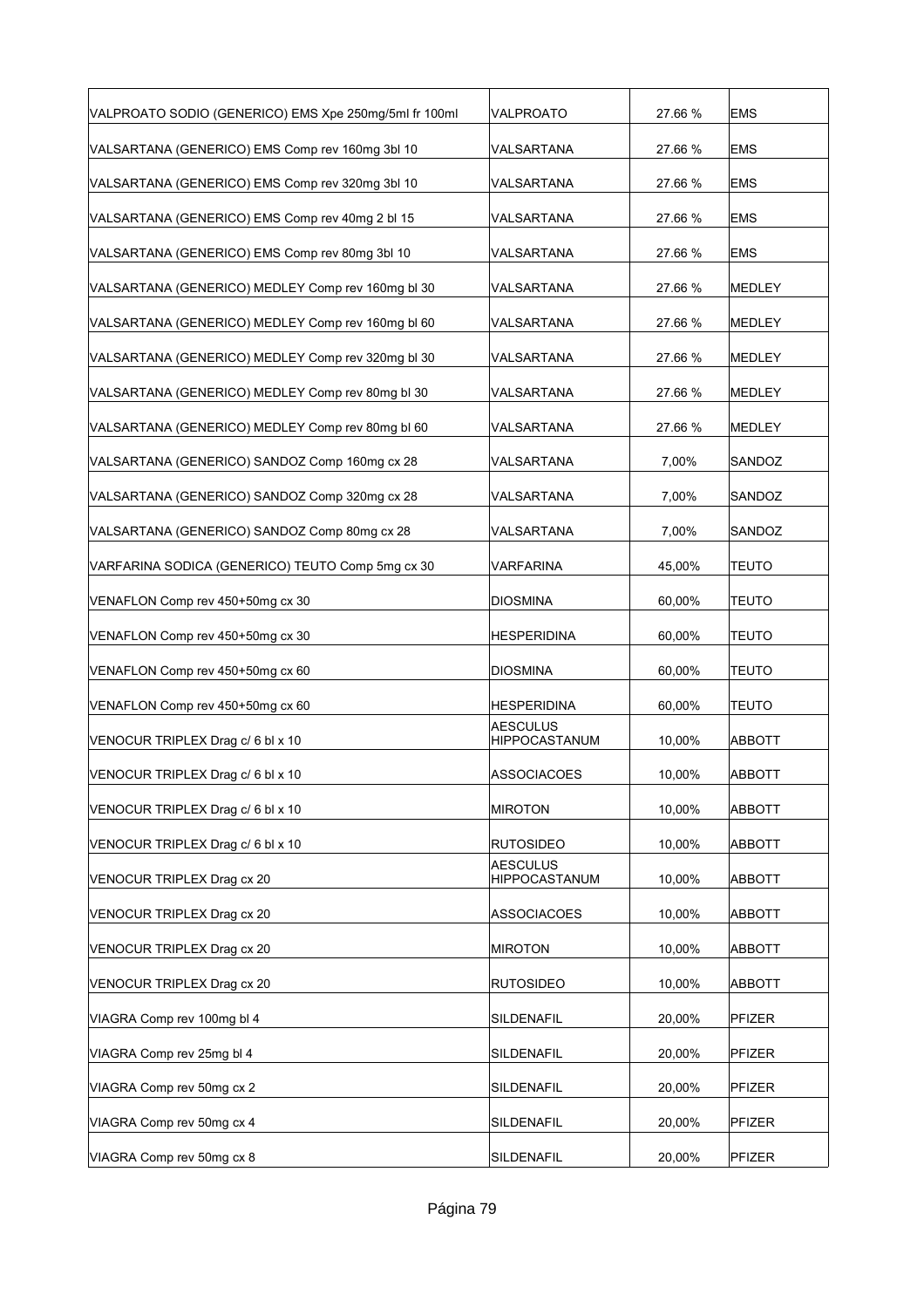| | | | |
|---|---|---|---|
| VALPROATO SODIO (GENERICO) EMS Xpe 250mg/5ml fr 100ml | VALPROATO | 27.66 % | EMS |
| VALSARTANA (GENERICO) EMS Comp rev 160mg 3bl 10 | VALSARTANA | 27.66 % | EMS |
| VALSARTANA (GENERICO) EMS Comp rev 320mg 3bl 10 | VALSARTANA | 27.66 % | EMS |
| VALSARTANA (GENERICO) EMS Comp rev 40mg 2 bl 15 | VALSARTANA | 27.66 % | EMS |
| VALSARTANA (GENERICO) EMS Comp rev 80mg 3bl 10 | VALSARTANA | 27.66 % | EMS |
| VALSARTANA (GENERICO) MEDLEY Comp rev 160mg bl 30 | VALSARTANA | 27.66 % | MEDLEY |
| VALSARTANA (GENERICO) MEDLEY Comp rev 160mg bl 60 | VALSARTANA | 27.66 % | MEDLEY |
| VALSARTANA (GENERICO) MEDLEY Comp rev 320mg bl 30 | VALSARTANA | 27.66 % | MEDLEY |
| VALSARTANA (GENERICO) MEDLEY Comp rev 80mg bl 30 | VALSARTANA | 27.66 % | MEDLEY |
| VALSARTANA (GENERICO) MEDLEY Comp rev 80mg bl 60 | VALSARTANA | 27.66 % | MEDLEY |
| VALSARTANA (GENERICO) SANDOZ Comp 160mg cx 28 | VALSARTANA | 7,00% | SANDOZ |
| VALSARTANA (GENERICO) SANDOZ Comp 320mg cx 28 | VALSARTANA | 7,00% | SANDOZ |
| VALSARTANA (GENERICO) SANDOZ Comp 80mg cx 28 | VALSARTANA | 7,00% | SANDOZ |
| VARFARINA SODICA (GENERICO) TEUTO Comp 5mg cx 30 | VARFARINA | 45,00% | TEUTO |
| VENAFLON Comp rev 450+50mg cx 30 | DIOSMINA | 60,00% | TEUTO |
| VENAFLON Comp rev 450+50mg cx 30 | HESPERIDINA | 60,00% | TEUTO |
| VENAFLON Comp rev 450+50mg cx 60 | DIOSMINA | 60,00% | TEUTO |
| VENAFLON Comp rev 450+50mg cx 60 | HESPERIDINA | 60,00% | TEUTO |
| VENOCUR TRIPLEX Drag c/ 6 bl x 10 | AESCULUS HIPPOCASTANUM | 10,00% | ABBOTT |
| VENOCUR TRIPLEX Drag c/ 6 bl x 10 | ASSOCIACOES | 10,00% | ABBOTT |
| VENOCUR TRIPLEX Drag c/ 6 bl x 10 | MIROTON | 10,00% | ABBOTT |
| VENOCUR TRIPLEX Drag c/ 6 bl x 10 | RUTOSIDEO | 10,00% | ABBOTT |
| VENOCUR TRIPLEX Drag cx 20 | AESCULUS HIPPOCASTANUM | 10,00% | ABBOTT |
| VENOCUR TRIPLEX Drag cx 20 | ASSOCIACOES | 10,00% | ABBOTT |
| VENOCUR TRIPLEX Drag cx 20 | MIROTON | 10,00% | ABBOTT |
| VENOCUR TRIPLEX Drag cx 20 | RUTOSIDEO | 10,00% | ABBOTT |
| VIAGRA Comp rev 100mg bl 4 | SILDENAFIL | 20,00% | PFIZER |
| VIAGRA Comp rev 25mg bl 4 | SILDENAFIL | 20,00% | PFIZER |
| VIAGRA Comp rev 50mg cx 2 | SILDENAFIL | 20,00% | PFIZER |
| VIAGRA Comp rev 50mg cx 4 | SILDENAFIL | 20,00% | PFIZER |
| VIAGRA Comp rev 50mg cx 8 | SILDENAFIL | 20,00% | PFIZER |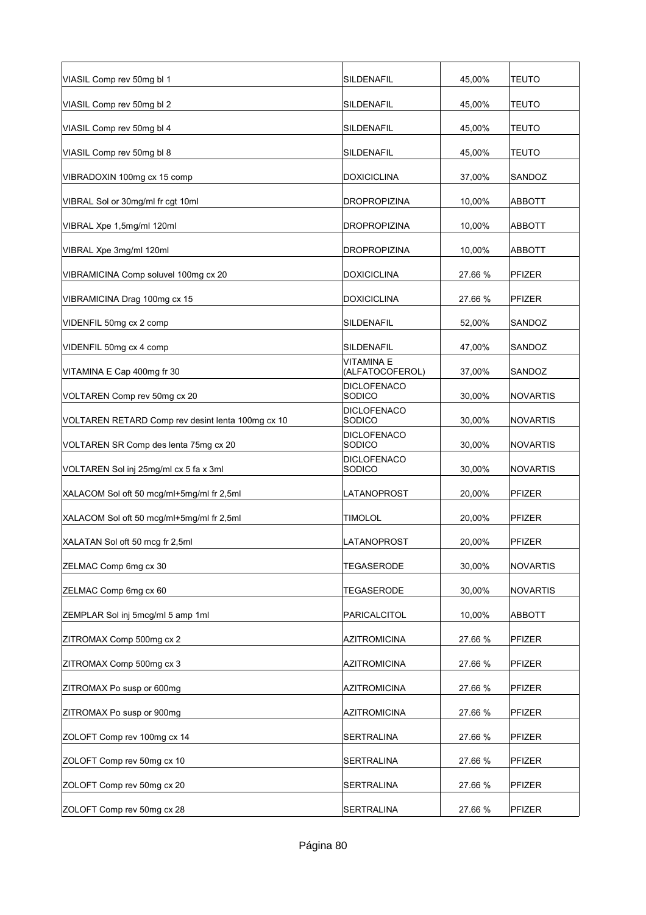| | | | |
|---|---|---|---|
| VIASIL Comp rev 50mg bl 1 | SILDENAFIL | 45,00% | TEUTO |
| VIASIL Comp rev 50mg bl 2 | SILDENAFIL | 45,00% | TEUTO |
| VIASIL Comp rev 50mg bl 4 | SILDENAFIL | 45,00% | TEUTO |
| VIASIL Comp rev 50mg bl 8 | SILDENAFIL | 45,00% | TEUTO |
| VIBRADOXIN 100mg cx 15 comp | DOXICICLINA | 37,00% | SANDOZ |
| VIBRAL Sol or 30mg/ml fr cgt 10ml | DROPROPIZINA | 10,00% | ABBOTT |
| VIBRAL Xpe 1,5mg/ml 120ml | DROPROPIZINA | 10,00% | ABBOTT |
| VIBRAL Xpe 3mg/ml 120ml | DROPROPIZINA | 10,00% | ABBOTT |
| VIBRAMICINA Comp soluvel 100mg cx 20 | DOXICICLINA | 27.66 % | PFIZER |
| VIBRAMICINA Drag 100mg cx 15 | DOXICICLINA | 27.66 % | PFIZER |
| VIDENFIL 50mg cx 2 comp | SILDENAFIL | 52,00% | SANDOZ |
| VIDENFIL 50mg cx 4 comp | SILDENAFIL | 47,00% | SANDOZ |
| VITAMINA E Cap 400mg fr 30 | VITAMINA E (ALFATOCOFEROL) | 37,00% | SANDOZ |
| VOLTAREN Comp rev 50mg cx 20 | DICLOFENACO SODICO | 30,00% | NOVARTIS |
| VOLTAREN RETARD Comp rev desint lenta 100mg cx 10 | DICLOFENACO SODICO | 30,00% | NOVARTIS |
| VOLTAREN SR Comp des lenta 75mg cx 20 | DICLOFENACO SODICO | 30,00% | NOVARTIS |
| VOLTAREN Sol inj 25mg/ml cx 5 fa x 3ml | DICLOFENACO SODICO | 30,00% | NOVARTIS |
| XALACOM Sol oft 50 mcg/ml+5mg/ml fr 2,5ml | LATANOPROST | 20,00% | PFIZER |
| XALACOM Sol oft 50 mcg/ml+5mg/ml fr 2,5ml | TIMOLOL | 20,00% | PFIZER |
| XALATAN Sol oft 50 mcg fr 2,5ml | LATANOPROST | 20,00% | PFIZER |
| ZELMAC Comp 6mg cx 30 | TEGASERODE | 30,00% | NOVARTIS |
| ZELMAC Comp 6mg cx 60 | TEGASERODE | 30,00% | NOVARTIS |
| ZEMPLAR Sol inj 5mcg/ml 5 amp 1ml | PARICALCITOL | 10,00% | ABBOTT |
| ZITROMAX Comp 500mg cx 2 | AZITROMICINA | 27.66 % | PFIZER |
| ZITROMAX Comp 500mg cx 3 | AZITROMICINA | 27.66 % | PFIZER |
| ZITROMAX Po susp or 600mg | AZITROMICINA | 27.66 % | PFIZER |
| ZITROMAX Po susp or 900mg | AZITROMICINA | 27.66 % | PFIZER |
| ZOLOFT Comp rev 100mg cx 14 | SERTRALINA | 27.66 % | PFIZER |
| ZOLOFT Comp rev 50mg cx 10 | SERTRALINA | 27.66 % | PFIZER |
| ZOLOFT Comp rev 50mg cx 20 | SERTRALINA | 27.66 % | PFIZER |
| ZOLOFT Comp rev 50mg cx 28 | SERTRALINA | 27.66 % | PFIZER |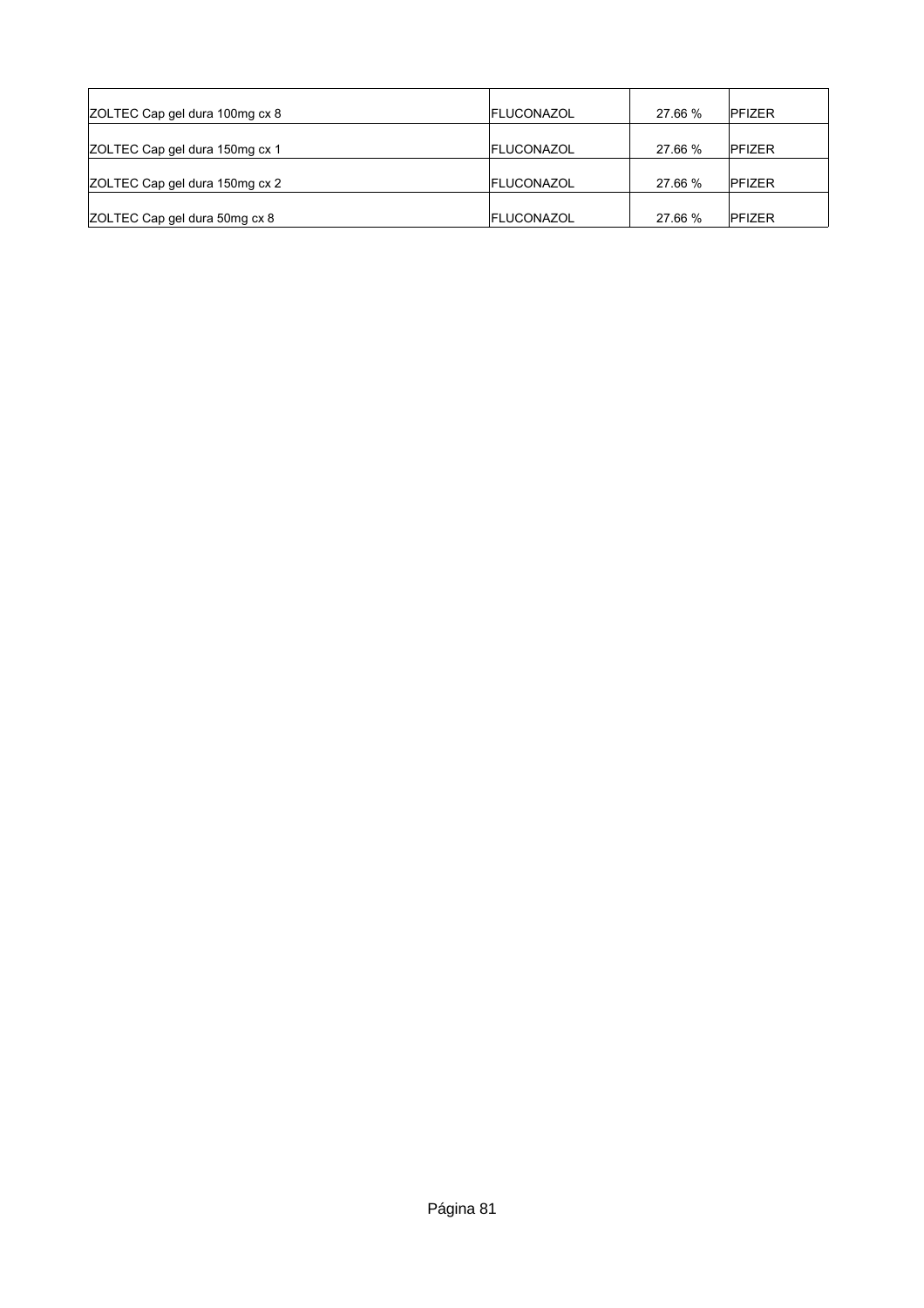| | | | |
|---|---|---|---|
| ZOLTEC Cap gel dura 100mg cx 8 | FLUCONAZOL | 27.66 % | PFIZER |
| ZOLTEC Cap gel dura 150mg cx 1 | FLUCONAZOL | 27.66 % | PFIZER |
| ZOLTEC Cap gel dura 150mg cx 2 | FLUCONAZOL | 27.66 % | PFIZER |
| ZOLTEC Cap gel dura 50mg cx 8 | FLUCONAZOL | 27.66 % | PFIZER |